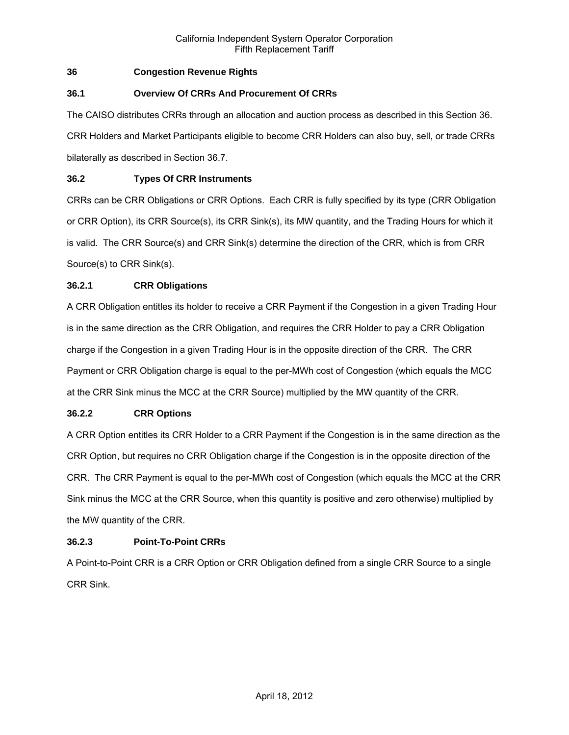## 36 Congestion Revenue Rights

### 36.1 Overview Of CRRs And Procurement Of CRRs

The CAISO distributes CRRs through an allocation and auction process as described in this Section 36. CRR Holders and Market Participants eligible to become CRR Holders can also buy, sell, or trade CRRs bilaterally as described in Section 36.7.

### 36.2 Types Of CRR Instruments

CRRs can be CRR Obligations or CRR Options. Each CRR is fully specified by its type (CRR Obligation or CRR Option), its CRR Source(s), its CRR Sink(s), its MW quantity, and the Trading Hours for which it is valid. The CRR Source(s) and CRR Sink(s) determine the direction of the CRR, which is from CRR Source(s) to CRR Sink(s).

#### 36.2.1 CRR Obligations

A CRR Obligation entitles its holder to receive a CRR Payment if the Congestion in a given Trading Hour is in the same direction as the CRR Obligation, and requires the CRR Holder to pay a CRR Obligation charge if the Congestion in a given Trading Hour is in the opposite direction of the CRR. The CRR Payment or CRR Obligation charge is equal to the per-MWh cost of Congestion (which equals the MCC at the CRR Sink minus the MCC at the CRR Source) multiplied by the MW quantity of the CRR.

#### 36.2.2 CRR Options

A CRR Option entitles its CRR Holder to a CRR Payment if the Congestion is in the same direction as the CRR Option, but requires no CRR Obligation charge if the Congestion is in the opposite direction of the CRR. The CRR Payment is equal to the per-MWh cost of Congestion (which equals the MCC at the CRR Sink minus the MCC at the CRR Source, when this quantity is positive and zero otherwise) multiplied by the MW quantity of the CRR.

#### 36.2.3 Point-To-Point CRRs

A Point-to-Point CRR is a CRR Option or CRR Obligation defined from a single CRR Source to a single CRR Sink.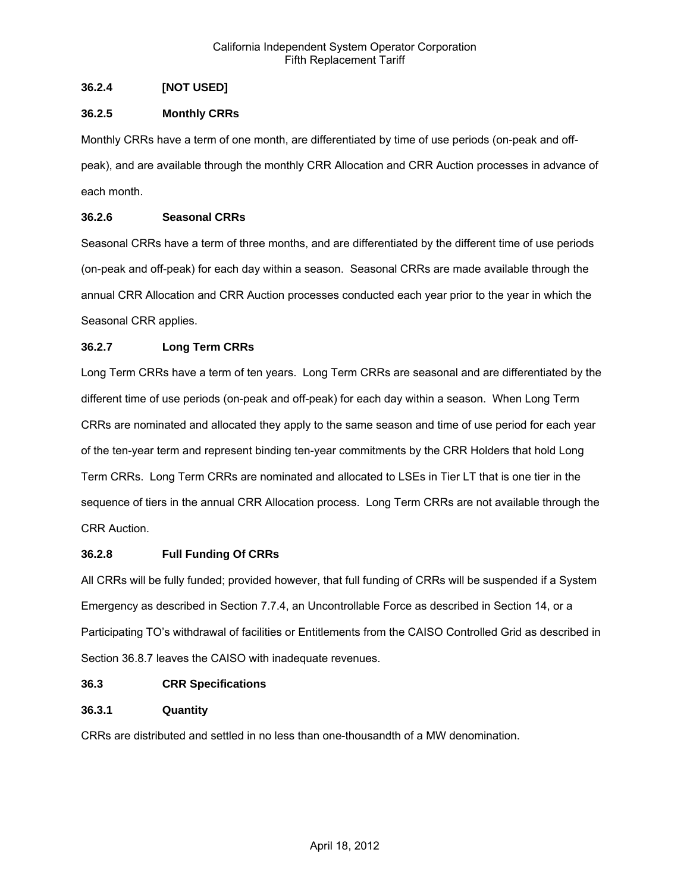### 36.2.4 [NOT USED]

### 36.2.5 Monthly CRRs

Monthly CRRs have a term of one month, are differentiated by time of use periods (on-peak and off-peak), and are available through the monthly CRR Allocation and CRR Auction processes in advance of each month.

### 36.2.6 Seasonal CRRs

Seasonal CRRs have a term of three months, and are differentiated by the different time of use periods (on-peak and off-peak) for each day within a season. Seasonal CRRs are made available through the annual CRR Allocation and CRR Auction processes conducted each year prior to the year in which the Seasonal CRR applies.

### 36.2.7 Long Term CRRs

Long Term CRRs have a term of ten years. Long Term CRRs are seasonal and are differentiated by the different time of use periods (on-peak and off-peak) for each day within a season. When Long Term CRRs are nominated and allocated they apply to the same season and time of use period for each year of the ten-year term and represent binding ten-year commitments by the CRR Holders that hold Long Term CRRs. Long Term CRRs are nominated and allocated to LSEs in Tier LT that is one tier in the sequence of tiers in the annual CRR Allocation process. Long Term CRRs are not available through the CRR Auction.

### 36.2.8 Full Funding Of CRRs

All CRRs will be fully funded; provided however, that full funding of CRRs will be suspended if a System Emergency as described in Section 7.7.4, an Uncontrollable Force as described in Section 14, or a Participating TO's withdrawal of facilities or Entitlements from the CAISO Controlled Grid as described in Section 36.8.7 leaves the CAISO with inadequate revenues.

## 36.3 CRR Specifications

### 36.3.1 Quantity

CRRs are distributed and settled in no less than one-thousandth of a MW denomination.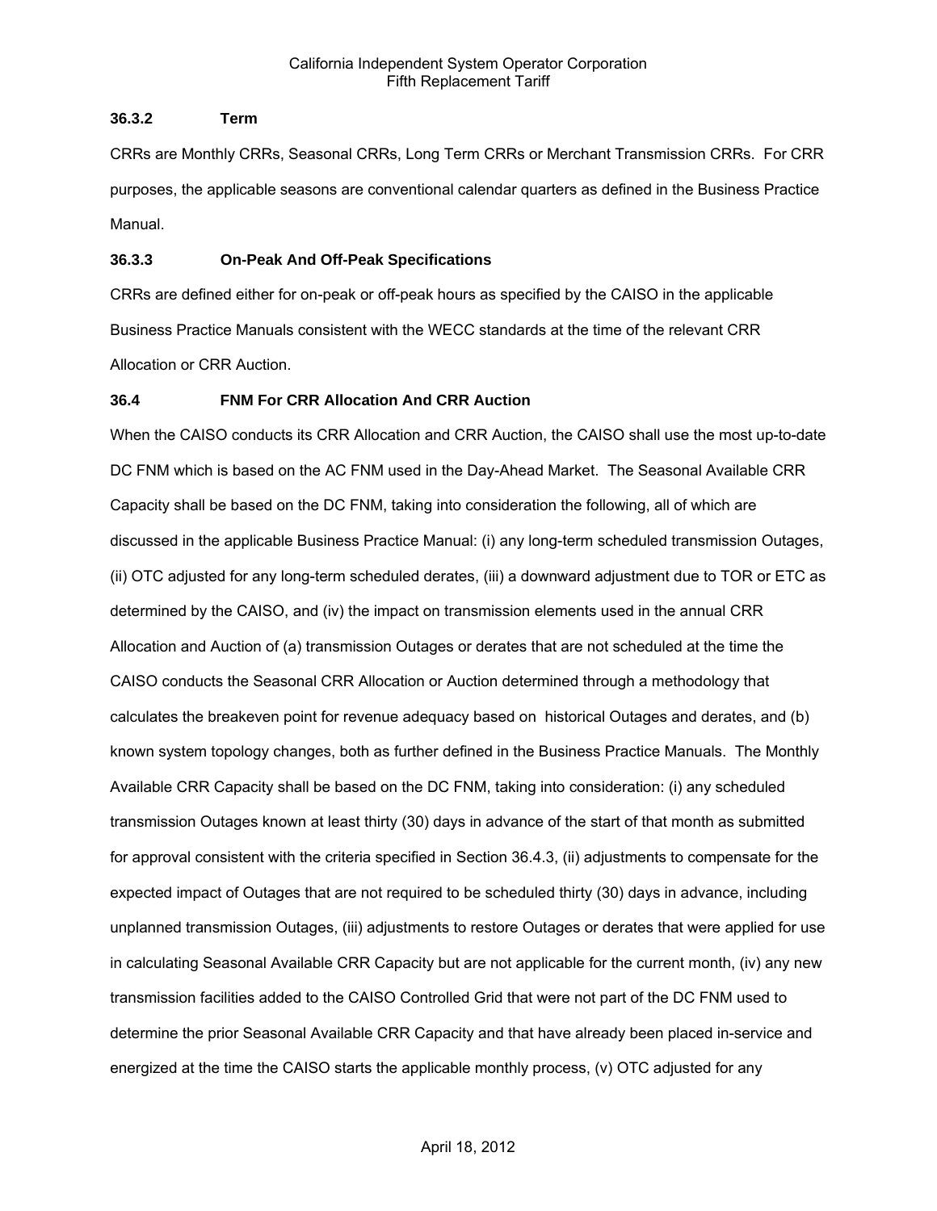### 36.3.2 Term

CRRs are Monthly CRRs, Seasonal CRRs, Long Term CRRs or Merchant Transmission CRRs. For CRR purposes, the applicable seasons are conventional calendar quarters as defined in the Business Practice Manual.

### 36.3.3 On-Peak And Off-Peak Specifications

CRRs are defined either for on-peak or off-peak hours as specified by the CAISO in the applicable Business Practice Manuals consistent with the WECC standards at the time of the relevant CRR Allocation or CRR Auction.

## 36.4 FNM For CRR Allocation And CRR Auction

When the CAISO conducts its CRR Allocation and CRR Auction, the CAISO shall use the most up-to-date DC FNM which is based on the AC FNM used in the Day-Ahead Market. The Seasonal Available CRR Capacity shall be based on the DC FNM, taking into consideration the following, all of which are discussed in the applicable Business Practice Manual: (i) any long-term scheduled transmission Outages, (ii) OTC adjusted for any long-term scheduled derates, (iii) a downward adjustment due to TOR or ETC as determined by the CAISO, and (iv) the impact on transmission elements used in the annual CRR Allocation and Auction of (a) transmission Outages or derates that are not scheduled at the time the CAISO conducts the Seasonal CRR Allocation or Auction determined through a methodology that calculates the breakeven point for revenue adequacy based on historical Outages and derates, and (b) known system topology changes, both as further defined in the Business Practice Manuals. The Monthly Available CRR Capacity shall be based on the DC FNM, taking into consideration: (i) any scheduled transmission Outages known at least thirty (30) days in advance of the start of that month as submitted for approval consistent with the criteria specified in Section 36.4.3, (ii) adjustments to compensate for the expected impact of Outages that are not required to be scheduled thirty (30) days in advance, including unplanned transmission Outages, (iii) adjustments to restore Outages or derates that were applied for use in calculating Seasonal Available CRR Capacity but are not applicable for the current month, (iv) any new transmission facilities added to the CAISO Controlled Grid that were not part of the DC FNM used to determine the prior Seasonal Available CRR Capacity and that have already been placed in-service and energized at the time the CAISO starts the applicable monthly process, (v) OTC adjusted for any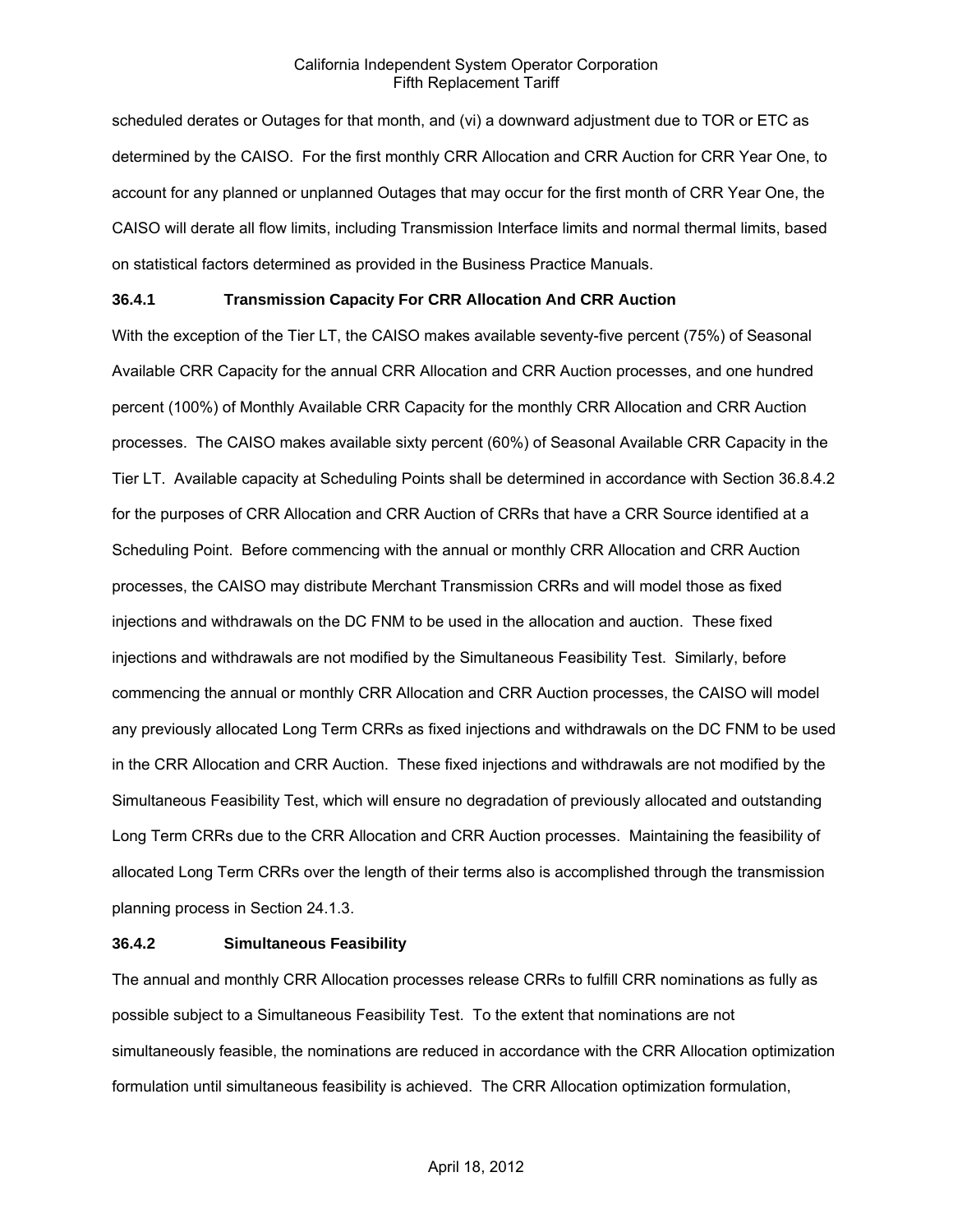scheduled derates or Outages for that month, and (vi) a downward adjustment due to TOR or ETC as determined by the CAISO. For the first monthly CRR Allocation and CRR Auction for CRR Year One, to account for any planned or unplanned Outages that may occur for the first month of CRR Year One, the CAISO will derate all flow limits, including Transmission Interface limits and normal thermal limits, based on statistical factors determined as provided in the Business Practice Manuals.

### 36.4.1 Transmission Capacity For CRR Allocation And CRR Auction

With the exception of the Tier LT, the CAISO makes available seventy-five percent (75%) of Seasonal Available CRR Capacity for the annual CRR Allocation and CRR Auction processes, and one hundred percent (100%) of Monthly Available CRR Capacity for the monthly CRR Allocation and CRR Auction processes. The CAISO makes available sixty percent (60%) of Seasonal Available CRR Capacity in the Tier LT. Available capacity at Scheduling Points shall be determined in accordance with Section 36.8.4.2 for the purposes of CRR Allocation and CRR Auction of CRRs that have a CRR Source identified at a Scheduling Point. Before commencing with the annual or monthly CRR Allocation and CRR Auction processes, the CAISO may distribute Merchant Transmission CRRs and will model those as fixed injections and withdrawals on the DC FNM to be used in the allocation and auction. These fixed injections and withdrawals are not modified by the Simultaneous Feasibility Test. Similarly, before commencing the annual or monthly CRR Allocation and CRR Auction processes, the CAISO will model any previously allocated Long Term CRRs as fixed injections and withdrawals on the DC FNM to be used in the CRR Allocation and CRR Auction. These fixed injections and withdrawals are not modified by the Simultaneous Feasibility Test, which will ensure no degradation of previously allocated and outstanding Long Term CRRs due to the CRR Allocation and CRR Auction processes. Maintaining the feasibility of allocated Long Term CRRs over the length of their terms also is accomplished through the transmission planning process in Section 24.1.3.

### 36.4.2 Simultaneous Feasibility

The annual and monthly CRR Allocation processes release CRRs to fulfill CRR nominations as fully as possible subject to a Simultaneous Feasibility Test. To the extent that nominations are not simultaneously feasible, the nominations are reduced in accordance with the CRR Allocation optimization formulation until simultaneous feasibility is achieved. The CRR Allocation optimization formulation,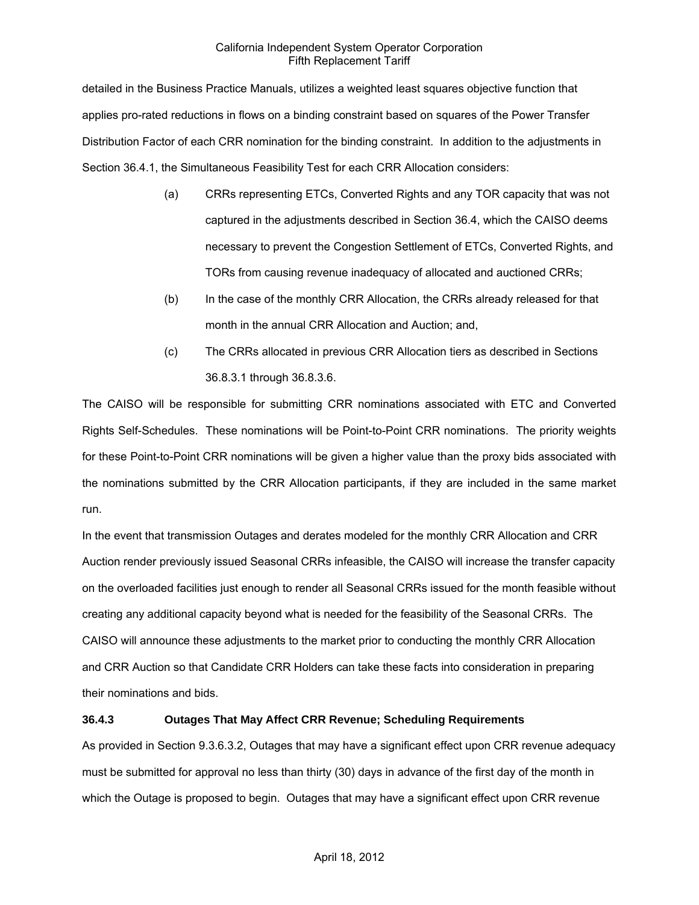detailed in the Business Practice Manuals, utilizes a weighted least squares objective function that applies pro-rated reductions in flows on a binding constraint based on squares of the Power Transfer Distribution Factor of each CRR nomination for the binding constraint. In addition to the adjustments in Section 36.4.1, the Simultaneous Feasibility Test for each CRR Allocation considers:

(a) CRRs representing ETCs, Converted Rights and any TOR capacity that was not captured in the adjustments described in Section 36.4, which the CAISO deems necessary to prevent the Congestion Settlement of ETCs, Converted Rights, and TORs from causing revenue inadequacy of allocated and auctioned CRRs;

(b) In the case of the monthly CRR Allocation, the CRRs already released for that month in the annual CRR Allocation and Auction; and,

(c) The CRRs allocated in previous CRR Allocation tiers as described in Sections 36.8.3.1 through 36.8.3.6.

The CAISO will be responsible for submitting CRR nominations associated with ETC and Converted Rights Self-Schedules. These nominations will be Point-to-Point CRR nominations. The priority weights for these Point-to-Point CRR nominations will be given a higher value than the proxy bids associated with the nominations submitted by the CRR Allocation participants, if they are included in the same market run.

In the event that transmission Outages and derates modeled for the monthly CRR Allocation and CRR Auction render previously issued Seasonal CRRs infeasible, the CAISO will increase the transfer capacity on the overloaded facilities just enough to render all Seasonal CRRs issued for the month feasible without creating any additional capacity beyond what is needed for the feasibility of the Seasonal CRRs. The CAISO will announce these adjustments to the market prior to conducting the monthly CRR Allocation and CRR Auction so that Candidate CRR Holders can take these facts into consideration in preparing their nominations and bids.

### 36.4.3 Outages That May Affect CRR Revenue; Scheduling Requirements

As provided in Section 9.3.6.3.2, Outages that may have a significant effect upon CRR revenue adequacy must be submitted for approval no less than thirty (30) days in advance of the first day of the month in which the Outage is proposed to begin. Outages that may have a significant effect upon CRR revenue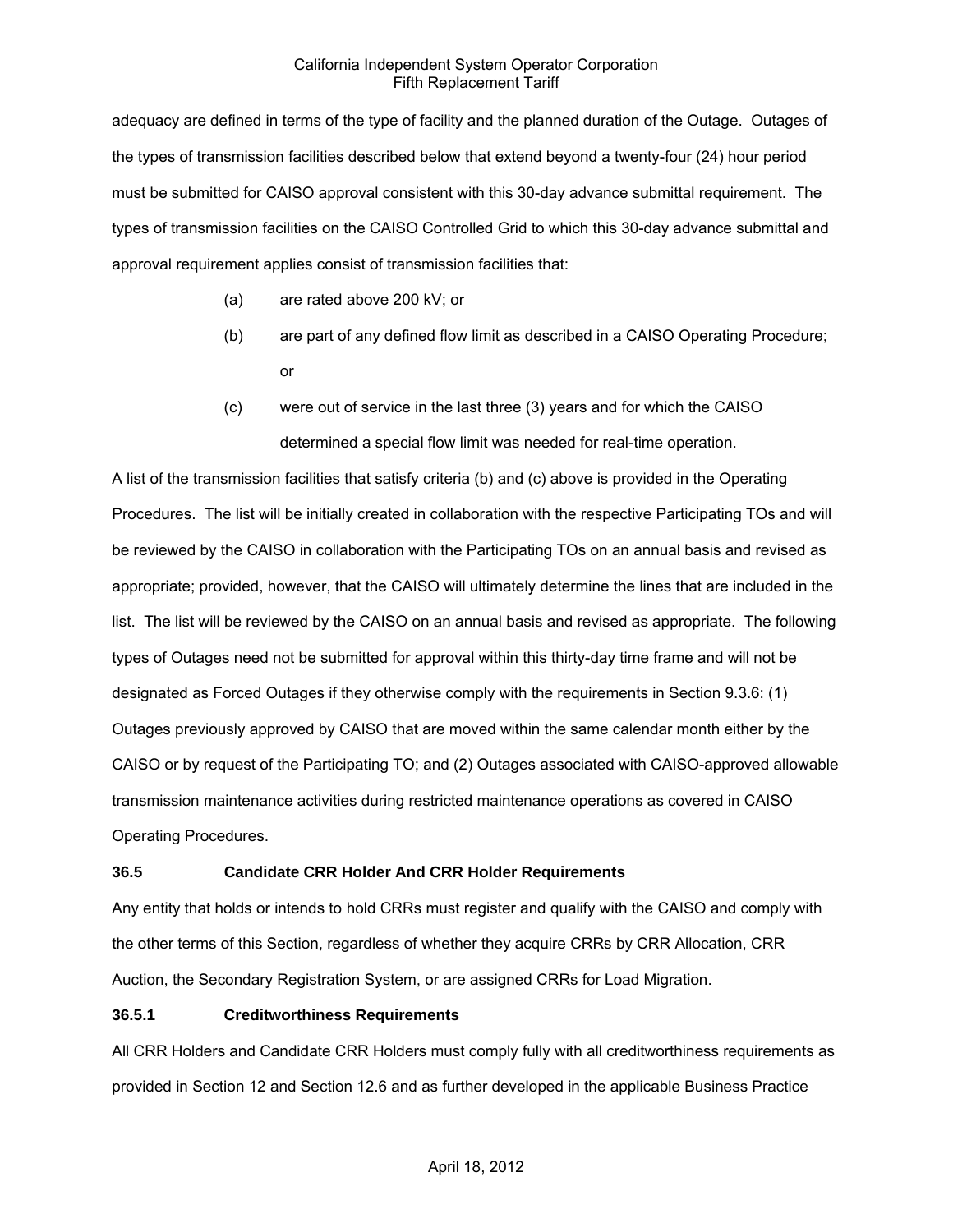adequacy are defined in terms of the type of facility and the planned duration of the Outage. Outages of the types of transmission facilities described below that extend beyond a twenty-four (24) hour period must be submitted for CAISO approval consistent with this 30-day advance submittal requirement. The types of transmission facilities on the CAISO Controlled Grid to which this 30-day advance submittal and approval requirement applies consist of transmission facilities that:

(a) are rated above 200 kV; or

(b) are part of any defined flow limit as described in a CAISO Operating Procedure; or

(c) were out of service in the last three (3) years and for which the CAISO determined a special flow limit was needed for real-time operation.

A list of the transmission facilities that satisfy criteria (b) and (c) above is provided in the Operating Procedures. The list will be initially created in collaboration with the respective Participating TOs and will be reviewed by the CAISO in collaboration with the Participating TOs on an annual basis and revised as appropriate; provided, however, that the CAISO will ultimately determine the lines that are included in the list. The list will be reviewed by the CAISO on an annual basis and revised as appropriate. The following types of Outages need not be submitted for approval within this thirty-day time frame and will not be designated as Forced Outages if they otherwise comply with the requirements in Section 9.3.6: (1) Outages previously approved by CAISO that are moved within the same calendar month either by the CAISO or by request of the Participating TO; and (2) Outages associated with CAISO-approved allowable transmission maintenance activities during restricted maintenance operations as covered in CAISO Operating Procedures.

### 36.5 Candidate CRR Holder And CRR Holder Requirements

Any entity that holds or intends to hold CRRs must register and qualify with the CAISO and comply with the other terms of this Section, regardless of whether they acquire CRRs by CRR Allocation, CRR Auction, the Secondary Registration System, or are assigned CRRs for Load Migration.

### 36.5.1 Creditworthiness Requirements

All CRR Holders and Candidate CRR Holders must comply fully with all creditworthiness requirements as provided in Section 12 and Section 12.6 and as further developed in the applicable Business Practice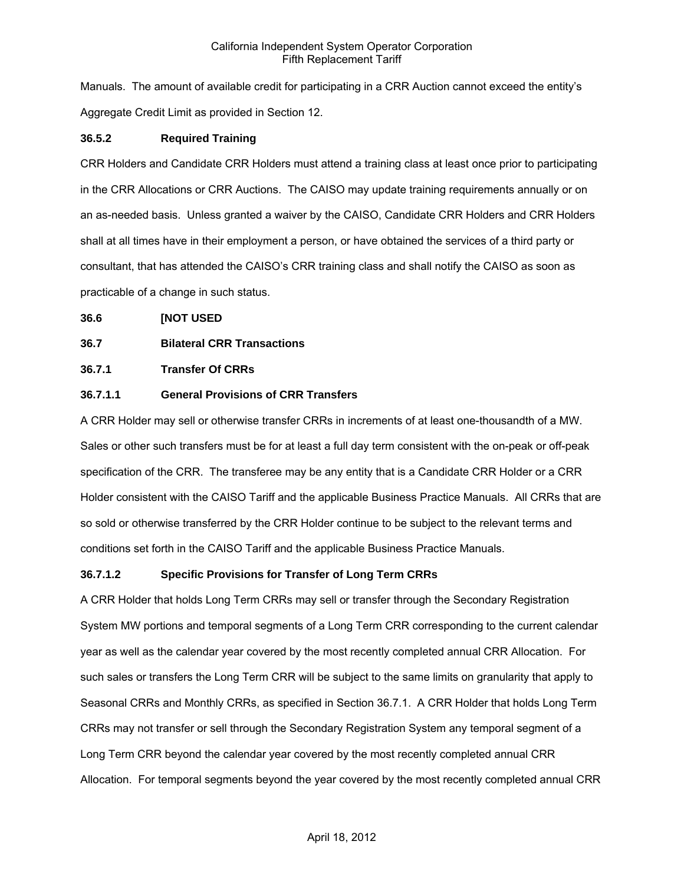Manuals. The amount of available credit for participating in a CRR Auction cannot exceed the entity's Aggregate Credit Limit as provided in Section 12.

**36.5.2 Required Training**

CRR Holders and Candidate CRR Holders must attend a training class at least once prior to participating in the CRR Allocations or CRR Auctions. The CAISO may update training requirements annually or on an as-needed basis. Unless granted a waiver by the CAISO, Candidate CRR Holders and CRR Holders shall at all times have in their employment a person, or have obtained the services of a third party or consultant, that has attended the CAISO's CRR training class and shall notify the CAISO as soon as practicable of a change in such status.

**36.6 [NOT USED**

**36.7 Bilateral CRR Transactions**

**36.7.1 Transfer Of CRRs**

**36.7.1.1 General Provisions of CRR Transfers**

A CRR Holder may sell or otherwise transfer CRRs in increments of at least one-thousandth of a MW. Sales or other such transfers must be for at least a full day term consistent with the on-peak or off-peak specification of the CRR. The transferee may be any entity that is a Candidate CRR Holder or a CRR Holder consistent with the CAISO Tariff and the applicable Business Practice Manuals. All CRRs that are so sold or otherwise transferred by the CRR Holder continue to be subject to the relevant terms and conditions set forth in the CAISO Tariff and the applicable Business Practice Manuals.

**36.7.1.2 Specific Provisions for Transfer of Long Term CRRs**

A CRR Holder that holds Long Term CRRs may sell or transfer through the Secondary Registration System MW portions and temporal segments of a Long Term CRR corresponding to the current calendar year as well as the calendar year covered by the most recently completed annual CRR Allocation. For such sales or transfers the Long Term CRR will be subject to the same limits on granularity that apply to Seasonal CRRs and Monthly CRRs, as specified in Section 36.7.1. A CRR Holder that holds Long Term CRRs may not transfer or sell through the Secondary Registration System any temporal segment of a Long Term CRR beyond the calendar year covered by the most recently completed annual CRR Allocation. For temporal segments beyond the year covered by the most recently completed annual CRR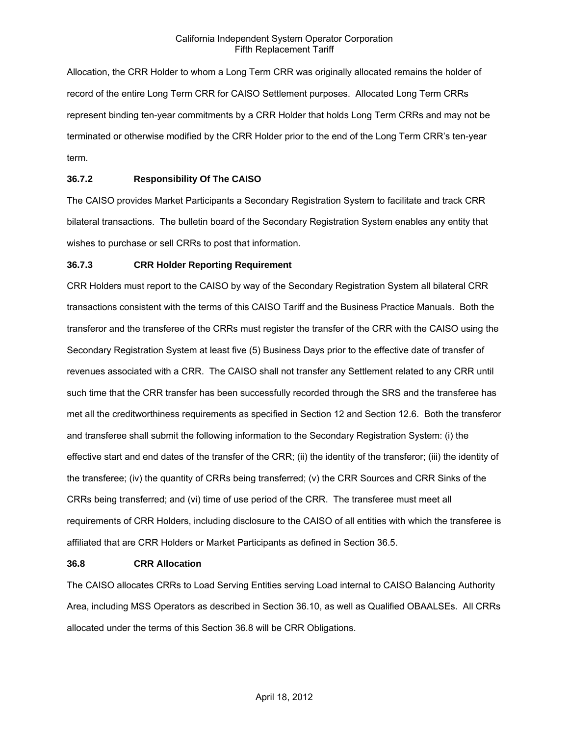Allocation, the CRR Holder to whom a Long Term CRR was originally allocated remains the holder of record of the entire Long Term CRR for CAISO Settlement purposes. Allocated Long Term CRRs represent binding ten-year commitments by a CRR Holder that holds Long Term CRRs and may not be terminated or otherwise modified by the CRR Holder prior to the end of the Long Term CRR's ten-year term.

### 36.7.2 Responsibility Of The CAISO

The CAISO provides Market Participants a Secondary Registration System to facilitate and track CRR bilateral transactions. The bulletin board of the Secondary Registration System enables any entity that wishes to purchase or sell CRRs to post that information.

### 36.7.3 CRR Holder Reporting Requirement

CRR Holders must report to the CAISO by way of the Secondary Registration System all bilateral CRR transactions consistent with the terms of this CAISO Tariff and the Business Practice Manuals. Both the transferor and the transferee of the CRRs must register the transfer of the CRR with the CAISO using the Secondary Registration System at least five (5) Business Days prior to the effective date of transfer of revenues associated with a CRR. The CAISO shall not transfer any Settlement related to any CRR until such time that the CRR transfer has been successfully recorded through the SRS and the transferee has met all the creditworthiness requirements as specified in Section 12 and Section 12.6. Both the transferor and transferee shall submit the following information to the Secondary Registration System: (i) the effective start and end dates of the transfer of the CRR; (ii) the identity of the transferor; (iii) the identity of the transferee; (iv) the quantity of CRRs being transferred; (v) the CRR Sources and CRR Sinks of the CRRs being transferred; and (vi) time of use period of the CRR. The transferee must meet all requirements of CRR Holders, including disclosure to the CAISO of all entities with which the transferee is affiliated that are CRR Holders or Market Participants as defined in Section 36.5.

## 36.8 CRR Allocation

The CAISO allocates CRRs to Load Serving Entities serving Load internal to CAISO Balancing Authority Area, including MSS Operators as described in Section 36.10, as well as Qualified OBAALSEs. All CRRs allocated under the terms of this Section 36.8 will be CRR Obligations.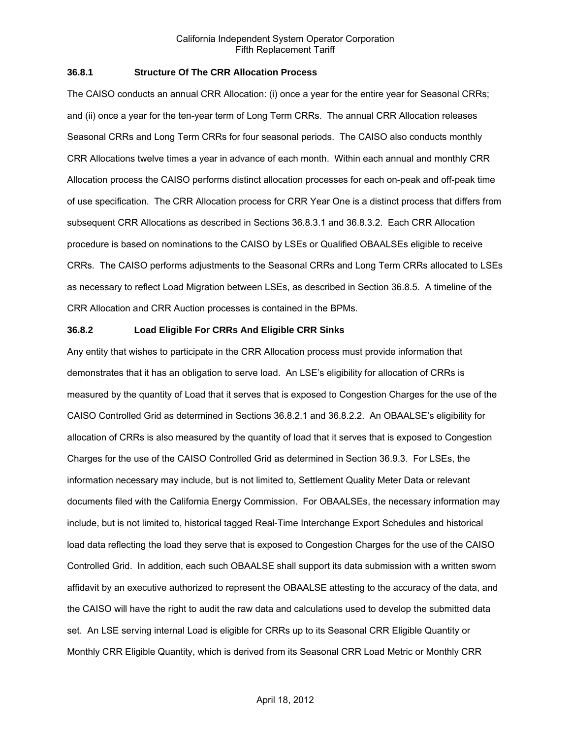### 36.8.1 Structure Of The CRR Allocation Process

The CAISO conducts an annual CRR Allocation: (i) once a year for the entire year for Seasonal CRRs; and (ii) once a year for the ten-year term of Long Term CRRs. The annual CRR Allocation releases Seasonal CRRs and Long Term CRRs for four seasonal periods. The CAISO also conducts monthly CRR Allocations twelve times a year in advance of each month. Within each annual and monthly CRR Allocation process the CAISO performs distinct allocation processes for each on-peak and off-peak time of use specification. The CRR Allocation process for CRR Year One is a distinct process that differs from subsequent CRR Allocations as described in Sections 36.8.3.1 and 36.8.3.2. Each CRR Allocation procedure is based on nominations to the CAISO by LSEs or Qualified OBAALSEs eligible to receive CRRs. The CAISO performs adjustments to the Seasonal CRRs and Long Term CRRs allocated to LSEs as necessary to reflect Load Migration between LSEs, as described in Section 36.8.5. A timeline of the CRR Allocation and CRR Auction processes is contained in the BPMs.

### 36.8.2 Load Eligible For CRRs And Eligible CRR Sinks

Any entity that wishes to participate in the CRR Allocation process must provide information that demonstrates that it has an obligation to serve load. An LSE's eligibility for allocation of CRRs is measured by the quantity of Load that it serves that is exposed to Congestion Charges for the use of the CAISO Controlled Grid as determined in Sections 36.8.2.1 and 36.8.2.2. An OBAALSE's eligibility for allocation of CRRs is also measured by the quantity of load that it serves that is exposed to Congestion Charges for the use of the CAISO Controlled Grid as determined in Section 36.9.3. For LSEs, the information necessary may include, but is not limited to, Settlement Quality Meter Data or relevant documents filed with the California Energy Commission. For OBAALSEs, the necessary information may include, but is not limited to, historical tagged Real-Time Interchange Export Schedules and historical load data reflecting the load they serve that is exposed to Congestion Charges for the use of the CAISO Controlled Grid. In addition, each such OBAALSE shall support its data submission with a written sworn affidavit by an executive authorized to represent the OBAALSE attesting to the accuracy of the data, and the CAISO will have the right to audit the raw data and calculations used to develop the submitted data set. An LSE serving internal Load is eligible for CRRs up to its Seasonal CRR Eligible Quantity or Monthly CRR Eligible Quantity, which is derived from its Seasonal CRR Load Metric or Monthly CRR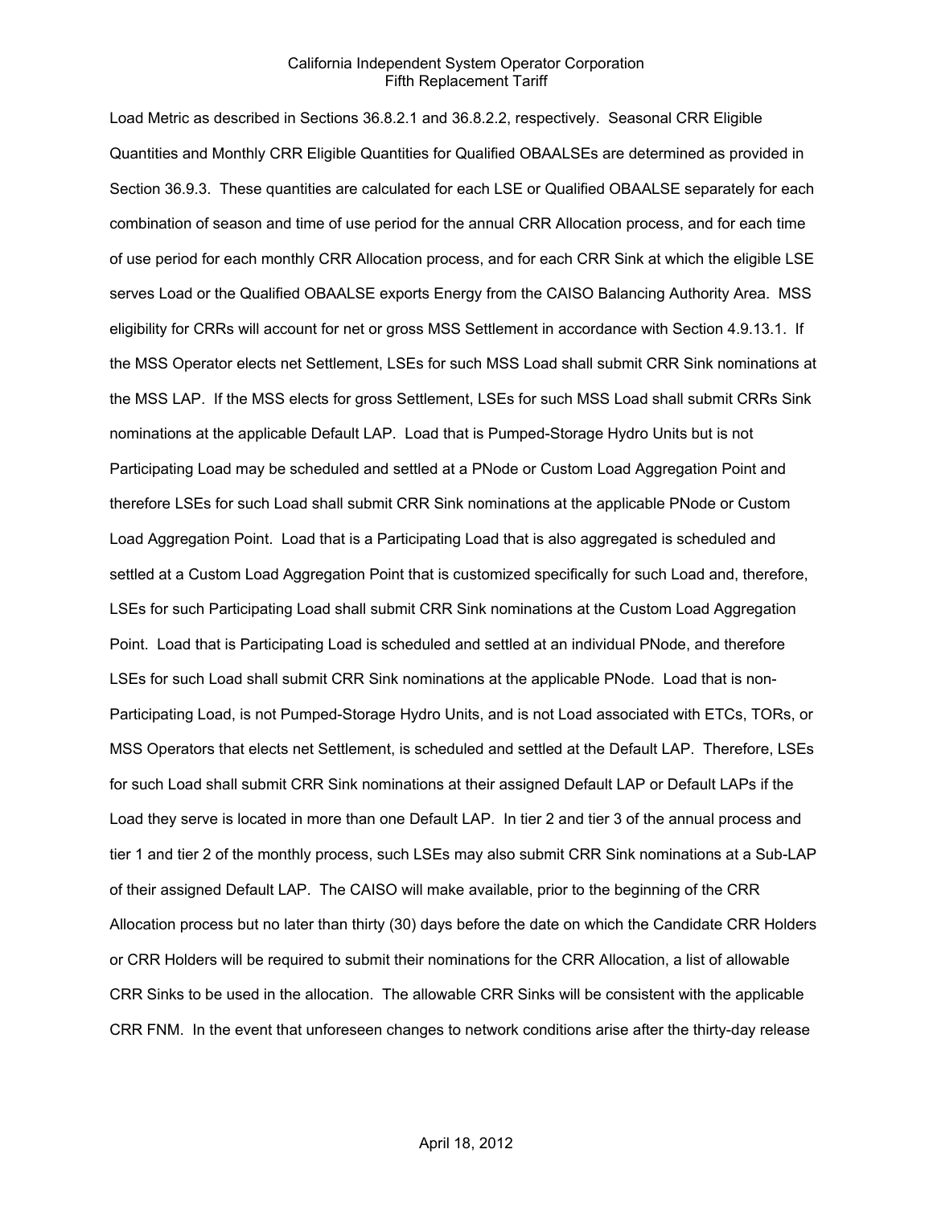Load Metric as described in Sections 36.8.2.1 and 36.8.2.2, respectively. Seasonal CRR Eligible Quantities and Monthly CRR Eligible Quantities for Qualified OBAALSEs are determined as provided in Section 36.9.3. These quantities are calculated for each LSE or Qualified OBAALSE separately for each combination of season and time of use period for the annual CRR Allocation process, and for each time of use period for each monthly CRR Allocation process, and for each CRR Sink at which the eligible LSE serves Load or the Qualified OBAALSE exports Energy from the CAISO Balancing Authority Area. MSS eligibility for CRRs will account for net or gross MSS Settlement in accordance with Section 4.9.13.1. If the MSS Operator elects net Settlement, LSEs for such MSS Load shall submit CRR Sink nominations at the MSS LAP. If the MSS elects for gross Settlement, LSEs for such MSS Load shall submit CRRs Sink nominations at the applicable Default LAP. Load that is Pumped-Storage Hydro Units but is not Participating Load may be scheduled and settled at a PNode or Custom Load Aggregation Point and therefore LSEs for such Load shall submit CRR Sink nominations at the applicable PNode or Custom Load Aggregation Point. Load that is a Participating Load that is also aggregated is scheduled and settled at a Custom Load Aggregation Point that is customized specifically for such Load and, therefore, LSEs for such Participating Load shall submit CRR Sink nominations at the Custom Load Aggregation Point. Load that is Participating Load is scheduled and settled at an individual PNode, and therefore LSEs for such Load shall submit CRR Sink nominations at the applicable PNode. Load that is non-Participating Load, is not Pumped-Storage Hydro Units, and is not Load associated with ETCs, TORs, or MSS Operators that elects net Settlement, is scheduled and settled at the Default LAP. Therefore, LSEs for such Load shall submit CRR Sink nominations at their assigned Default LAP or Default LAPs if the Load they serve is located in more than one Default LAP. In tier 2 and tier 3 of the annual process and tier 1 and tier 2 of the monthly process, such LSEs may also submit CRR Sink nominations at a Sub-LAP of their assigned Default LAP. The CAISO will make available, prior to the beginning of the CRR Allocation process but no later than thirty (30) days before the date on which the Candidate CRR Holders or CRR Holders will be required to submit their nominations for the CRR Allocation, a list of allowable CRR Sinks to be used in the allocation. The allowable CRR Sinks will be consistent with the applicable CRR FNM. In the event that unforeseen changes to network conditions arise after the thirty-day release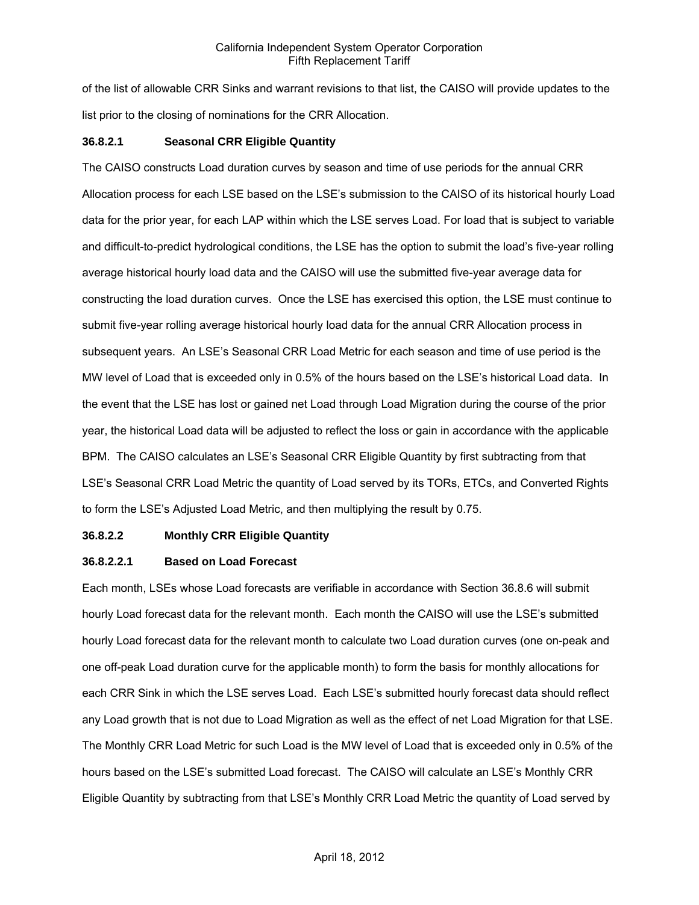of the list of allowable CRR Sinks and warrant revisions to that list, the CAISO will provide updates to the list prior to the closing of nominations for the CRR Allocation.

### 36.8.2.1 Seasonal CRR Eligible Quantity

The CAISO constructs Load duration curves by season and time of use periods for the annual CRR Allocation process for each LSE based on the LSE's submission to the CAISO of its historical hourly Load data for the prior year, for each LAP within which the LSE serves Load. For load that is subject to variable and difficult-to-predict hydrological conditions, the LSE has the option to submit the load's five-year rolling average historical hourly load data and the CAISO will use the submitted five-year average data for constructing the load duration curves. Once the LSE has exercised this option, the LSE must continue to submit five-year rolling average historical hourly load data for the annual CRR Allocation process in subsequent years. An LSE's Seasonal CRR Load Metric for each season and time of use period is the MW level of Load that is exceeded only in 0.5% of the hours based on the LSE's historical Load data. In the event that the LSE has lost or gained net Load through Load Migration during the course of the prior year, the historical Load data will be adjusted to reflect the loss or gain in accordance with the applicable BPM. The CAISO calculates an LSE's Seasonal CRR Eligible Quantity by first subtracting from that LSE's Seasonal CRR Load Metric the quantity of Load served by its TORs, ETCs, and Converted Rights to form the LSE's Adjusted Load Metric, and then multiplying the result by 0.75.

### 36.8.2.2 Monthly CRR Eligible Quantity

#### 36.8.2.2.1 Based on Load Forecast

Each month, LSEs whose Load forecasts are verifiable in accordance with Section 36.8.6 will submit hourly Load forecast data for the relevant month. Each month the CAISO will use the LSE's submitted hourly Load forecast data for the relevant month to calculate two Load duration curves (one on-peak and one off-peak Load duration curve for the applicable month) to form the basis for monthly allocations for each CRR Sink in which the LSE serves Load. Each LSE's submitted hourly forecast data should reflect any Load growth that is not due to Load Migration as well as the effect of net Load Migration for that LSE. The Monthly CRR Load Metric for such Load is the MW level of Load that is exceeded only in 0.5% of the hours based on the LSE's submitted Load forecast. The CAISO will calculate an LSE's Monthly CRR Eligible Quantity by subtracting from that LSE's Monthly CRR Load Metric the quantity of Load served by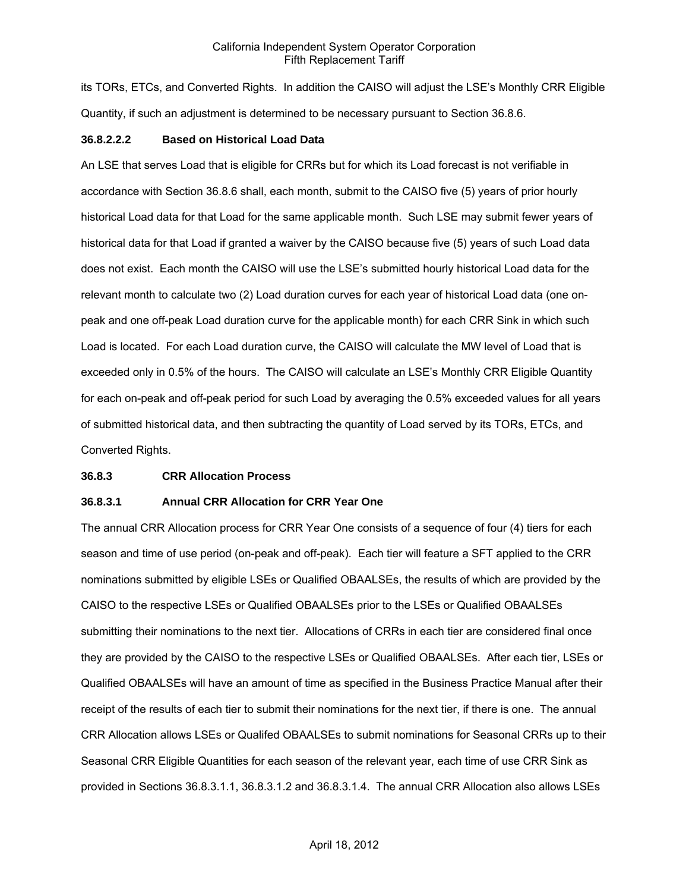its TORs, ETCs, and Converted Rights. In addition the CAISO will adjust the LSE's Monthly CRR Eligible Quantity, if such an adjustment is determined to be necessary pursuant to Section 36.8.6.

**36.8.2.2.2 Based on Historical Load Data**

An LSE that serves Load that is eligible for CRRs but for which its Load forecast is not verifiable in accordance with Section 36.8.6 shall, each month, submit to the CAISO five (5) years of prior hourly historical Load data for that Load for the same applicable month. Such LSE may submit fewer years of historical data for that Load if granted a waiver by the CAISO because five (5) years of such Load data does not exist. Each month the CAISO will use the LSE's submitted hourly historical Load data for the relevant month to calculate two (2) Load duration curves for each year of historical Load data (one on-peak and one off-peak Load duration curve for the applicable month) for each CRR Sink in which such Load is located. For each Load duration curve, the CAISO will calculate the MW level of Load that is exceeded only in 0.5% of the hours. The CAISO will calculate an LSE's Monthly CRR Eligible Quantity for each on-peak and off-peak period for such Load by averaging the 0.5% exceeded values for all years of submitted historical data, and then subtracting the quantity of Load served by its TORs, ETCs, and Converted Rights.

**36.8.3 CRR Allocation Process**

**36.8.3.1 Annual CRR Allocation for CRR Year One**

The annual CRR Allocation process for CRR Year One consists of a sequence of four (4) tiers for each season and time of use period (on-peak and off-peak). Each tier will feature a SFT applied to the CRR nominations submitted by eligible LSEs or Qualified OBAALSEs, the results of which are provided by the CAISO to the respective LSEs or Qualified OBAALSEs prior to the LSEs or Qualified OBAALSEs submitting their nominations to the next tier. Allocations of CRRs in each tier are considered final once they are provided by the CAISO to the respective LSEs or Qualified OBAALSEs. After each tier, LSEs or Qualified OBAALSEs will have an amount of time as specified in the Business Practice Manual after their receipt of the results of each tier to submit their nominations for the next tier, if there is one. The annual CRR Allocation allows LSEs or Qualifed OBAALSEs to submit nominations for Seasonal CRRs up to their Seasonal CRR Eligible Quantities for each season of the relevant year, each time of use CRR Sink as provided in Sections 36.8.3.1.1, 36.8.3.1.2 and 36.8.3.1.4. The annual CRR Allocation also allows LSEs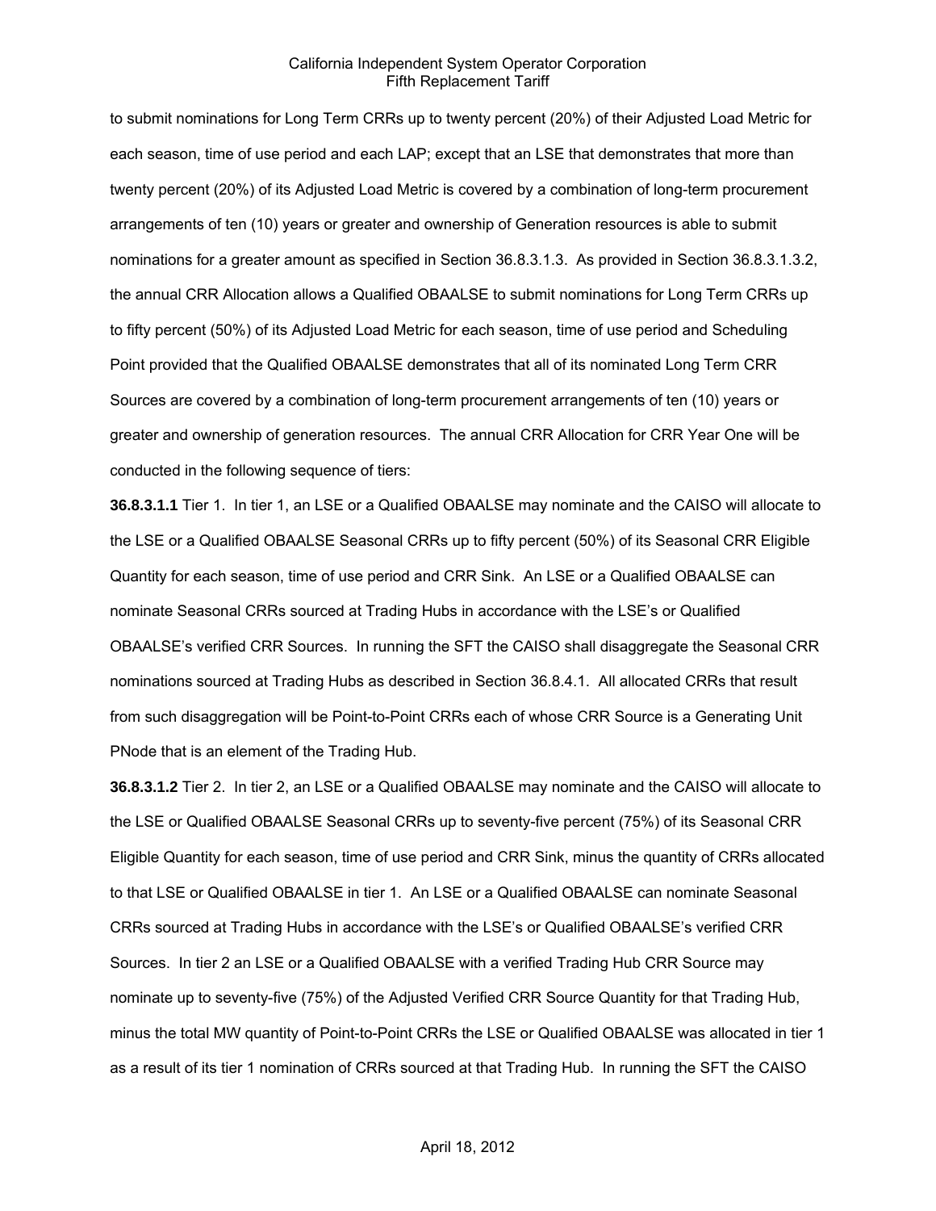to submit nominations for Long Term CRRs up to twenty percent (20%) of their Adjusted Load Metric for each season, time of use period and each LAP; except that an LSE that demonstrates that more than twenty percent (20%) of its Adjusted Load Metric is covered by a combination of long-term procurement arrangements of ten (10) years or greater and ownership of Generation resources is able to submit nominations for a greater amount as specified in Section 36.8.3.1.3. As provided in Section 36.8.3.1.3.2, the annual CRR Allocation allows a Qualified OBAALSE to submit nominations for Long Term CRRs up to fifty percent (50%) of its Adjusted Load Metric for each season, time of use period and Scheduling Point provided that the Qualified OBAALSE demonstrates that all of its nominated Long Term CRR Sources are covered by a combination of long-term procurement arrangements of ten (10) years or greater and ownership of generation resources. The annual CRR Allocation for CRR Year One will be conducted in the following sequence of tiers:

**36.8.3.1.1** Tier 1. In tier 1, an LSE or a Qualified OBAALSE may nominate and the CAISO will allocate to the LSE or a Qualified OBAALSE Seasonal CRRs up to fifty percent (50%) of its Seasonal CRR Eligible Quantity for each season, time of use period and CRR Sink. An LSE or a Qualified OBAALSE can nominate Seasonal CRRs sourced at Trading Hubs in accordance with the LSE's or Qualified OBAALSE's verified CRR Sources. In running the SFT the CAISO shall disaggregate the Seasonal CRR nominations sourced at Trading Hubs as described in Section 36.8.4.1. All allocated CRRs that result from such disaggregation will be Point-to-Point CRRs each of whose CRR Source is a Generating Unit PNode that is an element of the Trading Hub.

**36.8.3.1.2** Tier 2. In tier 2, an LSE or a Qualified OBAALSE may nominate and the CAISO will allocate to the LSE or Qualified OBAALSE Seasonal CRRs up to seventy-five percent (75%) of its Seasonal CRR Eligible Quantity for each season, time of use period and CRR Sink, minus the quantity of CRRs allocated to that LSE or Qualified OBAALSE in tier 1. An LSE or a Qualified OBAALSE can nominate Seasonal CRRs sourced at Trading Hubs in accordance with the LSE's or Qualified OBAALSE's verified CRR Sources. In tier 2 an LSE or a Qualified OBAALSE with a verified Trading Hub CRR Source may nominate up to seventy-five (75%) of the Adjusted Verified CRR Source Quantity for that Trading Hub, minus the total MW quantity of Point-to-Point CRRs the LSE or Qualified OBAALSE was allocated in tier 1 as a result of its tier 1 nomination of CRRs sourced at that Trading Hub. In running the SFT the CAISO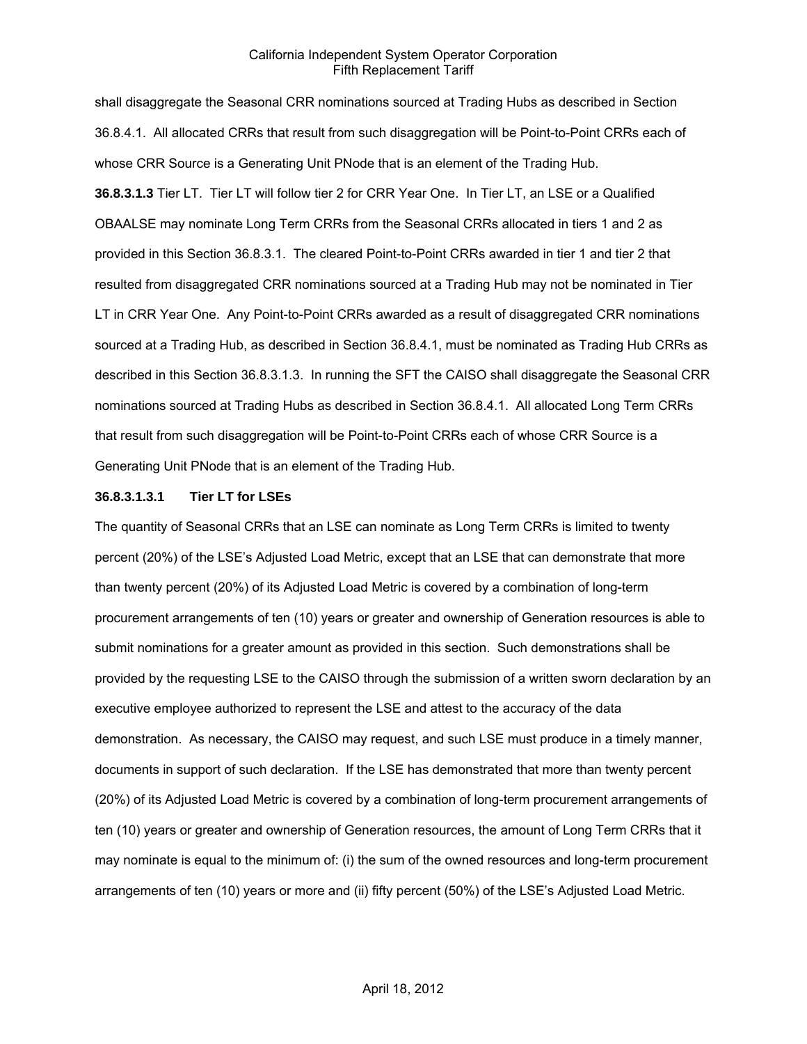shall disaggregate the Seasonal CRR nominations sourced at Trading Hubs as described in Section 36.8.4.1. All allocated CRRs that result from such disaggregation will be Point-to-Point CRRs each of whose CRR Source is a Generating Unit PNode that is an element of the Trading Hub.

**36.8.3.1.3** Tier LT. Tier LT will follow tier 2 for CRR Year One. In Tier LT, an LSE or a Qualified OBAALSE may nominate Long Term CRRs from the Seasonal CRRs allocated in tiers 1 and 2 as provided in this Section 36.8.3.1. The cleared Point-to-Point CRRs awarded in tier 1 and tier 2 that resulted from disaggregated CRR nominations sourced at a Trading Hub may not be nominated in Tier LT in CRR Year One. Any Point-to-Point CRRs awarded as a result of disaggregated CRR nominations sourced at a Trading Hub, as described in Section 36.8.4.1, must be nominated as Trading Hub CRRs as described in this Section 36.8.3.1.3. In running the SFT the CAISO shall disaggregate the Seasonal CRR nominations sourced at Trading Hubs as described in Section 36.8.4.1. All allocated Long Term CRRs that result from such disaggregation will be Point-to-Point CRRs each of whose CRR Source is a Generating Unit PNode that is an element of the Trading Hub.

**36.8.3.1.3.1 Tier LT for LSEs**

The quantity of Seasonal CRRs that an LSE can nominate as Long Term CRRs is limited to twenty percent (20%) of the LSE's Adjusted Load Metric, except that an LSE that can demonstrate that more than twenty percent (20%) of its Adjusted Load Metric is covered by a combination of long-term procurement arrangements of ten (10) years or greater and ownership of Generation resources is able to submit nominations for a greater amount as provided in this section. Such demonstrations shall be provided by the requesting LSE to the CAISO through the submission of a written sworn declaration by an executive employee authorized to represent the LSE and attest to the accuracy of the data demonstration. As necessary, the CAISO may request, and such LSE must produce in a timely manner, documents in support of such declaration. If the LSE has demonstrated that more than twenty percent (20%) of its Adjusted Load Metric is covered by a combination of long-term procurement arrangements of ten (10) years or greater and ownership of Generation resources, the amount of Long Term CRRs that it may nominate is equal to the minimum of: (i) the sum of the owned resources and long-term procurement arrangements of ten (10) years or more and (ii) fifty percent (50%) of the LSE's Adjusted Load Metric.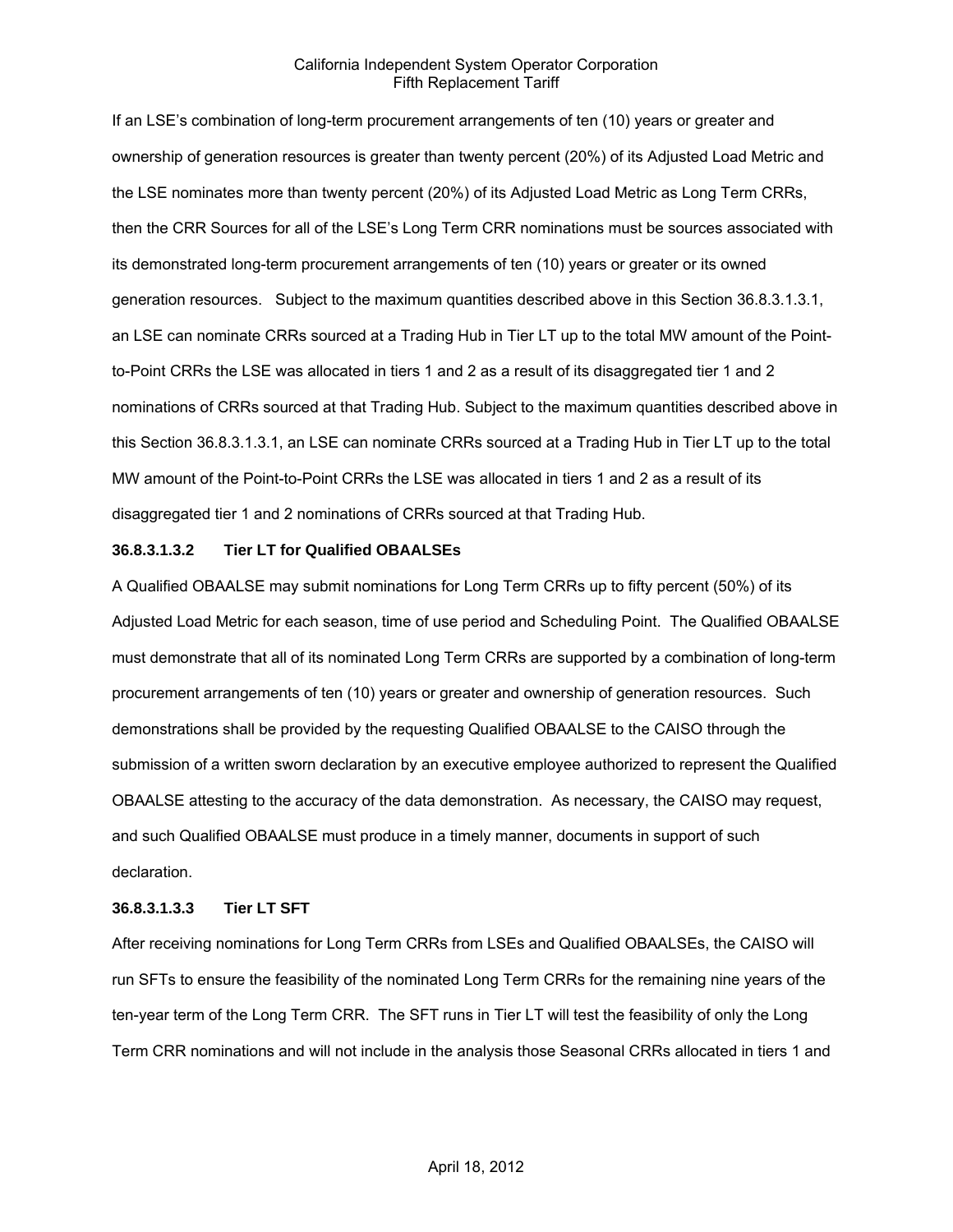If an LSE's combination of long-term procurement arrangements of ten (10) years or greater and ownership of generation resources is greater than twenty percent (20%) of its Adjusted Load Metric and the LSE nominates more than twenty percent (20%) of its Adjusted Load Metric as Long Term CRRs, then the CRR Sources for all of the LSE's Long Term CRR nominations must be sources associated with its demonstrated long-term procurement arrangements of ten (10) years or greater or its owned generation resources. Subject to the maximum quantities described above in this Section 36.8.3.1.3.1, an LSE can nominate CRRs sourced at a Trading Hub in Tier LT up to the total MW amount of the Point-to-Point CRRs the LSE was allocated in tiers 1 and 2 as a result of its disaggregated tier 1 and 2 nominations of CRRs sourced at that Trading Hub. Subject to the maximum quantities described above in this Section 36.8.3.1.3.1, an LSE can nominate CRRs sourced at a Trading Hub in Tier LT up to the total MW amount of the Point-to-Point CRRs the LSE was allocated in tiers 1 and 2 as a result of its disaggregated tier 1 and 2 nominations of CRRs sourced at that Trading Hub.

**36.8.3.1.3.2 Tier LT for Qualified OBAALSEs**

A Qualified OBAALSE may submit nominations for Long Term CRRs up to fifty percent (50%) of its Adjusted Load Metric for each season, time of use period and Scheduling Point. The Qualified OBAALSE must demonstrate that all of its nominated Long Term CRRs are supported by a combination of long-term procurement arrangements of ten (10) years or greater and ownership of generation resources. Such demonstrations shall be provided by the requesting Qualified OBAALSE to the CAISO through the submission of a written sworn declaration by an executive employee authorized to represent the Qualified OBAALSE attesting to the accuracy of the data demonstration. As necessary, the CAISO may request, and such Qualified OBAALSE must produce in a timely manner, documents in support of such declaration.

**36.8.3.1.3.3 Tier LT SFT**

After receiving nominations for Long Term CRRs from LSEs and Qualified OBAALSEs, the CAISO will run SFTs to ensure the feasibility of the nominated Long Term CRRs for the remaining nine years of the ten-year term of the Long Term CRR. The SFT runs in Tier LT will test the feasibility of only the Long Term CRR nominations and will not include in the analysis those Seasonal CRRs allocated in tiers 1 and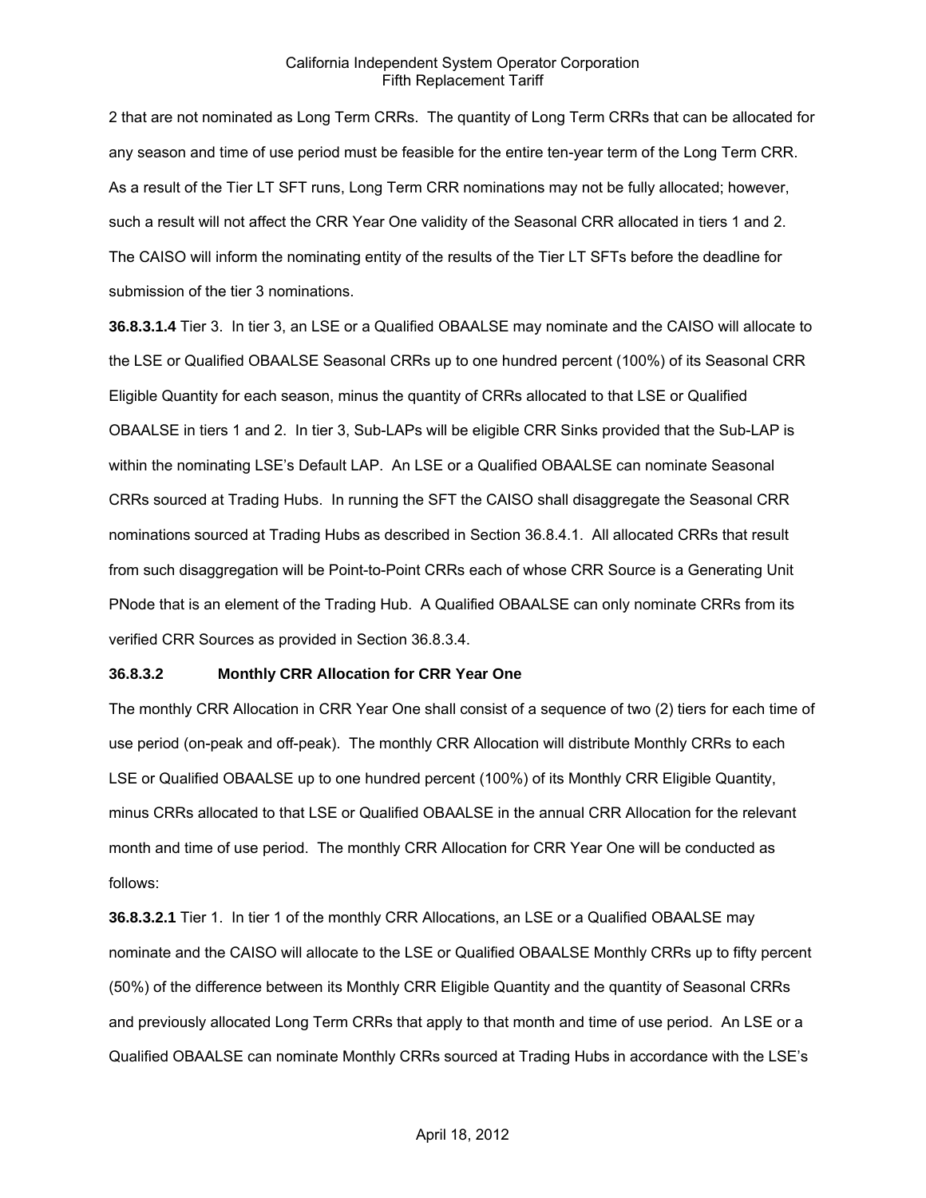2 that are not nominated as Long Term CRRs. The quantity of Long Term CRRs that can be allocated for any season and time of use period must be feasible for the entire ten-year term of the Long Term CRR. As a result of the Tier LT SFT runs, Long Term CRR nominations may not be fully allocated; however, such a result will not affect the CRR Year One validity of the Seasonal CRR allocated in tiers 1 and 2. The CAISO will inform the nominating entity of the results of the Tier LT SFTs before the deadline for submission of the tier 3 nominations.

**36.8.3.1.4** Tier 3. In tier 3, an LSE or a Qualified OBAALSE may nominate and the CAISO will allocate to the LSE or Qualified OBAALSE Seasonal CRRs up to one hundred percent (100%) of its Seasonal CRR Eligible Quantity for each season, minus the quantity of CRRs allocated to that LSE or Qualified OBAALSE in tiers 1 and 2. In tier 3, Sub-LAPs will be eligible CRR Sinks provided that the Sub-LAP is within the nominating LSE's Default LAP. An LSE or a Qualified OBAALSE can nominate Seasonal CRRs sourced at Trading Hubs. In running the SFT the CAISO shall disaggregate the Seasonal CRR nominations sourced at Trading Hubs as described in Section 36.8.4.1. All allocated CRRs that result from such disaggregation will be Point-to-Point CRRs each of whose CRR Source is a Generating Unit PNode that is an element of the Trading Hub. A Qualified OBAALSE can only nominate CRRs from its verified CRR Sources as provided in Section 36.8.3.4.

### 36.8.3.2 Monthly CRR Allocation for CRR Year One

The monthly CRR Allocation in CRR Year One shall consist of a sequence of two (2) tiers for each time of use period (on-peak and off-peak). The monthly CRR Allocation will distribute Monthly CRRs to each LSE or Qualified OBAALSE up to one hundred percent (100%) of its Monthly CRR Eligible Quantity, minus CRRs allocated to that LSE or Qualified OBAALSE in the annual CRR Allocation for the relevant month and time of use period. The monthly CRR Allocation for CRR Year One will be conducted as follows:

**36.8.3.2.1** Tier 1. In tier 1 of the monthly CRR Allocations, an LSE or a Qualified OBAALSE may nominate and the CAISO will allocate to the LSE or Qualified OBAALSE Monthly CRRs up to fifty percent (50%) of the difference between its Monthly CRR Eligible Quantity and the quantity of Seasonal CRRs and previously allocated Long Term CRRs that apply to that month and time of use period. An LSE or a Qualified OBAALSE can nominate Monthly CRRs sourced at Trading Hubs in accordance with the LSE's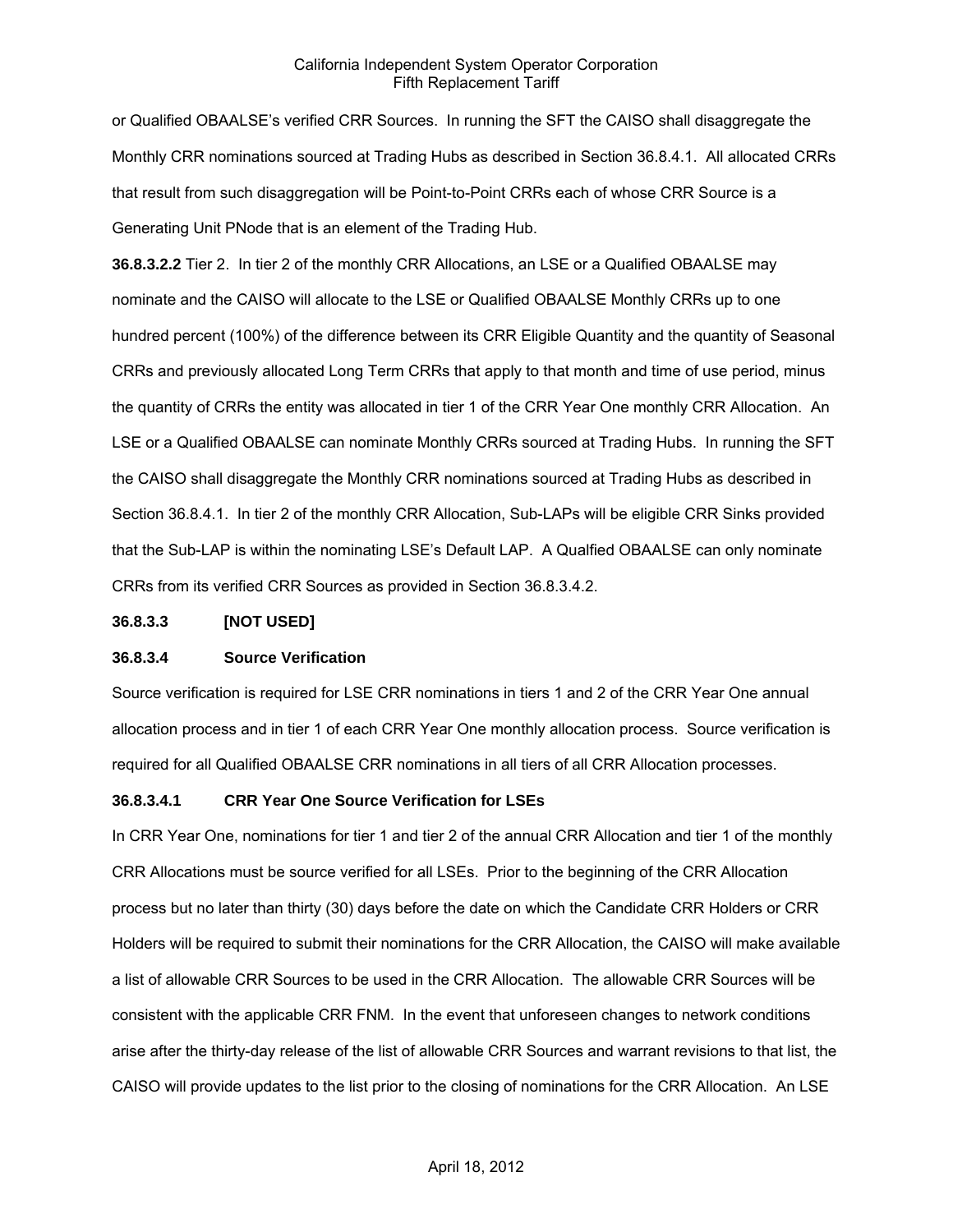or Qualified OBAALSE's verified CRR Sources. In running the SFT the CAISO shall disaggregate the Monthly CRR nominations sourced at Trading Hubs as described in Section 36.8.4.1. All allocated CRRs that result from such disaggregation will be Point-to-Point CRRs each of whose CRR Source is a Generating Unit PNode that is an element of the Trading Hub.

**36.8.3.2.2** Tier 2. In tier 2 of the monthly CRR Allocations, an LSE or a Qualified OBAALSE may nominate and the CAISO will allocate to the LSE or Qualified OBAALSE Monthly CRRs up to one hundred percent (100%) of the difference between its CRR Eligible Quantity and the quantity of Seasonal CRRs and previously allocated Long Term CRRs that apply to that month and time of use period, minus the quantity of CRRs the entity was allocated in tier 1 of the CRR Year One monthly CRR Allocation. An LSE or a Qualified OBAALSE can nominate Monthly CRRs sourced at Trading Hubs. In running the SFT the CAISO shall disaggregate the Monthly CRR nominations sourced at Trading Hubs as described in Section 36.8.4.1. In tier 2 of the monthly CRR Allocation, Sub-LAPs will be eligible CRR Sinks provided that the Sub-LAP is within the nominating LSE's Default LAP. A Qualfied OBAALSE can only nominate CRRs from its verified CRR Sources as provided in Section 36.8.3.4.2.

**36.8.3.3 [NOT USED]**

**36.8.3.4 Source Verification**

Source verification is required for LSE CRR nominations in tiers 1 and 2 of the CRR Year One annual allocation process and in tier 1 of each CRR Year One monthly allocation process. Source verification is required for all Qualified OBAALSE CRR nominations in all tiers of all CRR Allocation processes.

**36.8.3.4.1 CRR Year One Source Verification for LSEs**

In CRR Year One, nominations for tier 1 and tier 2 of the annual CRR Allocation and tier 1 of the monthly CRR Allocations must be source verified for all LSEs. Prior to the beginning of the CRR Allocation process but no later than thirty (30) days before the date on which the Candidate CRR Holders or CRR Holders will be required to submit their nominations for the CRR Allocation, the CAISO will make available a list of allowable CRR Sources to be used in the CRR Allocation. The allowable CRR Sources will be consistent with the applicable CRR FNM. In the event that unforeseen changes to network conditions arise after the thirty-day release of the list of allowable CRR Sources and warrant revisions to that list, the CAISO will provide updates to the list prior to the closing of nominations for the CRR Allocation. An LSE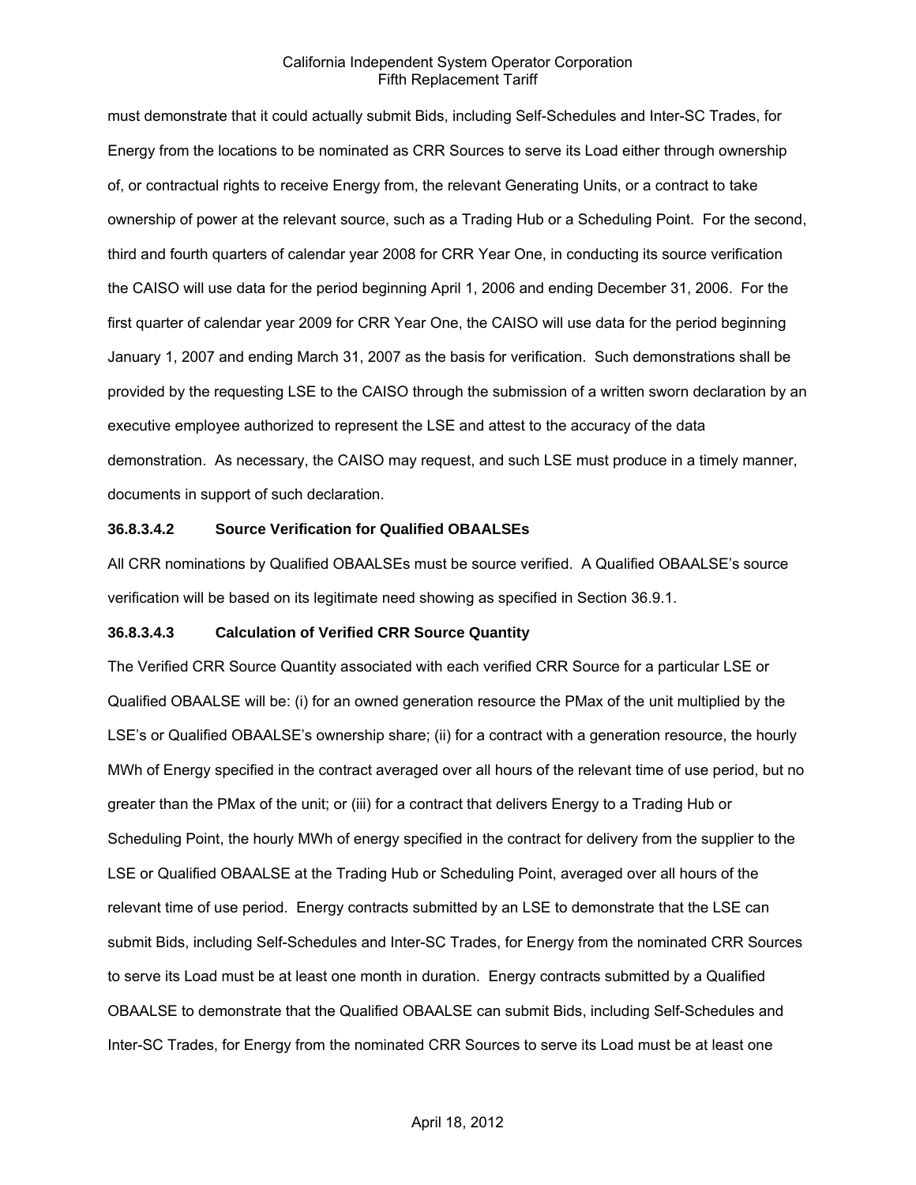must demonstrate that it could actually submit Bids, including Self-Schedules and Inter-SC Trades, for Energy from the locations to be nominated as CRR Sources to serve its Load either through ownership of, or contractual rights to receive Energy from, the relevant Generating Units, or a contract to take ownership of power at the relevant source, such as a Trading Hub or a Scheduling Point. For the second, third and fourth quarters of calendar year 2008 for CRR Year One, in conducting its source verification the CAISO will use data for the period beginning April 1, 2006 and ending December 31, 2006. For the first quarter of calendar year 2009 for CRR Year One, the CAISO will use data for the period beginning January 1, 2007 and ending March 31, 2007 as the basis for verification. Such demonstrations shall be provided by the requesting LSE to the CAISO through the submission of a written sworn declaration by an executive employee authorized to represent the LSE and attest to the accuracy of the data demonstration. As necessary, the CAISO may request, and such LSE must produce in a timely manner, documents in support of such declaration.

**36.8.3.4.2 Source Verification for Qualified OBAALSEs**

All CRR nominations by Qualified OBAALSEs must be source verified. A Qualified OBAALSE's source verification will be based on its legitimate need showing as specified in Section 36.9.1.

**36.8.3.4.3 Calculation of Verified CRR Source Quantity**

The Verified CRR Source Quantity associated with each verified CRR Source for a particular LSE or Qualified OBAALSE will be: (i) for an owned generation resource the PMax of the unit multiplied by the LSE's or Qualified OBAALSE's ownership share; (ii) for a contract with a generation resource, the hourly MWh of Energy specified in the contract averaged over all hours of the relevant time of use period, but no greater than the PMax of the unit; or (iii) for a contract that delivers Energy to a Trading Hub or Scheduling Point, the hourly MWh of energy specified in the contract for delivery from the supplier to the LSE or Qualified OBAALSE at the Trading Hub or Scheduling Point, averaged over all hours of the relevant time of use period. Energy contracts submitted by an LSE to demonstrate that the LSE can submit Bids, including Self-Schedules and Inter-SC Trades, for Energy from the nominated CRR Sources to serve its Load must be at least one month in duration. Energy contracts submitted by a Qualified OBAALSE to demonstrate that the Qualified OBAALSE can submit Bids, including Self-Schedules and Inter-SC Trades, for Energy from the nominated CRR Sources to serve its Load must be at least one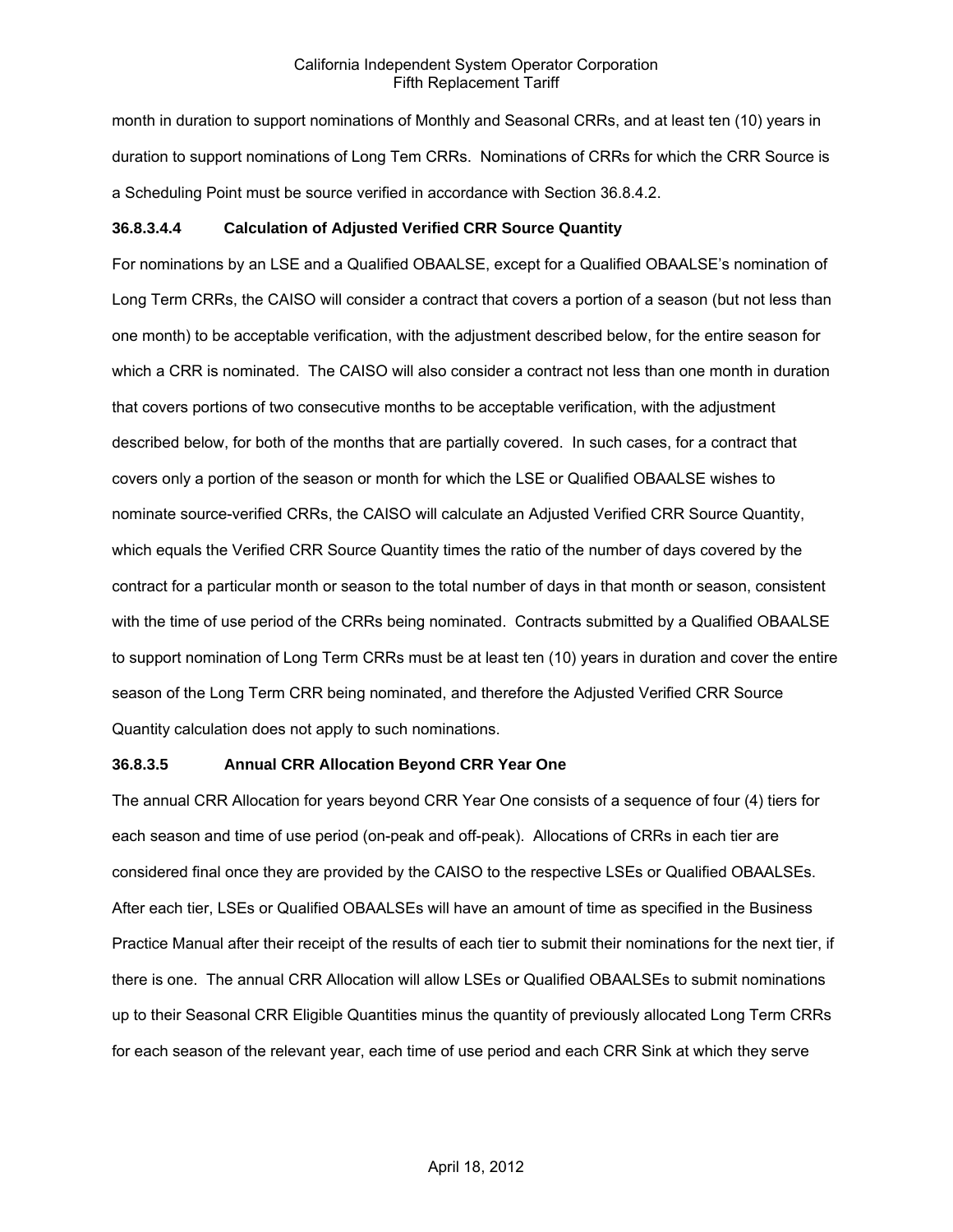month in duration to support nominations of Monthly and Seasonal CRRs, and at least ten (10) years in duration to support nominations of Long Tem CRRs. Nominations of CRRs for which the CRR Source is a Scheduling Point must be source verified in accordance with Section 36.8.4.2.

**36.8.3.4.4 Calculation of Adjusted Verified CRR Source Quantity**

For nominations by an LSE and a Qualified OBAALSE, except for a Qualified OBAALSE's nomination of Long Term CRRs, the CAISO will consider a contract that covers a portion of a season (but not less than one month) to be acceptable verification, with the adjustment described below, for the entire season for which a CRR is nominated. The CAISO will also consider a contract not less than one month in duration that covers portions of two consecutive months to be acceptable verification, with the adjustment described below, for both of the months that are partially covered. In such cases, for a contract that covers only a portion of the season or month for which the LSE or Qualified OBAALSE wishes to nominate source-verified CRRs, the CAISO will calculate an Adjusted Verified CRR Source Quantity, which equals the Verified CRR Source Quantity times the ratio of the number of days covered by the contract for a particular month or season to the total number of days in that month or season, consistent with the time of use period of the CRRs being nominated. Contracts submitted by a Qualified OBAALSE to support nomination of Long Term CRRs must be at least ten (10) years in duration and cover the entire season of the Long Term CRR being nominated, and therefore the Adjusted Verified CRR Source Quantity calculation does not apply to such nominations.

**36.8.3.5 Annual CRR Allocation Beyond CRR Year One**

The annual CRR Allocation for years beyond CRR Year One consists of a sequence of four (4) tiers for each season and time of use period (on-peak and off-peak). Allocations of CRRs in each tier are considered final once they are provided by the CAISO to the respective LSEs or Qualified OBAALSEs. After each tier, LSEs or Qualified OBAALSEs will have an amount of time as specified in the Business Practice Manual after their receipt of the results of each tier to submit their nominations for the next tier, if there is one. The annual CRR Allocation will allow LSEs or Qualified OBAALSEs to submit nominations up to their Seasonal CRR Eligible Quantities minus the quantity of previously allocated Long Term CRRs for each season of the relevant year, each time of use period and each CRR Sink at which they serve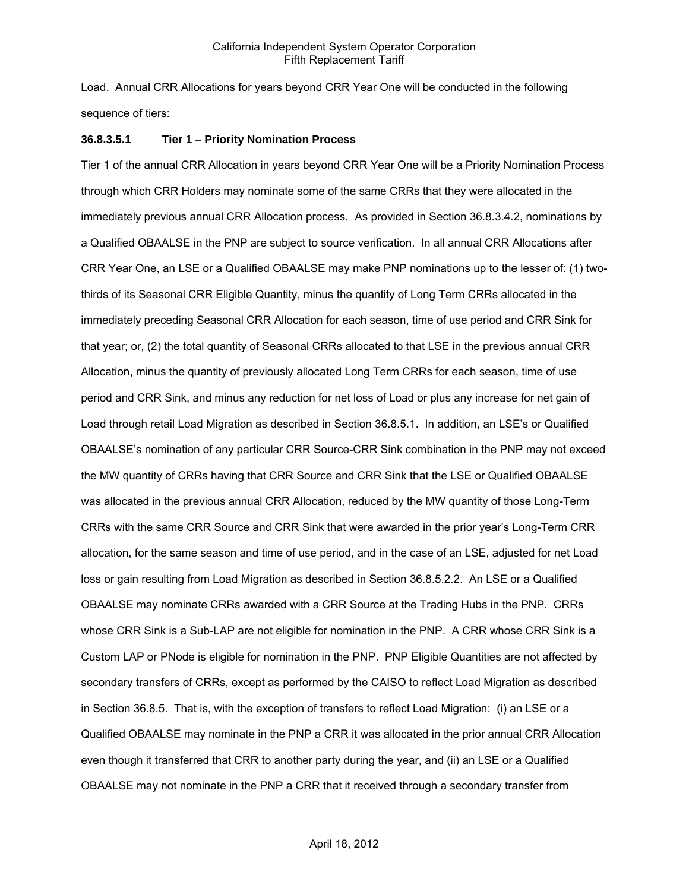Load. Annual CRR Allocations for years beyond CRR Year One will be conducted in the following sequence of tiers:

**36.8.3.5.1 Tier 1 – Priority Nomination Process**

Tier 1 of the annual CRR Allocation in years beyond CRR Year One will be a Priority Nomination Process through which CRR Holders may nominate some of the same CRRs that they were allocated in the immediately previous annual CRR Allocation process. As provided in Section 36.8.3.4.2, nominations by a Qualified OBAALSE in the PNP are subject to source verification. In all annual CRR Allocations after CRR Year One, an LSE or a Qualified OBAALSE may make PNP nominations up to the lesser of: (1) two-thirds of its Seasonal CRR Eligible Quantity, minus the quantity of Long Term CRRs allocated in the immediately preceding Seasonal CRR Allocation for each season, time of use period and CRR Sink for that year; or, (2) the total quantity of Seasonal CRRs allocated to that LSE in the previous annual CRR Allocation, minus the quantity of previously allocated Long Term CRRs for each season, time of use period and CRR Sink, and minus any reduction for net loss of Load or plus any increase for net gain of Load through retail Load Migration as described in Section 36.8.5.1. In addition, an LSE's or Qualified OBAALSE's nomination of any particular CRR Source-CRR Sink combination in the PNP may not exceed the MW quantity of CRRs having that CRR Source and CRR Sink that the LSE or Qualified OBAALSE was allocated in the previous annual CRR Allocation, reduced by the MW quantity of those Long-Term CRRs with the same CRR Source and CRR Sink that were awarded in the prior year's Long-Term CRR allocation, for the same season and time of use period, and in the case of an LSE, adjusted for net Load loss or gain resulting from Load Migration as described in Section 36.8.5.2.2. An LSE or a Qualified OBAALSE may nominate CRRs awarded with a CRR Source at the Trading Hubs in the PNP. CRRs whose CRR Sink is a Sub-LAP are not eligible for nomination in the PNP. A CRR whose CRR Sink is a Custom LAP or PNode is eligible for nomination in the PNP. PNP Eligible Quantities are not affected by secondary transfers of CRRs, except as performed by the CAISO to reflect Load Migration as described in Section 36.8.5. That is, with the exception of transfers to reflect Load Migration: (i) an LSE or a Qualified OBAALSE may nominate in the PNP a CRR it was allocated in the prior annual CRR Allocation even though it transferred that CRR to another party during the year, and (ii) an LSE or a Qualified OBAALSE may not nominate in the PNP a CRR that it received through a secondary transfer from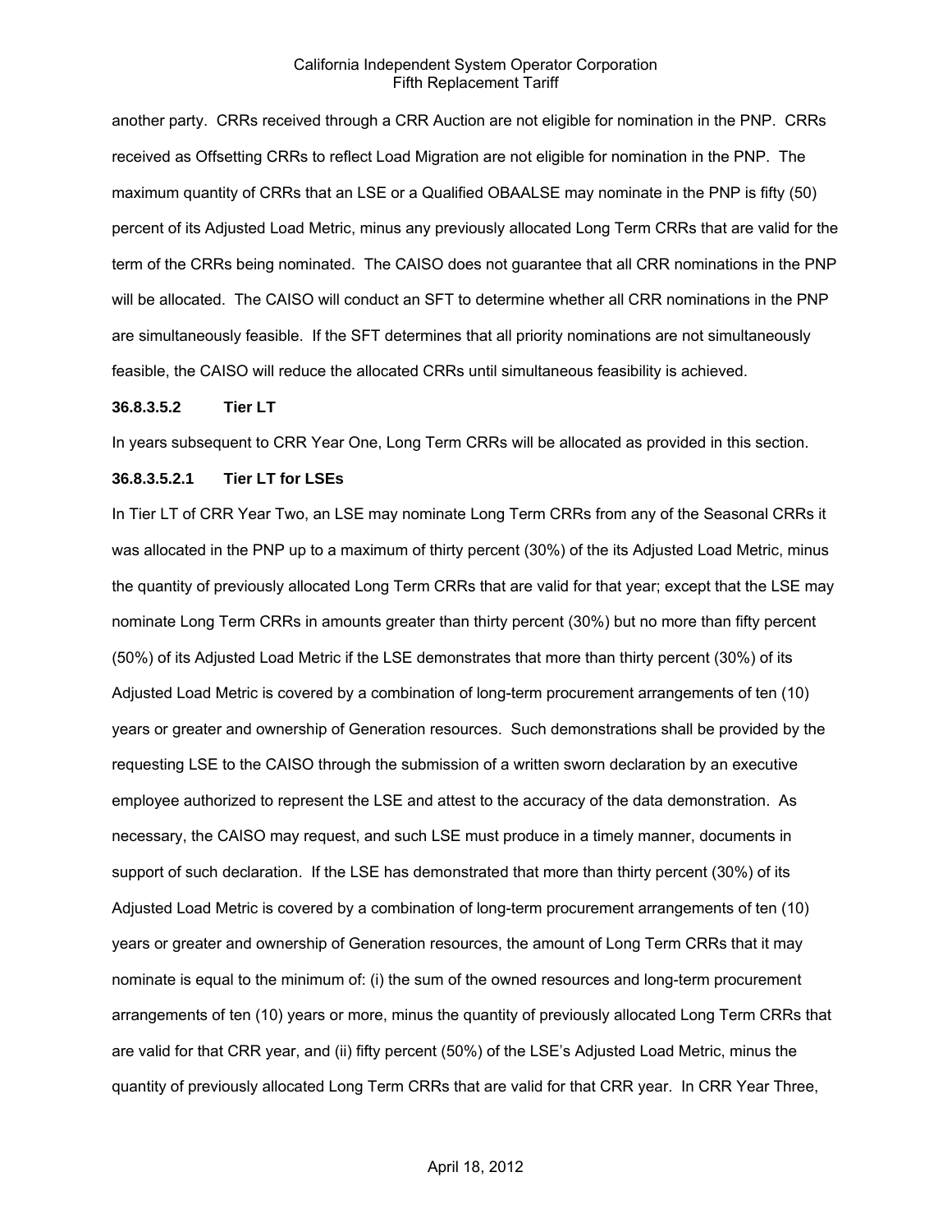another party. CRRs received through a CRR Auction are not eligible for nomination in the PNP. CRRs received as Offsetting CRRs to reflect Load Migration are not eligible for nomination in the PNP. The maximum quantity of CRRs that an LSE or a Qualified OBAALSE may nominate in the PNP is fifty (50) percent of its Adjusted Load Metric, minus any previously allocated Long Term CRRs that are valid for the term of the CRRs being nominated. The CAISO does not guarantee that all CRR nominations in the PNP will be allocated. The CAISO will conduct an SFT to determine whether all CRR nominations in the PNP are simultaneously feasible. If the SFT determines that all priority nominations are not simultaneously feasible, the CAISO will reduce the allocated CRRs until simultaneous feasibility is achieved.

**36.8.3.5.2 Tier LT**

In years subsequent to CRR Year One, Long Term CRRs will be allocated as provided in this section.

**36.8.3.5.2.1 Tier LT for LSEs**

In Tier LT of CRR Year Two, an LSE may nominate Long Term CRRs from any of the Seasonal CRRs it was allocated in the PNP up to a maximum of thirty percent (30%) of the its Adjusted Load Metric, minus the quantity of previously allocated Long Term CRRs that are valid for that year; except that the LSE may nominate Long Term CRRs in amounts greater than thirty percent (30%) but no more than fifty percent (50%) of its Adjusted Load Metric if the LSE demonstrates that more than thirty percent (30%) of its Adjusted Load Metric is covered by a combination of long-term procurement arrangements of ten (10) years or greater and ownership of Generation resources. Such demonstrations shall be provided by the requesting LSE to the CAISO through the submission of a written sworn declaration by an executive employee authorized to represent the LSE and attest to the accuracy of the data demonstration. As necessary, the CAISO may request, and such LSE must produce in a timely manner, documents in support of such declaration. If the LSE has demonstrated that more than thirty percent (30%) of its Adjusted Load Metric is covered by a combination of long-term procurement arrangements of ten (10) years or greater and ownership of Generation resources, the amount of Long Term CRRs that it may nominate is equal to the minimum of: (i) the sum of the owned resources and long-term procurement arrangements of ten (10) years or more, minus the quantity of previously allocated Long Term CRRs that are valid for that CRR year, and (ii) fifty percent (50%) of the LSE's Adjusted Load Metric, minus the quantity of previously allocated Long Term CRRs that are valid for that CRR year. In CRR Year Three,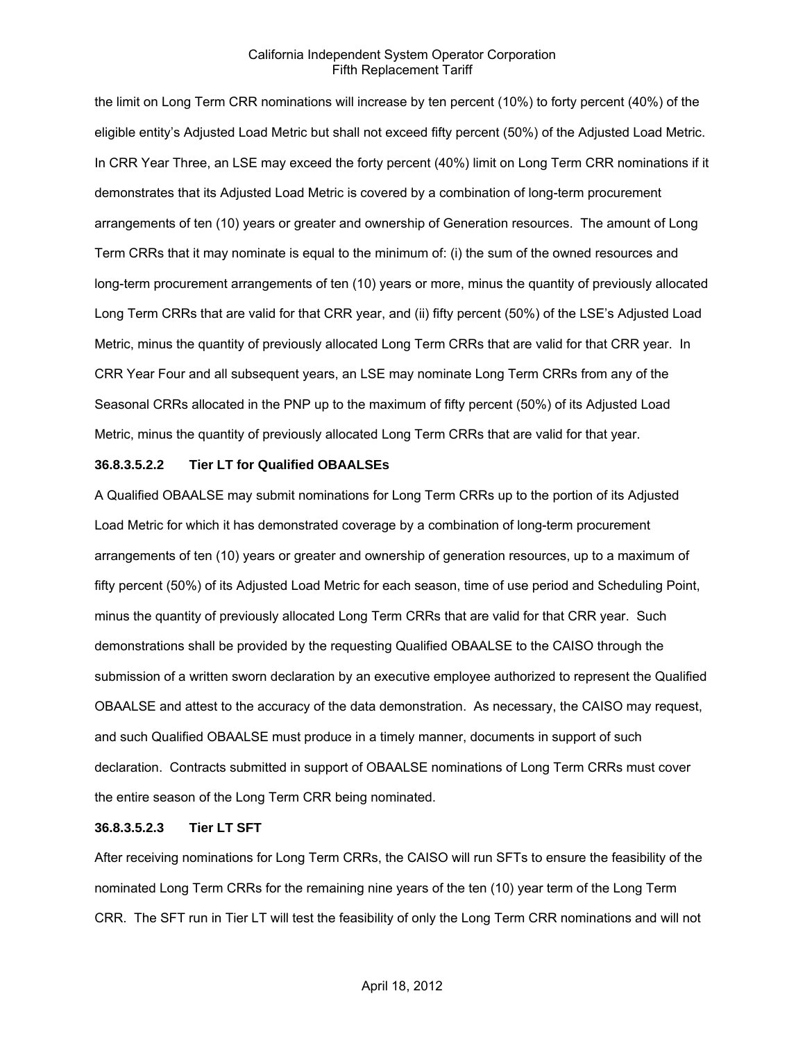the limit on Long Term CRR nominations will increase by ten percent (10%) to forty percent (40%) of the eligible entity's Adjusted Load Metric but shall not exceed fifty percent (50%) of the Adjusted Load Metric. In CRR Year Three, an LSE may exceed the forty percent (40%) limit on Long Term CRR nominations if it demonstrates that its Adjusted Load Metric is covered by a combination of long-term procurement arrangements of ten (10) years or greater and ownership of Generation resources. The amount of Long Term CRRs that it may nominate is equal to the minimum of: (i) the sum of the owned resources and long-term procurement arrangements of ten (10) years or more, minus the quantity of previously allocated Long Term CRRs that are valid for that CRR year, and (ii) fifty percent (50%) of the LSE's Adjusted Load Metric, minus the quantity of previously allocated Long Term CRRs that are valid for that CRR year. In CRR Year Four and all subsequent years, an LSE may nominate Long Term CRRs from any of the Seasonal CRRs allocated in the PNP up to the maximum of fifty percent (50%) of its Adjusted Load Metric, minus the quantity of previously allocated Long Term CRRs that are valid for that year.

**36.8.3.5.2.2 Tier LT for Qualified OBAALSEs**

A Qualified OBAALSE may submit nominations for Long Term CRRs up to the portion of its Adjusted Load Metric for which it has demonstrated coverage by a combination of long-term procurement arrangements of ten (10) years or greater and ownership of generation resources, up to a maximum of fifty percent (50%) of its Adjusted Load Metric for each season, time of use period and Scheduling Point, minus the quantity of previously allocated Long Term CRRs that are valid for that CRR year. Such demonstrations shall be provided by the requesting Qualified OBAALSE to the CAISO through the submission of a written sworn declaration by an executive employee authorized to represent the Qualified OBAALSE and attest to the accuracy of the data demonstration. As necessary, the CAISO may request, and such Qualified OBAALSE must produce in a timely manner, documents in support of such declaration. Contracts submitted in support of OBAALSE nominations of Long Term CRRs must cover the entire season of the Long Term CRR being nominated.

**36.8.3.5.2.3 Tier LT SFT**

After receiving nominations for Long Term CRRs, the CAISO will run SFTs to ensure the feasibility of the nominated Long Term CRRs for the remaining nine years of the ten (10) year term of the Long Term CRR. The SFT run in Tier LT will test the feasibility of only the Long Term CRR nominations and will not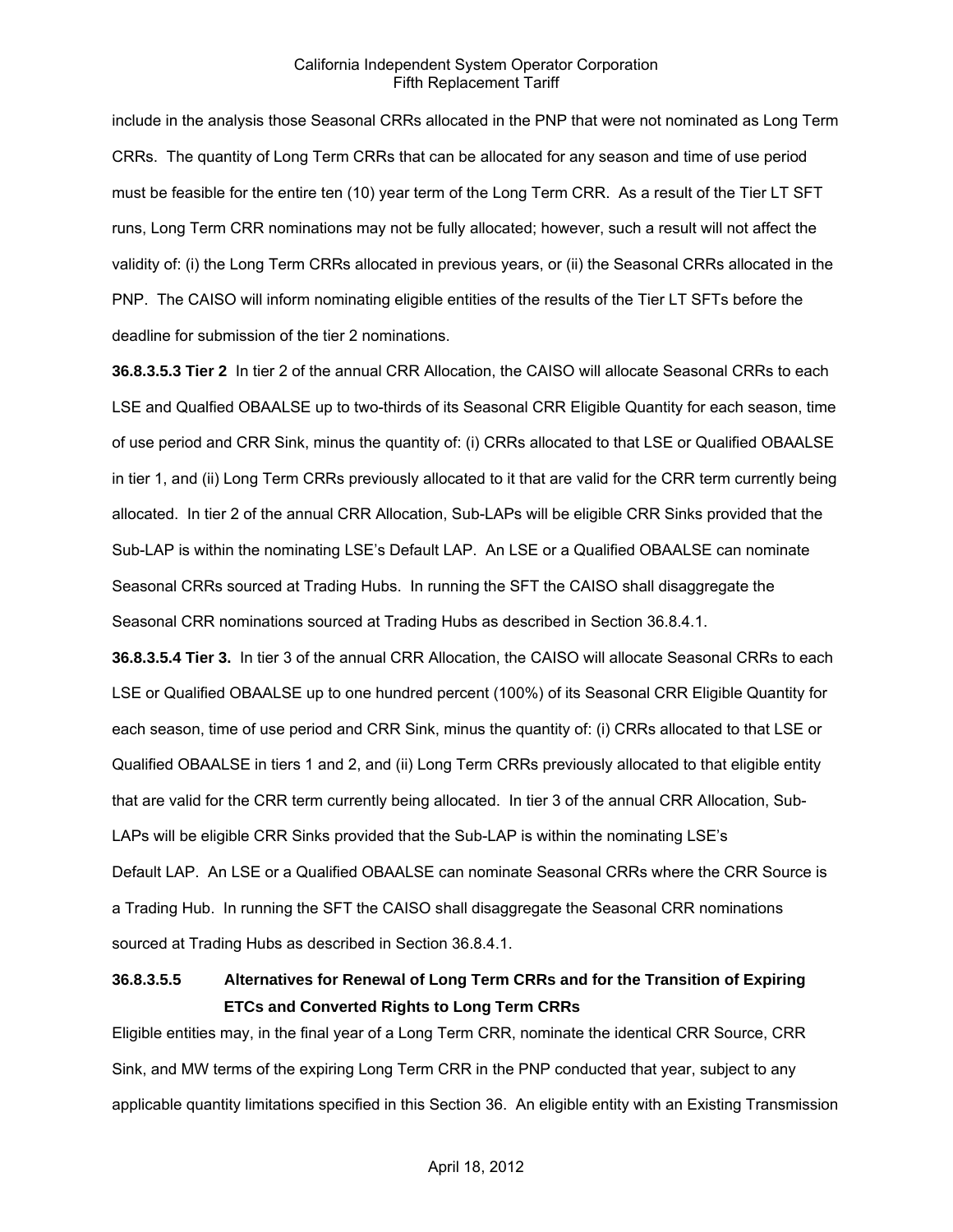include in the analysis those Seasonal CRRs allocated in the PNP that were not nominated as Long Term CRRs. The quantity of Long Term CRRs that can be allocated for any season and time of use period must be feasible for the entire ten (10) year term of the Long Term CRR. As a result of the Tier LT SFT runs, Long Term CRR nominations may not be fully allocated; however, such a result will not affect the validity of: (i) the Long Term CRRs allocated in previous years, or (ii) the Seasonal CRRs allocated in the PNP. The CAISO will inform nominating eligible entities of the results of the Tier LT SFTs before the deadline for submission of the tier 2 nominations.

**36.8.3.5.3 Tier 2** In tier 2 of the annual CRR Allocation, the CAISO will allocate Seasonal CRRs to each LSE and Qualfied OBAALSE up to two-thirds of its Seasonal CRR Eligible Quantity for each season, time of use period and CRR Sink, minus the quantity of: (i) CRRs allocated to that LSE or Qualified OBAALSE in tier 1, and (ii) Long Term CRRs previously allocated to it that are valid for the CRR term currently being allocated. In tier 2 of the annual CRR Allocation, Sub-LAPs will be eligible CRR Sinks provided that the Sub-LAP is within the nominating LSE's Default LAP. An LSE or a Qualified OBAALSE can nominate Seasonal CRRs sourced at Trading Hubs. In running the SFT the CAISO shall disaggregate the Seasonal CRR nominations sourced at Trading Hubs as described in Section 36.8.4.1.

**36.8.3.5.4 Tier 3.** In tier 3 of the annual CRR Allocation, the CAISO will allocate Seasonal CRRs to each LSE or Qualified OBAALSE up to one hundred percent (100%) of its Seasonal CRR Eligible Quantity for each season, time of use period and CRR Sink, minus the quantity of: (i) CRRs allocated to that LSE or Qualified OBAALSE in tiers 1 and 2, and (ii) Long Term CRRs previously allocated to that eligible entity that are valid for the CRR term currently being allocated. In tier 3 of the annual CRR Allocation, Sub-LAPs will be eligible CRR Sinks provided that the Sub-LAP is within the nominating LSE's Default LAP. An LSE or a Qualified OBAALSE can nominate Seasonal CRRs where the CRR Source is a Trading Hub. In running the SFT the CAISO shall disaggregate the Seasonal CRR nominations sourced at Trading Hubs as described in Section 36.8.4.1.

**36.8.3.5.5 Alternatives for Renewal of Long Term CRRs and for the Transition of Expiring ETCs and Converted Rights to Long Term CRRs**

Eligible entities may, in the final year of a Long Term CRR, nominate the identical CRR Source, CRR Sink, and MW terms of the expiring Long Term CRR in the PNP conducted that year, subject to any applicable quantity limitations specified in this Section 36. An eligible entity with an Existing Transmission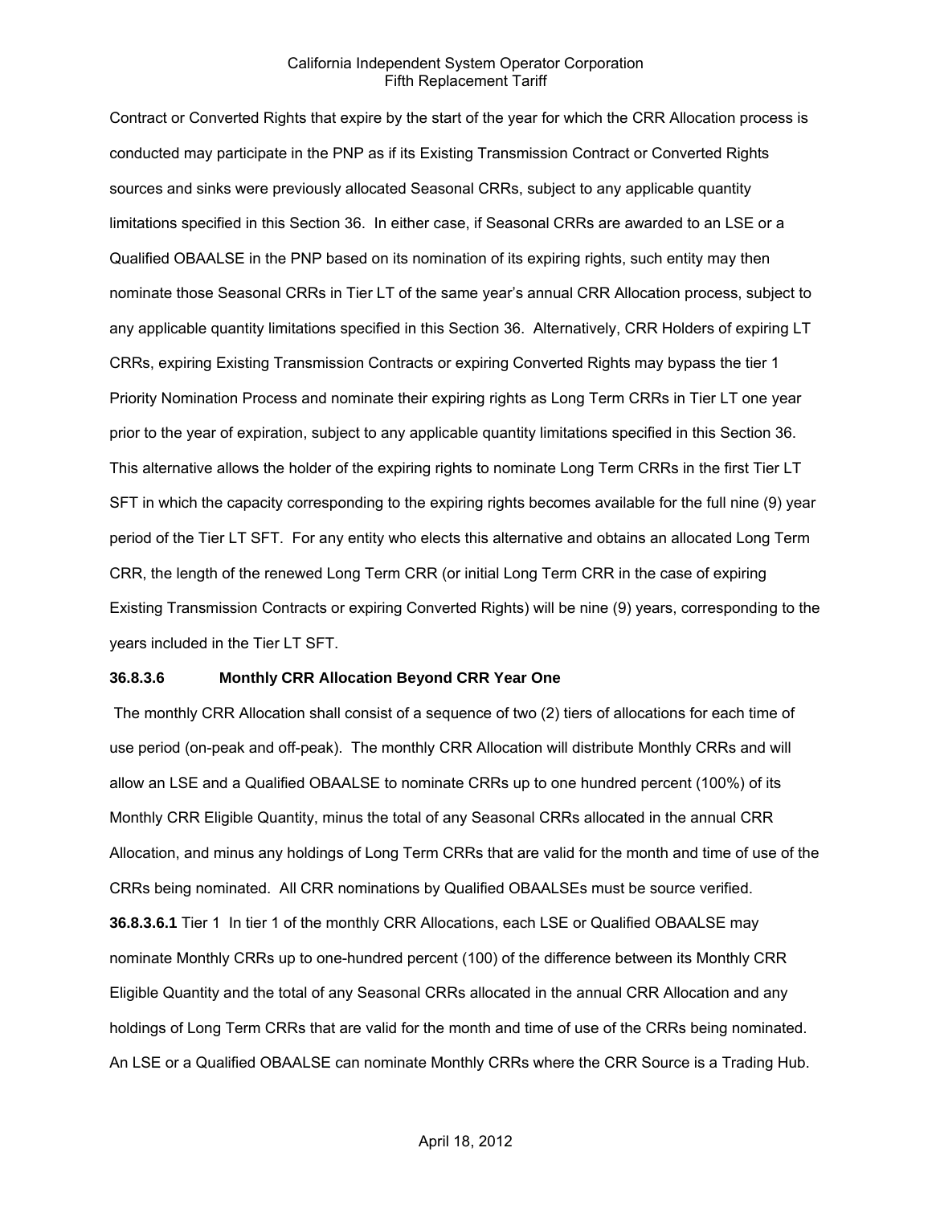Contract or Converted Rights that expire by the start of the year for which the CRR Allocation process is conducted may participate in the PNP as if its Existing Transmission Contract or Converted Rights sources and sinks were previously allocated Seasonal CRRs, subject to any applicable quantity limitations specified in this Section 36. In either case, if Seasonal CRRs are awarded to an LSE or a Qualified OBAALSE in the PNP based on its nomination of its expiring rights, such entity may then nominate those Seasonal CRRs in Tier LT of the same year's annual CRR Allocation process, subject to any applicable quantity limitations specified in this Section 36. Alternatively, CRR Holders of expiring LT CRRs, expiring Existing Transmission Contracts or expiring Converted Rights may bypass the tier 1 Priority Nomination Process and nominate their expiring rights as Long Term CRRs in Tier LT one year prior to the year of expiration, subject to any applicable quantity limitations specified in this Section 36. This alternative allows the holder of the expiring rights to nominate Long Term CRRs in the first Tier LT SFT in which the capacity corresponding to the expiring rights becomes available for the full nine (9) year period of the Tier LT SFT. For any entity who elects this alternative and obtains an allocated Long Term CRR, the length of the renewed Long Term CRR (or initial Long Term CRR in the case of expiring Existing Transmission Contracts or expiring Converted Rights) will be nine (9) years, corresponding to the years included in the Tier LT SFT.

**36.8.3.6 Monthly CRR Allocation Beyond CRR Year One**

The monthly CRR Allocation shall consist of a sequence of two (2) tiers of allocations for each time of use period (on-peak and off-peak). The monthly CRR Allocation will distribute Monthly CRRs and will allow an LSE and a Qualified OBAALSE to nominate CRRs up to one hundred percent (100%) of its Monthly CRR Eligible Quantity, minus the total of any Seasonal CRRs allocated in the annual CRR Allocation, and minus any holdings of Long Term CRRs that are valid for the month and time of use of the CRRs being nominated. All CRR nominations by Qualified OBAALSEs must be source verified.

**36.8.3.6.1** Tier 1 In tier 1 of the monthly CRR Allocations, each LSE or Qualified OBAALSE may nominate Monthly CRRs up to one-hundred percent (100) of the difference between its Monthly CRR Eligible Quantity and the total of any Seasonal CRRs allocated in the annual CRR Allocation and any holdings of Long Term CRRs that are valid for the month and time of use of the CRRs being nominated. An LSE or a Qualified OBAALSE can nominate Monthly CRRs where the CRR Source is a Trading Hub.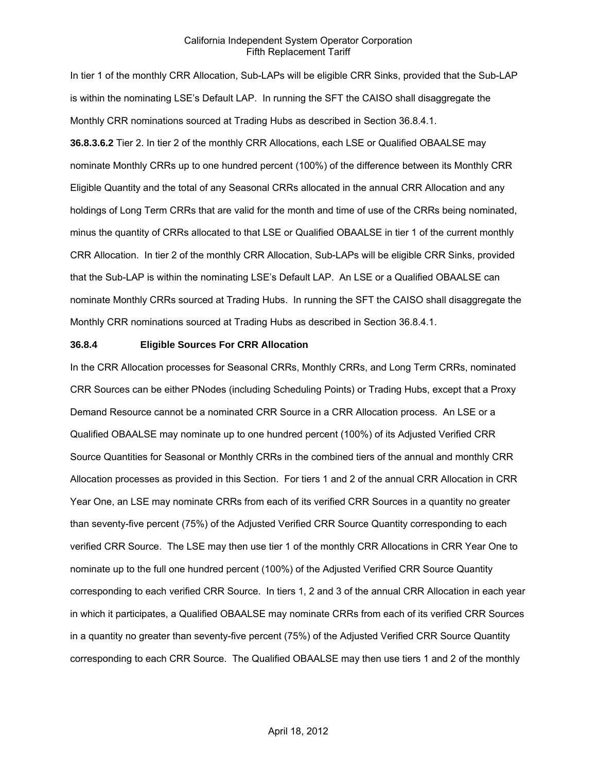In tier 1 of the monthly CRR Allocation, Sub-LAPs will be eligible CRR Sinks, provided that the Sub-LAP is within the nominating LSE's Default LAP. In running the SFT the CAISO shall disaggregate the Monthly CRR nominations sourced at Trading Hubs as described in Section 36.8.4.1.

**36.8.3.6.2** Tier 2. In tier 2 of the monthly CRR Allocations, each LSE or Qualified OBAALSE may nominate Monthly CRRs up to one hundred percent (100%) of the difference between its Monthly CRR Eligible Quantity and the total of any Seasonal CRRs allocated in the annual CRR Allocation and any holdings of Long Term CRRs that are valid for the month and time of use of the CRRs being nominated, minus the quantity of CRRs allocated to that LSE or Qualified OBAALSE in tier 1 of the current monthly CRR Allocation. In tier 2 of the monthly CRR Allocation, Sub-LAPs will be eligible CRR Sinks, provided that the Sub-LAP is within the nominating LSE's Default LAP. An LSE or a Qualified OBAALSE can nominate Monthly CRRs sourced at Trading Hubs. In running the SFT the CAISO shall disaggregate the Monthly CRR nominations sourced at Trading Hubs as described in Section 36.8.4.1.

**36.8.4 Eligible Sources For CRR Allocation**

In the CRR Allocation processes for Seasonal CRRs, Monthly CRRs, and Long Term CRRs, nominated CRR Sources can be either PNodes (including Scheduling Points) or Trading Hubs, except that a Proxy Demand Resource cannot be a nominated CRR Source in a CRR Allocation process. An LSE or a Qualified OBAALSE may nominate up to one hundred percent (100%) of its Adjusted Verified CRR Source Quantities for Seasonal or Monthly CRRs in the combined tiers of the annual and monthly CRR Allocation processes as provided in this Section. For tiers 1 and 2 of the annual CRR Allocation in CRR Year One, an LSE may nominate CRRs from each of its verified CRR Sources in a quantity no greater than seventy-five percent (75%) of the Adjusted Verified CRR Source Quantity corresponding to each verified CRR Source. The LSE may then use tier 1 of the monthly CRR Allocations in CRR Year One to nominate up to the full one hundred percent (100%) of the Adjusted Verified CRR Source Quantity corresponding to each verified CRR Source. In tiers 1, 2 and 3 of the annual CRR Allocation in each year in which it participates, a Qualified OBAALSE may nominate CRRs from each of its verified CRR Sources in a quantity no greater than seventy-five percent (75%) of the Adjusted Verified CRR Source Quantity corresponding to each CRR Source. The Qualified OBAALSE may then use tiers 1 and 2 of the monthly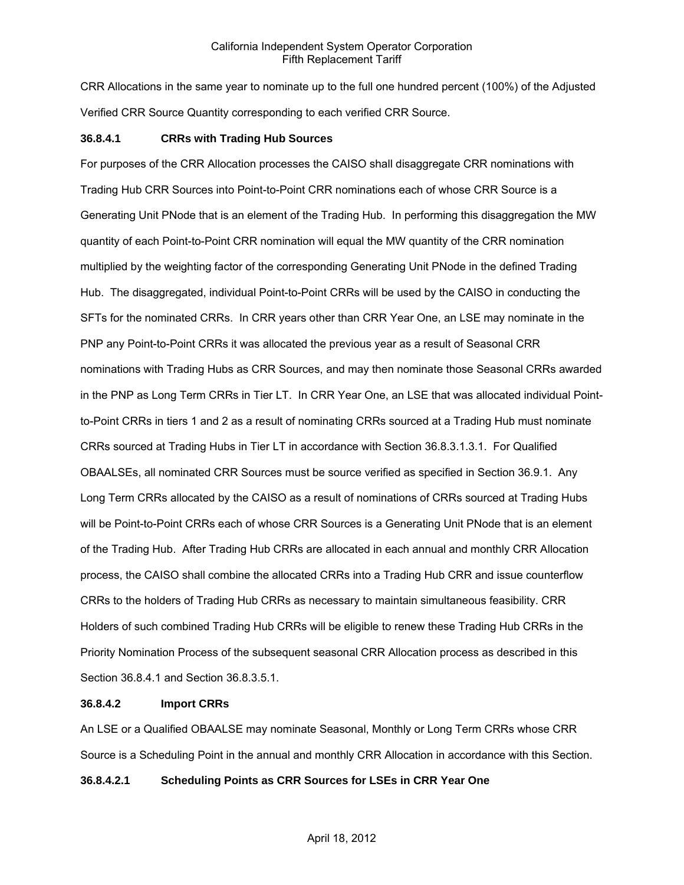CRR Allocations in the same year to nominate up to the full one hundred percent (100%) of the Adjusted Verified CRR Source Quantity corresponding to each verified CRR Source.

### 36.8.4.1 CRRs with Trading Hub Sources

For purposes of the CRR Allocation processes the CAISO shall disaggregate CRR nominations with Trading Hub CRR Sources into Point-to-Point CRR nominations each of whose CRR Source is a Generating Unit PNode that is an element of the Trading Hub. In performing this disaggregation the MW quantity of each Point-to-Point CRR nomination will equal the MW quantity of the CRR nomination multiplied by the weighting factor of the corresponding Generating Unit PNode in the defined Trading Hub. The disaggregated, individual Point-to-Point CRRs will be used by the CAISO in conducting the SFTs for the nominated CRRs. In CRR years other than CRR Year One, an LSE may nominate in the PNP any Point-to-Point CRRs it was allocated the previous year as a result of Seasonal CRR nominations with Trading Hubs as CRR Sources, and may then nominate those Seasonal CRRs awarded in the PNP as Long Term CRRs in Tier LT. In CRR Year One, an LSE that was allocated individual Point-to-Point CRRs in tiers 1 and 2 as a result of nominating CRRs sourced at a Trading Hub must nominate CRRs sourced at Trading Hubs in Tier LT in accordance with Section 36.8.3.1.3.1. For Qualified OBAALSEs, all nominated CRR Sources must be source verified as specified in Section 36.9.1. Any Long Term CRRs allocated by the CAISO as a result of nominations of CRRs sourced at Trading Hubs will be Point-to-Point CRRs each of whose CRR Sources is a Generating Unit PNode that is an element of the Trading Hub. After Trading Hub CRRs are allocated in each annual and monthly CRR Allocation process, the CAISO shall combine the allocated CRRs into a Trading Hub CRR and issue counterflow CRRs to the holders of Trading Hub CRRs as necessary to maintain simultaneous feasibility. CRR Holders of such combined Trading Hub CRRs will be eligible to renew these Trading Hub CRRs in the Priority Nomination Process of the subsequent seasonal CRR Allocation process as described in this Section 36.8.4.1 and Section 36.8.3.5.1.

### 36.8.4.2 Import CRRs

An LSE or a Qualified OBAALSE may nominate Seasonal, Monthly or Long Term CRRs whose CRR Source is a Scheduling Point in the annual and monthly CRR Allocation in accordance with this Section.

#### 36.8.4.2.1 Scheduling Points as CRR Sources for LSEs in CRR Year One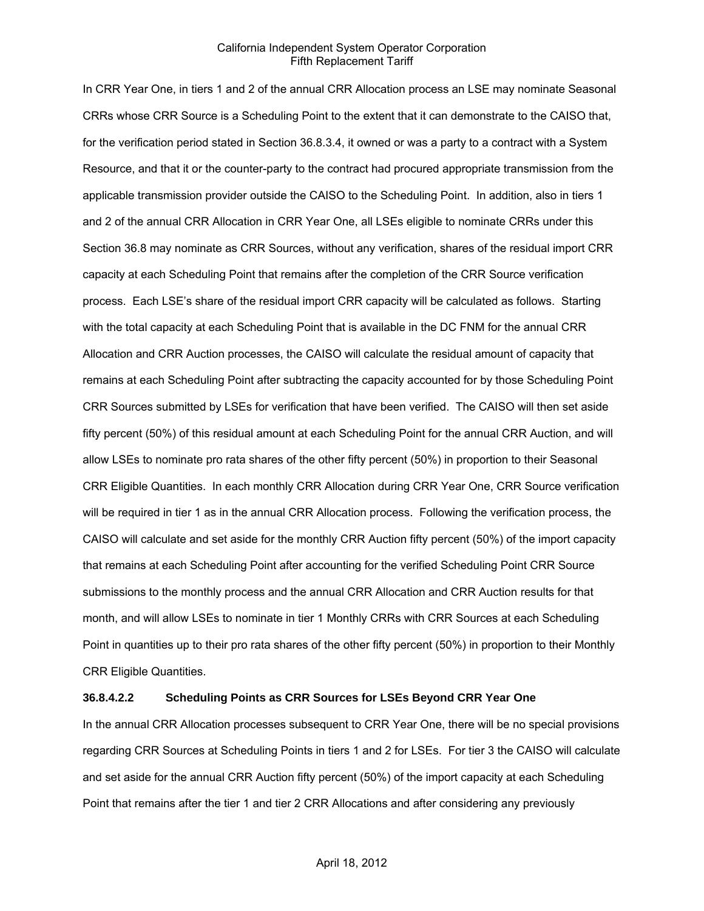In CRR Year One, in tiers 1 and 2 of the annual CRR Allocation process an LSE may nominate Seasonal CRRs whose CRR Source is a Scheduling Point to the extent that it can demonstrate to the CAISO that, for the verification period stated in Section 36.8.3.4, it owned or was a party to a contract with a System Resource, and that it or the counter-party to the contract had procured appropriate transmission from the applicable transmission provider outside the CAISO to the Scheduling Point. In addition, also in tiers 1 and 2 of the annual CRR Allocation in CRR Year One, all LSEs eligible to nominate CRRs under this Section 36.8 may nominate as CRR Sources, without any verification, shares of the residual import CRR capacity at each Scheduling Point that remains after the completion of the CRR Source verification process. Each LSE's share of the residual import CRR capacity will be calculated as follows. Starting with the total capacity at each Scheduling Point that is available in the DC FNM for the annual CRR Allocation and CRR Auction processes, the CAISO will calculate the residual amount of capacity that remains at each Scheduling Point after subtracting the capacity accounted for by those Scheduling Point CRR Sources submitted by LSEs for verification that have been verified. The CAISO will then set aside fifty percent (50%) of this residual amount at each Scheduling Point for the annual CRR Auction, and will allow LSEs to nominate pro rata shares of the other fifty percent (50%) in proportion to their Seasonal CRR Eligible Quantities. In each monthly CRR Allocation during CRR Year One, CRR Source verification will be required in tier 1 as in the annual CRR Allocation process. Following the verification process, the CAISO will calculate and set aside for the monthly CRR Auction fifty percent (50%) of the import capacity that remains at each Scheduling Point after accounting for the verified Scheduling Point CRR Source submissions to the monthly process and the annual CRR Allocation and CRR Auction results for that month, and will allow LSEs to nominate in tier 1 Monthly CRRs with CRR Sources at each Scheduling Point in quantities up to their pro rata shares of the other fifty percent (50%) in proportion to their Monthly CRR Eligible Quantities.

**36.8.4.2.2 Scheduling Points as CRR Sources for LSEs Beyond CRR Year One**

In the annual CRR Allocation processes subsequent to CRR Year One, there will be no special provisions regarding CRR Sources at Scheduling Points in tiers 1 and 2 for LSEs. For tier 3 the CAISO will calculate and set aside for the annual CRR Auction fifty percent (50%) of the import capacity at each Scheduling Point that remains after the tier 1 and tier 2 CRR Allocations and after considering any previously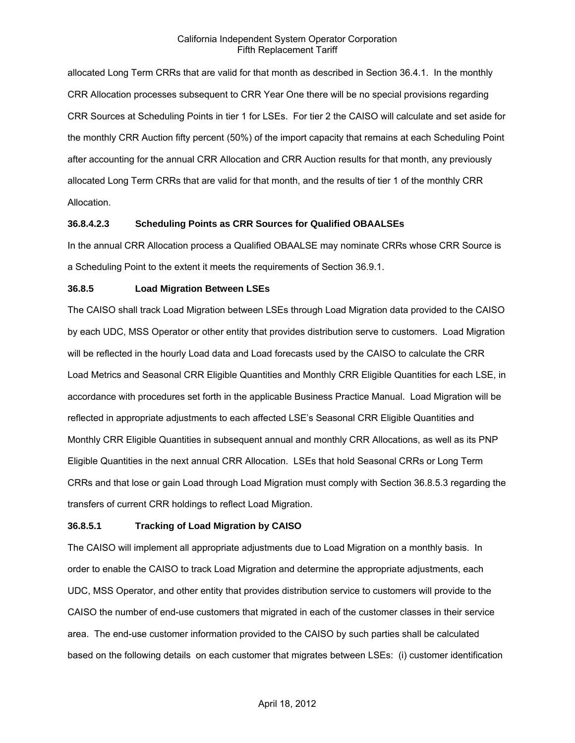allocated Long Term CRRs that are valid for that month as described in Section 36.4.1. In the monthly CRR Allocation processes subsequent to CRR Year One there will be no special provisions regarding CRR Sources at Scheduling Points in tier 1 for LSEs. For tier 2 the CAISO will calculate and set aside for the monthly CRR Auction fifty percent (50%) of the import capacity that remains at each Scheduling Point after accounting for the annual CRR Allocation and CRR Auction results for that month, any previously allocated Long Term CRRs that are valid for that month, and the results of tier 1 of the monthly CRR Allocation.

**36.8.4.2.3 Scheduling Points as CRR Sources for Qualified OBAALSEs**

In the annual CRR Allocation process a Qualified OBAALSE may nominate CRRs whose CRR Source is a Scheduling Point to the extent it meets the requirements of Section 36.9.1.

**36.8.5 Load Migration Between LSEs**

The CAISO shall track Load Migration between LSEs through Load Migration data provided to the CAISO by each UDC, MSS Operator or other entity that provides distribution serve to customers. Load Migration will be reflected in the hourly Load data and Load forecasts used by the CAISO to calculate the CRR Load Metrics and Seasonal CRR Eligible Quantities and Monthly CRR Eligible Quantities for each LSE, in accordance with procedures set forth in the applicable Business Practice Manual. Load Migration will be reflected in appropriate adjustments to each affected LSE's Seasonal CRR Eligible Quantities and Monthly CRR Eligible Quantities in subsequent annual and monthly CRR Allocations, as well as its PNP Eligible Quantities in the next annual CRR Allocation. LSEs that hold Seasonal CRRs or Long Term CRRs and that lose or gain Load through Load Migration must comply with Section 36.8.5.3 regarding the transfers of current CRR holdings to reflect Load Migration.

**36.8.5.1 Tracking of Load Migration by CAISO**

The CAISO will implement all appropriate adjustments due to Load Migration on a monthly basis. In order to enable the CAISO to track Load Migration and determine the appropriate adjustments, each UDC, MSS Operator, and other entity that provides distribution service to customers will provide to the CAISO the number of end-use customers that migrated in each of the customer classes in their service area. The end-use customer information provided to the CAISO by such parties shall be calculated based on the following details on each customer that migrates between LSEs: (i) customer identification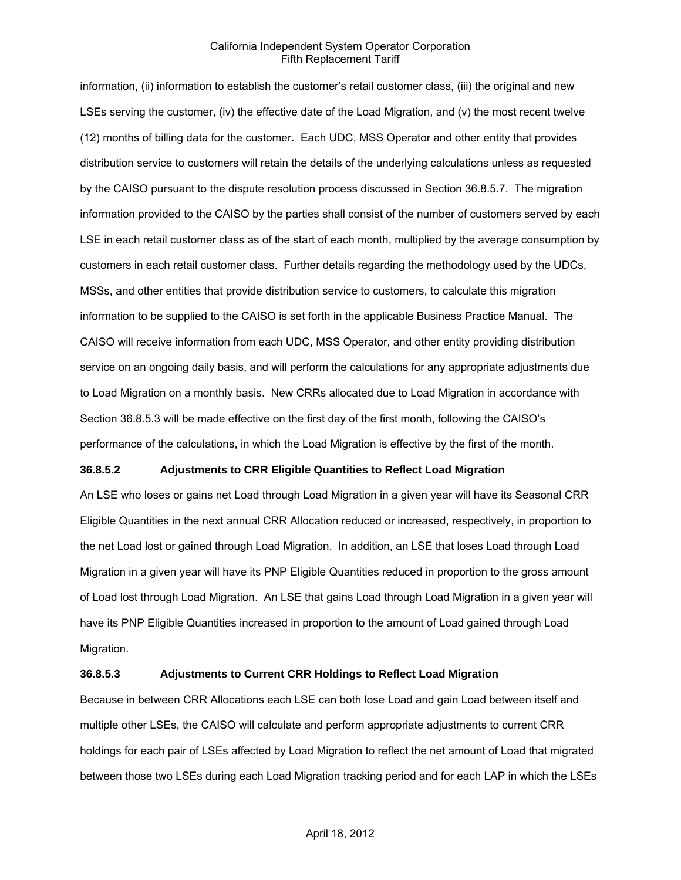information, (ii) information to establish the customer's retail customer class, (iii) the original and new LSEs serving the customer, (iv) the effective date of the Load Migration, and (v) the most recent twelve (12) months of billing data for the customer. Each UDC, MSS Operator and other entity that provides distribution service to customers will retain the details of the underlying calculations unless as requested by the CAISO pursuant to the dispute resolution process discussed in Section 36.8.5.7. The migration information provided to the CAISO by the parties shall consist of the number of customers served by each LSE in each retail customer class as of the start of each month, multiplied by the average consumption by customers in each retail customer class. Further details regarding the methodology used by the UDCs, MSSs, and other entities that provide distribution service to customers, to calculate this migration information to be supplied to the CAISO is set forth in the applicable Business Practice Manual. The CAISO will receive information from each UDC, MSS Operator, and other entity providing distribution service on an ongoing daily basis, and will perform the calculations for any appropriate adjustments due to Load Migration on a monthly basis. New CRRs allocated due to Load Migration in accordance with Section 36.8.5.3 will be made effective on the first day of the first month, following the CAISO's performance of the calculations, in which the Load Migration is effective by the first of the month.

**36.8.5.2 Adjustments to CRR Eligible Quantities to Reflect Load Migration**

An LSE who loses or gains net Load through Load Migration in a given year will have its Seasonal CRR Eligible Quantities in the next annual CRR Allocation reduced or increased, respectively, in proportion to the net Load lost or gained through Load Migration. In addition, an LSE that loses Load through Load Migration in a given year will have its PNP Eligible Quantities reduced in proportion to the gross amount of Load lost through Load Migration. An LSE that gains Load through Load Migration in a given year will have its PNP Eligible Quantities increased in proportion to the amount of Load gained through Load Migration.

**36.8.5.3 Adjustments to Current CRR Holdings to Reflect Load Migration**

Because in between CRR Allocations each LSE can both lose Load and gain Load between itself and multiple other LSEs, the CAISO will calculate and perform appropriate adjustments to current CRR holdings for each pair of LSEs affected by Load Migration to reflect the net amount of Load that migrated between those two LSEs during each Load Migration tracking period and for each LAP in which the LSEs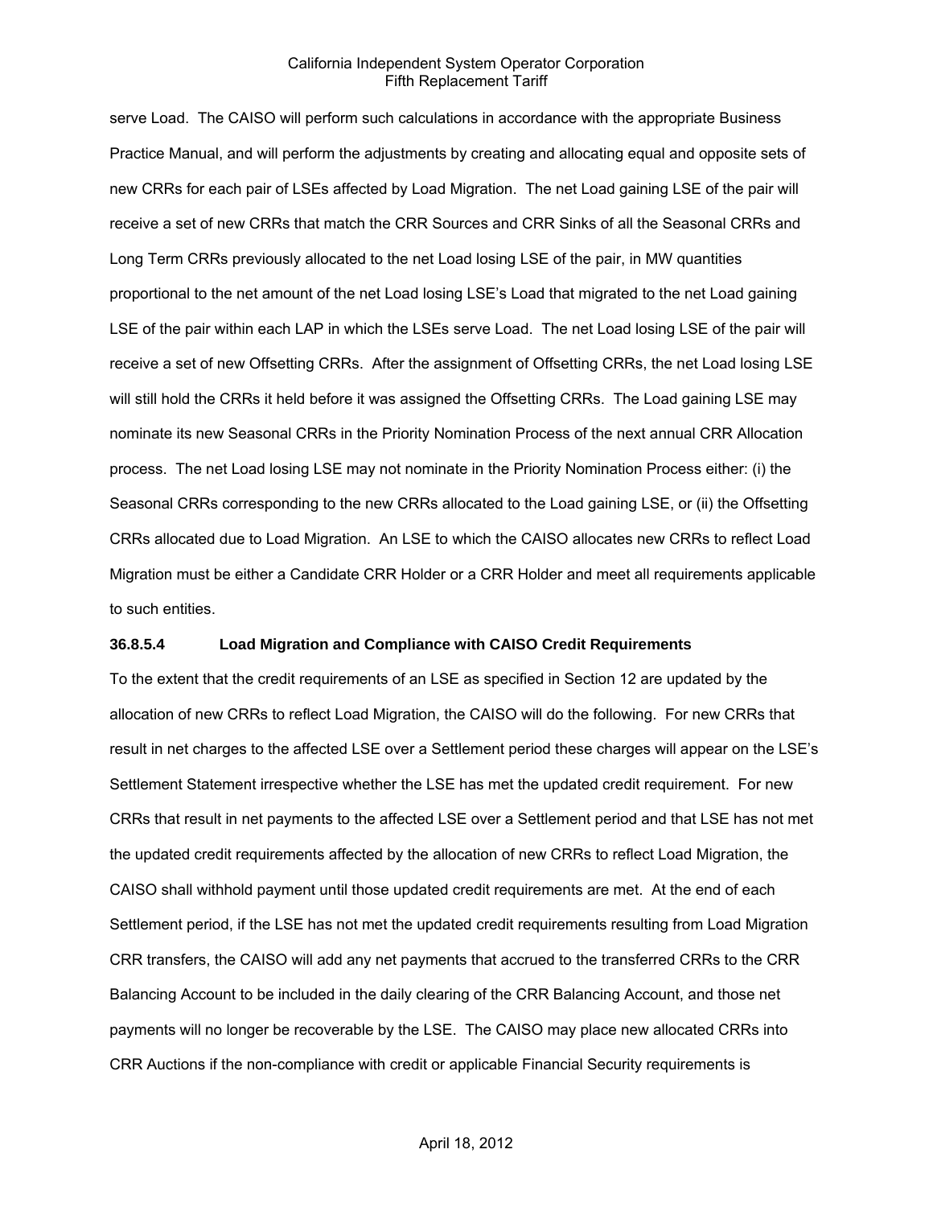serve Load. The CAISO will perform such calculations in accordance with the appropriate Business Practice Manual, and will perform the adjustments by creating and allocating equal and opposite sets of new CRRs for each pair of LSEs affected by Load Migration. The net Load gaining LSE of the pair will receive a set of new CRRs that match the CRR Sources and CRR Sinks of all the Seasonal CRRs and Long Term CRRs previously allocated to the net Load losing LSE of the pair, in MW quantities proportional to the net amount of the net Load losing LSE's Load that migrated to the net Load gaining LSE of the pair within each LAP in which the LSEs serve Load. The net Load losing LSE of the pair will receive a set of new Offsetting CRRs. After the assignment of Offsetting CRRs, the net Load losing LSE will still hold the CRRs it held before it was assigned the Offsetting CRRs. The Load gaining LSE may nominate its new Seasonal CRRs in the Priority Nomination Process of the next annual CRR Allocation process. The net Load losing LSE may not nominate in the Priority Nomination Process either: (i) the Seasonal CRRs corresponding to the new CRRs allocated to the Load gaining LSE, or (ii) the Offsetting CRRs allocated due to Load Migration. An LSE to which the CAISO allocates new CRRs to reflect Load Migration must be either a Candidate CRR Holder or a CRR Holder and meet all requirements applicable to such entities.

**36.8.5.4 Load Migration and Compliance with CAISO Credit Requirements**

To the extent that the credit requirements of an LSE as specified in Section 12 are updated by the allocation of new CRRs to reflect Load Migration, the CAISO will do the following. For new CRRs that result in net charges to the affected LSE over a Settlement period these charges will appear on the LSE's Settlement Statement irrespective whether the LSE has met the updated credit requirement. For new CRRs that result in net payments to the affected LSE over a Settlement period and that LSE has not met the updated credit requirements affected by the allocation of new CRRs to reflect Load Migration, the CAISO shall withhold payment until those updated credit requirements are met. At the end of each Settlement period, if the LSE has not met the updated credit requirements resulting from Load Migration CRR transfers, the CAISO will add any net payments that accrued to the transferred CRRs to the CRR Balancing Account to be included in the daily clearing of the CRR Balancing Account, and those net payments will no longer be recoverable by the LSE. The CAISO may place new allocated CRRs into CRR Auctions if the non-compliance with credit or applicable Financial Security requirements is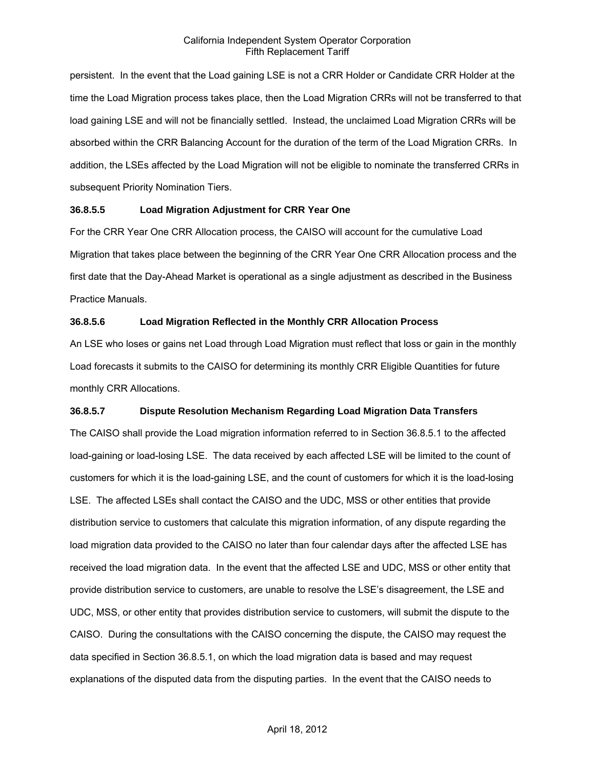persistent. In the event that the Load gaining LSE is not a CRR Holder or Candidate CRR Holder at the time the Load Migration process takes place, then the Load Migration CRRs will not be transferred to that load gaining LSE and will not be financially settled. Instead, the unclaimed Load Migration CRRs will be absorbed within the CRR Balancing Account for the duration of the term of the Load Migration CRRs. In addition, the LSEs affected by the Load Migration will not be eligible to nominate the transferred CRRs in subsequent Priority Nomination Tiers.

**36.8.5.5 Load Migration Adjustment for CRR Year One**

For the CRR Year One CRR Allocation process, the CAISO will account for the cumulative Load Migration that takes place between the beginning of the CRR Year One CRR Allocation process and the first date that the Day-Ahead Market is operational as a single adjustment as described in the Business Practice Manuals.

**36.8.5.6 Load Migration Reflected in the Monthly CRR Allocation Process**

An LSE who loses or gains net Load through Load Migration must reflect that loss or gain in the monthly Load forecasts it submits to the CAISO for determining its monthly CRR Eligible Quantities for future monthly CRR Allocations.

**36.8.5.7 Dispute Resolution Mechanism Regarding Load Migration Data Transfers**

The CAISO shall provide the Load migration information referred to in Section 36.8.5.1 to the affected load-gaining or load-losing LSE. The data received by each affected LSE will be limited to the count of customers for which it is the load-gaining LSE, and the count of customers for which it is the load-losing LSE. The affected LSEs shall contact the CAISO and the UDC, MSS or other entities that provide distribution service to customers that calculate this migration information, of any dispute regarding the load migration data provided to the CAISO no later than four calendar days after the affected LSE has received the load migration data. In the event that the affected LSE and UDC, MSS or other entity that provide distribution service to customers, are unable to resolve the LSE's disagreement, the LSE and UDC, MSS, or other entity that provides distribution service to customers, will submit the dispute to the CAISO. During the consultations with the CAISO concerning the dispute, the CAISO may request the data specified in Section 36.8.5.1, on which the load migration data is based and may request explanations of the disputed data from the disputing parties. In the event that the CAISO needs to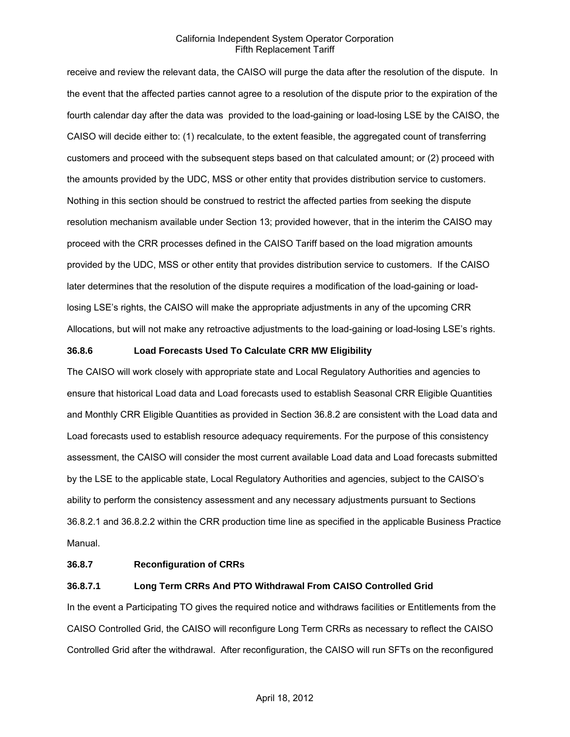receive and review the relevant data, the CAISO will purge the data after the resolution of the dispute. In the event that the affected parties cannot agree to a resolution of the dispute prior to the expiration of the fourth calendar day after the data was provided to the load-gaining or load-losing LSE by the CAISO, the CAISO will decide either to: (1) recalculate, to the extent feasible, the aggregated count of transferring customers and proceed with the subsequent steps based on that calculated amount; or (2) proceed with the amounts provided by the UDC, MSS or other entity that provides distribution service to customers. Nothing in this section should be construed to restrict the affected parties from seeking the dispute resolution mechanism available under Section 13; provided however, that in the interim the CAISO may proceed with the CRR processes defined in the CAISO Tariff based on the load migration amounts provided by the UDC, MSS or other entity that provides distribution service to customers. If the CAISO later determines that the resolution of the dispute requires a modification of the load-gaining or load-losing LSE's rights, the CAISO will make the appropriate adjustments in any of the upcoming CRR Allocations, but will not make any retroactive adjustments to the load-gaining or load-losing LSE's rights.

**36.8.6 Load Forecasts Used To Calculate CRR MW Eligibility**

The CAISO will work closely with appropriate state and Local Regulatory Authorities and agencies to ensure that historical Load data and Load forecasts used to establish Seasonal CRR Eligible Quantities and Monthly CRR Eligible Quantities as provided in Section 36.8.2 are consistent with the Load data and Load forecasts used to establish resource adequacy requirements. For the purpose of this consistency assessment, the CAISO will consider the most current available Load data and Load forecasts submitted by the LSE to the applicable state, Local Regulatory Authorities and agencies, subject to the CAISO's ability to perform the consistency assessment and any necessary adjustments pursuant to Sections 36.8.2.1 and 36.8.2.2 within the CRR production time line as specified in the applicable Business Practice Manual.

**36.8.7 Reconfiguration of CRRs**

**36.8.7.1 Long Term CRRs And PTO Withdrawal From CAISO Controlled Grid**

In the event a Participating TO gives the required notice and withdraws facilities or Entitlements from the CAISO Controlled Grid, the CAISO will reconfigure Long Term CRRs as necessary to reflect the CAISO Controlled Grid after the withdrawal. After reconfiguration, the CAISO will run SFTs on the reconfigured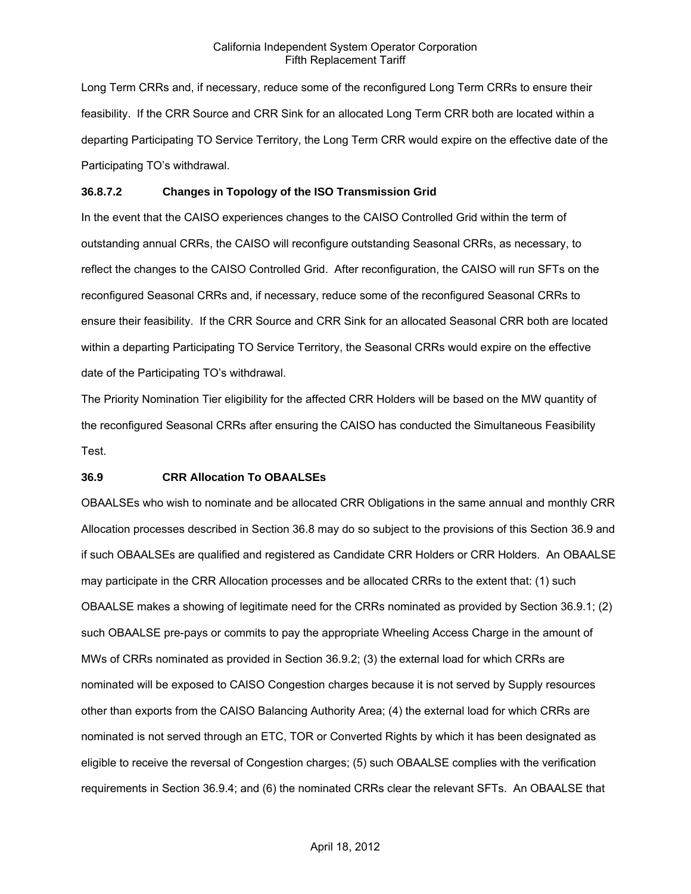Long Term CRRs and, if necessary, reduce some of the reconfigured Long Term CRRs to ensure their feasibility. If the CRR Source and CRR Sink for an allocated Long Term CRR both are located within a departing Participating TO Service Territory, the Long Term CRR would expire on the effective date of the Participating TO's withdrawal.

**36.8.7.2 Changes in Topology of the ISO Transmission Grid**

In the event that the CAISO experiences changes to the CAISO Controlled Grid within the term of outstanding annual CRRs, the CAISO will reconfigure outstanding Seasonal CRRs, as necessary, to reflect the changes to the CAISO Controlled Grid. After reconfiguration, the CAISO will run SFTs on the reconfigured Seasonal CRRs and, if necessary, reduce some of the reconfigured Seasonal CRRs to ensure their feasibility. If the CRR Source and CRR Sink for an allocated Seasonal CRR both are located within a departing Participating TO Service Territory, the Seasonal CRRs would expire on the effective date of the Participating TO's withdrawal.

The Priority Nomination Tier eligibility for the affected CRR Holders will be based on the MW quantity of the reconfigured Seasonal CRRs after ensuring the CAISO has conducted the Simultaneous Feasibility Test.

**36.9 CRR Allocation To OBAALSEs**

OBAALSEs who wish to nominate and be allocated CRR Obligations in the same annual and monthly CRR Allocation processes described in Section 36.8 may do so subject to the provisions of this Section 36.9 and if such OBAALSEs are qualified and registered as Candidate CRR Holders or CRR Holders. An OBAALSE may participate in the CRR Allocation processes and be allocated CRRs to the extent that: (1) such OBAALSE makes a showing of legitimate need for the CRRs nominated as provided by Section 36.9.1; (2) such OBAALSE pre-pays or commits to pay the appropriate Wheeling Access Charge in the amount of MWs of CRRs nominated as provided in Section 36.9.2; (3) the external load for which CRRs are nominated will be exposed to CAISO Congestion charges because it is not served by Supply resources other than exports from the CAISO Balancing Authority Area; (4) the external load for which CRRs are nominated is not served through an ETC, TOR or Converted Rights by which it has been designated as eligible to receive the reversal of Congestion charges; (5) such OBAALSE complies with the verification requirements in Section 36.9.4; and (6) the nominated CRRs clear the relevant SFTs. An OBAALSE that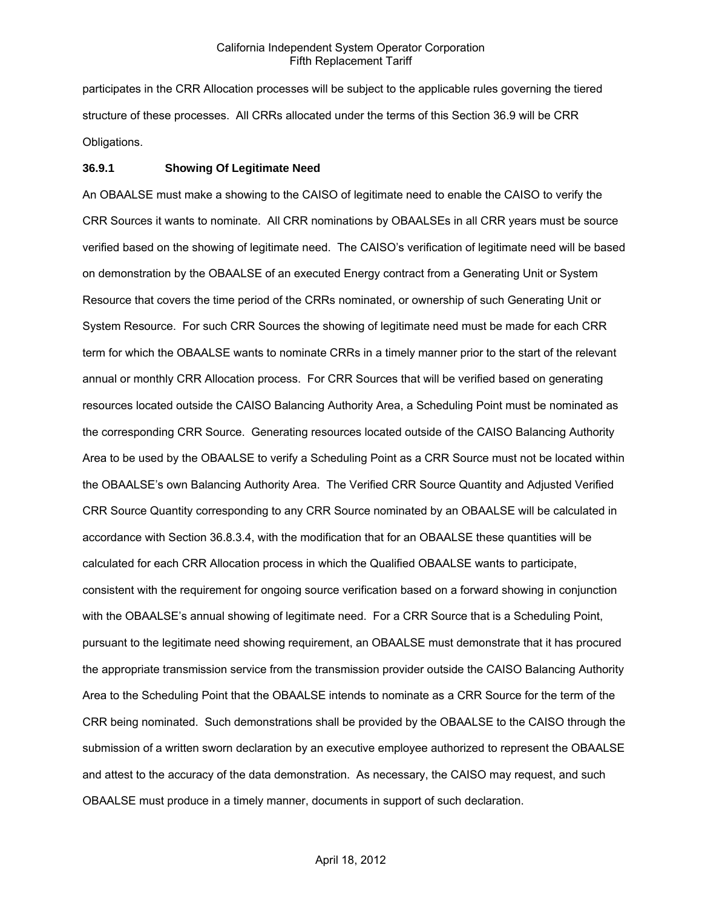participates in the CRR Allocation processes will be subject to the applicable rules governing the tiered structure of these processes. All CRRs allocated under the terms of this Section 36.9 will be CRR Obligations.

**36.9.1 Showing Of Legitimate Need**

An OBAALSE must make a showing to the CAISO of legitimate need to enable the CAISO to verify the CRR Sources it wants to nominate. All CRR nominations by OBAALSEs in all CRR years must be source verified based on the showing of legitimate need. The CAISO's verification of legitimate need will be based on demonstration by the OBAALSE of an executed Energy contract from a Generating Unit or System Resource that covers the time period of the CRRs nominated, or ownership of such Generating Unit or System Resource. For such CRR Sources the showing of legitimate need must be made for each CRR term for which the OBAALSE wants to nominate CRRs in a timely manner prior to the start of the relevant annual or monthly CRR Allocation process. For CRR Sources that will be verified based on generating resources located outside the CAISO Balancing Authority Area, a Scheduling Point must be nominated as the corresponding CRR Source. Generating resources located outside of the CAISO Balancing Authority Area to be used by the OBAALSE to verify a Scheduling Point as a CRR Source must not be located within the OBAALSE's own Balancing Authority Area. The Verified CRR Source Quantity and Adjusted Verified CRR Source Quantity corresponding to any CRR Source nominated by an OBAALSE will be calculated in accordance with Section 36.8.3.4, with the modification that for an OBAALSE these quantities will be calculated for each CRR Allocation process in which the Qualified OBAALSE wants to participate, consistent with the requirement for ongoing source verification based on a forward showing in conjunction with the OBAALSE's annual showing of legitimate need. For a CRR Source that is a Scheduling Point, pursuant to the legitimate need showing requirement, an OBAALSE must demonstrate that it has procured the appropriate transmission service from the transmission provider outside the CAISO Balancing Authority Area to the Scheduling Point that the OBAALSE intends to nominate as a CRR Source for the term of the CRR being nominated. Such demonstrations shall be provided by the OBAALSE to the CAISO through the submission of a written sworn declaration by an executive employee authorized to represent the OBAALSE and attest to the accuracy of the data demonstration. As necessary, the CAISO may request, and such OBAALSE must produce in a timely manner, documents in support of such declaration.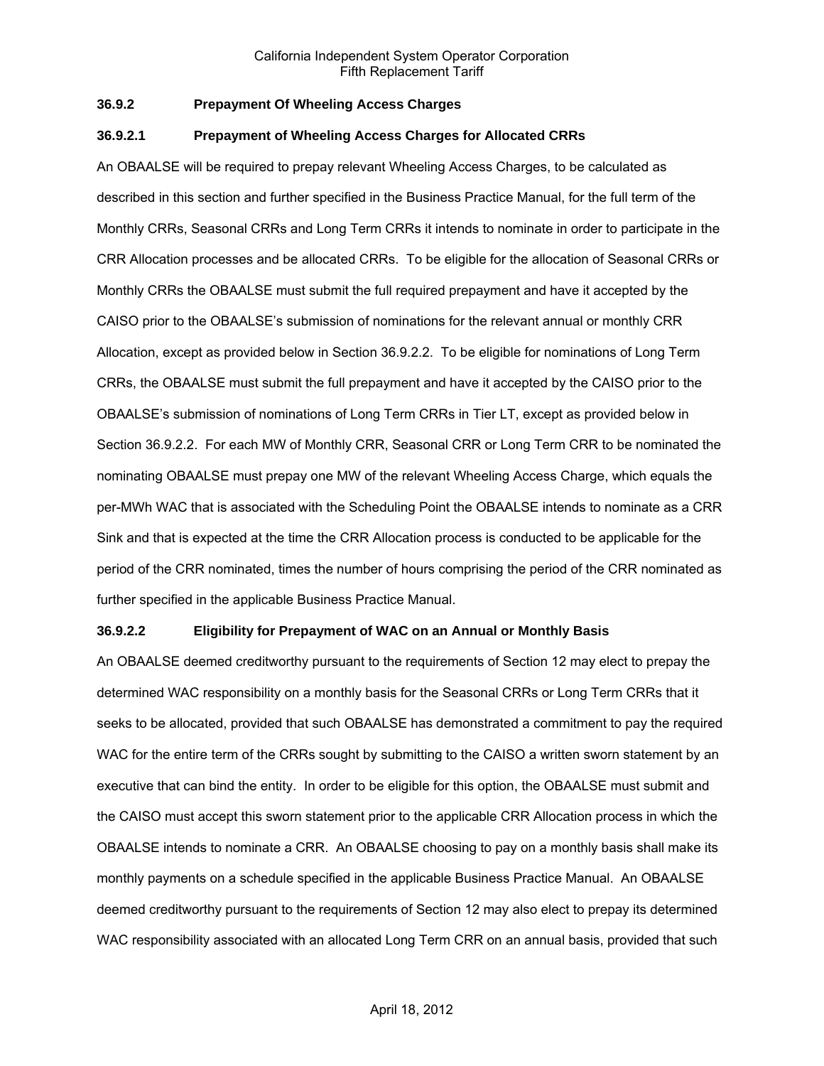### 36.9.2 Prepayment Of Wheeling Access Charges

#### 36.9.2.1 Prepayment of Wheeling Access Charges for Allocated CRRs

An OBAALSE will be required to prepay relevant Wheeling Access Charges, to be calculated as described in this section and further specified in the Business Practice Manual, for the full term of the Monthly CRRs, Seasonal CRRs and Long Term CRRs it intends to nominate in order to participate in the CRR Allocation processes and be allocated CRRs. To be eligible for the allocation of Seasonal CRRs or Monthly CRRs the OBAALSE must submit the full required prepayment and have it accepted by the CAISO prior to the OBAALSE's submission of nominations for the relevant annual or monthly CRR Allocation, except as provided below in Section 36.9.2.2. To be eligible for nominations of Long Term CRRs, the OBAALSE must submit the full prepayment and have it accepted by the CAISO prior to the OBAALSE's submission of nominations of Long Term CRRs in Tier LT, except as provided below in Section 36.9.2.2. For each MW of Monthly CRR, Seasonal CRR or Long Term CRR to be nominated the nominating OBAALSE must prepay one MW of the relevant Wheeling Access Charge, which equals the per-MWh WAC that is associated with the Scheduling Point the OBAALSE intends to nominate as a CRR Sink and that is expected at the time the CRR Allocation process is conducted to be applicable for the period of the CRR nominated, times the number of hours comprising the period of the CRR nominated as further specified in the applicable Business Practice Manual.

#### 36.9.2.2 Eligibility for Prepayment of WAC on an Annual or Monthly Basis

An OBAALSE deemed creditworthy pursuant to the requirements of Section 12 may elect to prepay the determined WAC responsibility on a monthly basis for the Seasonal CRRs or Long Term CRRs that it seeks to be allocated, provided that such OBAALSE has demonstrated a commitment to pay the required WAC for the entire term of the CRRs sought by submitting to the CAISO a written sworn statement by an executive that can bind the entity. In order to be eligible for this option, the OBAALSE must submit and the CAISO must accept this sworn statement prior to the applicable CRR Allocation process in which the OBAALSE intends to nominate a CRR. An OBAALSE choosing to pay on a monthly basis shall make its monthly payments on a schedule specified in the applicable Business Practice Manual. An OBAALSE deemed creditworthy pursuant to the requirements of Section 12 may also elect to prepay its determined WAC responsibility associated with an allocated Long Term CRR on an annual basis, provided that such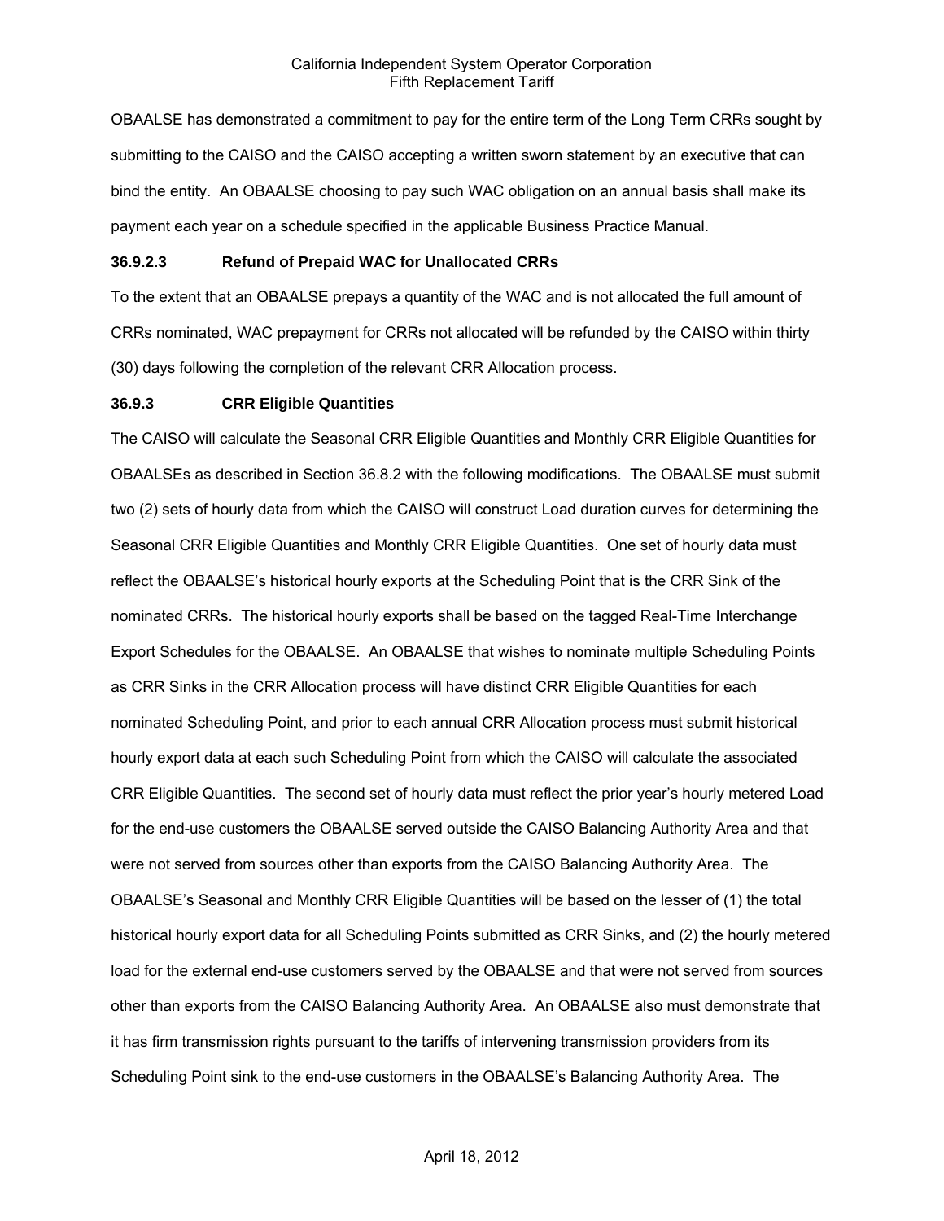OBAALSE has demonstrated a commitment to pay for the entire term of the Long Term CRRs sought by submitting to the CAISO and the CAISO accepting a written sworn statement by an executive that can bind the entity. An OBAALSE choosing to pay such WAC obligation on an annual basis shall make its payment each year on a schedule specified in the applicable Business Practice Manual.

**36.9.2.3 Refund of Prepaid WAC for Unallocated CRRs**

To the extent that an OBAALSE prepays a quantity of the WAC and is not allocated the full amount of CRRs nominated, WAC prepayment for CRRs not allocated will be refunded by the CAISO within thirty (30) days following the completion of the relevant CRR Allocation process.

**36.9.3 CRR Eligible Quantities**

The CAISO will calculate the Seasonal CRR Eligible Quantities and Monthly CRR Eligible Quantities for OBAALSEs as described in Section 36.8.2 with the following modifications. The OBAALSE must submit two (2) sets of hourly data from which the CAISO will construct Load duration curves for determining the Seasonal CRR Eligible Quantities and Monthly CRR Eligible Quantities. One set of hourly data must reflect the OBAALSE's historical hourly exports at the Scheduling Point that is the CRR Sink of the nominated CRRs. The historical hourly exports shall be based on the tagged Real-Time Interchange Export Schedules for the OBAALSE. An OBAALSE that wishes to nominate multiple Scheduling Points as CRR Sinks in the CRR Allocation process will have distinct CRR Eligible Quantities for each nominated Scheduling Point, and prior to each annual CRR Allocation process must submit historical hourly export data at each such Scheduling Point from which the CAISO will calculate the associated CRR Eligible Quantities. The second set of hourly data must reflect the prior year's hourly metered Load for the end-use customers the OBAALSE served outside the CAISO Balancing Authority Area and that were not served from sources other than exports from the CAISO Balancing Authority Area. The OBAALSE's Seasonal and Monthly CRR Eligible Quantities will be based on the lesser of (1) the total historical hourly export data for all Scheduling Points submitted as CRR Sinks, and (2) the hourly metered load for the external end-use customers served by the OBAALSE and that were not served from sources other than exports from the CAISO Balancing Authority Area. An OBAALSE also must demonstrate that it has firm transmission rights pursuant to the tariffs of intervening transmission providers from its Scheduling Point sink to the end-use customers in the OBAALSE's Balancing Authority Area. The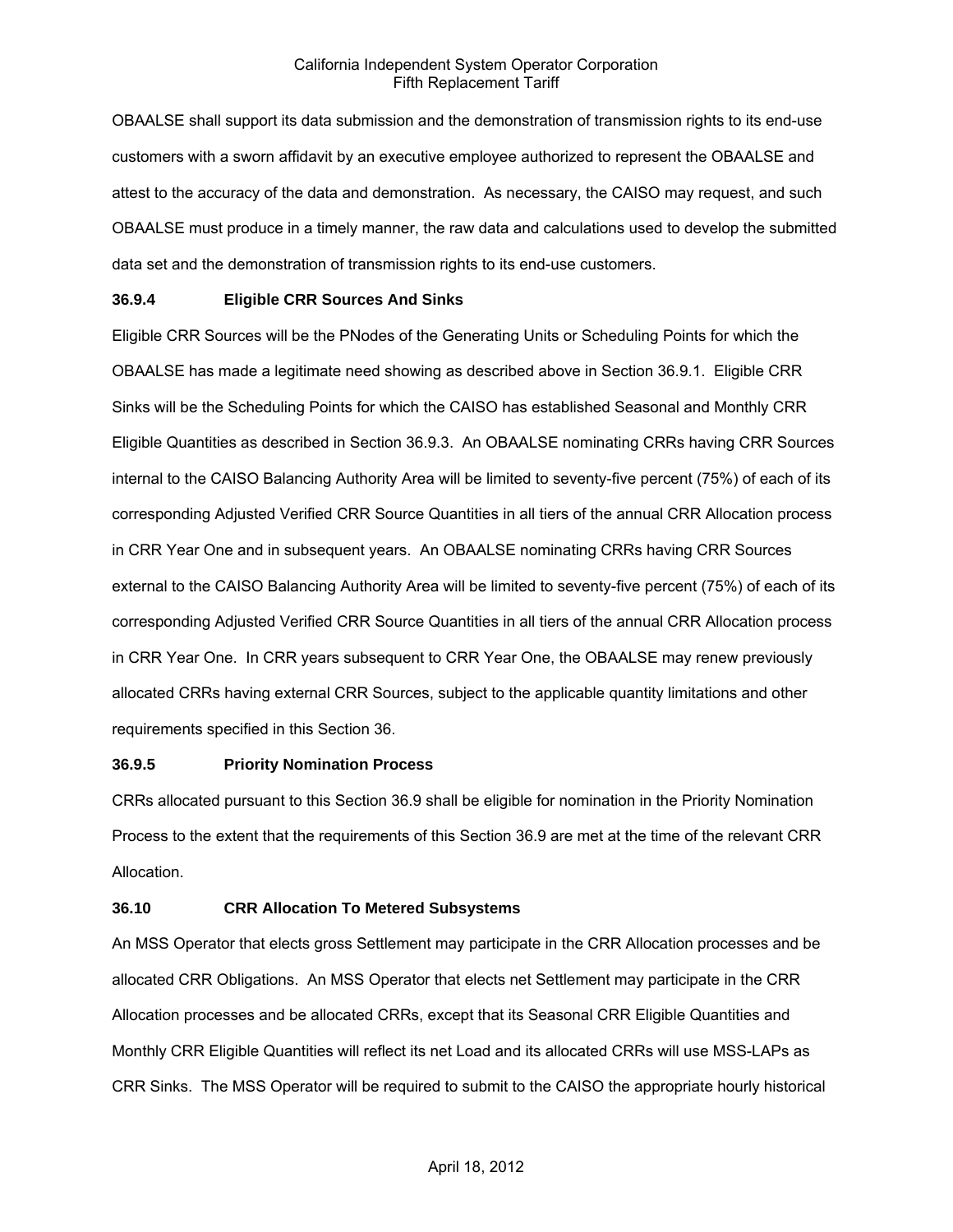OBAALSE shall support its data submission and the demonstration of transmission rights to its end-use customers with a sworn affidavit by an executive employee authorized to represent the OBAALSE and attest to the accuracy of the data and demonstration. As necessary, the CAISO may request, and such OBAALSE must produce in a timely manner, the raw data and calculations used to develop the submitted data set and the demonstration of transmission rights to its end-use customers.

**36.9.4 Eligible CRR Sources And Sinks**

Eligible CRR Sources will be the PNodes of the Generating Units or Scheduling Points for which the OBAALSE has made a legitimate need showing as described above in Section 36.9.1. Eligible CRR Sinks will be the Scheduling Points for which the CAISO has established Seasonal and Monthly CRR Eligible Quantities as described in Section 36.9.3. An OBAALSE nominating CRRs having CRR Sources internal to the CAISO Balancing Authority Area will be limited to seventy-five percent (75%) of each of its corresponding Adjusted Verified CRR Source Quantities in all tiers of the annual CRR Allocation process in CRR Year One and in subsequent years. An OBAALSE nominating CRRs having CRR Sources external to the CAISO Balancing Authority Area will be limited to seventy-five percent (75%) of each of its corresponding Adjusted Verified CRR Source Quantities in all tiers of the annual CRR Allocation process in CRR Year One. In CRR years subsequent to CRR Year One, the OBAALSE may renew previously allocated CRRs having external CRR Sources, subject to the applicable quantity limitations and other requirements specified in this Section 36.

**36.9.5 Priority Nomination Process**

CRRs allocated pursuant to this Section 36.9 shall be eligible for nomination in the Priority Nomination Process to the extent that the requirements of this Section 36.9 are met at the time of the relevant CRR Allocation.

**36.10 CRR Allocation To Metered Subsystems**

An MSS Operator that elects gross Settlement may participate in the CRR Allocation processes and be allocated CRR Obligations. An MSS Operator that elects net Settlement may participate in the CRR Allocation processes and be allocated CRRs, except that its Seasonal CRR Eligible Quantities and Monthly CRR Eligible Quantities will reflect its net Load and its allocated CRRs will use MSS-LAPs as CRR Sinks. The MSS Operator will be required to submit to the CAISO the appropriate hourly historical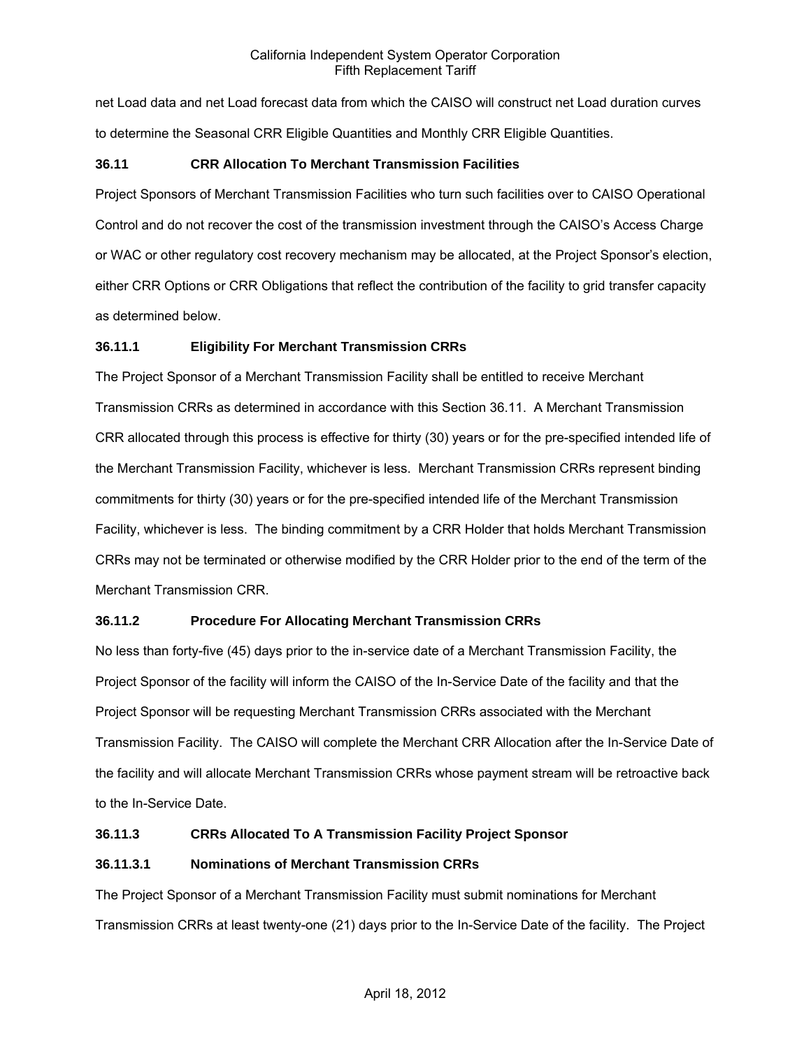net Load data and net Load forecast data from which the CAISO will construct net Load duration curves to determine the Seasonal CRR Eligible Quantities and Monthly CRR Eligible Quantities.

### 36.11 CRR Allocation To Merchant Transmission Facilities

Project Sponsors of Merchant Transmission Facilities who turn such facilities over to CAISO Operational Control and do not recover the cost of the transmission investment through the CAISO's Access Charge or WAC or other regulatory cost recovery mechanism may be allocated, at the Project Sponsor's election, either CRR Options or CRR Obligations that reflect the contribution of the facility to grid transfer capacity as determined below.

#### 36.11.1 Eligibility For Merchant Transmission CRRs

The Project Sponsor of a Merchant Transmission Facility shall be entitled to receive Merchant Transmission CRRs as determined in accordance with this Section 36.11. A Merchant Transmission CRR allocated through this process is effective for thirty (30) years or for the pre-specified intended life of the Merchant Transmission Facility, whichever is less. Merchant Transmission CRRs represent binding commitments for thirty (30) years or for the pre-specified intended life of the Merchant Transmission Facility, whichever is less. The binding commitment by a CRR Holder that holds Merchant Transmission CRRs may not be terminated or otherwise modified by the CRR Holder prior to the end of the term of the Merchant Transmission CRR.

#### 36.11.2 Procedure For Allocating Merchant Transmission CRRs

No less than forty-five (45) days prior to the in-service date of a Merchant Transmission Facility, the Project Sponsor of the facility will inform the CAISO of the In-Service Date of the facility and that the Project Sponsor will be requesting Merchant Transmission CRRs associated with the Merchant Transmission Facility. The CAISO will complete the Merchant CRR Allocation after the In-Service Date of the facility and will allocate Merchant Transmission CRRs whose payment stream will be retroactive back to the In-Service Date.

#### 36.11.3 CRRs Allocated To A Transmission Facility Project Sponsor

##### 36.11.3.1 Nominations of Merchant Transmission CRRs

The Project Sponsor of a Merchant Transmission Facility must submit nominations for Merchant Transmission CRRs at least twenty-one (21) days prior to the In-Service Date of the facility. The Project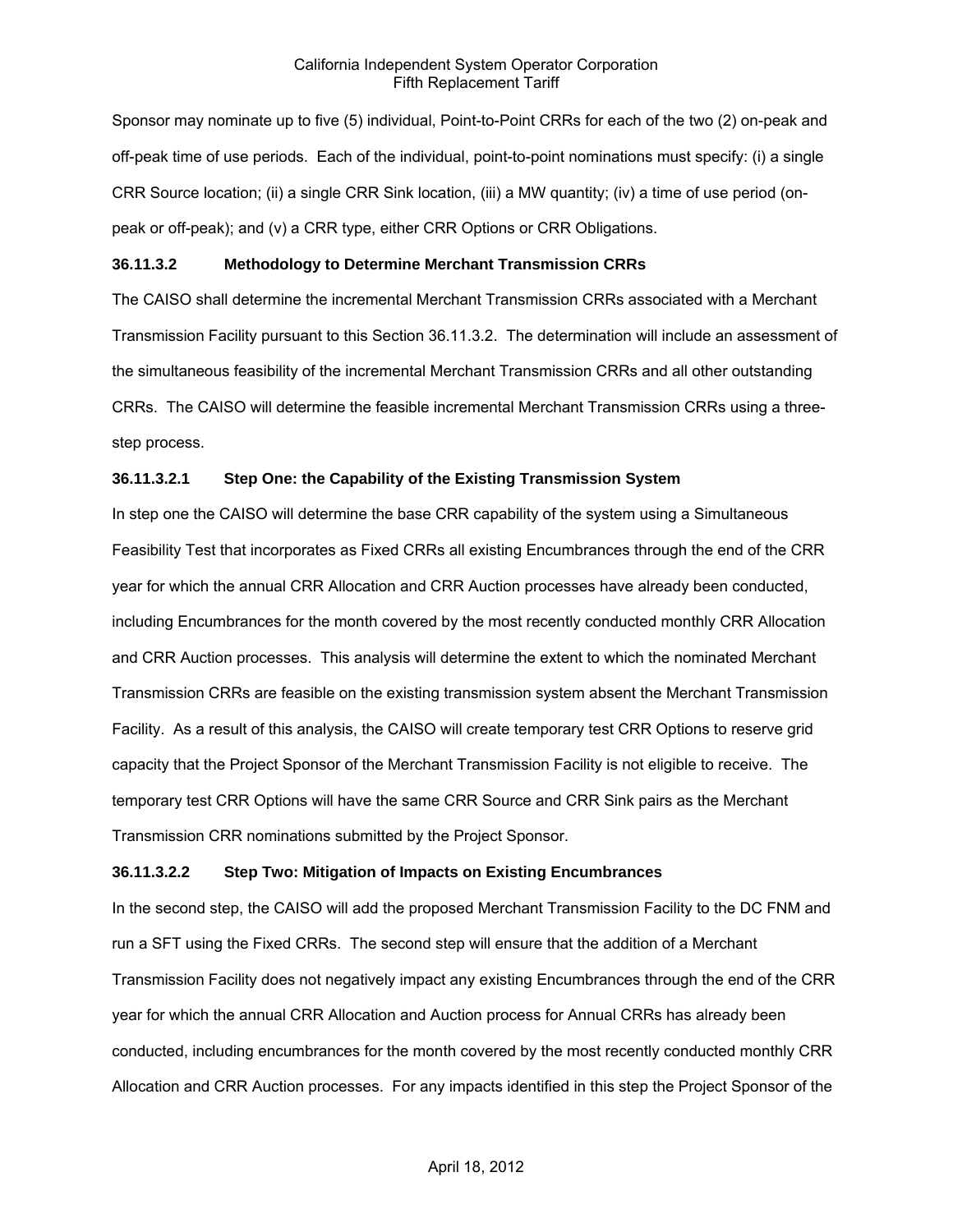Sponsor may nominate up to five (5) individual, Point-to-Point CRRs for each of the two (2) on-peak and off-peak time of use periods. Each of the individual, point-to-point nominations must specify: (i) a single CRR Source location; (ii) a single CRR Sink location, (iii) a MW quantity; (iv) a time of use period (on-peak or off-peak); and (v) a CRR type, either CRR Options or CRR Obligations.

**36.11.3.2 Methodology to Determine Merchant Transmission CRRs**

The CAISO shall determine the incremental Merchant Transmission CRRs associated with a Merchant Transmission Facility pursuant to this Section 36.11.3.2. The determination will include an assessment of the simultaneous feasibility of the incremental Merchant Transmission CRRs and all other outstanding CRRs. The CAISO will determine the feasible incremental Merchant Transmission CRRs using a three-step process.

**36.11.3.2.1 Step One: the Capability of the Existing Transmission System**

In step one the CAISO will determine the base CRR capability of the system using a Simultaneous Feasibility Test that incorporates as Fixed CRRs all existing Encumbrances through the end of the CRR year for which the annual CRR Allocation and CRR Auction processes have already been conducted, including Encumbrances for the month covered by the most recently conducted monthly CRR Allocation and CRR Auction processes. This analysis will determine the extent to which the nominated Merchant Transmission CRRs are feasible on the existing transmission system absent the Merchant Transmission Facility. As a result of this analysis, the CAISO will create temporary test CRR Options to reserve grid capacity that the Project Sponsor of the Merchant Transmission Facility is not eligible to receive. The temporary test CRR Options will have the same CRR Source and CRR Sink pairs as the Merchant Transmission CRR nominations submitted by the Project Sponsor.

**36.11.3.2.2 Step Two: Mitigation of Impacts on Existing Encumbrances**

In the second step, the CAISO will add the proposed Merchant Transmission Facility to the DC FNM and run a SFT using the Fixed CRRs. The second step will ensure that the addition of a Merchant Transmission Facility does not negatively impact any existing Encumbrances through the end of the CRR year for which the annual CRR Allocation and Auction process for Annual CRRs has already been conducted, including encumbrances for the month covered by the most recently conducted monthly CRR Allocation and CRR Auction processes. For any impacts identified in this step the Project Sponsor of the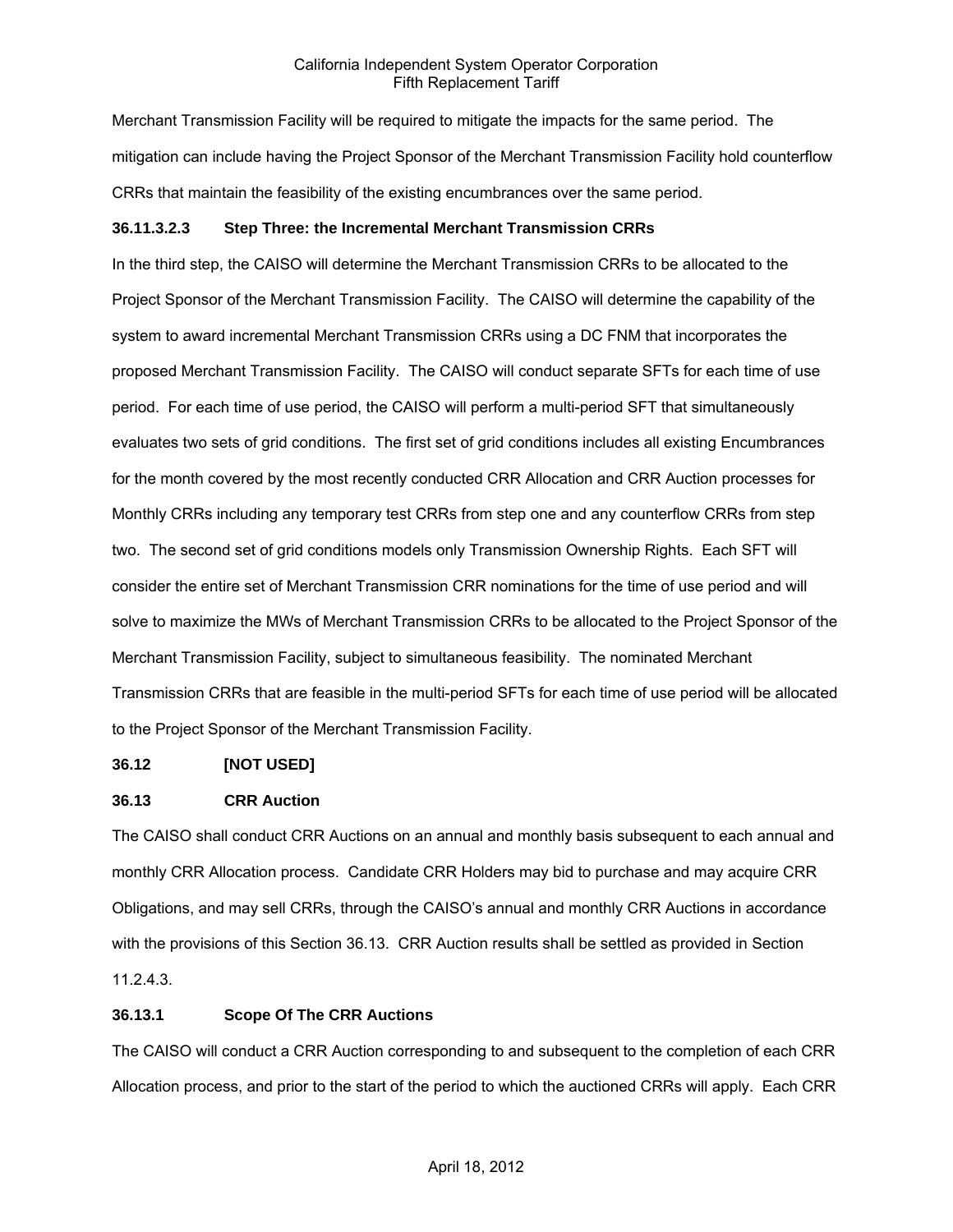Merchant Transmission Facility will be required to mitigate the impacts for the same period. The mitigation can include having the Project Sponsor of the Merchant Transmission Facility hold counterflow CRRs that maintain the feasibility of the existing encumbrances over the same period.

**36.11.3.2.3 Step Three: the Incremental Merchant Transmission CRRs**

In the third step, the CAISO will determine the Merchant Transmission CRRs to be allocated to the Project Sponsor of the Merchant Transmission Facility. The CAISO will determine the capability of the system to award incremental Merchant Transmission CRRs using a DC FNM that incorporates the proposed Merchant Transmission Facility. The CAISO will conduct separate SFTs for each time of use period. For each time of use period, the CAISO will perform a multi-period SFT that simultaneously evaluates two sets of grid conditions. The first set of grid conditions includes all existing Encumbrances for the month covered by the most recently conducted CRR Allocation and CRR Auction processes for Monthly CRRs including any temporary test CRRs from step one and any counterflow CRRs from step two. The second set of grid conditions models only Transmission Ownership Rights. Each SFT will consider the entire set of Merchant Transmission CRR nominations for the time of use period and will solve to maximize the MWs of Merchant Transmission CRRs to be allocated to the Project Sponsor of the Merchant Transmission Facility, subject to simultaneous feasibility. The nominated Merchant Transmission CRRs that are feasible in the multi-period SFTs for each time of use period will be allocated to the Project Sponsor of the Merchant Transmission Facility.

**36.12 [NOT USED]**

**36.13 CRR Auction**

The CAISO shall conduct CRR Auctions on an annual and monthly basis subsequent to each annual and monthly CRR Allocation process. Candidate CRR Holders may bid to purchase and may acquire CRR Obligations, and may sell CRRs, through the CAISO's annual and monthly CRR Auctions in accordance with the provisions of this Section 36.13. CRR Auction results shall be settled as provided in Section 11.2.4.3.

**36.13.1 Scope Of The CRR Auctions**

The CAISO will conduct a CRR Auction corresponding to and subsequent to the completion of each CRR Allocation process, and prior to the start of the period to which the auctioned CRRs will apply. Each CRR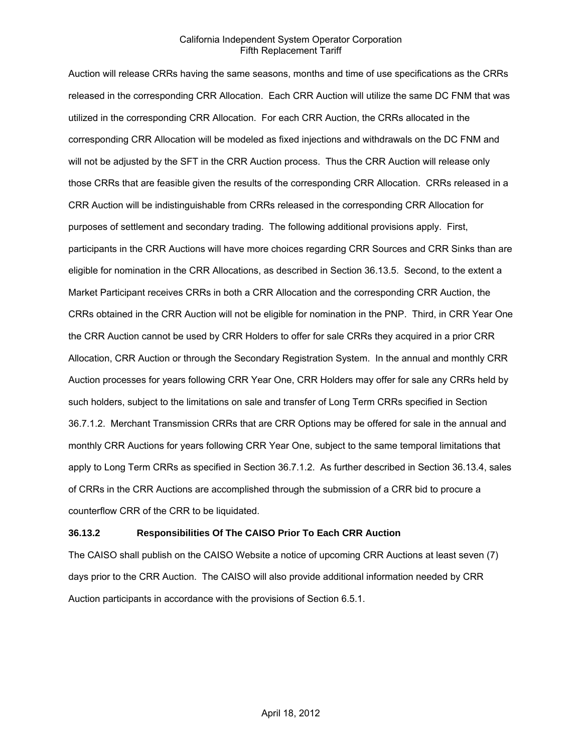Auction will release CRRs having the same seasons, months and time of use specifications as the CRRs released in the corresponding CRR Allocation. Each CRR Auction will utilize the same DC FNM that was utilized in the corresponding CRR Allocation. For each CRR Auction, the CRRs allocated in the corresponding CRR Allocation will be modeled as fixed injections and withdrawals on the DC FNM and will not be adjusted by the SFT in the CRR Auction process. Thus the CRR Auction will release only those CRRs that are feasible given the results of the corresponding CRR Allocation. CRRs released in a CRR Auction will be indistinguishable from CRRs released in the corresponding CRR Allocation for purposes of settlement and secondary trading. The following additional provisions apply. First, participants in the CRR Auctions will have more choices regarding CRR Sources and CRR Sinks than are eligible for nomination in the CRR Allocations, as described in Section 36.13.5. Second, to the extent a Market Participant receives CRRs in both a CRR Allocation and the corresponding CRR Auction, the CRRs obtained in the CRR Auction will not be eligible for nomination in the PNP. Third, in CRR Year One the CRR Auction cannot be used by CRR Holders to offer for sale CRRs they acquired in a prior CRR Allocation, CRR Auction or through the Secondary Registration System. In the annual and monthly CRR Auction processes for years following CRR Year One, CRR Holders may offer for sale any CRRs held by such holders, subject to the limitations on sale and transfer of Long Term CRRs specified in Section 36.7.1.2. Merchant Transmission CRRs that are CRR Options may be offered for sale in the annual and monthly CRR Auctions for years following CRR Year One, subject to the same temporal limitations that apply to Long Term CRRs as specified in Section 36.7.1.2. As further described in Section 36.13.4, sales of CRRs in the CRR Auctions are accomplished through the submission of a CRR bid to procure a counterflow CRR of the CRR to be liquidated.

**36.13.2 Responsibilities Of The CAISO Prior To Each CRR Auction**

The CAISO shall publish on the CAISO Website a notice of upcoming CRR Auctions at least seven (7) days prior to the CRR Auction. The CAISO will also provide additional information needed by CRR Auction participants in accordance with the provisions of Section 6.5.1.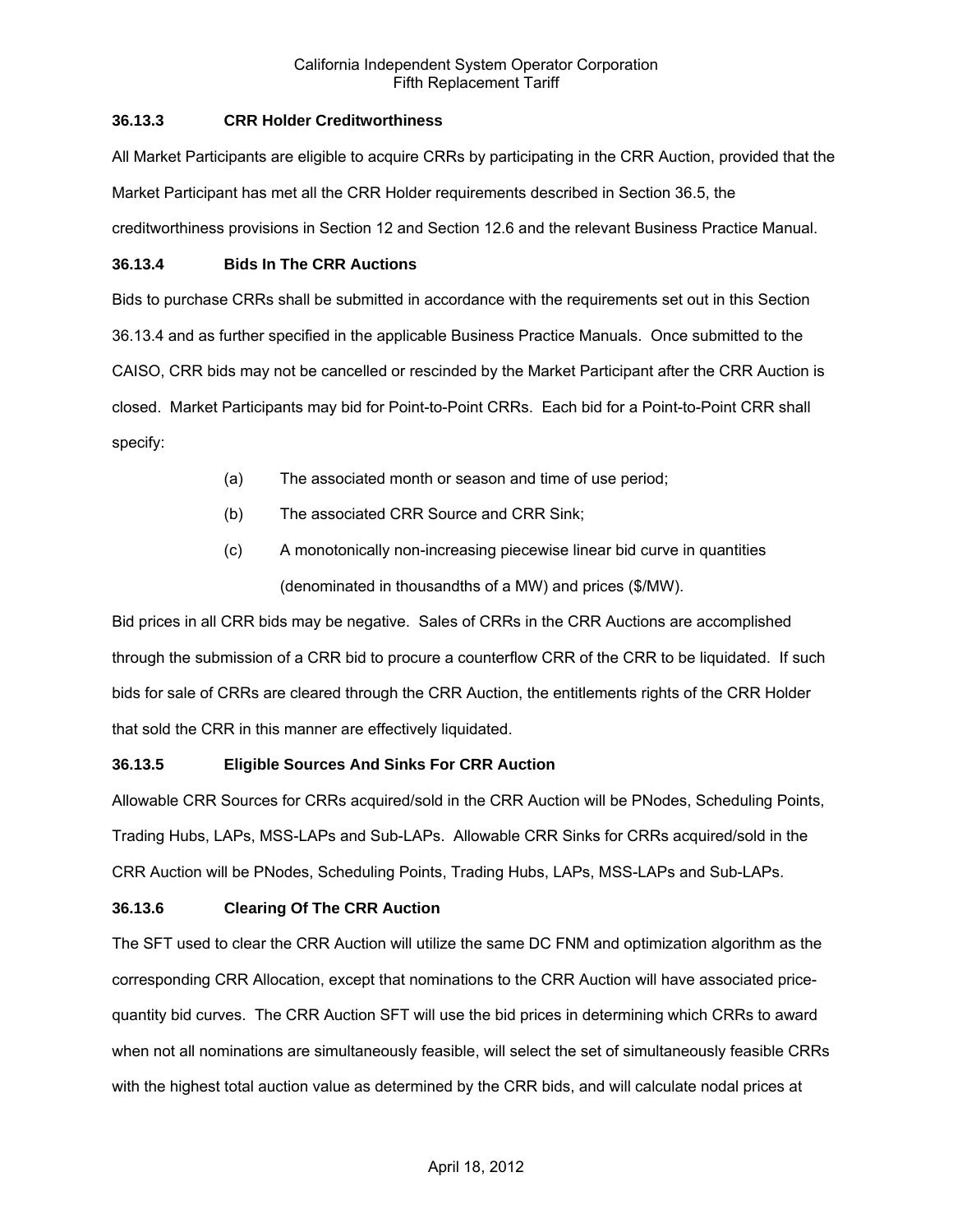### 36.13.3 CRR Holder Creditworthiness

All Market Participants are eligible to acquire CRRs by participating in the CRR Auction, provided that the Market Participant has met all the CRR Holder requirements described in Section 36.5, the creditworthiness provisions in Section 12 and Section 12.6 and the relevant Business Practice Manual.

### 36.13.4 Bids In The CRR Auctions

Bids to purchase CRRs shall be submitted in accordance with the requirements set out in this Section 36.13.4 and as further specified in the applicable Business Practice Manuals. Once submitted to the CAISO, CRR bids may not be cancelled or rescinded by the Market Participant after the CRR Auction is closed. Market Participants may bid for Point-to-Point CRRs. Each bid for a Point-to-Point CRR shall specify:

(a) The associated month or season and time of use period;

(b) The associated CRR Source and CRR Sink;

(c) A monotonically non-increasing piecewise linear bid curve in quantities (denominated in thousandths of a MW) and prices ($/MW).

Bid prices in all CRR bids may be negative. Sales of CRRs in the CRR Auctions are accomplished through the submission of a CRR bid to procure a counterflow CRR of the CRR to be liquidated. If such bids for sale of CRRs are cleared through the CRR Auction, the entitlements rights of the CRR Holder that sold the CRR in this manner are effectively liquidated.

### 36.13.5 Eligible Sources And Sinks For CRR Auction

Allowable CRR Sources for CRRs acquired/sold in the CRR Auction will be PNodes, Scheduling Points, Trading Hubs, LAPs, MSS-LAPs and Sub-LAPs. Allowable CRR Sinks for CRRs acquired/sold in the CRR Auction will be PNodes, Scheduling Points, Trading Hubs, LAPs, MSS-LAPs and Sub-LAPs.

### 36.13.6 Clearing Of The CRR Auction

The SFT used to clear the CRR Auction will utilize the same DC FNM and optimization algorithm as the corresponding CRR Allocation, except that nominations to the CRR Auction will have associated price-quantity bid curves. The CRR Auction SFT will use the bid prices in determining which CRRs to award when not all nominations are simultaneously feasible, will select the set of simultaneously feasible CRRs with the highest total auction value as determined by the CRR bids, and will calculate nodal prices at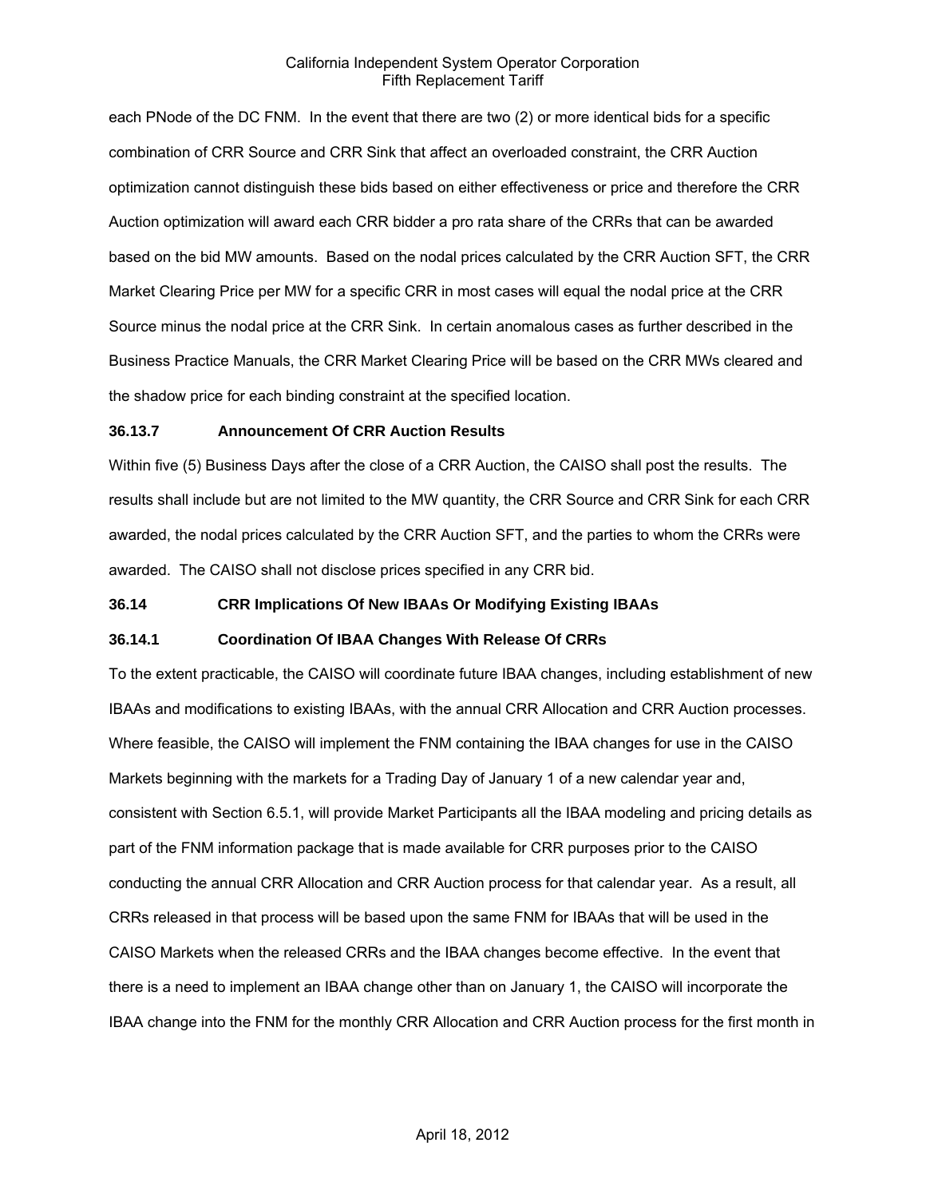each PNode of the DC FNM. In the event that there are two (2) or more identical bids for a specific combination of CRR Source and CRR Sink that affect an overloaded constraint, the CRR Auction optimization cannot distinguish these bids based on either effectiveness or price and therefore the CRR Auction optimization will award each CRR bidder a pro rata share of the CRRs that can be awarded based on the bid MW amounts. Based on the nodal prices calculated by the CRR Auction SFT, the CRR Market Clearing Price per MW for a specific CRR in most cases will equal the nodal price at the CRR Source minus the nodal price at the CRR Sink. In certain anomalous cases as further described in the Business Practice Manuals, the CRR Market Clearing Price will be based on the CRR MWs cleared and the shadow price for each binding constraint at the specified location.

### 36.13.7 Announcement Of CRR Auction Results

Within five (5) Business Days after the close of a CRR Auction, the CAISO shall post the results. The results shall include but are not limited to the MW quantity, the CRR Source and CRR Sink for each CRR awarded, the nodal prices calculated by the CRR Auction SFT, and the parties to whom the CRRs were awarded. The CAISO shall not disclose prices specified in any CRR bid.

## 36.14 CRR Implications Of New IBAAs Or Modifying Existing IBAAs

### 36.14.1 Coordination Of IBAA Changes With Release Of CRRs

To the extent practicable, the CAISO will coordinate future IBAA changes, including establishment of new IBAAs and modifications to existing IBAAs, with the annual CRR Allocation and CRR Auction processes. Where feasible, the CAISO will implement the FNM containing the IBAA changes for use in the CAISO Markets beginning with the markets for a Trading Day of January 1 of a new calendar year and, consistent with Section 6.5.1, will provide Market Participants all the IBAA modeling and pricing details as part of the FNM information package that is made available for CRR purposes prior to the CAISO conducting the annual CRR Allocation and CRR Auction process for that calendar year. As a result, all CRRs released in that process will be based upon the same FNM for IBAAs that will be used in the CAISO Markets when the released CRRs and the IBAA changes become effective. In the event that there is a need to implement an IBAA change other than on January 1, the CAISO will incorporate the IBAA change into the FNM for the monthly CRR Allocation and CRR Auction process for the first month in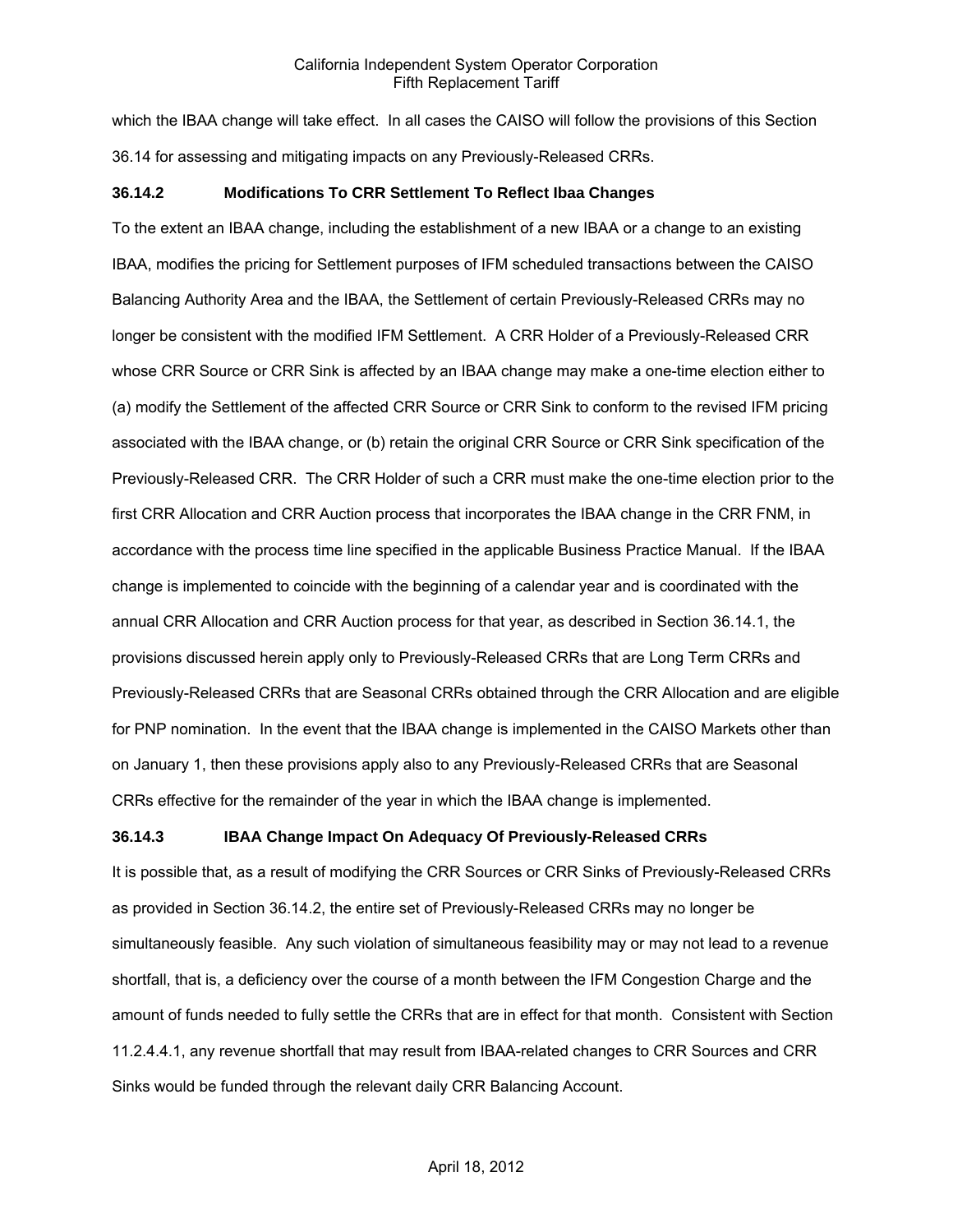which the IBAA change will take effect. In all cases the CAISO will follow the provisions of this Section 36.14 for assessing and mitigating impacts on any Previously-Released CRRs.

### 36.14.2 Modifications To CRR Settlement To Reflect Ibaa Changes

To the extent an IBAA change, including the establishment of a new IBAA or a change to an existing IBAA, modifies the pricing for Settlement purposes of IFM scheduled transactions between the CAISO Balancing Authority Area and the IBAA, the Settlement of certain Previously-Released CRRs may no longer be consistent with the modified IFM Settlement. A CRR Holder of a Previously-Released CRR whose CRR Source or CRR Sink is affected by an IBAA change may make a one-time election either to (a) modify the Settlement of the affected CRR Source or CRR Sink to conform to the revised IFM pricing associated with the IBAA change, or (b) retain the original CRR Source or CRR Sink specification of the Previously-Released CRR. The CRR Holder of such a CRR must make the one-time election prior to the first CRR Allocation and CRR Auction process that incorporates the IBAA change in the CRR FNM, in accordance with the process time line specified in the applicable Business Practice Manual. If the IBAA change is implemented to coincide with the beginning of a calendar year and is coordinated with the annual CRR Allocation and CRR Auction process for that year, as described in Section 36.14.1, the provisions discussed herein apply only to Previously-Released CRRs that are Long Term CRRs and Previously-Released CRRs that are Seasonal CRRs obtained through the CRR Allocation and are eligible for PNP nomination. In the event that the IBAA change is implemented in the CAISO Markets other than on January 1, then these provisions apply also to any Previously-Released CRRs that are Seasonal CRRs effective for the remainder of the year in which the IBAA change is implemented.

### 36.14.3 IBAA Change Impact On Adequacy Of Previously-Released CRRs

It is possible that, as a result of modifying the CRR Sources or CRR Sinks of Previously-Released CRRs as provided in Section 36.14.2, the entire set of Previously-Released CRRs may no longer be simultaneously feasible. Any such violation of simultaneous feasibility may or may not lead to a revenue shortfall, that is, a deficiency over the course of a month between the IFM Congestion Charge and the amount of funds needed to fully settle the CRRs that are in effect for that month. Consistent with Section 11.2.4.4.1, any revenue shortfall that may result from IBAA-related changes to CRR Sources and CRR Sinks would be funded through the relevant daily CRR Balancing Account.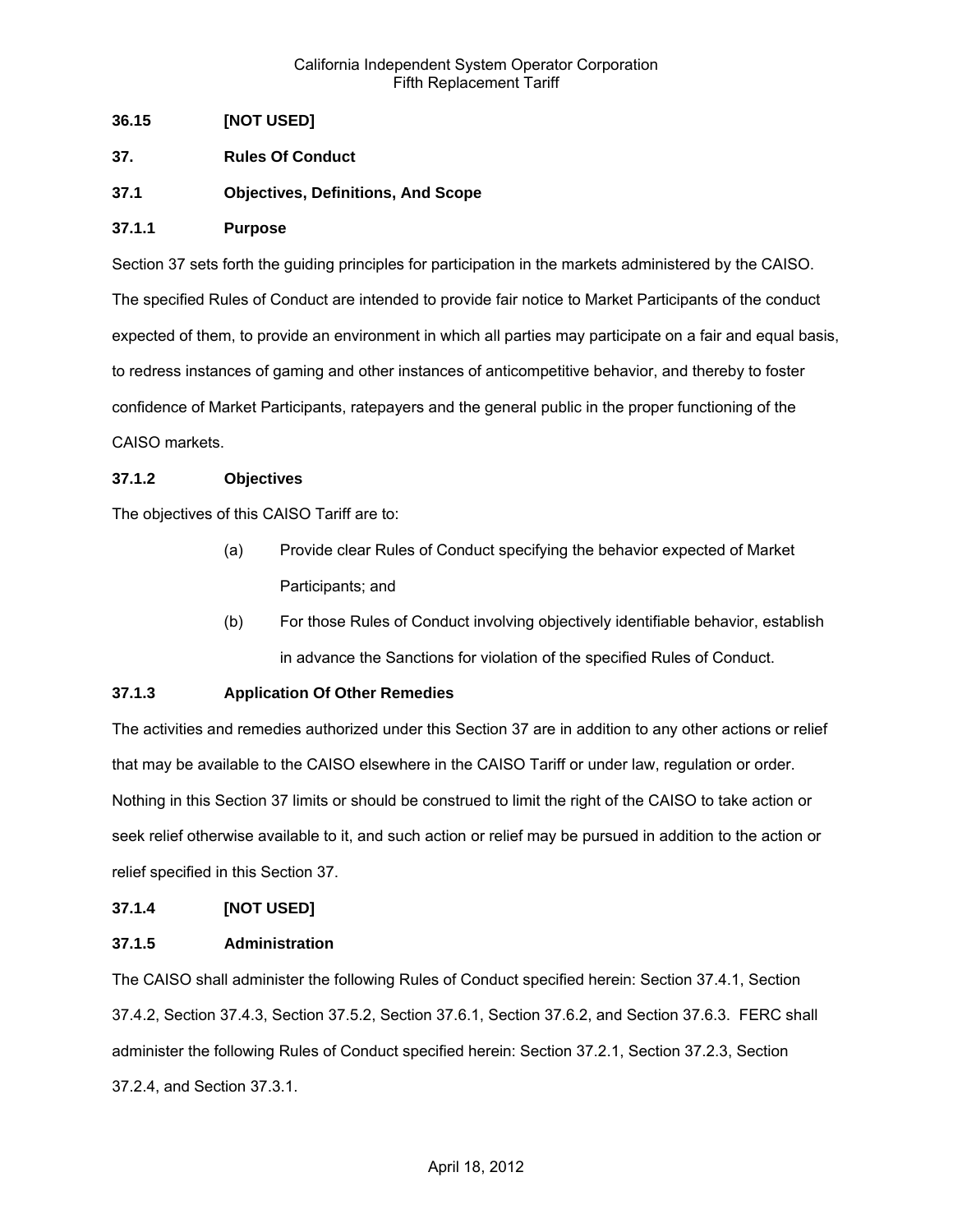### 36.15 [NOT USED]

## 37. Rules Of Conduct

### 37.1 Objectives, Definitions, And Scope

#### 37.1.1 Purpose

Section 37 sets forth the guiding principles for participation in the markets administered by the CAISO. The specified Rules of Conduct are intended to provide fair notice to Market Participants of the conduct expected of them, to provide an environment in which all parties may participate on a fair and equal basis, to redress instances of gaming and other instances of anticompetitive behavior, and thereby to foster confidence of Market Participants, ratepayers and the general public in the proper functioning of the CAISO markets.

#### 37.1.2 Objectives

The objectives of this CAISO Tariff are to:

(a) Provide clear Rules of Conduct specifying the behavior expected of Market Participants; and

(b) For those Rules of Conduct involving objectively identifiable behavior, establish in advance the Sanctions for violation of the specified Rules of Conduct.

#### 37.1.3 Application Of Other Remedies

The activities and remedies authorized under this Section 37 are in addition to any other actions or relief that may be available to the CAISO elsewhere in the CAISO Tariff or under law, regulation or order. Nothing in this Section 37 limits or should be construed to limit the right of the CAISO to take action or seek relief otherwise available to it, and such action or relief may be pursued in addition to the action or relief specified in this Section 37.

#### 37.1.4 [NOT USED]

#### 37.1.5 Administration

The CAISO shall administer the following Rules of Conduct specified herein: Section 37.4.1, Section 37.4.2, Section 37.4.3, Section 37.5.2, Section 37.6.1, Section 37.6.2, and Section 37.6.3. FERC shall administer the following Rules of Conduct specified herein: Section 37.2.1, Section 37.2.3, Section 37.2.4, and Section 37.3.1.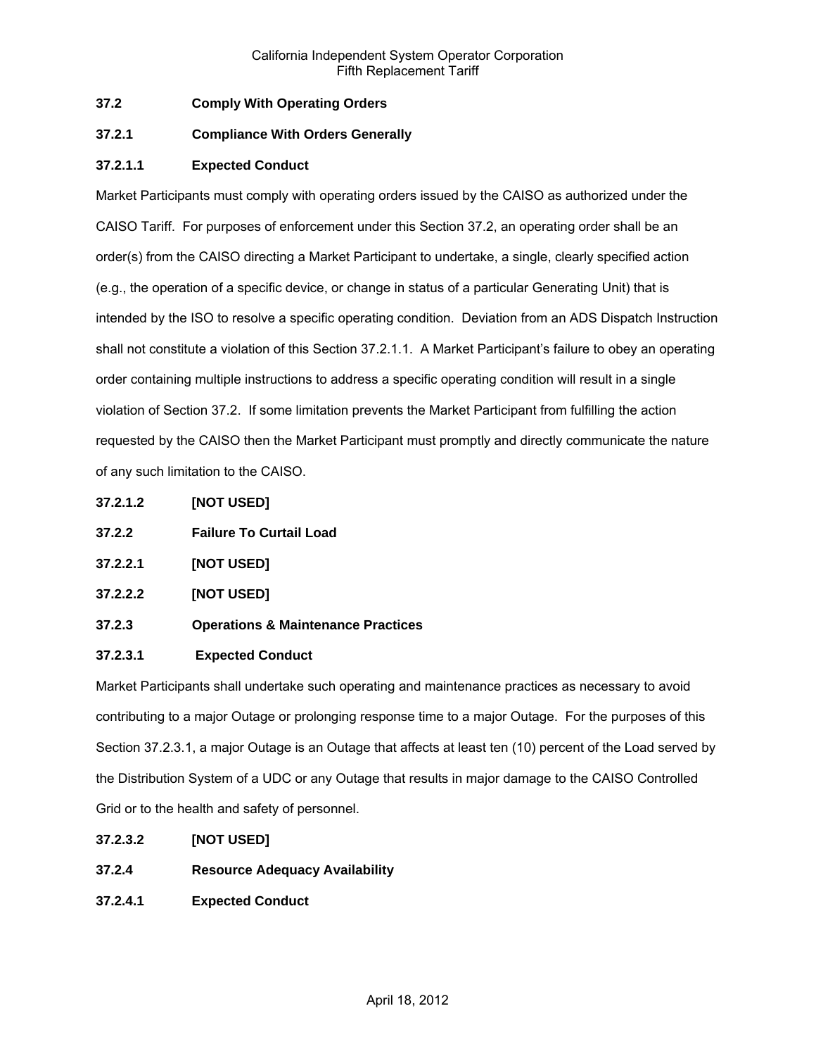### 37.2 Comply With Operating Orders

#### 37.2.1 Compliance With Orders Generally

##### 37.2.1.1 Expected Conduct

Market Participants must comply with operating orders issued by the CAISO as authorized under the CAISO Tariff. For purposes of enforcement under this Section 37.2, an operating order shall be an order(s) from the CAISO directing a Market Participant to undertake, a single, clearly specified action (e.g., the operation of a specific device, or change in status of a particular Generating Unit) that is intended by the ISO to resolve a specific operating condition. Deviation from an ADS Dispatch Instruction shall not constitute a violation of this Section 37.2.1.1. A Market Participant's failure to obey an operating order containing multiple instructions to address a specific operating condition will result in a single violation of Section 37.2. If some limitation prevents the Market Participant from fulfilling the action requested by the CAISO then the Market Participant must promptly and directly communicate the nature of any such limitation to the CAISO.

##### 37.2.1.2 [NOT USED]

#### 37.2.2 Failure To Curtail Load

##### 37.2.2.1 [NOT USED]

##### 37.2.2.2 [NOT USED]

#### 37.2.3 Operations & Maintenance Practices

##### 37.2.3.1 Expected Conduct

Market Participants shall undertake such operating and maintenance practices as necessary to avoid contributing to a major Outage or prolonging response time to a major Outage. For the purposes of this Section 37.2.3.1, a major Outage is an Outage that affects at least ten (10) percent of the Load served by the Distribution System of a UDC or any Outage that results in major damage to the CAISO Controlled Grid or to the health and safety of personnel.

##### 37.2.3.2 [NOT USED]

#### 37.2.4 Resource Adequacy Availability

##### 37.2.4.1 Expected Conduct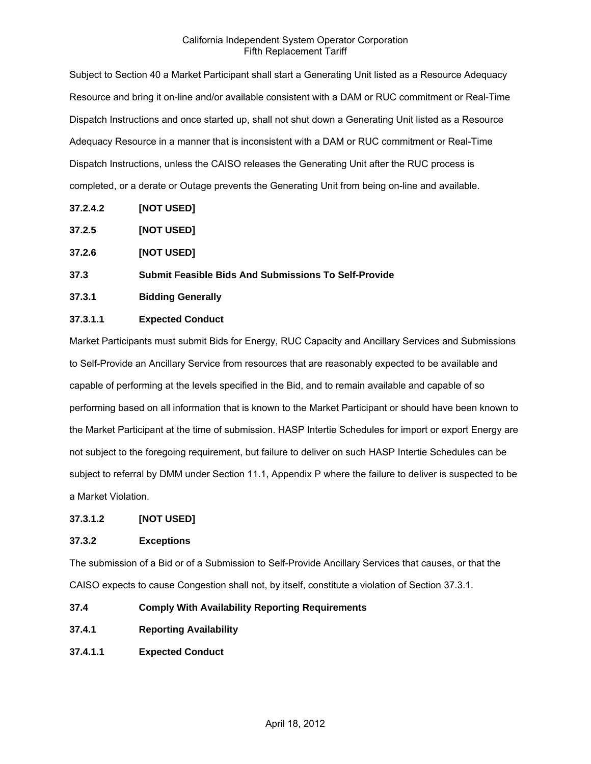Subject to Section 40 a Market Participant shall start a Generating Unit listed as a Resource Adequacy Resource and bring it on-line and/or available consistent with a DAM or RUC commitment or Real-Time Dispatch Instructions and once started up, shall not shut down a Generating Unit listed as a Resource Adequacy Resource in a manner that is inconsistent with a DAM or RUC commitment or Real-Time Dispatch Instructions, unless the CAISO releases the Generating Unit after the RUC process is completed, or a derate or Outage prevents the Generating Unit from being on-line and available.

**37.2.4.2 [NOT USED]**

**37.2.5 [NOT USED]**

**37.2.6 [NOT USED]**

**37.3 Submit Feasible Bids And Submissions To Self-Provide**

**37.3.1 Bidding Generally**

**37.3.1.1 Expected Conduct**

Market Participants must submit Bids for Energy, RUC Capacity and Ancillary Services and Submissions to Self-Provide an Ancillary Service from resources that are reasonably expected to be available and capable of performing at the levels specified in the Bid, and to remain available and capable of so performing based on all information that is known to the Market Participant or should have been known to the Market Participant at the time of submission. HASP Intertie Schedules for import or export Energy are not subject to the foregoing requirement, but failure to deliver on such HASP Intertie Schedules can be subject to referral by DMM under Section 11.1, Appendix P where the failure to deliver is suspected to be a Market Violation.

**37.3.1.2 [NOT USED]**

**37.3.2 Exceptions**

The submission of a Bid or of a Submission to Self-Provide Ancillary Services that causes, or that the CAISO expects to cause Congestion shall not, by itself, constitute a violation of Section 37.3.1.

**37.4 Comply With Availability Reporting Requirements**

**37.4.1 Reporting Availability**

**37.4.1.1 Expected Conduct**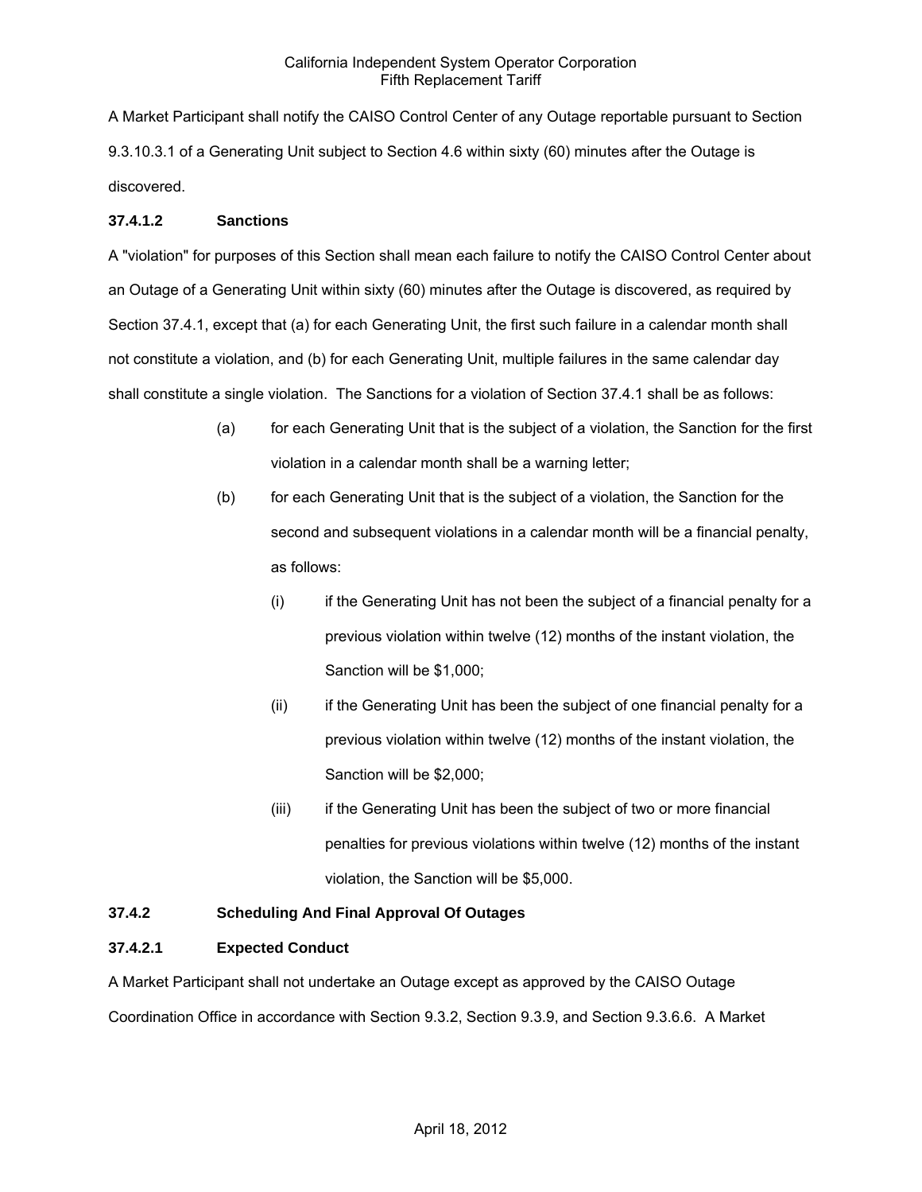A Market Participant shall notify the CAISO Control Center of any Outage reportable pursuant to Section 9.3.10.3.1 of a Generating Unit subject to Section 4.6 within sixty (60) minutes after the Outage is discovered.

**37.4.1.2 Sanctions**

A "violation" for purposes of this Section shall mean each failure to notify the CAISO Control Center about an Outage of a Generating Unit within sixty (60) minutes after the Outage is discovered, as required by Section 37.4.1, except that (a) for each Generating Unit, the first such failure in a calendar month shall not constitute a violation, and (b) for each Generating Unit, multiple failures in the same calendar day shall constitute a single violation. The Sanctions for a violation of Section 37.4.1 shall be as follows:

(a) for each Generating Unit that is the subject of a violation, the Sanction for the first violation in a calendar month shall be a warning letter;

(b) for each Generating Unit that is the subject of a violation, the Sanction for the second and subsequent violations in a calendar month will be a financial penalty, as follows:

(i) if the Generating Unit has not been the subject of a financial penalty for a previous violation within twelve (12) months of the instant violation, the Sanction will be $1,000;

(ii) if the Generating Unit has been the subject of one financial penalty for a previous violation within twelve (12) months of the instant violation, the Sanction will be $2,000;

(iii) if the Generating Unit has been the subject of two or more financial penalties for previous violations within twelve (12) months of the instant violation, the Sanction will be $5,000.

**37.4.2 Scheduling And Final Approval Of Outages**

**37.4.2.1 Expected Conduct**

A Market Participant shall not undertake an Outage except as approved by the CAISO Outage Coordination Office in accordance with Section 9.3.2, Section 9.3.9, and Section 9.3.6.6. A Market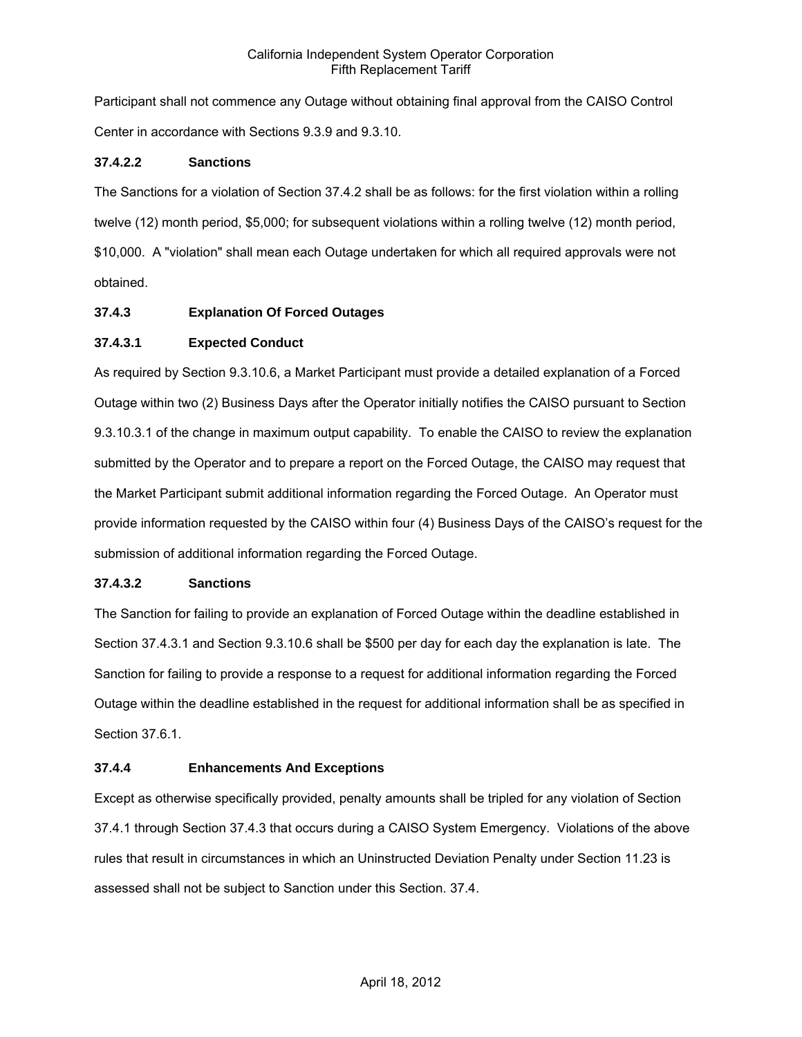Participant shall not commence any Outage without obtaining final approval from the CAISO Control Center in accordance with Sections 9.3.9 and 9.3.10.

**37.4.2.2 Sanctions**

The Sanctions for a violation of Section 37.4.2 shall be as follows: for the first violation within a rolling twelve (12) month period, $5,000; for subsequent violations within a rolling twelve (12) month period, $10,000. A "violation" shall mean each Outage undertaken for which all required approvals were not obtained.

**37.4.3 Explanation Of Forced Outages**

**37.4.3.1 Expected Conduct**

As required by Section 9.3.10.6, a Market Participant must provide a detailed explanation of a Forced Outage within two (2) Business Days after the Operator initially notifies the CAISO pursuant to Section 9.3.10.3.1 of the change in maximum output capability. To enable the CAISO to review the explanation submitted by the Operator and to prepare a report on the Forced Outage, the CAISO may request that the Market Participant submit additional information regarding the Forced Outage. An Operator must provide information requested by the CAISO within four (4) Business Days of the CAISO's request for the submission of additional information regarding the Forced Outage.

**37.4.3.2 Sanctions**

The Sanction for failing to provide an explanation of Forced Outage within the deadline established in Section 37.4.3.1 and Section 9.3.10.6 shall be $500 per day for each day the explanation is late. The Sanction for failing to provide a response to a request for additional information regarding the Forced Outage within the deadline established in the request for additional information shall be as specified in Section 37.6.1.

**37.4.4 Enhancements And Exceptions**

Except as otherwise specifically provided, penalty amounts shall be tripled for any violation of Section 37.4.1 through Section 37.4.3 that occurs during a CAISO System Emergency. Violations of the above rules that result in circumstances in which an Uninstructed Deviation Penalty under Section 11.23 is assessed shall not be subject to Sanction under this Section. 37.4.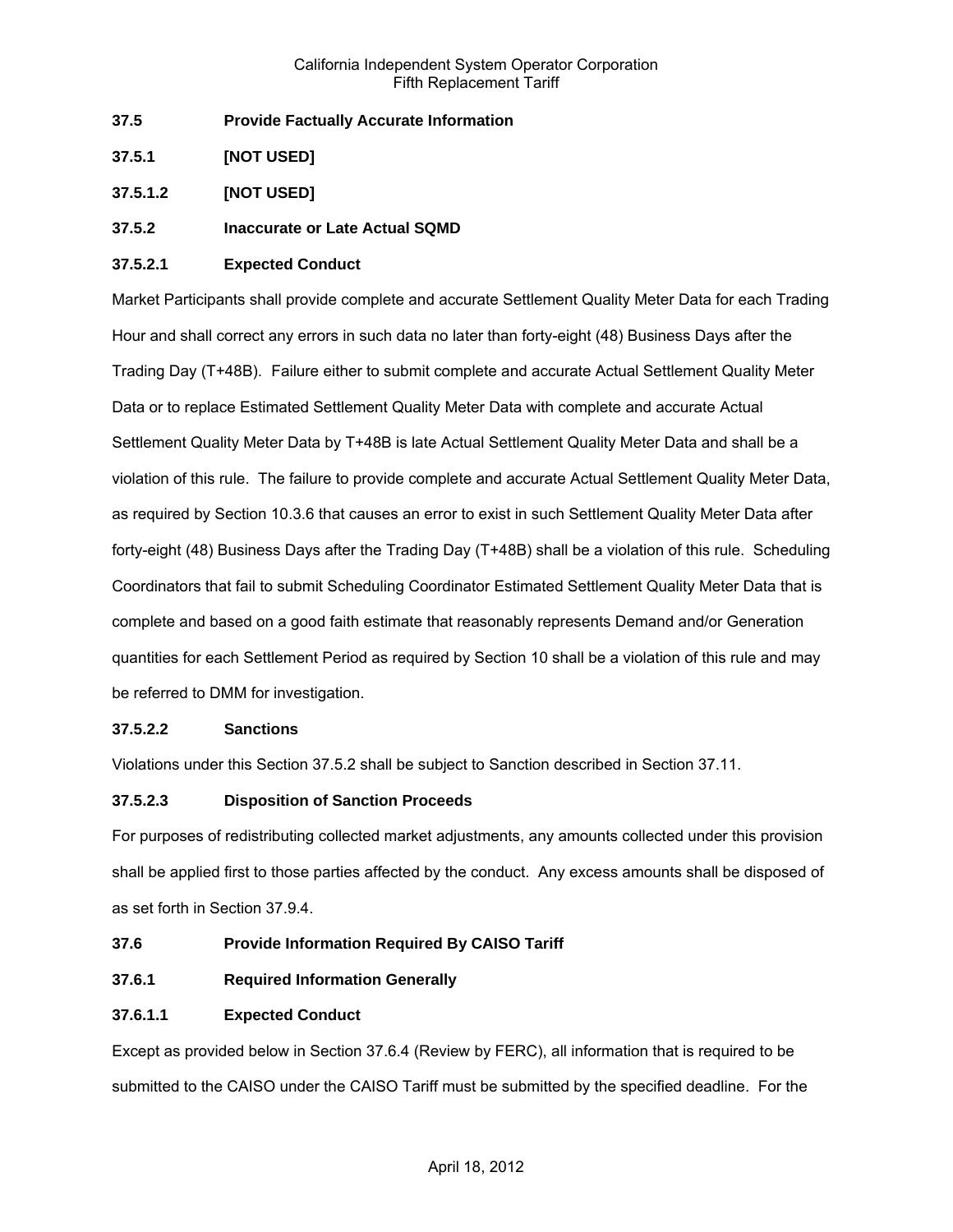### 37.5 Provide Factually Accurate Information

### 37.5.1 [NOT USED]

### 37.5.1.2 [NOT USED]

### 37.5.2 Inaccurate or Late Actual SQMD

#### 37.5.2.1 Expected Conduct

Market Participants shall provide complete and accurate Settlement Quality Meter Data for each Trading Hour and shall correct any errors in such data no later than forty-eight (48) Business Days after the Trading Day (T+48B). Failure either to submit complete and accurate Actual Settlement Quality Meter Data or to replace Estimated Settlement Quality Meter Data with complete and accurate Actual Settlement Quality Meter Data by T+48B is late Actual Settlement Quality Meter Data and shall be a violation of this rule. The failure to provide complete and accurate Actual Settlement Quality Meter Data, as required by Section 10.3.6 that causes an error to exist in such Settlement Quality Meter Data after forty-eight (48) Business Days after the Trading Day (T+48B) shall be a violation of this rule. Scheduling Coordinators that fail to submit Scheduling Coordinator Estimated Settlement Quality Meter Data that is complete and based on a good faith estimate that reasonably represents Demand and/or Generation quantities for each Settlement Period as required by Section 10 shall be a violation of this rule and may be referred to DMM for investigation.

#### 37.5.2.2 Sanctions

Violations under this Section 37.5.2 shall be subject to Sanction described in Section 37.11.

#### 37.5.2.3 Disposition of Sanction Proceeds

For purposes of redistributing collected market adjustments, any amounts collected under this provision shall be applied first to those parties affected by the conduct. Any excess amounts shall be disposed of as set forth in Section 37.9.4.

### 37.6 Provide Information Required By CAISO Tariff

### 37.6.1 Required Information Generally

#### 37.6.1.1 Expected Conduct

Except as provided below in Section 37.6.4 (Review by FERC), all information that is required to be submitted to the CAISO under the CAISO Tariff must be submitted by the specified deadline. For the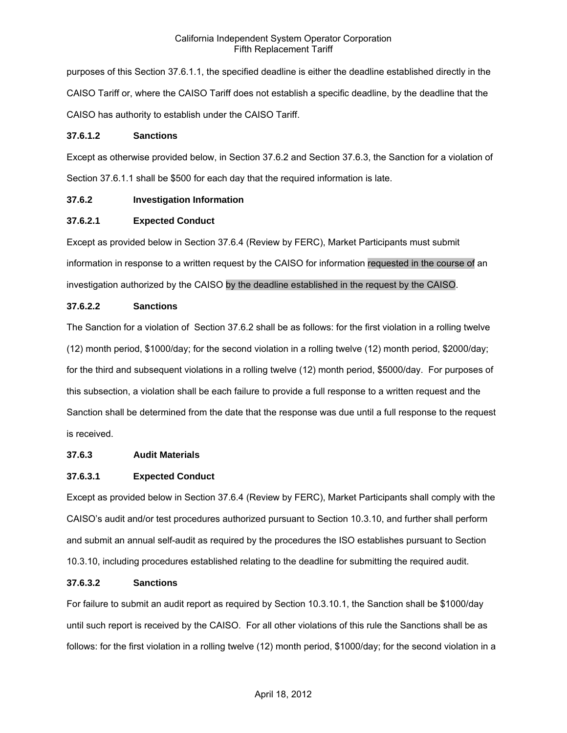purposes of this Section 37.6.1.1, the specified deadline is either the deadline established directly in the CAISO Tariff or, where the CAISO Tariff does not establish a specific deadline, by the deadline that the CAISO has authority to establish under the CAISO Tariff.

**37.6.1.2 Sanctions**

Except as otherwise provided below, in Section 37.6.2 and Section 37.6.3, the Sanction for a violation of Section 37.6.1.1 shall be $500 for each day that the required information is late.

**37.6.2 Investigation Information**

**37.6.2.1 Expected Conduct**

Except as provided below in Section 37.6.4 (Review by FERC), Market Participants must submit information in response to a written request by the CAISO for information requested in the course of an investigation authorized by the CAISO by the deadline established in the request by the CAISO.

**37.6.2.2 Sanctions**

The Sanction for a violation of Section 37.6.2 shall be as follows: for the first violation in a rolling twelve (12) month period, $1000/day; for the second violation in a rolling twelve (12) month period, $2000/day; for the third and subsequent violations in a rolling twelve (12) month period, $5000/day. For purposes of this subsection, a violation shall be each failure to provide a full response to a written request and the Sanction shall be determined from the date that the response was due until a full response to the request is received.

**37.6.3 Audit Materials**

**37.6.3.1 Expected Conduct**

Except as provided below in Section 37.6.4 (Review by FERC), Market Participants shall comply with the CAISO's audit and/or test procedures authorized pursuant to Section 10.3.10, and further shall perform and submit an annual self-audit as required by the procedures the ISO establishes pursuant to Section 10.3.10, including procedures established relating to the deadline for submitting the required audit.

**37.6.3.2 Sanctions**

For failure to submit an audit report as required by Section 10.3.10.1, the Sanction shall be $1000/day until such report is received by the CAISO. For all other violations of this rule the Sanctions shall be as follows: for the first violation in a rolling twelve (12) month period, $1000/day; for the second violation in a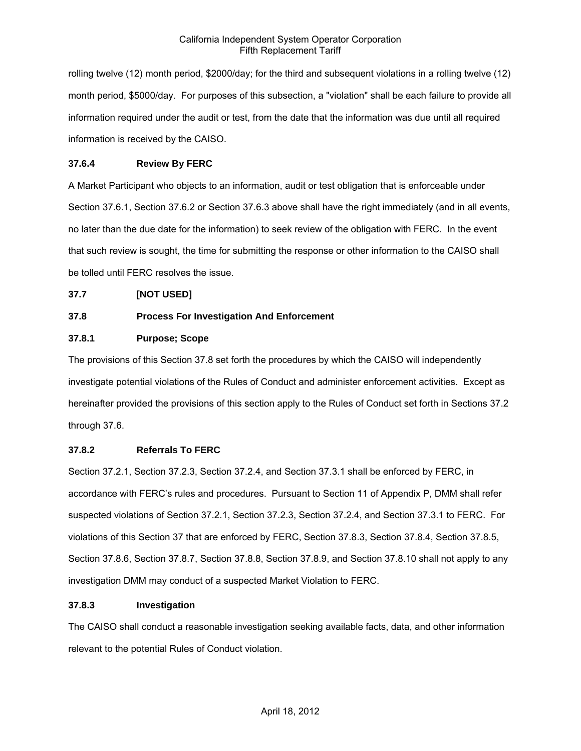rolling twelve (12) month period, $2000/day; for the third and subsequent violations in a rolling twelve (12) month period, $5000/day. For purposes of this subsection, a "violation" shall be each failure to provide all information required under the audit or test, from the date that the information was due until all required information is received by the CAISO.

### 37.6.4 Review By FERC

A Market Participant who objects to an information, audit or test obligation that is enforceable under Section 37.6.1, Section 37.6.2 or Section 37.6.3 above shall have the right immediately (and in all events, no later than the due date for the information) to seek review of the obligation with FERC. In the event that such review is sought, the time for submitting the response or other information to the CAISO shall be tolled until FERC resolves the issue.

## 37.7 [NOT USED]

## 37.8 Process For Investigation And Enforcement

### 37.8.1 Purpose; Scope

The provisions of this Section 37.8 set forth the procedures by which the CAISO will independently investigate potential violations of the Rules of Conduct and administer enforcement activities. Except as hereinafter provided the provisions of this section apply to the Rules of Conduct set forth in Sections 37.2 through 37.6.

### 37.8.2 Referrals To FERC

Section 37.2.1, Section 37.2.3, Section 37.2.4, and Section 37.3.1 shall be enforced by FERC, in accordance with FERC's rules and procedures. Pursuant to Section 11 of Appendix P, DMM shall refer suspected violations of Section 37.2.1, Section 37.2.3, Section 37.2.4, and Section 37.3.1 to FERC. For violations of this Section 37 that are enforced by FERC, Section 37.8.3, Section 37.8.4, Section 37.8.5, Section 37.8.6, Section 37.8.7, Section 37.8.8, Section 37.8.9, and Section 37.8.10 shall not apply to any investigation DMM may conduct of a suspected Market Violation to FERC.

### 37.8.3 Investigation

The CAISO shall conduct a reasonable investigation seeking available facts, data, and other information relevant to the potential Rules of Conduct violation.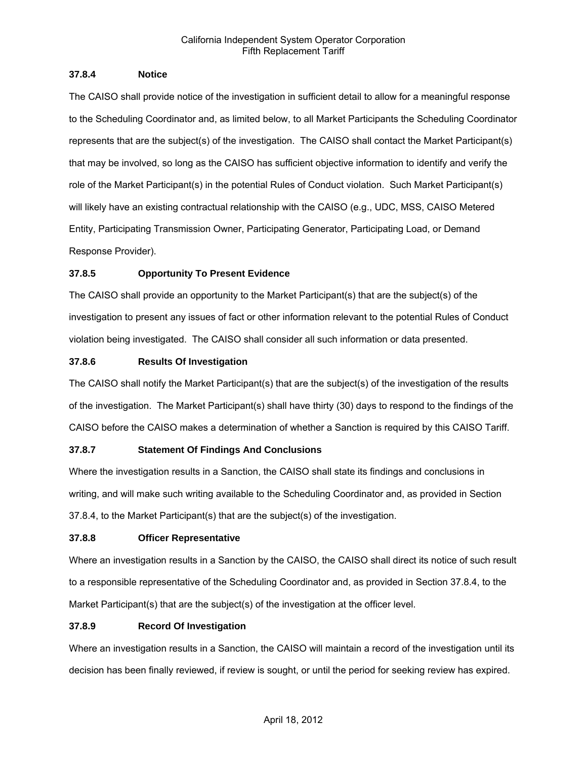### 37.8.4 Notice

The CAISO shall provide notice of the investigation in sufficient detail to allow for a meaningful response to the Scheduling Coordinator and, as limited below, to all Market Participants the Scheduling Coordinator represents that are the subject(s) of the investigation. The CAISO shall contact the Market Participant(s) that may be involved, so long as the CAISO has sufficient objective information to identify and verify the role of the Market Participant(s) in the potential Rules of Conduct violation. Such Market Participant(s) will likely have an existing contractual relationship with the CAISO (e.g., UDC, MSS, CAISO Metered Entity, Participating Transmission Owner, Participating Generator, Participating Load, or Demand Response Provider).

### 37.8.5 Opportunity To Present Evidence

The CAISO shall provide an opportunity to the Market Participant(s) that are the subject(s) of the investigation to present any issues of fact or other information relevant to the potential Rules of Conduct violation being investigated. The CAISO shall consider all such information or data presented.

### 37.8.6 Results Of Investigation

The CAISO shall notify the Market Participant(s) that are the subject(s) of the investigation of the results of the investigation. The Market Participant(s) shall have thirty (30) days to respond to the findings of the CAISO before the CAISO makes a determination of whether a Sanction is required by this CAISO Tariff.

### 37.8.7 Statement Of Findings And Conclusions

Where the investigation results in a Sanction, the CAISO shall state its findings and conclusions in writing, and will make such writing available to the Scheduling Coordinator and, as provided in Section 37.8.4, to the Market Participant(s) that are the subject(s) of the investigation.

### 37.8.8 Officer Representative

Where an investigation results in a Sanction by the CAISO, the CAISO shall direct its notice of such result to a responsible representative of the Scheduling Coordinator and, as provided in Section 37.8.4, to the Market Participant(s) that are the subject(s) of the investigation at the officer level.

### 37.8.9 Record Of Investigation

Where an investigation results in a Sanction, the CAISO will maintain a record of the investigation until its decision has been finally reviewed, if review is sought, or until the period for seeking review has expired.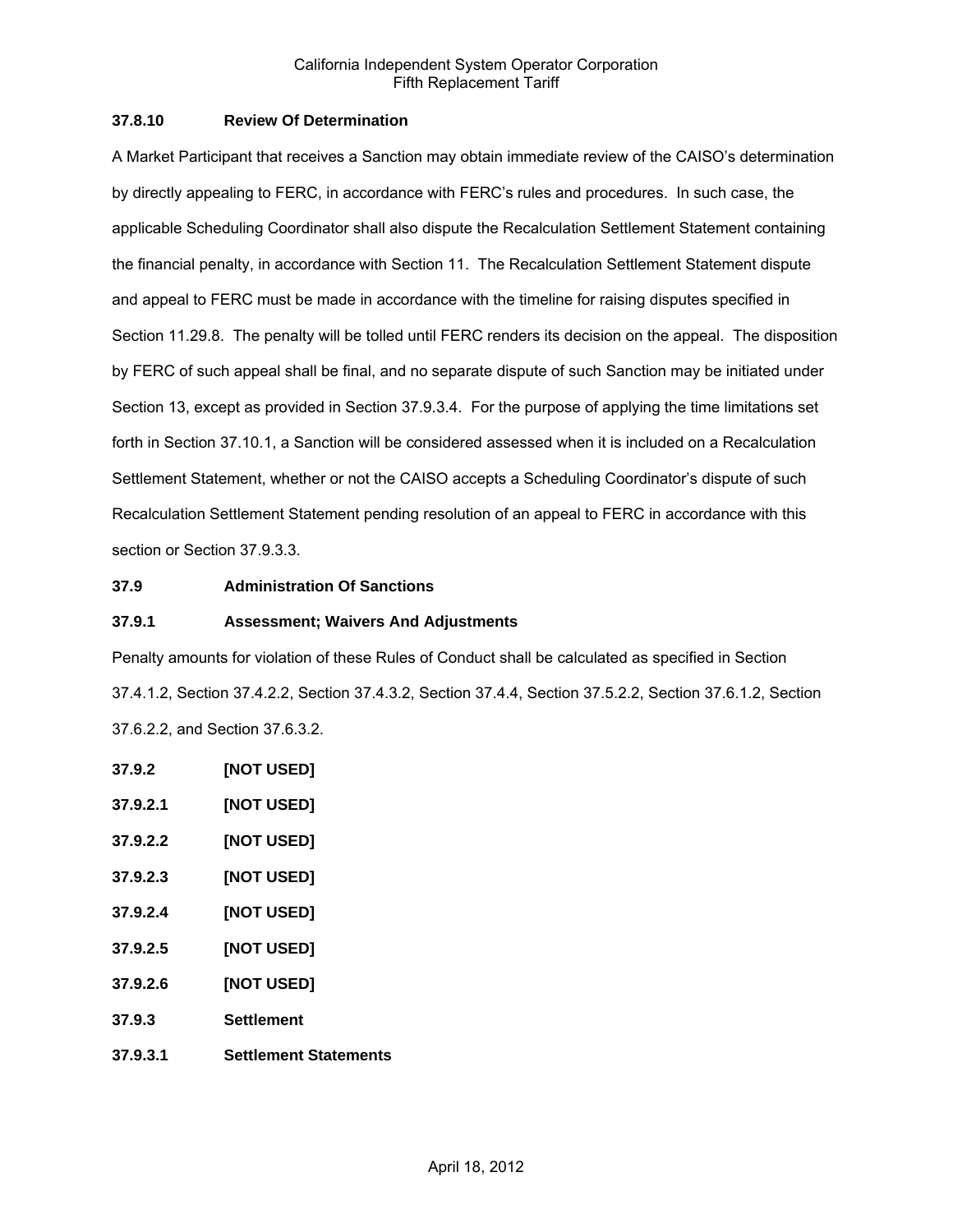### 37.8.10 Review Of Determination

A Market Participant that receives a Sanction may obtain immediate review of the CAISO's determination by directly appealing to FERC, in accordance with FERC's rules and procedures. In such case, the applicable Scheduling Coordinator shall also dispute the Recalculation Settlement Statement containing the financial penalty, in accordance with Section 11. The Recalculation Settlement Statement dispute and appeal to FERC must be made in accordance with the timeline for raising disputes specified in Section 11.29.8. The penalty will be tolled until FERC renders its decision on the appeal. The disposition by FERC of such appeal shall be final, and no separate dispute of such Sanction may be initiated under Section 13, except as provided in Section 37.9.3.4. For the purpose of applying the time limitations set forth in Section 37.10.1, a Sanction will be considered assessed when it is included on a Recalculation Settlement Statement, whether or not the CAISO accepts a Scheduling Coordinator's dispute of such Recalculation Settlement Statement pending resolution of an appeal to FERC in accordance with this section or Section 37.9.3.3.

## 37.9 Administration Of Sanctions

### 37.9.1 Assessment; Waivers And Adjustments

Penalty amounts for violation of these Rules of Conduct shall be calculated as specified in Section 37.4.1.2, Section 37.4.2.2, Section 37.4.3.2, Section 37.4.4, Section 37.5.2.2, Section 37.6.1.2, Section 37.6.2.2, and Section 37.6.3.2.

### 37.9.2 [NOT USED]

#### 37.9.2.1 [NOT USED]

#### 37.9.2.2 [NOT USED]

#### 37.9.2.3 [NOT USED]

#### 37.9.2.4 [NOT USED]

#### 37.9.2.5 [NOT USED]

#### 37.9.2.6 [NOT USED]

### 37.9.3 Settlement

#### 37.9.3.1 Settlement Statements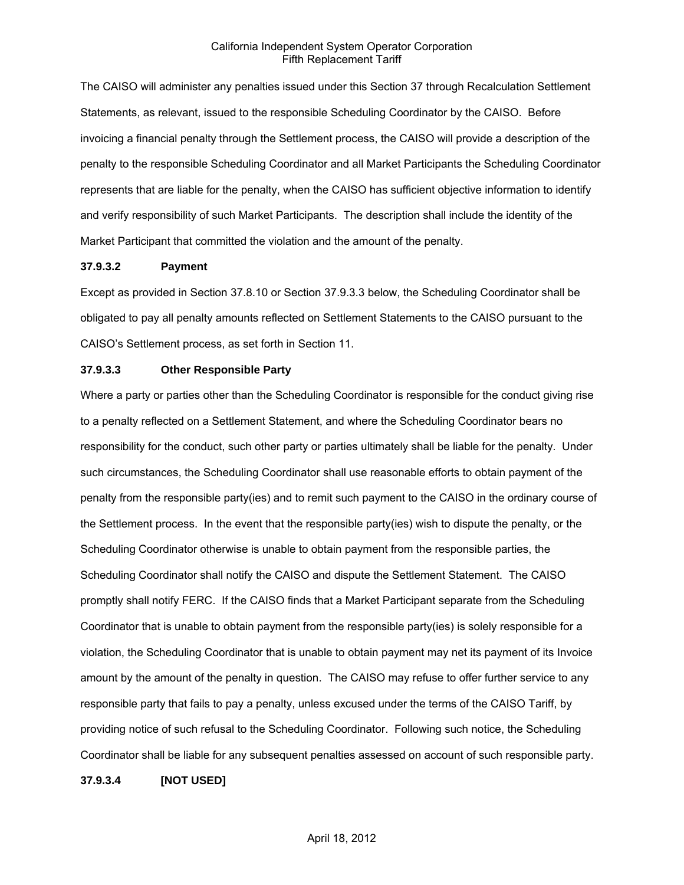The CAISO will administer any penalties issued under this Section 37 through Recalculation Settlement Statements, as relevant, issued to the responsible Scheduling Coordinator by the CAISO. Before invoicing a financial penalty through the Settlement process, the CAISO will provide a description of the penalty to the responsible Scheduling Coordinator and all Market Participants the Scheduling Coordinator represents that are liable for the penalty, when the CAISO has sufficient objective information to identify and verify responsibility of such Market Participants. The description shall include the identity of the Market Participant that committed the violation and the amount of the penalty.

**37.9.3.2 Payment**

Except as provided in Section 37.8.10 or Section 37.9.3.3 below, the Scheduling Coordinator shall be obligated to pay all penalty amounts reflected on Settlement Statements to the CAISO pursuant to the CAISO's Settlement process, as set forth in Section 11.

**37.9.3.3 Other Responsible Party**

Where a party or parties other than the Scheduling Coordinator is responsible for the conduct giving rise to a penalty reflected on a Settlement Statement, and where the Scheduling Coordinator bears no responsibility for the conduct, such other party or parties ultimately shall be liable for the penalty. Under such circumstances, the Scheduling Coordinator shall use reasonable efforts to obtain payment of the penalty from the responsible party(ies) and to remit such payment to the CAISO in the ordinary course of the Settlement process. In the event that the responsible party(ies) wish to dispute the penalty, or the Scheduling Coordinator otherwise is unable to obtain payment from the responsible parties, the Scheduling Coordinator shall notify the CAISO and dispute the Settlement Statement. The CAISO promptly shall notify FERC. If the CAISO finds that a Market Participant separate from the Scheduling Coordinator that is unable to obtain payment from the responsible party(ies) is solely responsible for a violation, the Scheduling Coordinator that is unable to obtain payment may net its payment of its Invoice amount by the amount of the penalty in question. The CAISO may refuse to offer further service to any responsible party that fails to pay a penalty, unless excused under the terms of the CAISO Tariff, by providing notice of such refusal to the Scheduling Coordinator. Following such notice, the Scheduling Coordinator shall be liable for any subsequent penalties assessed on account of such responsible party.

**37.9.3.4 [NOT USED]**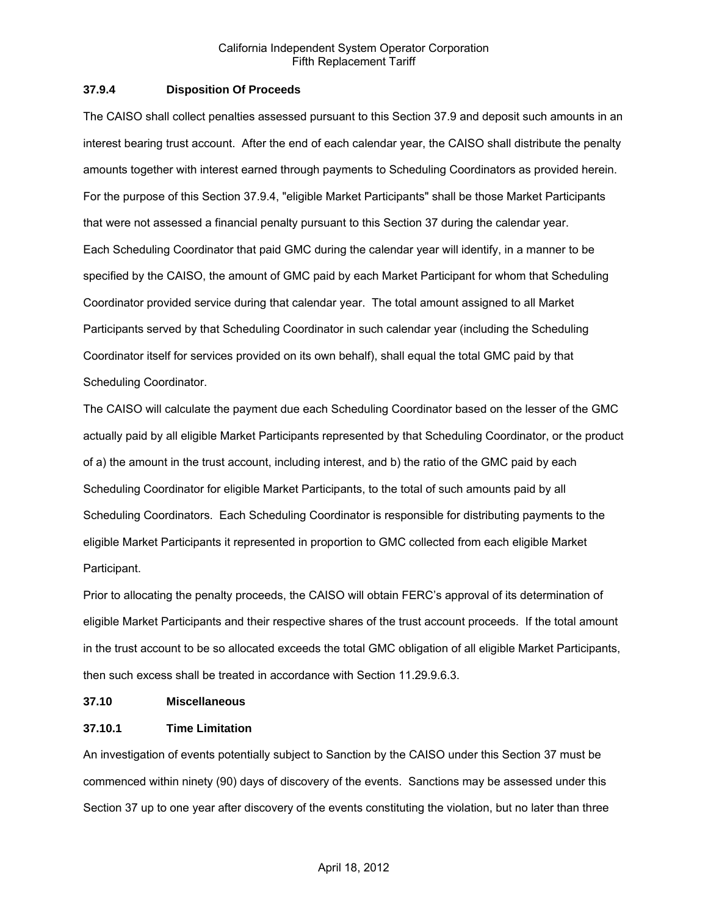### 37.9.4 Disposition Of Proceeds

The CAISO shall collect penalties assessed pursuant to this Section 37.9 and deposit such amounts in an interest bearing trust account. After the end of each calendar year, the CAISO shall distribute the penalty amounts together with interest earned through payments to Scheduling Coordinators as provided herein. For the purpose of this Section 37.9.4, "eligible Market Participants" shall be those Market Participants that were not assessed a financial penalty pursuant to this Section 37 during the calendar year.

Each Scheduling Coordinator that paid GMC during the calendar year will identify, in a manner to be specified by the CAISO, the amount of GMC paid by each Market Participant for whom that Scheduling Coordinator provided service during that calendar year. The total amount assigned to all Market Participants served by that Scheduling Coordinator in such calendar year (including the Scheduling Coordinator itself for services provided on its own behalf), shall equal the total GMC paid by that Scheduling Coordinator.

The CAISO will calculate the payment due each Scheduling Coordinator based on the lesser of the GMC actually paid by all eligible Market Participants represented by that Scheduling Coordinator, or the product of a) the amount in the trust account, including interest, and b) the ratio of the GMC paid by each Scheduling Coordinator for eligible Market Participants, to the total of such amounts paid by all Scheduling Coordinators. Each Scheduling Coordinator is responsible for distributing payments to the eligible Market Participants it represented in proportion to GMC collected from each eligible Market Participant.

Prior to allocating the penalty proceeds, the CAISO will obtain FERC's approval of its determination of eligible Market Participants and their respective shares of the trust account proceeds. If the total amount in the trust account to be so allocated exceeds the total GMC obligation of all eligible Market Participants, then such excess shall be treated in accordance with Section 11.29.9.6.3.

## 37.10 Miscellaneous

### 37.10.1 Time Limitation

An investigation of events potentially subject to Sanction by the CAISO under this Section 37 must be commenced within ninety (90) days of discovery of the events. Sanctions may be assessed under this Section 37 up to one year after discovery of the events constituting the violation, but no later than three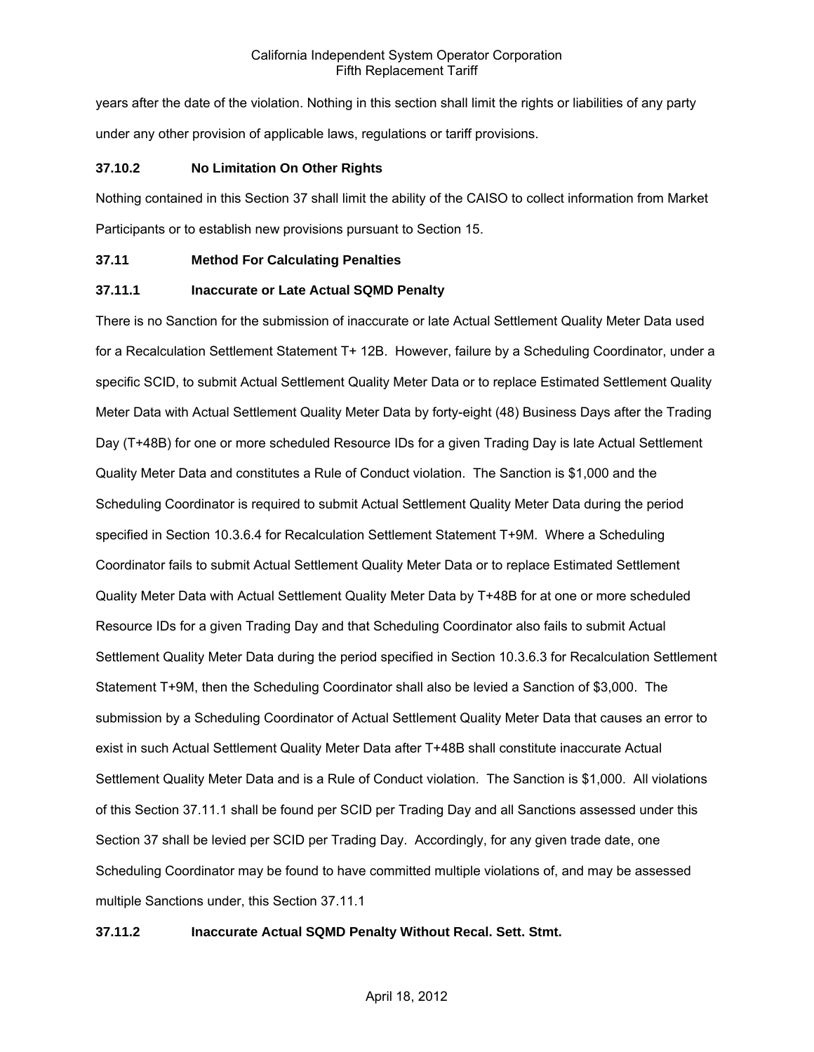years after the date of the violation. Nothing in this section shall limit the rights or liabilities of any party under any other provision of applicable laws, regulations or tariff provisions.

### 37.10.2 No Limitation On Other Rights

Nothing contained in this Section 37 shall limit the ability of the CAISO to collect information from Market Participants or to establish new provisions pursuant to Section 15.

### 37.11 Method For Calculating Penalties

### 37.11.1 Inaccurate or Late Actual SQMD Penalty

There is no Sanction for the submission of inaccurate or late Actual Settlement Quality Meter Data used for a Recalculation Settlement Statement T+ 12B. However, failure by a Scheduling Coordinator, under a specific SCID, to submit Actual Settlement Quality Meter Data or to replace Estimated Settlement Quality Meter Data with Actual Settlement Quality Meter Data by forty-eight (48) Business Days after the Trading Day (T+48B) for one or more scheduled Resource IDs for a given Trading Day is late Actual Settlement Quality Meter Data and constitutes a Rule of Conduct violation. The Sanction is $1,000 and the Scheduling Coordinator is required to submit Actual Settlement Quality Meter Data during the period specified in Section 10.3.6.4 for Recalculation Settlement Statement T+9M. Where a Scheduling Coordinator fails to submit Actual Settlement Quality Meter Data or to replace Estimated Settlement Quality Meter Data with Actual Settlement Quality Meter Data by T+48B for at one or more scheduled Resource IDs for a given Trading Day and that Scheduling Coordinator also fails to submit Actual Settlement Quality Meter Data during the period specified in Section 10.3.6.3 for Recalculation Settlement Statement T+9M, then the Scheduling Coordinator shall also be levied a Sanction of $3,000. The submission by a Scheduling Coordinator of Actual Settlement Quality Meter Data that causes an error to exist in such Actual Settlement Quality Meter Data after T+48B shall constitute inaccurate Actual Settlement Quality Meter Data and is a Rule of Conduct violation. The Sanction is $1,000. All violations of this Section 37.11.1 shall be found per SCID per Trading Day and all Sanctions assessed under this Section 37 shall be levied per SCID per Trading Day. Accordingly, for any given trade date, one Scheduling Coordinator may be found to have committed multiple violations of, and may be assessed multiple Sanctions under, this Section 37.11.1

### 37.11.2 Inaccurate Actual SQMD Penalty Without Recal. Sett. Stmt.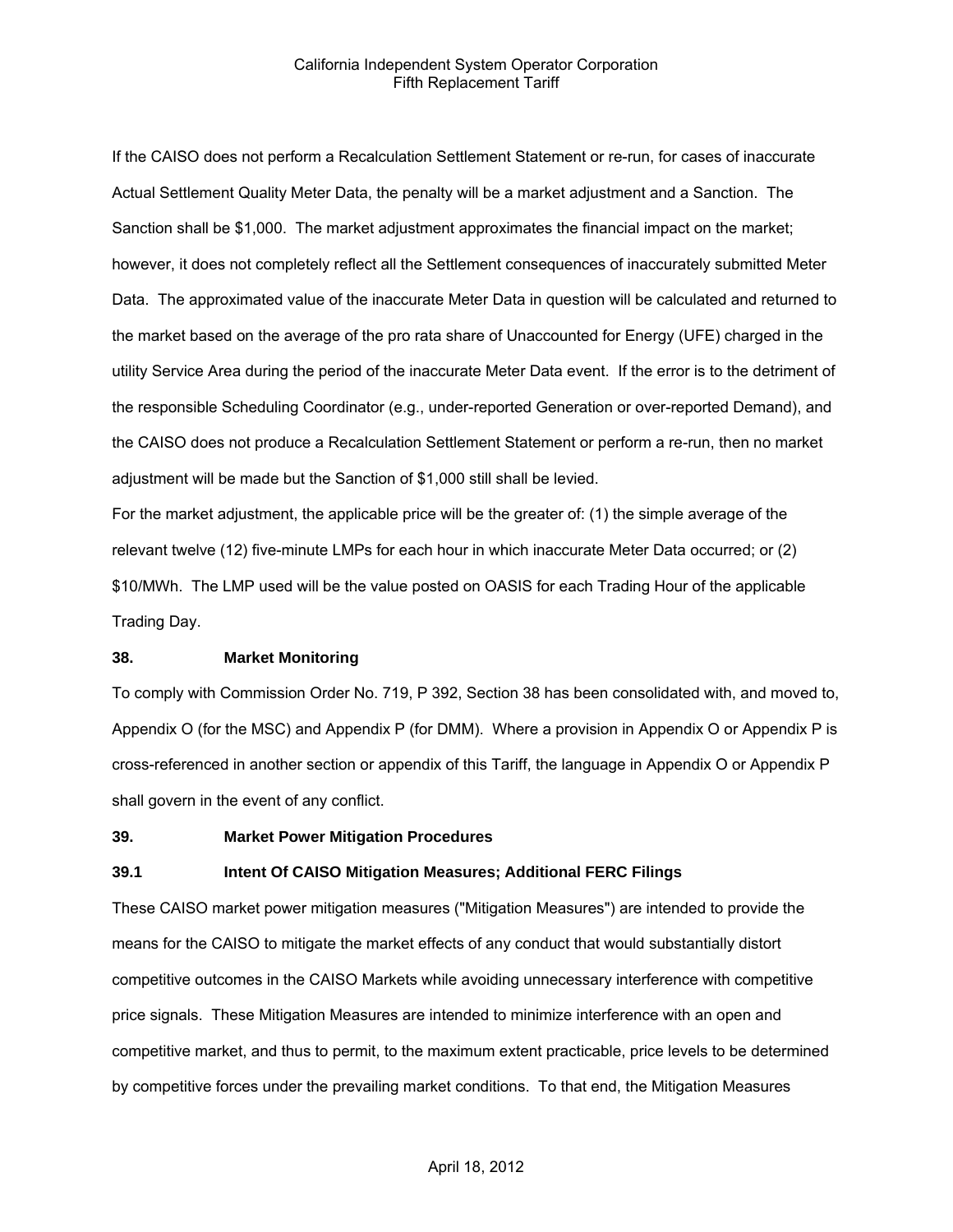If the CAISO does not perform a Recalculation Settlement Statement or re-run, for cases of inaccurate Actual Settlement Quality Meter Data, the penalty will be a market adjustment and a Sanction. The Sanction shall be $1,000. The market adjustment approximates the financial impact on the market; however, it does not completely reflect all the Settlement consequences of inaccurately submitted Meter Data. The approximated value of the inaccurate Meter Data in question will be calculated and returned to the market based on the average of the pro rata share of Unaccounted for Energy (UFE) charged in the utility Service Area during the period of the inaccurate Meter Data event. If the error is to the detriment of the responsible Scheduling Coordinator (e.g., under-reported Generation or over-reported Demand), and the CAISO does not produce a Recalculation Settlement Statement or perform a re-run, then no market adjustment will be made but the Sanction of $1,000 still shall be levied.

For the market adjustment, the applicable price will be the greater of: (1) the simple average of the relevant twelve (12) five-minute LMPs for each hour in which inaccurate Meter Data occurred; or (2) $10/MWh. The LMP used will be the value posted on OASIS for each Trading Hour of the applicable Trading Day.

## 38. Market Monitoring

To comply with Commission Order No. 719, P 392, Section 38 has been consolidated with, and moved to, Appendix O (for the MSC) and Appendix P (for DMM). Where a provision in Appendix O or Appendix P is cross-referenced in another section or appendix of this Tariff, the language in Appendix O or Appendix P shall govern in the event of any conflict.

## 39. Market Power Mitigation Procedures

### 39.1 Intent Of CAISO Mitigation Measures; Additional FERC Filings

These CAISO market power mitigation measures ("Mitigation Measures") are intended to provide the means for the CAISO to mitigate the market effects of any conduct that would substantially distort competitive outcomes in the CAISO Markets while avoiding unnecessary interference with competitive price signals. These Mitigation Measures are intended to minimize interference with an open and competitive market, and thus to permit, to the maximum extent practicable, price levels to be determined by competitive forces under the prevailing market conditions. To that end, the Mitigation Measures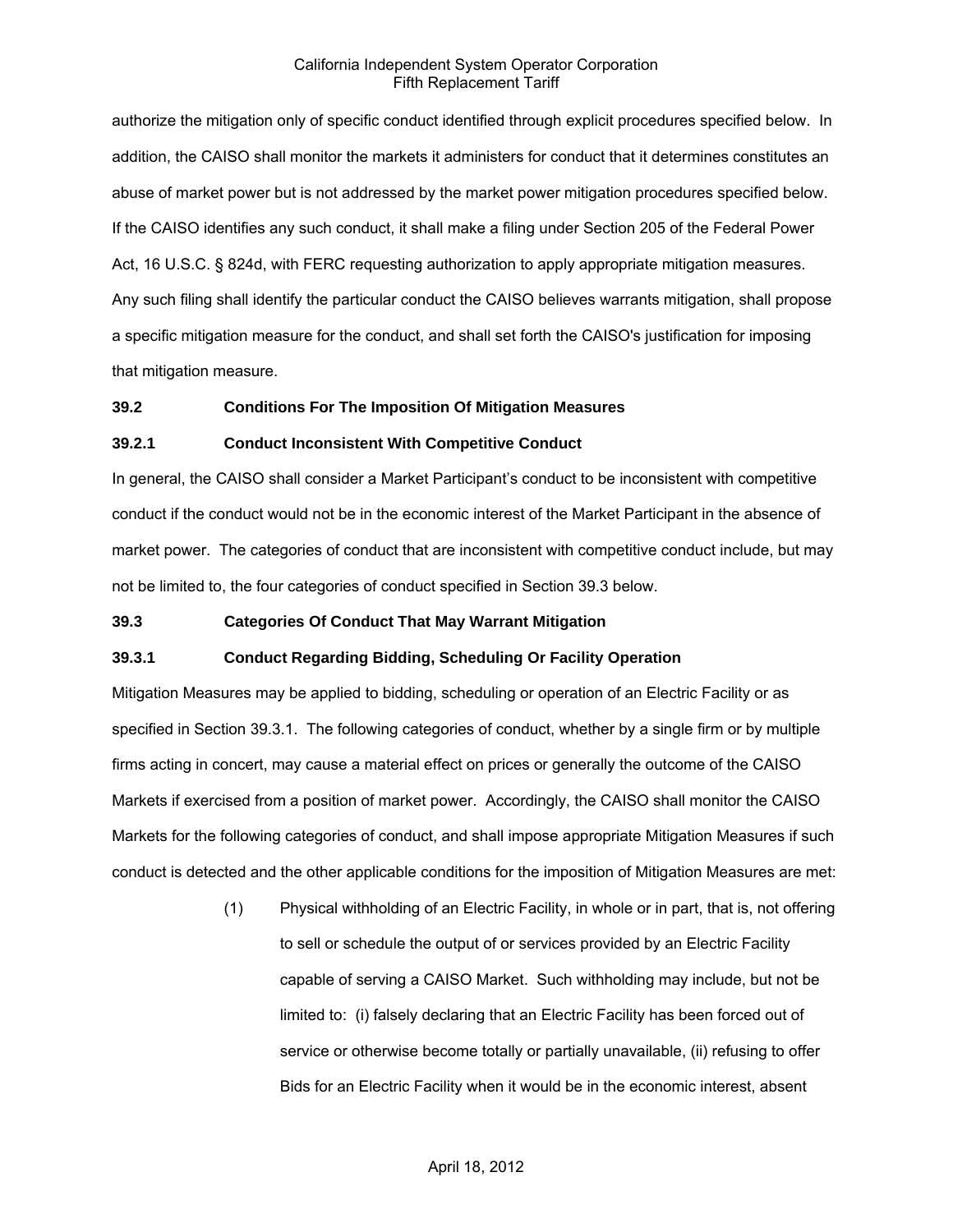authorize the mitigation only of specific conduct identified through explicit procedures specified below. In addition, the CAISO shall monitor the markets it administers for conduct that it determines constitutes an abuse of market power but is not addressed by the market power mitigation procedures specified below. If the CAISO identifies any such conduct, it shall make a filing under Section 205 of the Federal Power Act, 16 U.S.C. § 824d, with FERC requesting authorization to apply appropriate mitigation measures. Any such filing shall identify the particular conduct the CAISO believes warrants mitigation, shall propose a specific mitigation measure for the conduct, and shall set forth the CAISO's justification for imposing that mitigation measure.

### 39.2 Conditions For The Imposition Of Mitigation Measures

### 39.2.1 Conduct Inconsistent With Competitive Conduct

In general, the CAISO shall consider a Market Participant's conduct to be inconsistent with competitive conduct if the conduct would not be in the economic interest of the Market Participant in the absence of market power. The categories of conduct that are inconsistent with competitive conduct include, but may not be limited to, the four categories of conduct specified in Section 39.3 below.

### 39.3 Categories Of Conduct That May Warrant Mitigation

### 39.3.1 Conduct Regarding Bidding, Scheduling Or Facility Operation

Mitigation Measures may be applied to bidding, scheduling or operation of an Electric Facility or as specified in Section 39.3.1. The following categories of conduct, whether by a single firm or by multiple firms acting in concert, may cause a material effect on prices or generally the outcome of the CAISO Markets if exercised from a position of market power. Accordingly, the CAISO shall monitor the CAISO Markets for the following categories of conduct, and shall impose appropriate Mitigation Measures if such conduct is detected and the other applicable conditions for the imposition of Mitigation Measures are met:

(1) Physical withholding of an Electric Facility, in whole or in part, that is, not offering to sell or schedule the output of or services provided by an Electric Facility capable of serving a CAISO Market. Such withholding may include, but not be limited to: (i) falsely declaring that an Electric Facility has been forced out of service or otherwise become totally or partially unavailable, (ii) refusing to offer Bids for an Electric Facility when it would be in the economic interest, absent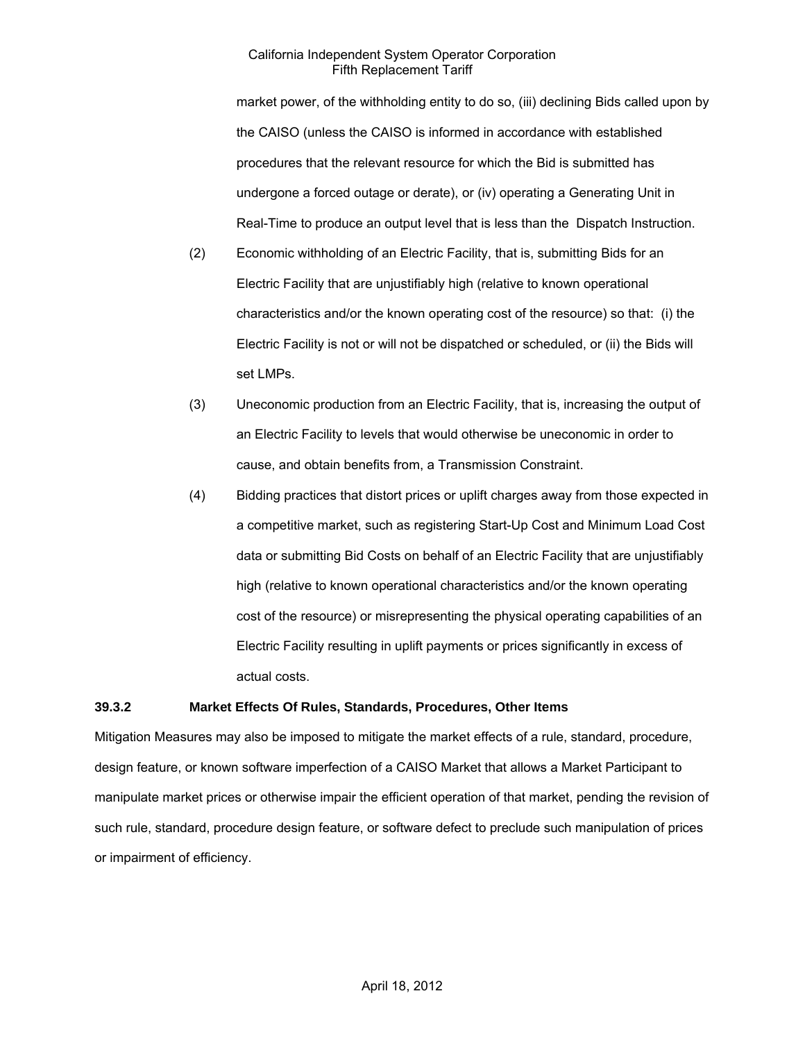market power, of the withholding entity to do so, (iii) declining Bids called upon by the CAISO (unless the CAISO is informed in accordance with established procedures that the relevant resource for which the Bid is submitted has undergone a forced outage or derate), or (iv) operating a Generating Unit in Real-Time to produce an output level that is less than the Dispatch Instruction.

(2) Economic withholding of an Electric Facility, that is, submitting Bids for an Electric Facility that are unjustifiably high (relative to known operational characteristics and/or the known operating cost of the resource) so that: (i) the Electric Facility is not or will not be dispatched or scheduled, or (ii) the Bids will set LMPs.

(3) Uneconomic production from an Electric Facility, that is, increasing the output of an Electric Facility to levels that would otherwise be uneconomic in order to cause, and obtain benefits from, a Transmission Constraint.

(4) Bidding practices that distort prices or uplift charges away from those expected in a competitive market, such as registering Start-Up Cost and Minimum Load Cost data or submitting Bid Costs on behalf of an Electric Facility that are unjustifiably high (relative to known operational characteristics and/or the known operating cost of the resource) or misrepresenting the physical operating capabilities of an Electric Facility resulting in uplift payments or prices significantly in excess of actual costs.

### 39.3.2 Market Effects Of Rules, Standards, Procedures, Other Items

Mitigation Measures may also be imposed to mitigate the market effects of a rule, standard, procedure, design feature, or known software imperfection of a CAISO Market that allows a Market Participant to manipulate market prices or otherwise impair the efficient operation of that market, pending the revision of such rule, standard, procedure design feature, or software defect to preclude such manipulation of prices or impairment of efficiency.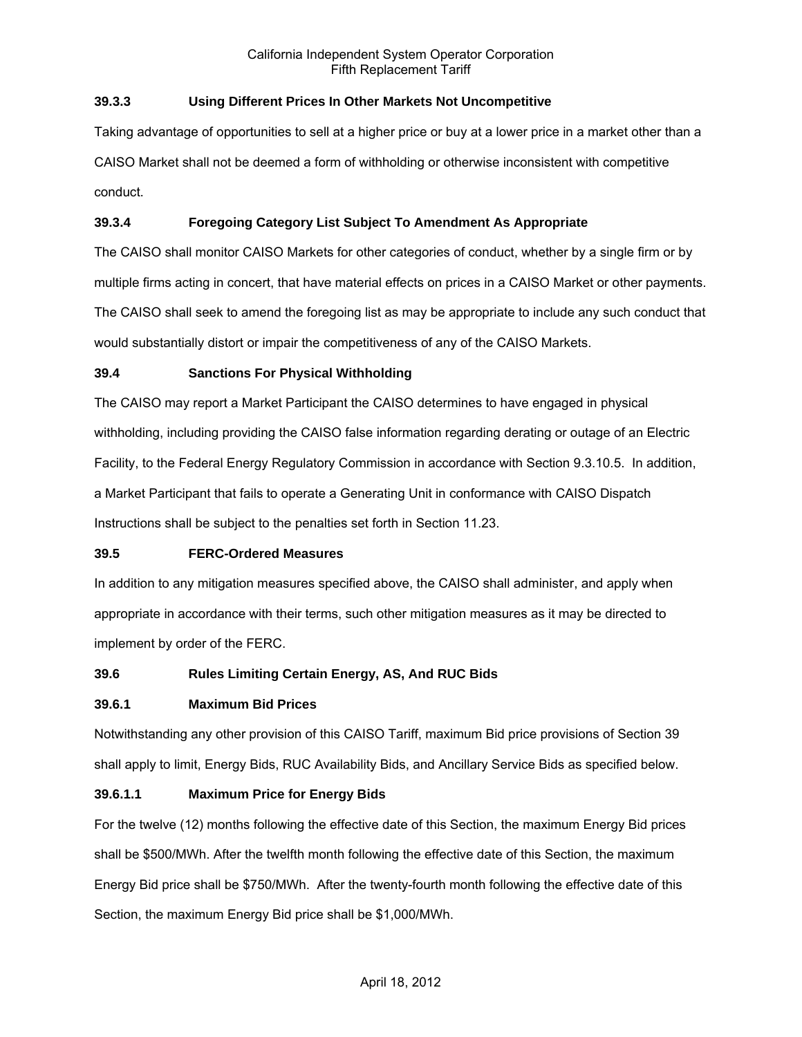### 39.3.3 Using Different Prices In Other Markets Not Uncompetitive

Taking advantage of opportunities to sell at a higher price or buy at a lower price in a market other than a CAISO Market shall not be deemed a form of withholding or otherwise inconsistent with competitive conduct.

### 39.3.4 Foregoing Category List Subject To Amendment As Appropriate

The CAISO shall monitor CAISO Markets for other categories of conduct, whether by a single firm or by multiple firms acting in concert, that have material effects on prices in a CAISO Market or other payments. The CAISO shall seek to amend the foregoing list as may be appropriate to include any such conduct that would substantially distort or impair the competitiveness of any of the CAISO Markets.

## 39.4 Sanctions For Physical Withholding

The CAISO may report a Market Participant the CAISO determines to have engaged in physical withholding, including providing the CAISO false information regarding derating or outage of an Electric Facility, to the Federal Energy Regulatory Commission in accordance with Section 9.3.10.5. In addition, a Market Participant that fails to operate a Generating Unit in conformance with CAISO Dispatch Instructions shall be subject to the penalties set forth in Section 11.23.

## 39.5 FERC-Ordered Measures

In addition to any mitigation measures specified above, the CAISO shall administer, and apply when appropriate in accordance with their terms, such other mitigation measures as it may be directed to implement by order of the FERC.

## 39.6 Rules Limiting Certain Energy, AS, And RUC Bids

### 39.6.1 Maximum Bid Prices

Notwithstanding any other provision of this CAISO Tariff, maximum Bid price provisions of Section 39 shall apply to limit, Energy Bids, RUC Availability Bids, and Ancillary Service Bids as specified below.

#### 39.6.1.1 Maximum Price for Energy Bids

For the twelve (12) months following the effective date of this Section, the maximum Energy Bid prices shall be $500/MWh. After the twelfth month following the effective date of this Section, the maximum Energy Bid price shall be $750/MWh. After the twenty-fourth month following the effective date of this Section, the maximum Energy Bid price shall be $1,000/MWh.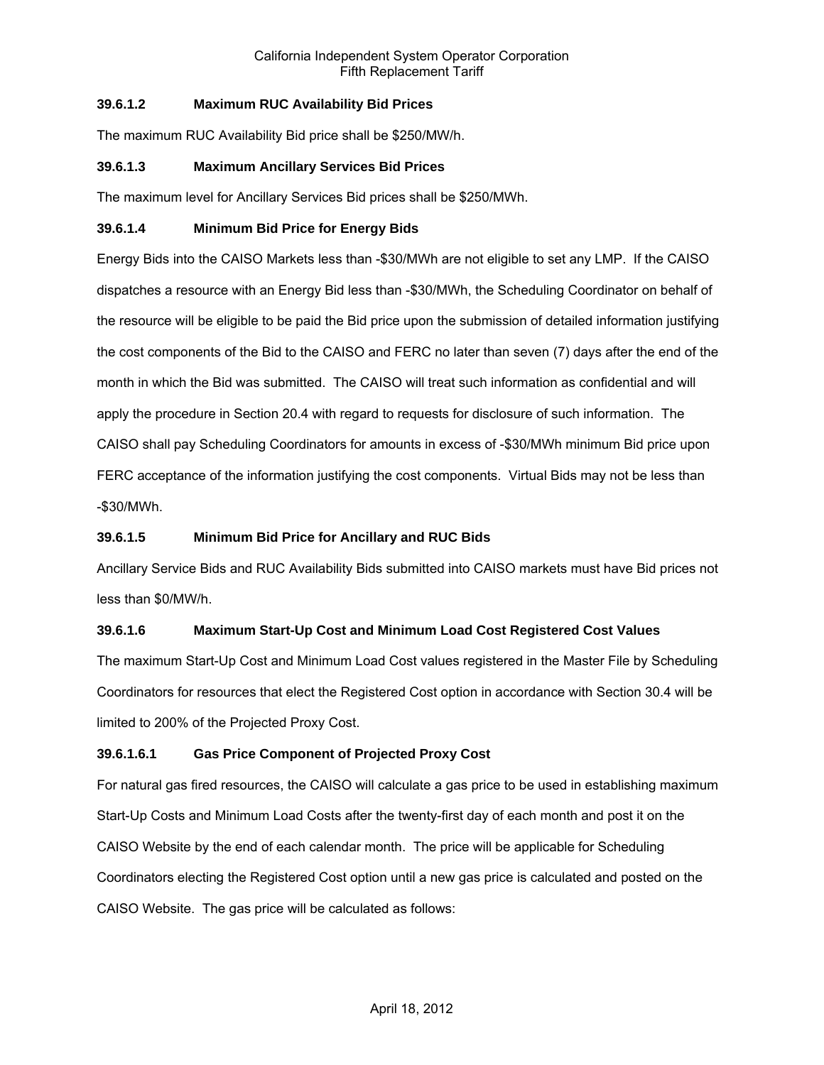### 39.6.1.2 Maximum RUC Availability Bid Prices

The maximum RUC Availability Bid price shall be $250/MW/h.

### 39.6.1.3 Maximum Ancillary Services Bid Prices

The maximum level for Ancillary Services Bid prices shall be $250/MWh.

### 39.6.1.4 Minimum Bid Price for Energy Bids

Energy Bids into the CAISO Markets less than -$30/MWh are not eligible to set any LMP. If the CAISO dispatches a resource with an Energy Bid less than -$30/MWh, the Scheduling Coordinator on behalf of the resource will be eligible to be paid the Bid price upon the submission of detailed information justifying the cost components of the Bid to the CAISO and FERC no later than seven (7) days after the end of the month in which the Bid was submitted. The CAISO will treat such information as confidential and will apply the procedure in Section 20.4 with regard to requests for disclosure of such information. The CAISO shall pay Scheduling Coordinators for amounts in excess of -$30/MWh minimum Bid price upon FERC acceptance of the information justifying the cost components. Virtual Bids may not be less than -$30/MWh.

### 39.6.1.5 Minimum Bid Price for Ancillary and RUC Bids

Ancillary Service Bids and RUC Availability Bids submitted into CAISO markets must have Bid prices not less than $0/MW/h.

### 39.6.1.6 Maximum Start-Up Cost and Minimum Load Cost Registered Cost Values

The maximum Start-Up Cost and Minimum Load Cost values registered in the Master File by Scheduling Coordinators for resources that elect the Registered Cost option in accordance with Section 30.4 will be limited to 200% of the Projected Proxy Cost.

#### 39.6.1.6.1 Gas Price Component of Projected Proxy Cost

For natural gas fired resources, the CAISO will calculate a gas price to be used in establishing maximum Start-Up Costs and Minimum Load Costs after the twenty-first day of each month and post it on the CAISO Website by the end of each calendar month. The price will be applicable for Scheduling Coordinators electing the Registered Cost option until a new gas price is calculated and posted on the CAISO Website. The gas price will be calculated as follows: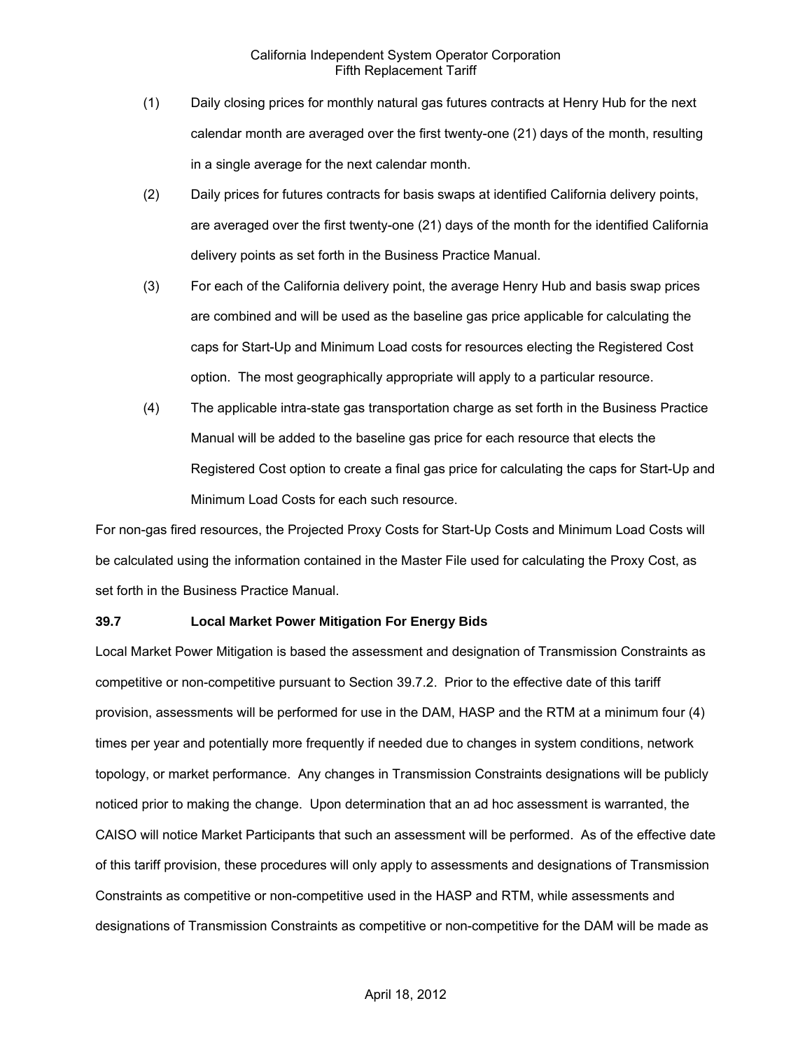(1) Daily closing prices for monthly natural gas futures contracts at Henry Hub for the next calendar month are averaged over the first twenty-one (21) days of the month, resulting in a single average for the next calendar month.

(2) Daily prices for futures contracts for basis swaps at identified California delivery points, are averaged over the first twenty-one (21) days of the month for the identified California delivery points as set forth in the Business Practice Manual.

(3) For each of the California delivery point, the average Henry Hub and basis swap prices are combined and will be used as the baseline gas price applicable for calculating the caps for Start-Up and Minimum Load costs for resources electing the Registered Cost option. The most geographically appropriate will apply to a particular resource.

(4) The applicable intra-state gas transportation charge as set forth in the Business Practice Manual will be added to the baseline gas price for each resource that elects the Registered Cost option to create a final gas price for calculating the caps for Start-Up and Minimum Load Costs for each such resource.

For non-gas fired resources, the Projected Proxy Costs for Start-Up Costs and Minimum Load Costs will be calculated using the information contained in the Master File used for calculating the Proxy Cost, as set forth in the Business Practice Manual.

### 39.7 Local Market Power Mitigation For Energy Bids

Local Market Power Mitigation is based the assessment and designation of Transmission Constraints as competitive or non-competitive pursuant to Section 39.7.2. Prior to the effective date of this tariff provision, assessments will be performed for use in the DAM, HASP and the RTM at a minimum four (4) times per year and potentially more frequently if needed due to changes in system conditions, network topology, or market performance. Any changes in Transmission Constraints designations will be publicly noticed prior to making the change. Upon determination that an ad hoc assessment is warranted, the CAISO will notice Market Participants that such an assessment will be performed. As of the effective date of this tariff provision, these procedures will only apply to assessments and designations of Transmission Constraints as competitive or non-competitive used in the HASP and RTM, while assessments and designations of Transmission Constraints as competitive or non-competitive for the DAM will be made as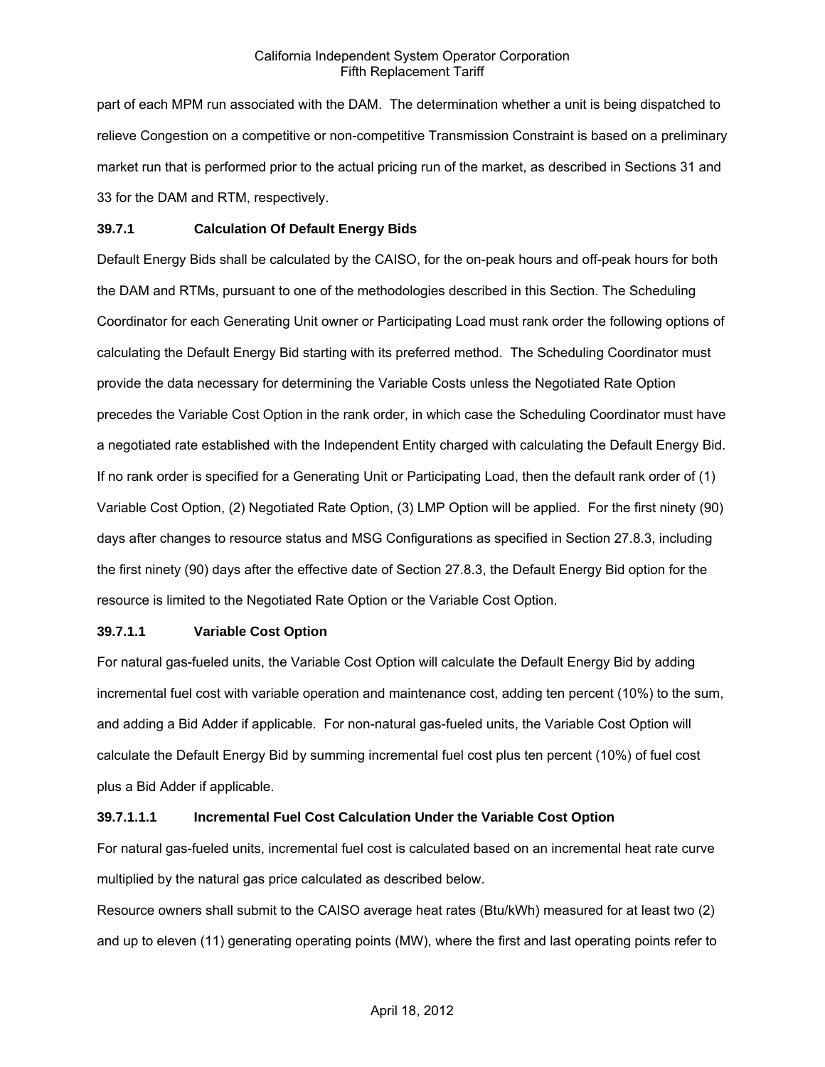part of each MPM run associated with the DAM. The determination whether a unit is being dispatched to relieve Congestion on a competitive or non-competitive Transmission Constraint is based on a preliminary market run that is performed prior to the actual pricing run of the market, as described in Sections 31 and 33 for the DAM and RTM, respectively.

### 39.7.1 Calculation Of Default Energy Bids

Default Energy Bids shall be calculated by the CAISO, for the on-peak hours and off-peak hours for both the DAM and RTMs, pursuant to one of the methodologies described in this Section. The Scheduling Coordinator for each Generating Unit owner or Participating Load must rank order the following options of calculating the Default Energy Bid starting with its preferred method. The Scheduling Coordinator must provide the data necessary for determining the Variable Costs unless the Negotiated Rate Option precedes the Variable Cost Option in the rank order, in which case the Scheduling Coordinator must have a negotiated rate established with the Independent Entity charged with calculating the Default Energy Bid. If no rank order is specified for a Generating Unit or Participating Load, then the default rank order of (1) Variable Cost Option, (2) Negotiated Rate Option, (3) LMP Option will be applied. For the first ninety (90) days after changes to resource status and MSG Configurations as specified in Section 27.8.3, including the first ninety (90) days after the effective date of Section 27.8.3, the Default Energy Bid option for the resource is limited to the Negotiated Rate Option or the Variable Cost Option.

#### 39.7.1.1 Variable Cost Option

For natural gas-fueled units, the Variable Cost Option will calculate the Default Energy Bid by adding incremental fuel cost with variable operation and maintenance cost, adding ten percent (10%) to the sum, and adding a Bid Adder if applicable. For non-natural gas-fueled units, the Variable Cost Option will calculate the Default Energy Bid by summing incremental fuel cost plus ten percent (10%) of fuel cost plus a Bid Adder if applicable.

##### 39.7.1.1.1 Incremental Fuel Cost Calculation Under the Variable Cost Option

For natural gas-fueled units, incremental fuel cost is calculated based on an incremental heat rate curve multiplied by the natural gas price calculated as described below.

Resource owners shall submit to the CAISO average heat rates (Btu/kWh) measured for at least two (2) and up to eleven (11) generating operating points (MW), where the first and last operating points refer to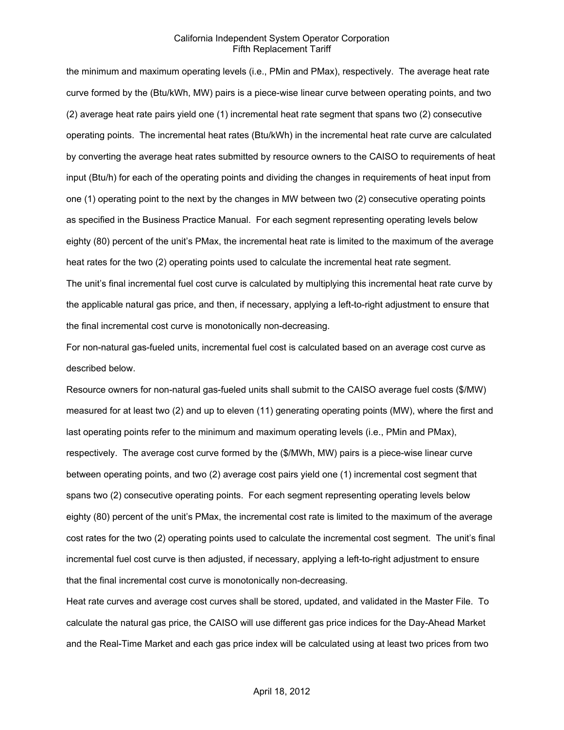the minimum and maximum operating levels (i.e., PMin and PMax), respectively. The average heat rate curve formed by the (Btu/kWh, MW) pairs is a piece-wise linear curve between operating points, and two (2) average heat rate pairs yield one (1) incremental heat rate segment that spans two (2) consecutive operating points. The incremental heat rates (Btu/kWh) in the incremental heat rate curve are calculated by converting the average heat rates submitted by resource owners to the CAISO to requirements of heat input (Btu/h) for each of the operating points and dividing the changes in requirements of heat input from one (1) operating point to the next by the changes in MW between two (2) consecutive operating points as specified in the Business Practice Manual. For each segment representing operating levels below eighty (80) percent of the unit's PMax, the incremental heat rate is limited to the maximum of the average heat rates for the two (2) operating points used to calculate the incremental heat rate segment.

The unit's final incremental fuel cost curve is calculated by multiplying this incremental heat rate curve by the applicable natural gas price, and then, if necessary, applying a left-to-right adjustment to ensure that the final incremental cost curve is monotonically non-decreasing.

For non-natural gas-fueled units, incremental fuel cost is calculated based on an average cost curve as described below.

Resource owners for non-natural gas-fueled units shall submit to the CAISO average fuel costs ($/MW) measured for at least two (2) and up to eleven (11) generating operating points (MW), where the first and last operating points refer to the minimum and maximum operating levels (i.e., PMin and PMax), respectively. The average cost curve formed by the ($/MWh, MW) pairs is a piece-wise linear curve between operating points, and two (2) average cost pairs yield one (1) incremental cost segment that spans two (2) consecutive operating points. For each segment representing operating levels below eighty (80) percent of the unit's PMax, the incremental cost rate is limited to the maximum of the average cost rates for the two (2) operating points used to calculate the incremental cost segment. The unit's final incremental fuel cost curve is then adjusted, if necessary, applying a left-to-right adjustment to ensure that the final incremental cost curve is monotonically non-decreasing.

Heat rate curves and average cost curves shall be stored, updated, and validated in the Master File. To calculate the natural gas price, the CAISO will use different gas price indices for the Day-Ahead Market and the Real-Time Market and each gas price index will be calculated using at least two prices from two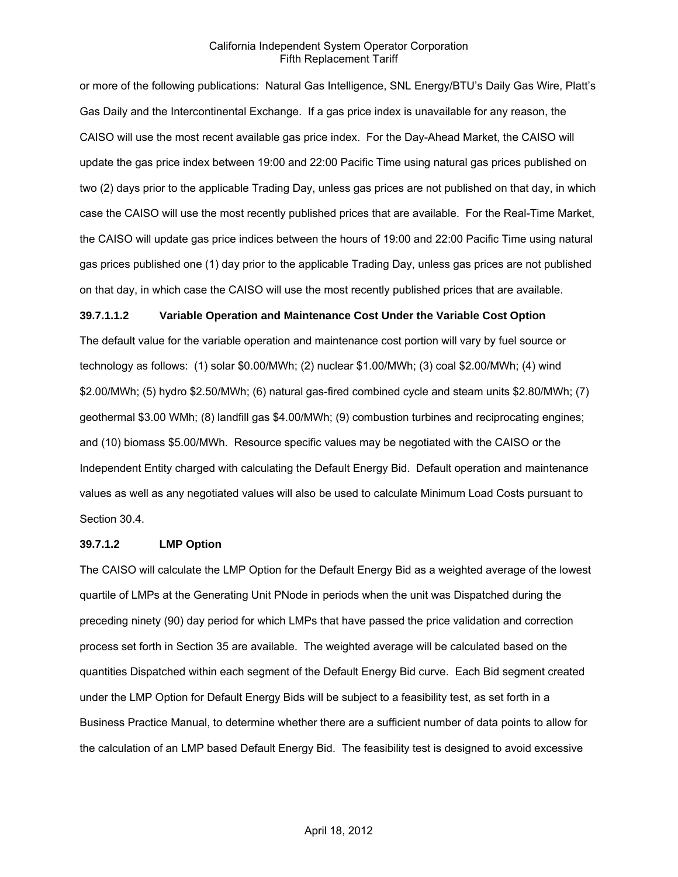or more of the following publications: Natural Gas Intelligence, SNL Energy/BTU's Daily Gas Wire, Platt's Gas Daily and the Intercontinental Exchange. If a gas price index is unavailable for any reason, the CAISO will use the most recent available gas price index. For the Day-Ahead Market, the CAISO will update the gas price index between 19:00 and 22:00 Pacific Time using natural gas prices published on two (2) days prior to the applicable Trading Day, unless gas prices are not published on that day, in which case the CAISO will use the most recently published prices that are available. For the Real-Time Market, the CAISO will update gas price indices between the hours of 19:00 and 22:00 Pacific Time using natural gas prices published one (1) day prior to the applicable Trading Day, unless gas prices are not published on that day, in which case the CAISO will use the most recently published prices that are available.

**39.7.1.1.2 Variable Operation and Maintenance Cost Under the Variable Cost Option**

The default value for the variable operation and maintenance cost portion will vary by fuel source or technology as follows: (1) solar $0.00/MWh; (2) nuclear $1.00/MWh; (3) coal $2.00/MWh; (4) wind $2.00/MWh; (5) hydro $2.50/MWh; (6) natural gas-fired combined cycle and steam units $2.80/MWh; (7) geothermal $3.00 WMh; (8) landfill gas $4.00/MWh; (9) combustion turbines and reciprocating engines; and (10) biomass $5.00/MWh. Resource specific values may be negotiated with the CAISO or the Independent Entity charged with calculating the Default Energy Bid. Default operation and maintenance values as well as any negotiated values will also be used to calculate Minimum Load Costs pursuant to Section 30.4.

**39.7.1.2 LMP Option**

The CAISO will calculate the LMP Option for the Default Energy Bid as a weighted average of the lowest quartile of LMPs at the Generating Unit PNode in periods when the unit was Dispatched during the preceding ninety (90) day period for which LMPs that have passed the price validation and correction process set forth in Section 35 are available. The weighted average will be calculated based on the quantities Dispatched within each segment of the Default Energy Bid curve. Each Bid segment created under the LMP Option for Default Energy Bids will be subject to a feasibility test, as set forth in a Business Practice Manual, to determine whether there are a sufficient number of data points to allow for the calculation of an LMP based Default Energy Bid. The feasibility test is designed to avoid excessive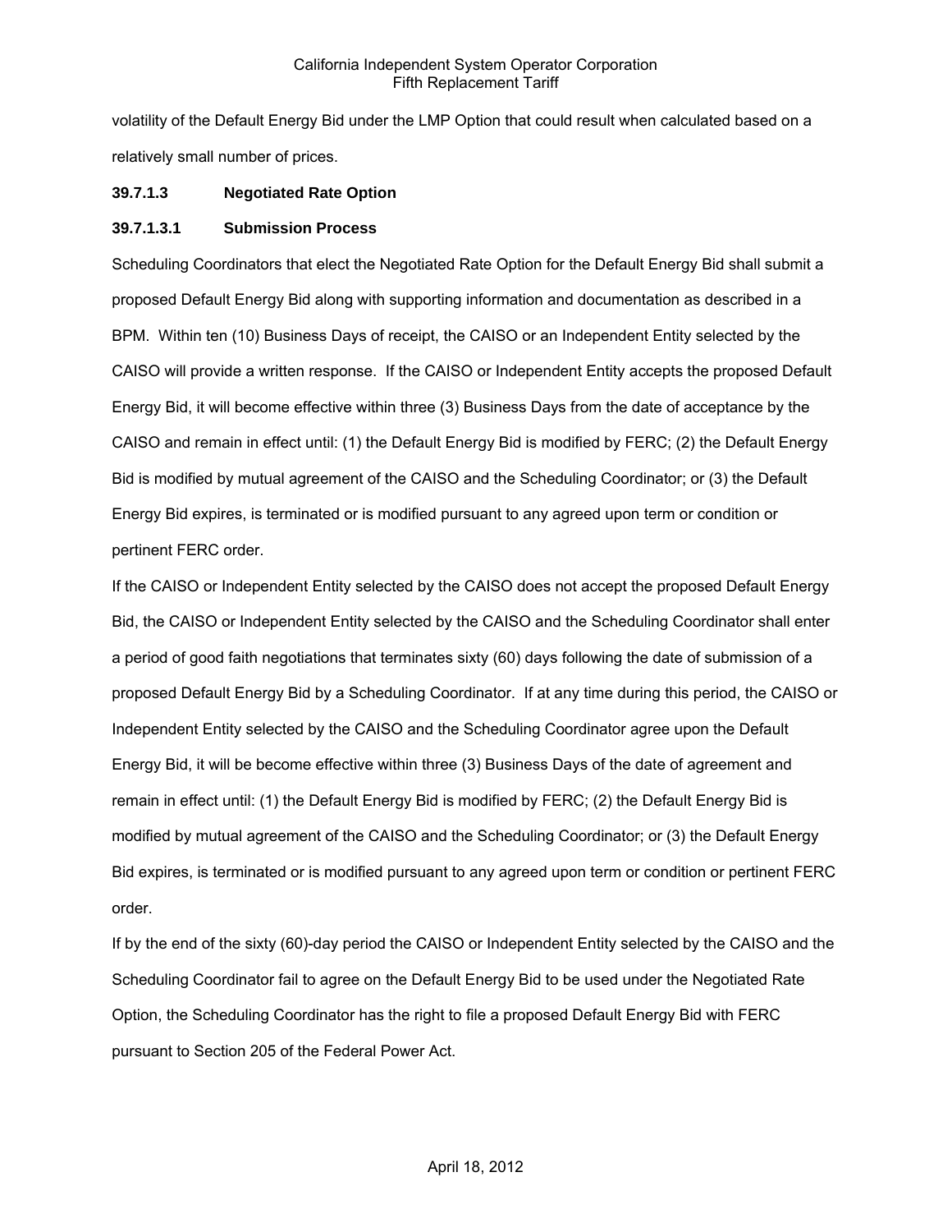volatility of the Default Energy Bid under the LMP Option that could result when calculated based on a relatively small number of prices.

**39.7.1.3 Negotiated Rate Option**

**39.7.1.3.1 Submission Process**

Scheduling Coordinators that elect the Negotiated Rate Option for the Default Energy Bid shall submit a proposed Default Energy Bid along with supporting information and documentation as described in a BPM. Within ten (10) Business Days of receipt, the CAISO or an Independent Entity selected by the CAISO will provide a written response. If the CAISO or Independent Entity accepts the proposed Default Energy Bid, it will become effective within three (3) Business Days from the date of acceptance by the CAISO and remain in effect until: (1) the Default Energy Bid is modified by FERC; (2) the Default Energy Bid is modified by mutual agreement of the CAISO and the Scheduling Coordinator; or (3) the Default Energy Bid expires, is terminated or is modified pursuant to any agreed upon term or condition or pertinent FERC order.

If the CAISO or Independent Entity selected by the CAISO does not accept the proposed Default Energy Bid, the CAISO or Independent Entity selected by the CAISO and the Scheduling Coordinator shall enter a period of good faith negotiations that terminates sixty (60) days following the date of submission of a proposed Default Energy Bid by a Scheduling Coordinator. If at any time during this period, the CAISO or Independent Entity selected by the CAISO and the Scheduling Coordinator agree upon the Default Energy Bid, it will be become effective within three (3) Business Days of the date of agreement and remain in effect until: (1) the Default Energy Bid is modified by FERC; (2) the Default Energy Bid is modified by mutual agreement of the CAISO and the Scheduling Coordinator; or (3) the Default Energy Bid expires, is terminated or is modified pursuant to any agreed upon term or condition or pertinent FERC order.

If by the end of the sixty (60)-day period the CAISO or Independent Entity selected by the CAISO and the Scheduling Coordinator fail to agree on the Default Energy Bid to be used under the Negotiated Rate Option, the Scheduling Coordinator has the right to file a proposed Default Energy Bid with FERC pursuant to Section 205 of the Federal Power Act.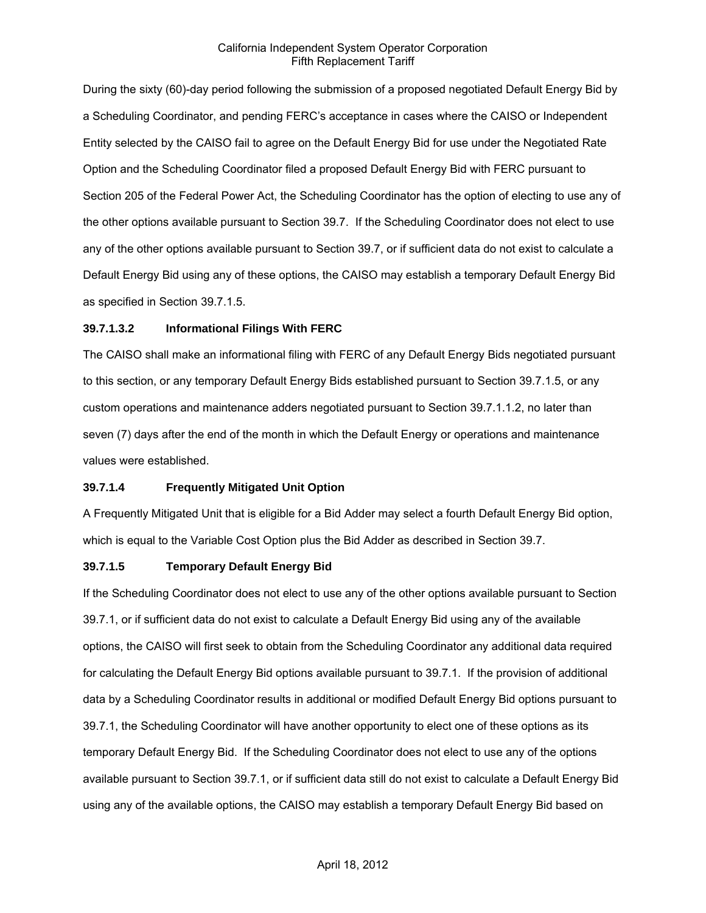During the sixty (60)-day period following the submission of a proposed negotiated Default Energy Bid by a Scheduling Coordinator, and pending FERC's acceptance in cases where the CAISO or Independent Entity selected by the CAISO fail to agree on the Default Energy Bid for use under the Negotiated Rate Option and the Scheduling Coordinator filed a proposed Default Energy Bid with FERC pursuant to Section 205 of the Federal Power Act, the Scheduling Coordinator has the option of electing to use any of the other options available pursuant to Section 39.7. If the Scheduling Coordinator does not elect to use any of the other options available pursuant to Section 39.7, or if sufficient data do not exist to calculate a Default Energy Bid using any of these options, the CAISO may establish a temporary Default Energy Bid as specified in Section 39.7.1.5.

**39.7.1.3.2 Informational Filings With FERC**

The CAISO shall make an informational filing with FERC of any Default Energy Bids negotiated pursuant to this section, or any temporary Default Energy Bids established pursuant to Section 39.7.1.5, or any custom operations and maintenance adders negotiated pursuant to Section 39.7.1.1.2, no later than seven (7) days after the end of the month in which the Default Energy or operations and maintenance values were established.

**39.7.1.4 Frequently Mitigated Unit Option**

A Frequently Mitigated Unit that is eligible for a Bid Adder may select a fourth Default Energy Bid option, which is equal to the Variable Cost Option plus the Bid Adder as described in Section 39.7.

**39.7.1.5 Temporary Default Energy Bid**

If the Scheduling Coordinator does not elect to use any of the other options available pursuant to Section 39.7.1, or if sufficient data do not exist to calculate a Default Energy Bid using any of the available options, the CAISO will first seek to obtain from the Scheduling Coordinator any additional data required for calculating the Default Energy Bid options available pursuant to 39.7.1. If the provision of additional data by a Scheduling Coordinator results in additional or modified Default Energy Bid options pursuant to 39.7.1, the Scheduling Coordinator will have another opportunity to elect one of these options as its temporary Default Energy Bid. If the Scheduling Coordinator does not elect to use any of the options available pursuant to Section 39.7.1, or if sufficient data still do not exist to calculate a Default Energy Bid using any of the available options, the CAISO may establish a temporary Default Energy Bid based on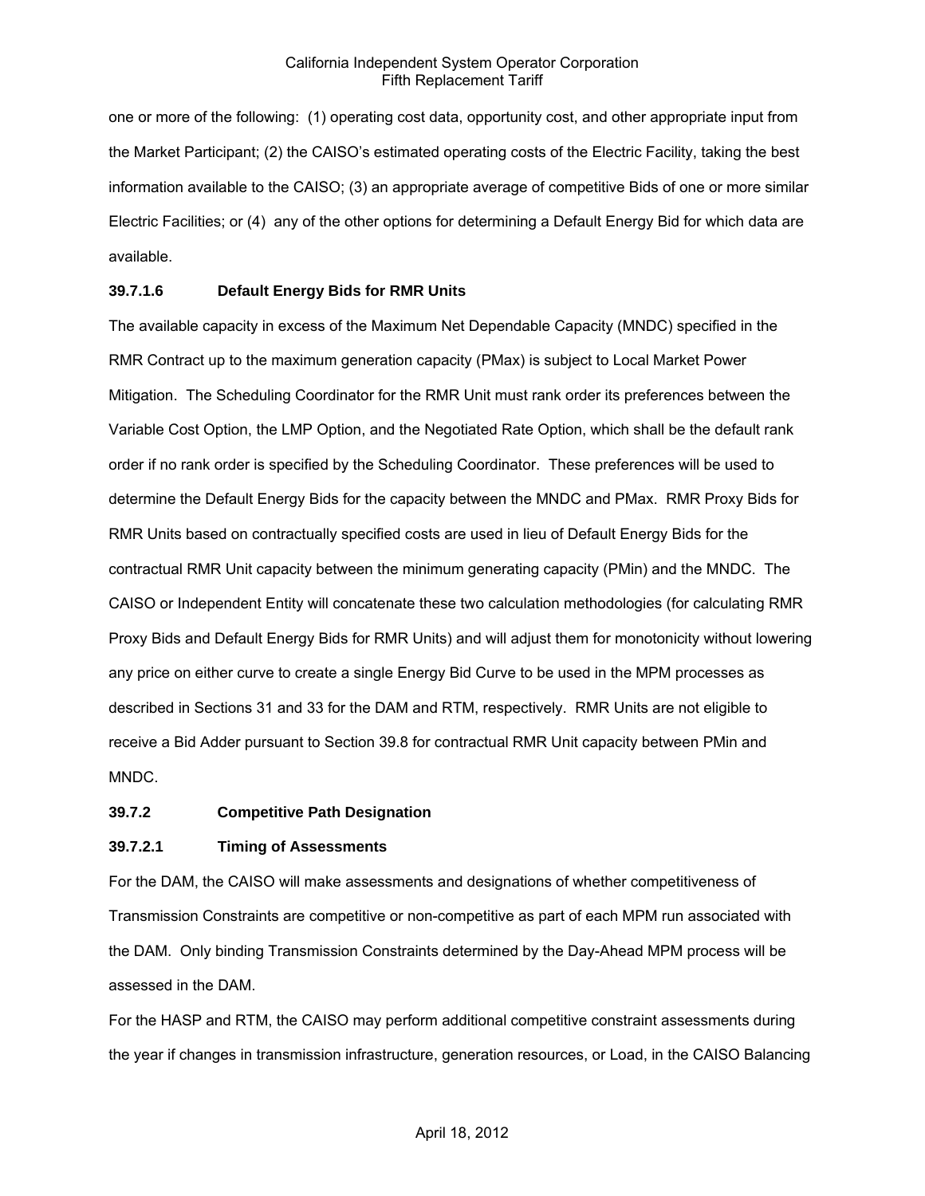one or more of the following: (1) operating cost data, opportunity cost, and other appropriate input from the Market Participant; (2) the CAISO's estimated operating costs of the Electric Facility, taking the best information available to the CAISO; (3) an appropriate average of competitive Bids of one or more similar Electric Facilities; or (4) any of the other options for determining a Default Energy Bid for which data are available.

#### 39.7.1.6 Default Energy Bids for RMR Units

The available capacity in excess of the Maximum Net Dependable Capacity (MNDC) specified in the RMR Contract up to the maximum generation capacity (PMax) is subject to Local Market Power Mitigation. The Scheduling Coordinator for the RMR Unit must rank order its preferences between the Variable Cost Option, the LMP Option, and the Negotiated Rate Option, which shall be the default rank order if no rank order is specified by the Scheduling Coordinator. These preferences will be used to determine the Default Energy Bids for the capacity between the MNDC and PMax. RMR Proxy Bids for RMR Units based on contractually specified costs are used in lieu of Default Energy Bids for the contractual RMR Unit capacity between the minimum generating capacity (PMin) and the MNDC. The CAISO or Independent Entity will concatenate these two calculation methodologies (for calculating RMR Proxy Bids and Default Energy Bids for RMR Units) and will adjust them for monotonicity without lowering any price on either curve to create a single Energy Bid Curve to be used in the MPM processes as described in Sections 31 and 33 for the DAM and RTM, respectively. RMR Units are not eligible to receive a Bid Adder pursuant to Section 39.8 for contractual RMR Unit capacity between PMin and MNDC.

### 39.7.2 Competitive Path Designation

#### 39.7.2.1 Timing of Assessments

For the DAM, the CAISO will make assessments and designations of whether competitiveness of Transmission Constraints are competitive or non-competitive as part of each MPM run associated with the DAM. Only binding Transmission Constraints determined by the Day-Ahead MPM process will be assessed in the DAM.

For the HASP and RTM, the CAISO may perform additional competitive constraint assessments during the year if changes in transmission infrastructure, generation resources, or Load, in the CAISO Balancing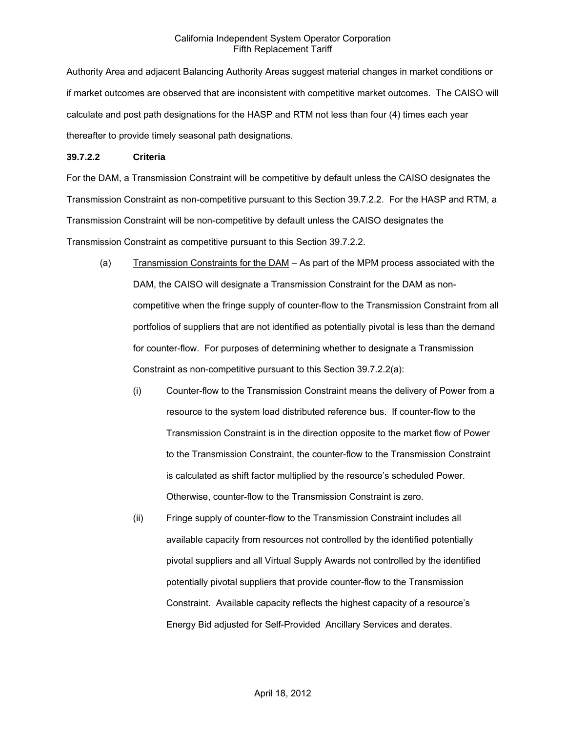Authority Area and adjacent Balancing Authority Areas suggest material changes in market conditions or if market outcomes are observed that are inconsistent with competitive market outcomes. The CAISO will calculate and post path designations for the HASP and RTM not less than four (4) times each year thereafter to provide timely seasonal path designations.

**39.7.2.2 Criteria**

For the DAM, a Transmission Constraint will be competitive by default unless the CAISO designates the Transmission Constraint as non-competitive pursuant to this Section 39.7.2.2. For the HASP and RTM, a Transmission Constraint will be non-competitive by default unless the CAISO designates the Transmission Constraint as competitive pursuant to this Section 39.7.2.2.

(a) Transmission Constraints for the DAM – As part of the MPM process associated with the DAM, the CAISO will designate a Transmission Constraint for the DAM as non-competitive when the fringe supply of counter-flow to the Transmission Constraint from all portfolios of suppliers that are not identified as potentially pivotal is less than the demand for counter-flow. For purposes of determining whether to designate a Transmission Constraint as non-competitive pursuant to this Section 39.7.2.2(a):

(i) Counter-flow to the Transmission Constraint means the delivery of Power from a resource to the system load distributed reference bus. If counter-flow to the Transmission Constraint is in the direction opposite to the market flow of Power to the Transmission Constraint, the counter-flow to the Transmission Constraint is calculated as shift factor multiplied by the resource's scheduled Power. Otherwise, counter-flow to the Transmission Constraint is zero.

(ii) Fringe supply of counter-flow to the Transmission Constraint includes all available capacity from resources not controlled by the identified potentially pivotal suppliers and all Virtual Supply Awards not controlled by the identified potentially pivotal suppliers that provide counter-flow to the Transmission Constraint. Available capacity reflects the highest capacity of a resource's Energy Bid adjusted for Self-Provided Ancillary Services and derates.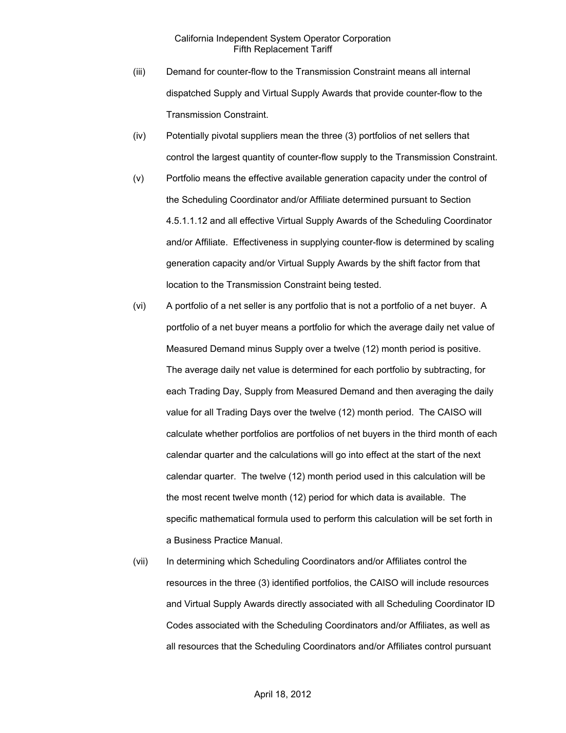(iii) Demand for counter-flow to the Transmission Constraint means all internal dispatched Supply and Virtual Supply Awards that provide counter-flow to the Transmission Constraint.

(iv) Potentially pivotal suppliers mean the three (3) portfolios of net sellers that control the largest quantity of counter-flow supply to the Transmission Constraint.

(v) Portfolio means the effective available generation capacity under the control of the Scheduling Coordinator and/or Affiliate determined pursuant to Section 4.5.1.1.12 and all effective Virtual Supply Awards of the Scheduling Coordinator and/or Affiliate. Effectiveness in supplying counter-flow is determined by scaling generation capacity and/or Virtual Supply Awards by the shift factor from that location to the Transmission Constraint being tested.

(vi) A portfolio of a net seller is any portfolio that is not a portfolio of a net buyer. A portfolio of a net buyer means a portfolio for which the average daily net value of Measured Demand minus Supply over a twelve (12) month period is positive. The average daily net value is determined for each portfolio by subtracting, for each Trading Day, Supply from Measured Demand and then averaging the daily value for all Trading Days over the twelve (12) month period. The CAISO will calculate whether portfolios are portfolios of net buyers in the third month of each calendar quarter and the calculations will go into effect at the start of the next calendar quarter. The twelve (12) month period used in this calculation will be the most recent twelve month (12) period for which data is available. The specific mathematical formula used to perform this calculation will be set forth in a Business Practice Manual.

(vii) In determining which Scheduling Coordinators and/or Affiliates control the resources in the three (3) identified portfolios, the CAISO will include resources and Virtual Supply Awards directly associated with all Scheduling Coordinator ID Codes associated with the Scheduling Coordinators and/or Affiliates, as well as all resources that the Scheduling Coordinators and/or Affiliates control pursuant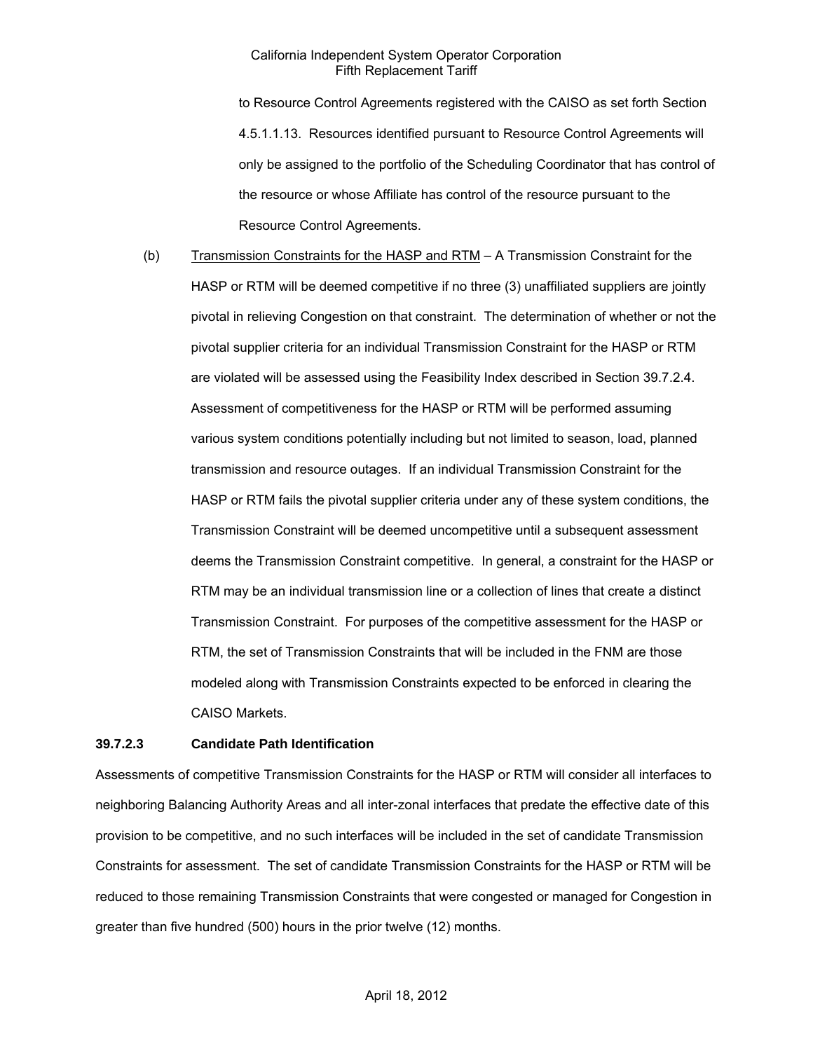to Resource Control Agreements registered with the CAISO as set forth Section 4.5.1.1.13. Resources identified pursuant to Resource Control Agreements will only be assigned to the portfolio of the Scheduling Coordinator that has control of the resource or whose Affiliate has control of the resource pursuant to the Resource Control Agreements.

(b) Transmission Constraints for the HASP and RTM – A Transmission Constraint for the HASP or RTM will be deemed competitive if no three (3) unaffiliated suppliers are jointly pivotal in relieving Congestion on that constraint. The determination of whether or not the pivotal supplier criteria for an individual Transmission Constraint for the HASP or RTM are violated will be assessed using the Feasibility Index described in Section 39.7.2.4. Assessment of competitiveness for the HASP or RTM will be performed assuming various system conditions potentially including but not limited to season, load, planned transmission and resource outages. If an individual Transmission Constraint for the HASP or RTM fails the pivotal supplier criteria under any of these system conditions, the Transmission Constraint will be deemed uncompetitive until a subsequent assessment deems the Transmission Constraint competitive. In general, a constraint for the HASP or RTM may be an individual transmission line or a collection of lines that create a distinct Transmission Constraint. For purposes of the competitive assessment for the HASP or RTM, the set of Transmission Constraints that will be included in the FNM are those modeled along with Transmission Constraints expected to be enforced in clearing the CAISO Markets.

**39.7.2.3 Candidate Path Identification**

Assessments of competitive Transmission Constraints for the HASP or RTM will consider all interfaces to neighboring Balancing Authority Areas and all inter-zonal interfaces that predate the effective date of this provision to be competitive, and no such interfaces will be included in the set of candidate Transmission Constraints for assessment. The set of candidate Transmission Constraints for the HASP or RTM will be reduced to those remaining Transmission Constraints that were congested or managed for Congestion in greater than five hundred (500) hours in the prior twelve (12) months.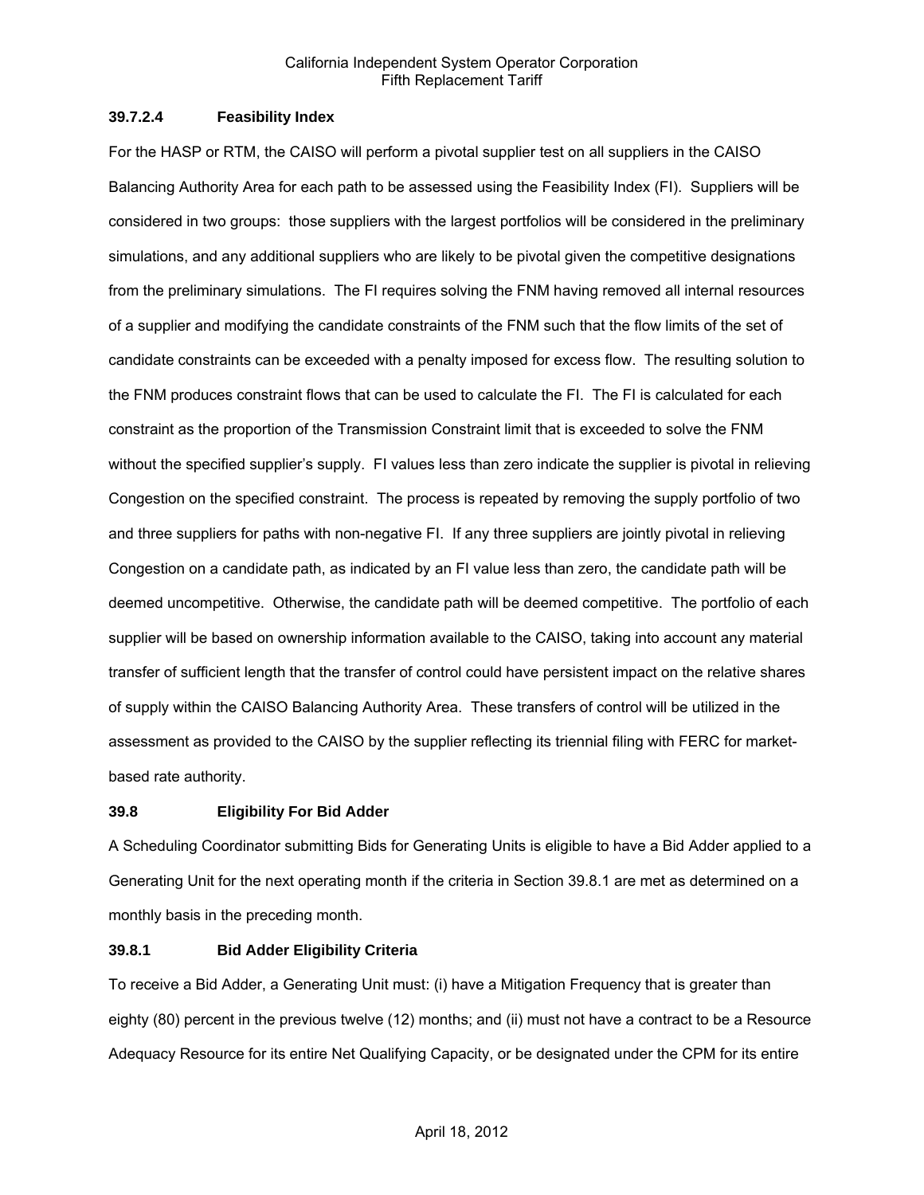### 39.7.2.4 Feasibility Index

For the HASP or RTM, the CAISO will perform a pivotal supplier test on all suppliers in the CAISO Balancing Authority Area for each path to be assessed using the Feasibility Index (FI). Suppliers will be considered in two groups: those suppliers with the largest portfolios will be considered in the preliminary simulations, and any additional suppliers who are likely to be pivotal given the competitive designations from the preliminary simulations. The FI requires solving the FNM having removed all internal resources of a supplier and modifying the candidate constraints of the FNM such that the flow limits of the set of candidate constraints can be exceeded with a penalty imposed for excess flow. The resulting solution to the FNM produces constraint flows that can be used to calculate the FI. The FI is calculated for each constraint as the proportion of the Transmission Constraint limit that is exceeded to solve the FNM without the specified supplier's supply. FI values less than zero indicate the supplier is pivotal in relieving Congestion on the specified constraint. The process is repeated by removing the supply portfolio of two and three suppliers for paths with non-negative FI. If any three suppliers are jointly pivotal in relieving Congestion on a candidate path, as indicated by an FI value less than zero, the candidate path will be deemed uncompetitive. Otherwise, the candidate path will be deemed competitive. The portfolio of each supplier will be based on ownership information available to the CAISO, taking into account any material transfer of sufficient length that the transfer of control could have persistent impact on the relative shares of supply within the CAISO Balancing Authority Area. These transfers of control will be utilized in the assessment as provided to the CAISO by the supplier reflecting its triennial filing with FERC for market-based rate authority.

## 39.8 Eligibility For Bid Adder

A Scheduling Coordinator submitting Bids for Generating Units is eligible to have a Bid Adder applied to a Generating Unit for the next operating month if the criteria in Section 39.8.1 are met as determined on a monthly basis in the preceding month.

### 39.8.1 Bid Adder Eligibility Criteria

To receive a Bid Adder, a Generating Unit must: (i) have a Mitigation Frequency that is greater than eighty (80) percent in the previous twelve (12) months; and (ii) must not have a contract to be a Resource Adequacy Resource for its entire Net Qualifying Capacity, or be designated under the CPM for its entire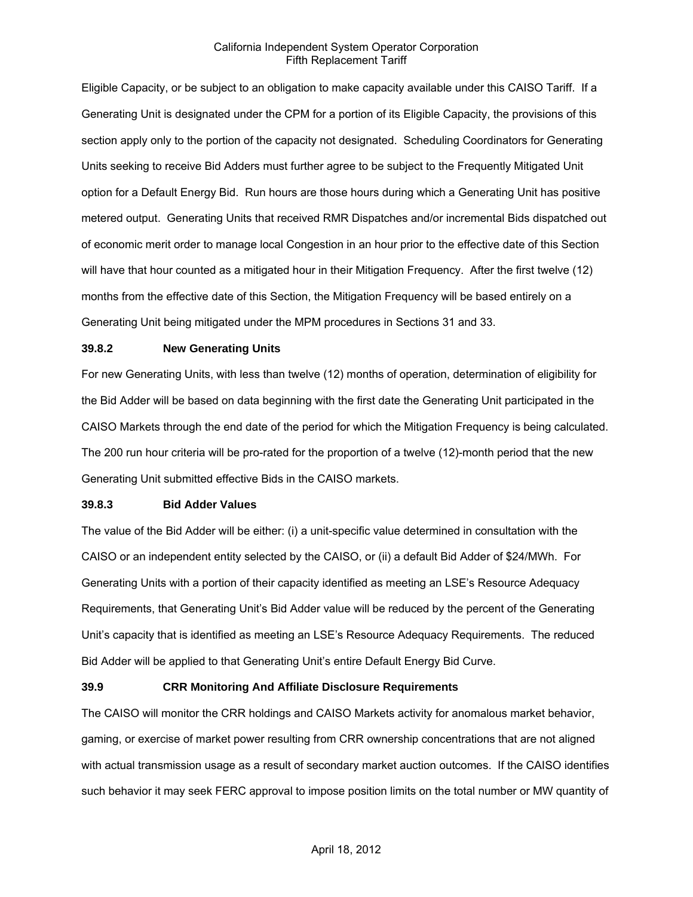Eligible Capacity, or be subject to an obligation to make capacity available under this CAISO Tariff. If a Generating Unit is designated under the CPM for a portion of its Eligible Capacity, the provisions of this section apply only to the portion of the capacity not designated. Scheduling Coordinators for Generating Units seeking to receive Bid Adders must further agree to be subject to the Frequently Mitigated Unit option for a Default Energy Bid. Run hours are those hours during which a Generating Unit has positive metered output. Generating Units that received RMR Dispatches and/or incremental Bids dispatched out of economic merit order to manage local Congestion in an hour prior to the effective date of this Section will have that hour counted as a mitigated hour in their Mitigation Frequency. After the first twelve (12) months from the effective date of this Section, the Mitigation Frequency will be based entirely on a Generating Unit being mitigated under the MPM procedures in Sections 31 and 33.

**39.8.2 New Generating Units**

For new Generating Units, with less than twelve (12) months of operation, determination of eligibility for the Bid Adder will be based on data beginning with the first date the Generating Unit participated in the CAISO Markets through the end date of the period for which the Mitigation Frequency is being calculated. The 200 run hour criteria will be pro-rated for the proportion of a twelve (12)-month period that the new Generating Unit submitted effective Bids in the CAISO markets.

**39.8.3 Bid Adder Values**

The value of the Bid Adder will be either: (i) a unit-specific value determined in consultation with the CAISO or an independent entity selected by the CAISO, or (ii) a default Bid Adder of $24/MWh. For Generating Units with a portion of their capacity identified as meeting an LSE's Resource Adequacy Requirements, that Generating Unit's Bid Adder value will be reduced by the percent of the Generating Unit's capacity that is identified as meeting an LSE's Resource Adequacy Requirements. The reduced Bid Adder will be applied to that Generating Unit's entire Default Energy Bid Curve.

**39.9 CRR Monitoring And Affiliate Disclosure Requirements**

The CAISO will monitor the CRR holdings and CAISO Markets activity for anomalous market behavior, gaming, or exercise of market power resulting from CRR ownership concentrations that are not aligned with actual transmission usage as a result of secondary market auction outcomes. If the CAISO identifies such behavior it may seek FERC approval to impose position limits on the total number or MW quantity of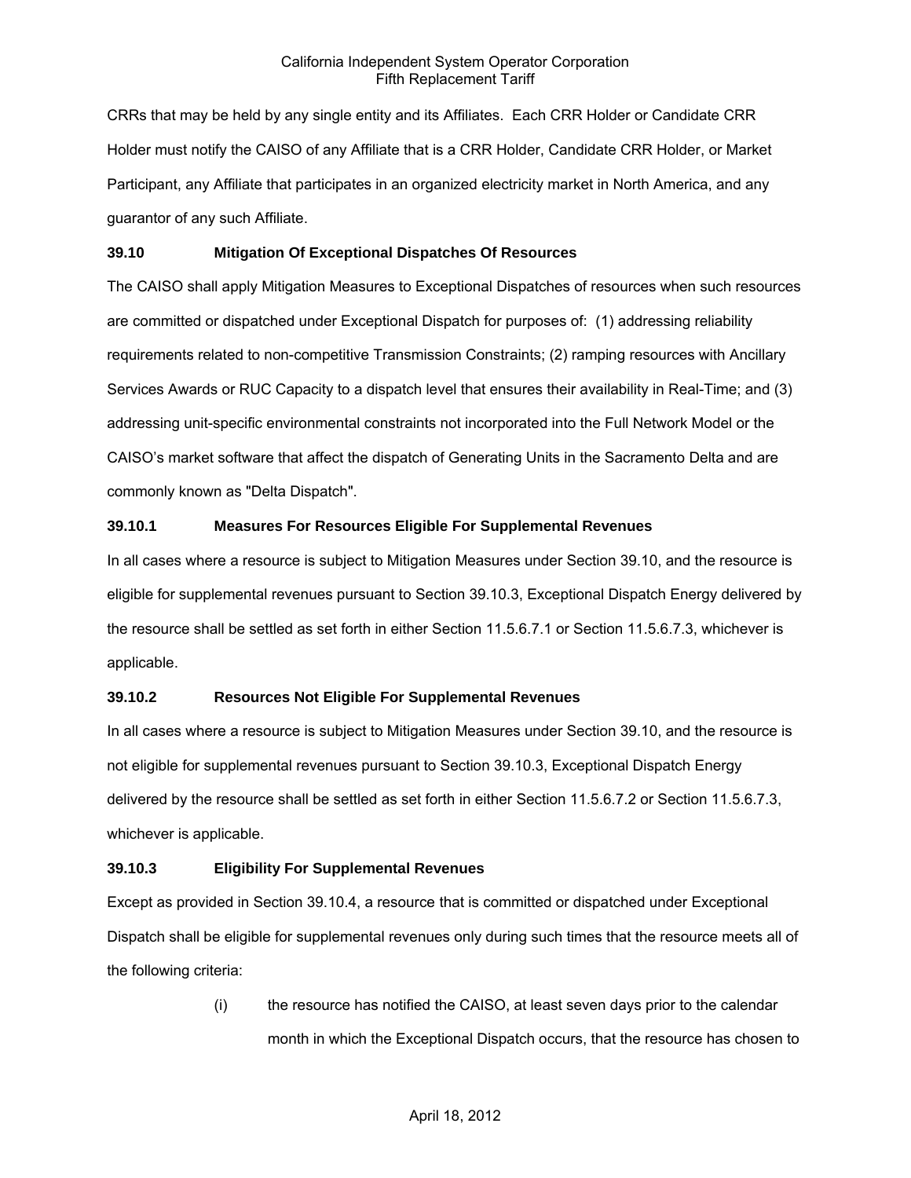CRRs that may be held by any single entity and its Affiliates. Each CRR Holder or Candidate CRR Holder must notify the CAISO of any Affiliate that is a CRR Holder, Candidate CRR Holder, or Market Participant, any Affiliate that participates in an organized electricity market in North America, and any guarantor of any such Affiliate.

### 39.10 Mitigation Of Exceptional Dispatches Of Resources

The CAISO shall apply Mitigation Measures to Exceptional Dispatches of resources when such resources are committed or dispatched under Exceptional Dispatch for purposes of: (1) addressing reliability requirements related to non-competitive Transmission Constraints; (2) ramping resources with Ancillary Services Awards or RUC Capacity to a dispatch level that ensures their availability in Real-Time; and (3) addressing unit-specific environmental constraints not incorporated into the Full Network Model or the CAISO's market software that affect the dispatch of Generating Units in the Sacramento Delta and are commonly known as "Delta Dispatch".

### 39.10.1 Measures For Resources Eligible For Supplemental Revenues

In all cases where a resource is subject to Mitigation Measures under Section 39.10, and the resource is eligible for supplemental revenues pursuant to Section 39.10.3, Exceptional Dispatch Energy delivered by the resource shall be settled as set forth in either Section 11.5.6.7.1 or Section 11.5.6.7.3, whichever is applicable.

### 39.10.2 Resources Not Eligible For Supplemental Revenues

In all cases where a resource is subject to Mitigation Measures under Section 39.10, and the resource is not eligible for supplemental revenues pursuant to Section 39.10.3, Exceptional Dispatch Energy delivered by the resource shall be settled as set forth in either Section 11.5.6.7.2 or Section 11.5.6.7.3, whichever is applicable.

### 39.10.3 Eligibility For Supplemental Revenues

Except as provided in Section 39.10.4, a resource that is committed or dispatched under Exceptional Dispatch shall be eligible for supplemental revenues only during such times that the resource meets all of the following criteria:

(i) the resource has notified the CAISO, at least seven days prior to the calendar month in which the Exceptional Dispatch occurs, that the resource has chosen to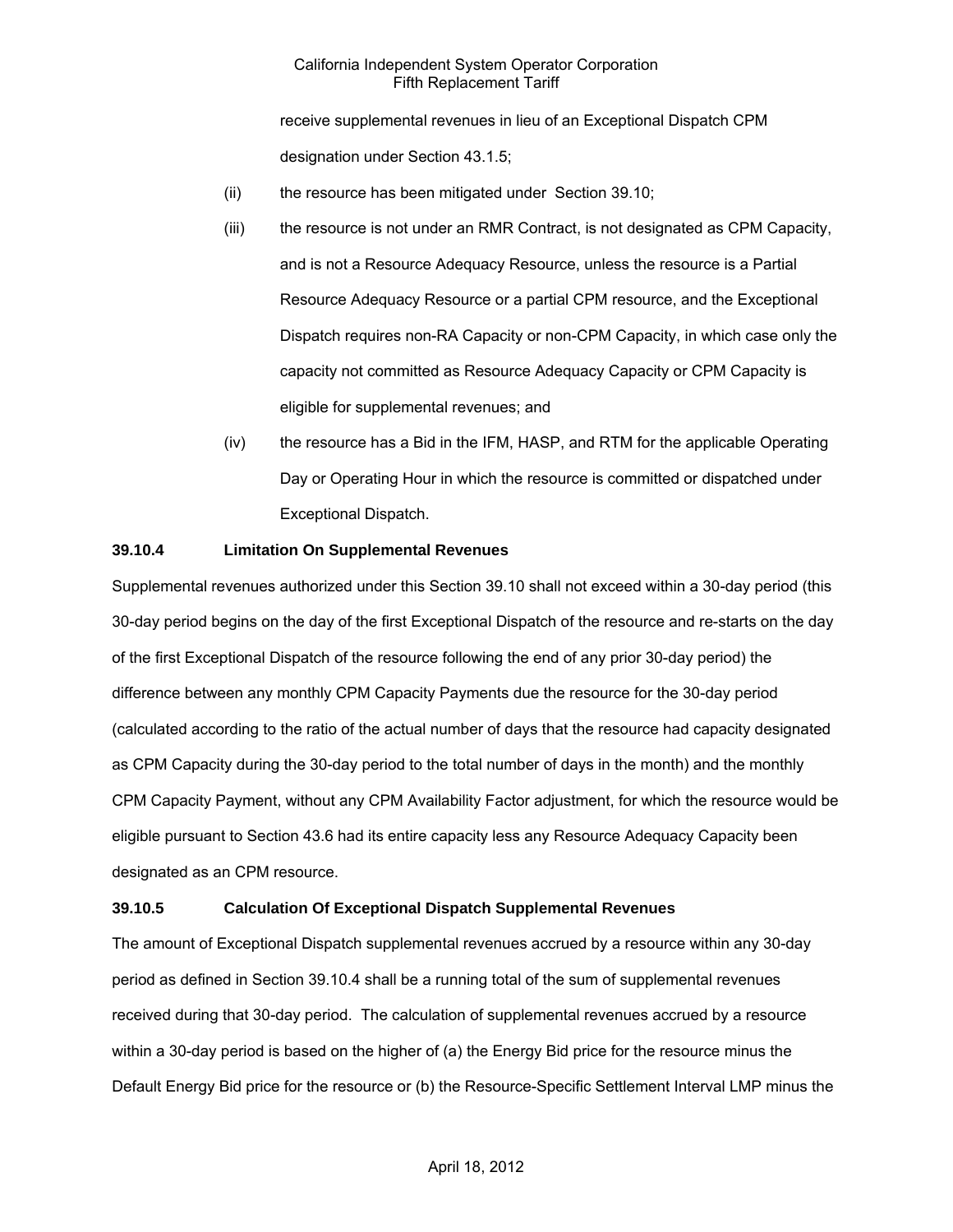receive supplemental revenues in lieu of an Exceptional Dispatch CPM designation under Section 43.1.5;

(ii) the resource has been mitigated under Section 39.10;

(iii) the resource is not under an RMR Contract, is not designated as CPM Capacity, and is not a Resource Adequacy Resource, unless the resource is a Partial Resource Adequacy Resource or a partial CPM resource, and the Exceptional Dispatch requires non-RA Capacity or non-CPM Capacity, in which case only the capacity not committed as Resource Adequacy Capacity or CPM Capacity is eligible for supplemental revenues; and

(iv) the resource has a Bid in the IFM, HASP, and RTM for the applicable Operating Day or Operating Hour in which the resource is committed or dispatched under Exceptional Dispatch.

**39.10.4 Limitation On Supplemental Revenues**

Supplemental revenues authorized under this Section 39.10 shall not exceed within a 30-day period (this 30-day period begins on the day of the first Exceptional Dispatch of the resource and re-starts on the day of the first Exceptional Dispatch of the resource following the end of any prior 30-day period) the difference between any monthly CPM Capacity Payments due the resource for the 30-day period (calculated according to the ratio of the actual number of days that the resource had capacity designated as CPM Capacity during the 30-day period to the total number of days in the month) and the monthly CPM Capacity Payment, without any CPM Availability Factor adjustment, for which the resource would be eligible pursuant to Section 43.6 had its entire capacity less any Resource Adequacy Capacity been designated as an CPM resource.

**39.10.5 Calculation Of Exceptional Dispatch Supplemental Revenues**

The amount of Exceptional Dispatch supplemental revenues accrued by a resource within any 30-day period as defined in Section 39.10.4 shall be a running total of the sum of supplemental revenues received during that 30-day period. The calculation of supplemental revenues accrued by a resource within a 30-day period is based on the higher of (a) the Energy Bid price for the resource minus the Default Energy Bid price for the resource or (b) the Resource-Specific Settlement Interval LMP minus the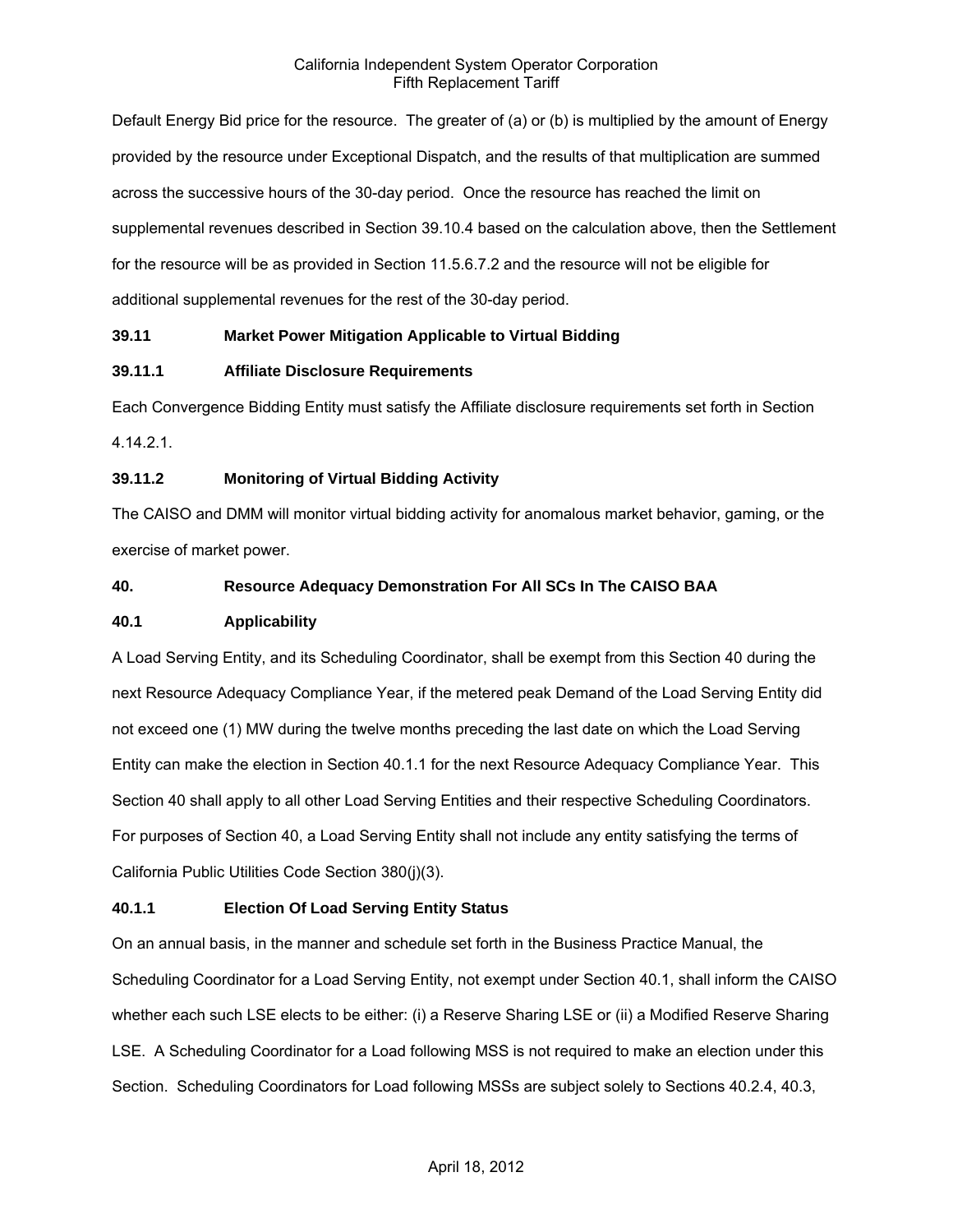Default Energy Bid price for the resource. The greater of (a) or (b) is multiplied by the amount of Energy provided by the resource under Exceptional Dispatch, and the results of that multiplication are summed across the successive hours of the 30-day period. Once the resource has reached the limit on supplemental revenues described in Section 39.10.4 based on the calculation above, then the Settlement for the resource will be as provided in Section 11.5.6.7.2 and the resource will not be eligible for additional supplemental revenues for the rest of the 30-day period.

**39.11 Market Power Mitigation Applicable to Virtual Bidding**

**39.11.1 Affiliate Disclosure Requirements**

Each Convergence Bidding Entity must satisfy the Affiliate disclosure requirements set forth in Section 4.14.2.1.

**39.11.2 Monitoring of Virtual Bidding Activity**

The CAISO and DMM will monitor virtual bidding activity for anomalous market behavior, gaming, or the exercise of market power.

**40. Resource Adequacy Demonstration For All SCs In The CAISO BAA**

**40.1 Applicability**

A Load Serving Entity, and its Scheduling Coordinator, shall be exempt from this Section 40 during the next Resource Adequacy Compliance Year, if the metered peak Demand of the Load Serving Entity did not exceed one (1) MW during the twelve months preceding the last date on which the Load Serving Entity can make the election in Section 40.1.1 for the next Resource Adequacy Compliance Year. This Section 40 shall apply to all other Load Serving Entities and their respective Scheduling Coordinators. For purposes of Section 40, a Load Serving Entity shall not include any entity satisfying the terms of California Public Utilities Code Section 380(j)(3).

**40.1.1 Election Of Load Serving Entity Status**

On an annual basis, in the manner and schedule set forth in the Business Practice Manual, the Scheduling Coordinator for a Load Serving Entity, not exempt under Section 40.1, shall inform the CAISO whether each such LSE elects to be either: (i) a Reserve Sharing LSE or (ii) a Modified Reserve Sharing LSE. A Scheduling Coordinator for a Load following MSS is not required to make an election under this Section. Scheduling Coordinators for Load following MSSs are subject solely to Sections 40.2.4, 40.3,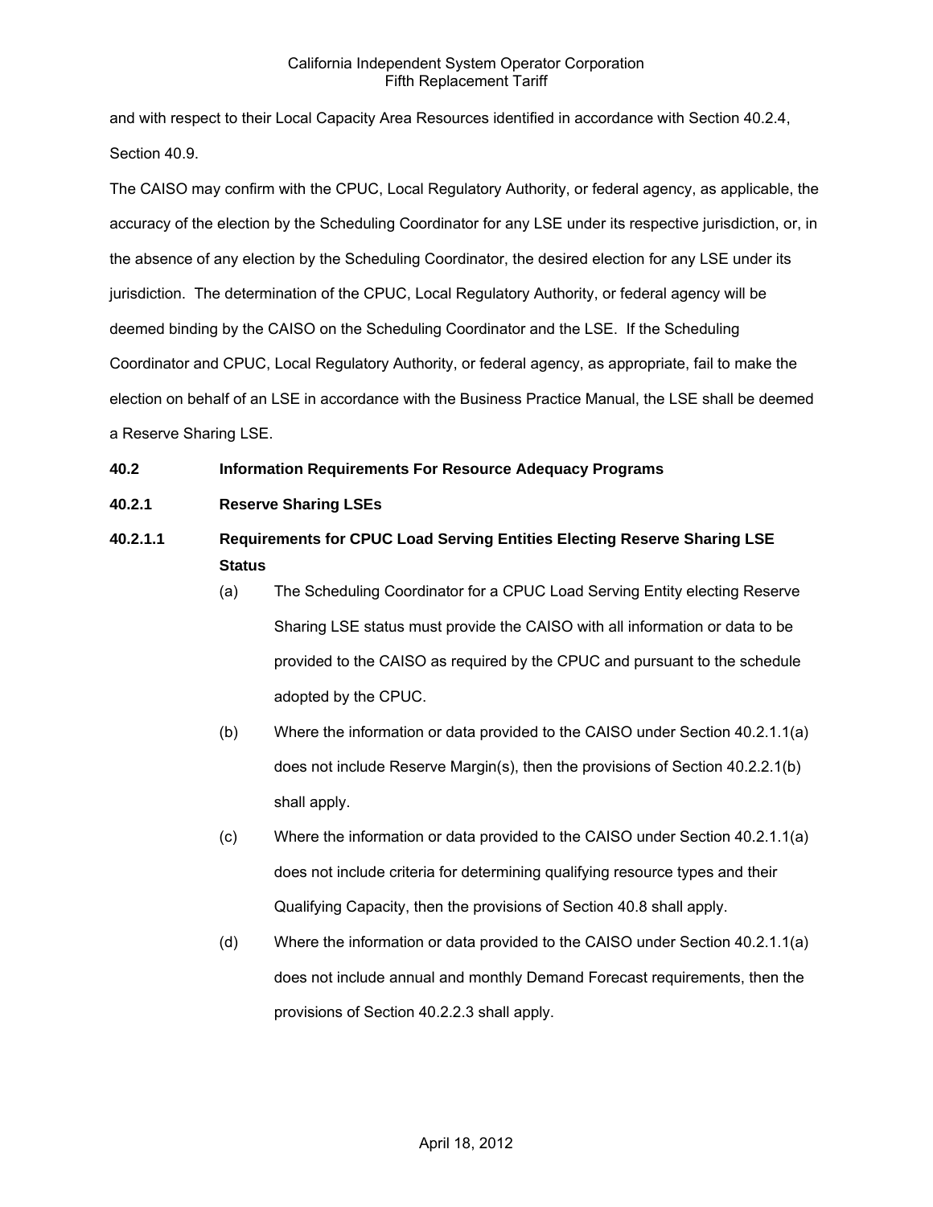and with respect to their Local Capacity Area Resources identified in accordance with Section 40.2.4, Section 40.9.

The CAISO may confirm with the CPUC, Local Regulatory Authority, or federal agency, as applicable, the accuracy of the election by the Scheduling Coordinator for any LSE under its respective jurisdiction, or, in the absence of any election by the Scheduling Coordinator, the desired election for any LSE under its jurisdiction. The determination of the CPUC, Local Regulatory Authority, or federal agency will be deemed binding by the CAISO on the Scheduling Coordinator and the LSE. If the Scheduling Coordinator and CPUC, Local Regulatory Authority, or federal agency, as appropriate, fail to make the election on behalf of an LSE in accordance with the Business Practice Manual, the LSE shall be deemed a Reserve Sharing LSE.

**40.2 Information Requirements For Resource Adequacy Programs**

**40.2.1 Reserve Sharing LSEs**

**40.2.1.1 Requirements for CPUC Load Serving Entities Electing Reserve Sharing LSE Status**

(a) The Scheduling Coordinator for a CPUC Load Serving Entity electing Reserve Sharing LSE status must provide the CAISO with all information or data to be provided to the CAISO as required by the CPUC and pursuant to the schedule adopted by the CPUC.

(b) Where the information or data provided to the CAISO under Section 40.2.1.1(a) does not include Reserve Margin(s), then the provisions of Section 40.2.2.1(b) shall apply.

(c) Where the information or data provided to the CAISO under Section 40.2.1.1(a) does not include criteria for determining qualifying resource types and their Qualifying Capacity, then the provisions of Section 40.8 shall apply.

(d) Where the information or data provided to the CAISO under Section 40.2.1.1(a) does not include annual and monthly Demand Forecast requirements, then the provisions of Section 40.2.2.3 shall apply.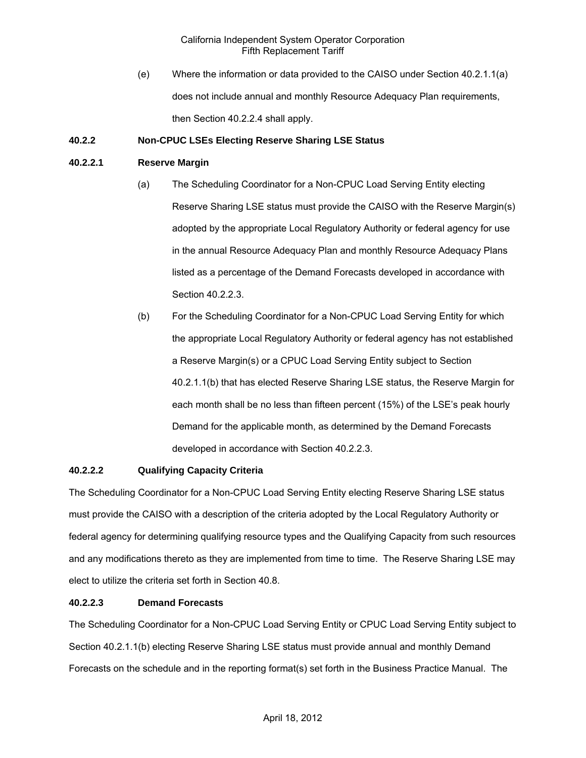(e) Where the information or data provided to the CAISO under Section 40.2.1.1(a) does not include annual and monthly Resource Adequacy Plan requirements, then Section 40.2.2.4 shall apply.

**40.2.2 Non-CPUC LSEs Electing Reserve Sharing LSE Status**

**40.2.2.1 Reserve Margin**

(a) The Scheduling Coordinator for a Non-CPUC Load Serving Entity electing Reserve Sharing LSE status must provide the CAISO with the Reserve Margin(s) adopted by the appropriate Local Regulatory Authority or federal agency for use in the annual Resource Adequacy Plan and monthly Resource Adequacy Plans listed as a percentage of the Demand Forecasts developed in accordance with Section 40.2.2.3.

(b) For the Scheduling Coordinator for a Non-CPUC Load Serving Entity for which the appropriate Local Regulatory Authority or federal agency has not established a Reserve Margin(s) or a CPUC Load Serving Entity subject to Section 40.2.1.1(b) that has elected Reserve Sharing LSE status, the Reserve Margin for each month shall be no less than fifteen percent (15%) of the LSE's peak hourly Demand for the applicable month, as determined by the Demand Forecasts developed in accordance with Section 40.2.2.3.

**40.2.2.2 Qualifying Capacity Criteria**

The Scheduling Coordinator for a Non-CPUC Load Serving Entity electing Reserve Sharing LSE status must provide the CAISO with a description of the criteria adopted by the Local Regulatory Authority or federal agency for determining qualifying resource types and the Qualifying Capacity from such resources and any modifications thereto as they are implemented from time to time. The Reserve Sharing LSE may elect to utilize the criteria set forth in Section 40.8.

**40.2.2.3 Demand Forecasts**

The Scheduling Coordinator for a Non-CPUC Load Serving Entity or CPUC Load Serving Entity subject to Section 40.2.1.1(b) electing Reserve Sharing LSE status must provide annual and monthly Demand Forecasts on the schedule and in the reporting format(s) set forth in the Business Practice Manual. The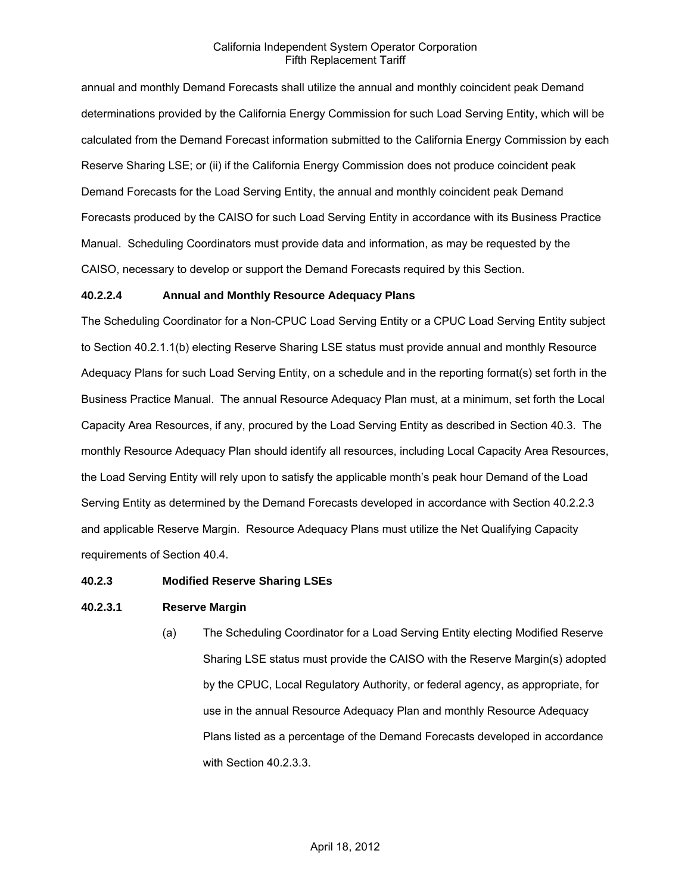annual and monthly Demand Forecasts shall utilize the annual and monthly coincident peak Demand determinations provided by the California Energy Commission for such Load Serving Entity, which will be calculated from the Demand Forecast information submitted to the California Energy Commission by each Reserve Sharing LSE; or (ii) if the California Energy Commission does not produce coincident peak Demand Forecasts for the Load Serving Entity, the annual and monthly coincident peak Demand Forecasts produced by the CAISO for such Load Serving Entity in accordance with its Business Practice Manual. Scheduling Coordinators must provide data and information, as may be requested by the CAISO, necessary to develop or support the Demand Forecasts required by this Section.

**40.2.2.4 Annual and Monthly Resource Adequacy Plans**

The Scheduling Coordinator for a Non-CPUC Load Serving Entity or a CPUC Load Serving Entity subject to Section 40.2.1.1(b) electing Reserve Sharing LSE status must provide annual and monthly Resource Adequacy Plans for such Load Serving Entity, on a schedule and in the reporting format(s) set forth in the Business Practice Manual. The annual Resource Adequacy Plan must, at a minimum, set forth the Local Capacity Area Resources, if any, procured by the Load Serving Entity as described in Section 40.3. The monthly Resource Adequacy Plan should identify all resources, including Local Capacity Area Resources, the Load Serving Entity will rely upon to satisfy the applicable month's peak hour Demand of the Load Serving Entity as determined by the Demand Forecasts developed in accordance with Section 40.2.2.3 and applicable Reserve Margin. Resource Adequacy Plans must utilize the Net Qualifying Capacity requirements of Section 40.4.

**40.2.3 Modified Reserve Sharing LSEs**

**40.2.3.1 Reserve Margin**

(a) The Scheduling Coordinator for a Load Serving Entity electing Modified Reserve Sharing LSE status must provide the CAISO with the Reserve Margin(s) adopted by the CPUC, Local Regulatory Authority, or federal agency, as appropriate, for use in the annual Resource Adequacy Plan and monthly Resource Adequacy Plans listed as a percentage of the Demand Forecasts developed in accordance with Section 40.2.3.3.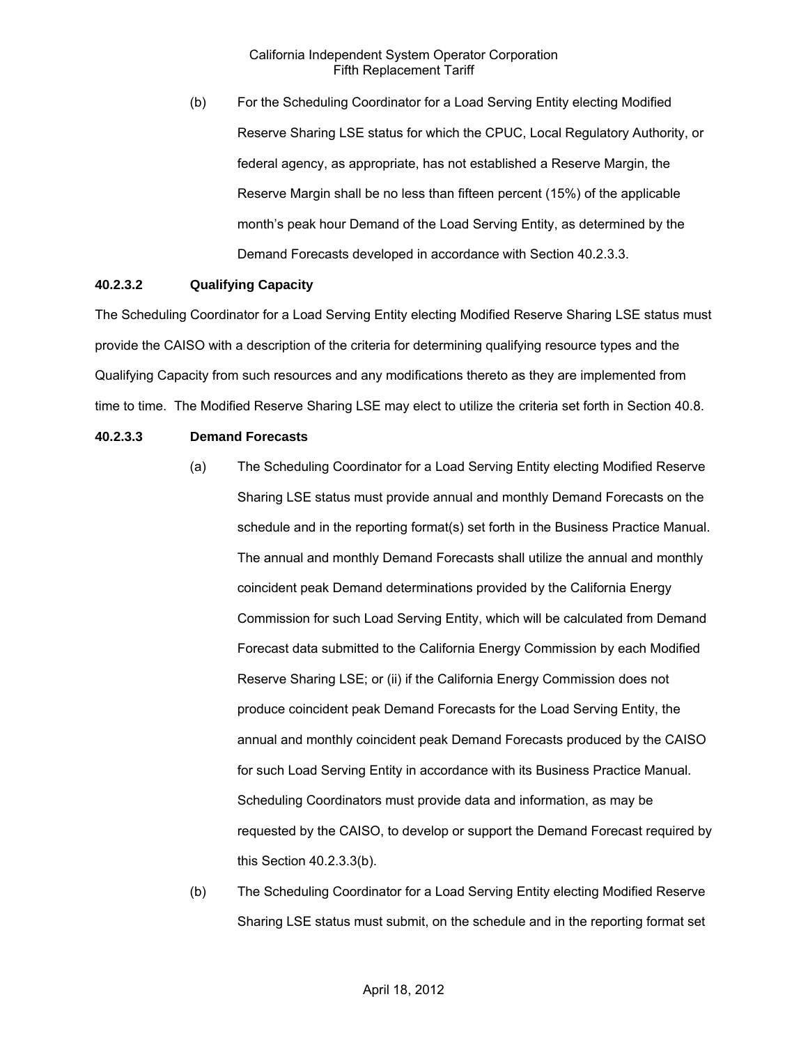(b) For the Scheduling Coordinator for a Load Serving Entity electing Modified Reserve Sharing LSE status for which the CPUC, Local Regulatory Authority, or federal agency, as appropriate, has not established a Reserve Margin, the Reserve Margin shall be no less than fifteen percent (15%) of the applicable month's peak hour Demand of the Load Serving Entity, as determined by the Demand Forecasts developed in accordance with Section 40.2.3.3.

**40.2.3.2 Qualifying Capacity**

The Scheduling Coordinator for a Load Serving Entity electing Modified Reserve Sharing LSE status must provide the CAISO with a description of the criteria for determining qualifying resource types and the Qualifying Capacity from such resources and any modifications thereto as they are implemented from time to time. The Modified Reserve Sharing LSE may elect to utilize the criteria set forth in Section 40.8.

**40.2.3.3 Demand Forecasts**

(a) The Scheduling Coordinator for a Load Serving Entity electing Modified Reserve Sharing LSE status must provide annual and monthly Demand Forecasts on the schedule and in the reporting format(s) set forth in the Business Practice Manual. The annual and monthly Demand Forecasts shall utilize the annual and monthly coincident peak Demand determinations provided by the California Energy Commission for such Load Serving Entity, which will be calculated from Demand Forecast data submitted to the California Energy Commission by each Modified Reserve Sharing LSE; or (ii) if the California Energy Commission does not produce coincident peak Demand Forecasts for the Load Serving Entity, the annual and monthly coincident peak Demand Forecasts produced by the CAISO for such Load Serving Entity in accordance with its Business Practice Manual. Scheduling Coordinators must provide data and information, as may be requested by the CAISO, to develop or support the Demand Forecast required by this Section 40.2.3.3(b).

(b) The Scheduling Coordinator for a Load Serving Entity electing Modified Reserve Sharing LSE status must submit, on the schedule and in the reporting format set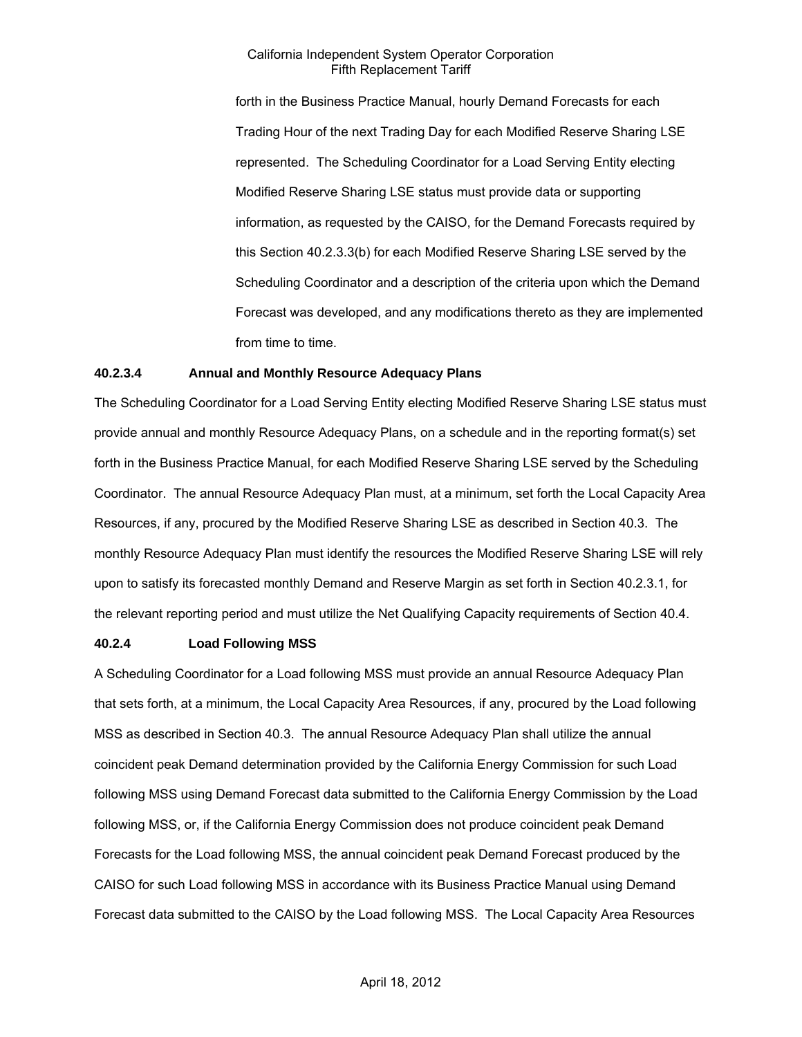forth in the Business Practice Manual, hourly Demand Forecasts for each Trading Hour of the next Trading Day for each Modified Reserve Sharing LSE represented. The Scheduling Coordinator for a Load Serving Entity electing Modified Reserve Sharing LSE status must provide data or supporting information, as requested by the CAISO, for the Demand Forecasts required by this Section 40.2.3.3(b) for each Modified Reserve Sharing LSE served by the Scheduling Coordinator and a description of the criteria upon which the Demand Forecast was developed, and any modifications thereto as they are implemented from time to time.

#### 40.2.3.4 Annual and Monthly Resource Adequacy Plans

The Scheduling Coordinator for a Load Serving Entity electing Modified Reserve Sharing LSE status must provide annual and monthly Resource Adequacy Plans, on a schedule and in the reporting format(s) set forth in the Business Practice Manual, for each Modified Reserve Sharing LSE served by the Scheduling Coordinator. The annual Resource Adequacy Plan must, at a minimum, set forth the Local Capacity Area Resources, if any, procured by the Modified Reserve Sharing LSE as described in Section 40.3. The monthly Resource Adequacy Plan must identify the resources the Modified Reserve Sharing LSE will rely upon to satisfy its forecasted monthly Demand and Reserve Margin as set forth in Section 40.2.3.1, for the relevant reporting period and must utilize the Net Qualifying Capacity requirements of Section 40.4.

#### 40.2.4 Load Following MSS

A Scheduling Coordinator for a Load following MSS must provide an annual Resource Adequacy Plan that sets forth, at a minimum, the Local Capacity Area Resources, if any, procured by the Load following MSS as described in Section 40.3. The annual Resource Adequacy Plan shall utilize the annual coincident peak Demand determination provided by the California Energy Commission for such Load following MSS using Demand Forecast data submitted to the California Energy Commission by the Load following MSS, or, if the California Energy Commission does not produce coincident peak Demand Forecasts for the Load following MSS, the annual coincident peak Demand Forecast produced by the CAISO for such Load following MSS in accordance with its Business Practice Manual using Demand Forecast data submitted to the CAISO by the Load following MSS. The Local Capacity Area Resources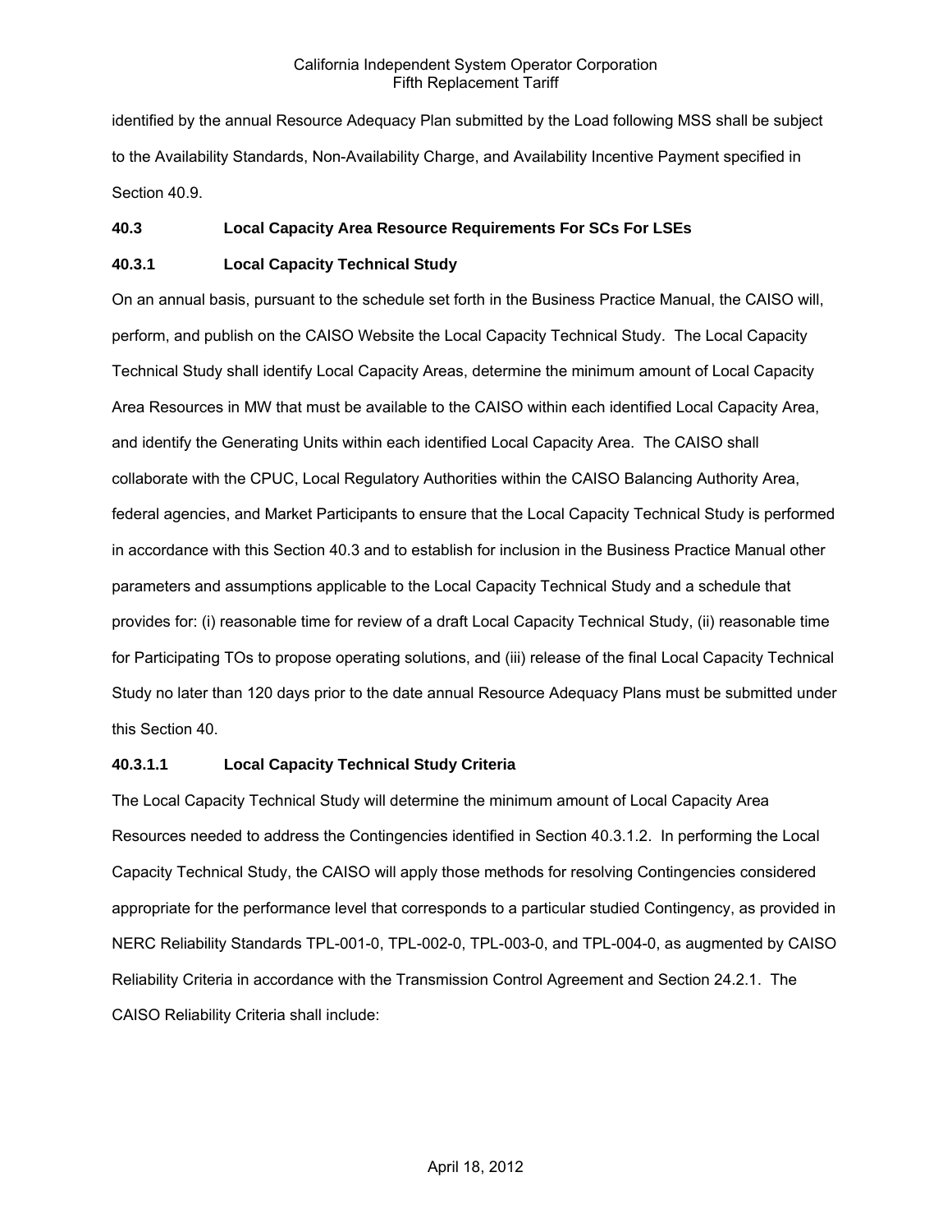identified by the annual Resource Adequacy Plan submitted by the Load following MSS shall be subject to the Availability Standards, Non-Availability Charge, and Availability Incentive Payment specified in Section 40.9.

### 40.3 Local Capacity Area Resource Requirements For SCs For LSEs

### 40.3.1 Local Capacity Technical Study

On an annual basis, pursuant to the schedule set forth in the Business Practice Manual, the CAISO will, perform, and publish on the CAISO Website the Local Capacity Technical Study. The Local Capacity Technical Study shall identify Local Capacity Areas, determine the minimum amount of Local Capacity Area Resources in MW that must be available to the CAISO within each identified Local Capacity Area, and identify the Generating Units within each identified Local Capacity Area. The CAISO shall collaborate with the CPUC, Local Regulatory Authorities within the CAISO Balancing Authority Area, federal agencies, and Market Participants to ensure that the Local Capacity Technical Study is performed in accordance with this Section 40.3 and to establish for inclusion in the Business Practice Manual other parameters and assumptions applicable to the Local Capacity Technical Study and a schedule that provides for: (i) reasonable time for review of a draft Local Capacity Technical Study, (ii) reasonable time for Participating TOs to propose operating solutions, and (iii) release of the final Local Capacity Technical Study no later than 120 days prior to the date annual Resource Adequacy Plans must be submitted under this Section 40.

### 40.3.1.1 Local Capacity Technical Study Criteria

The Local Capacity Technical Study will determine the minimum amount of Local Capacity Area Resources needed to address the Contingencies identified in Section 40.3.1.2. In performing the Local Capacity Technical Study, the CAISO will apply those methods for resolving Contingencies considered appropriate for the performance level that corresponds to a particular studied Contingency, as provided in NERC Reliability Standards TPL-001-0, TPL-002-0, TPL-003-0, and TPL-004-0, as augmented by CAISO Reliability Criteria in accordance with the Transmission Control Agreement and Section 24.2.1. The CAISO Reliability Criteria shall include: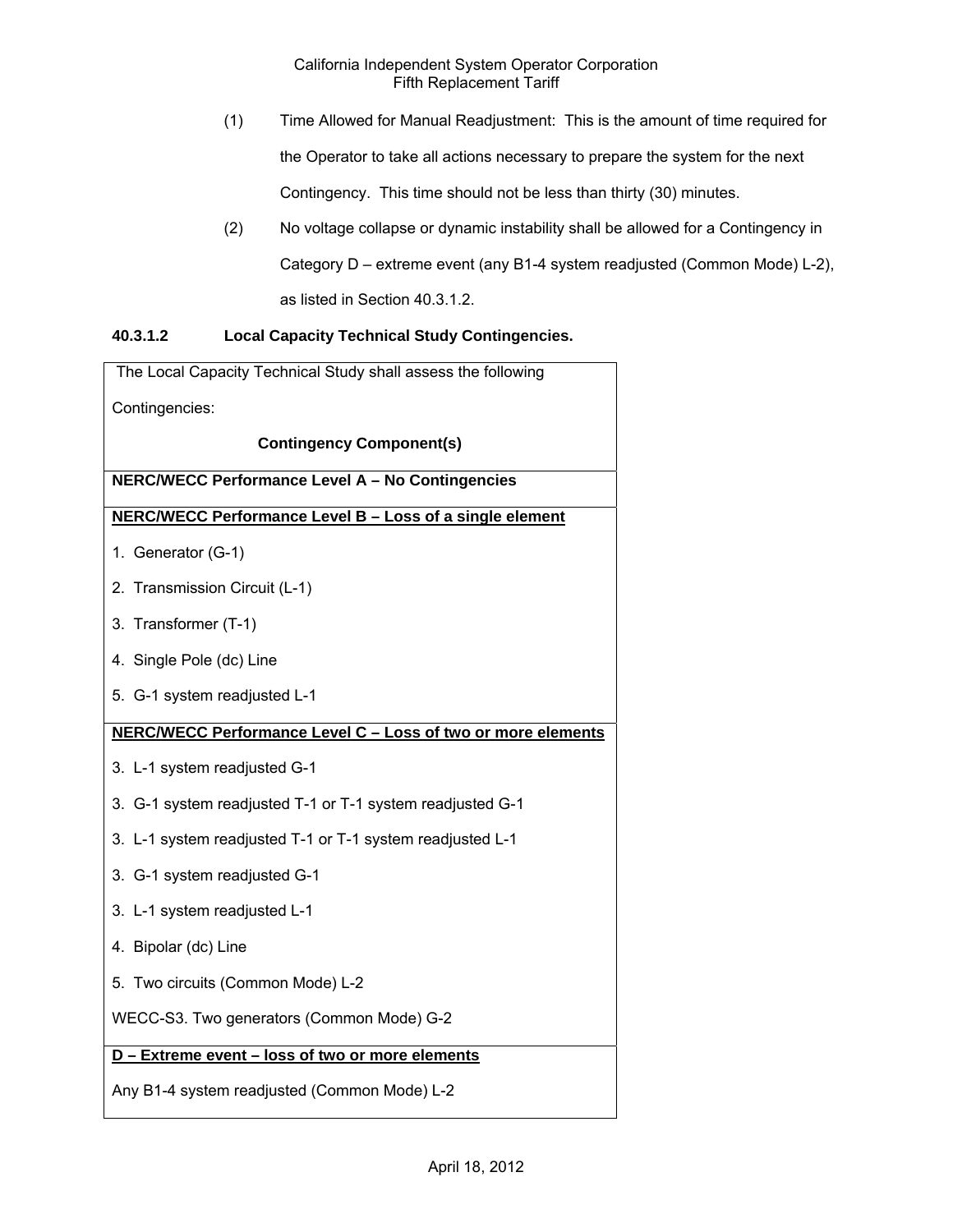(1) Time Allowed for Manual Readjustment: This is the amount of time required for the Operator to take all actions necessary to prepare the system for the next Contingency. This time should not be less than thirty (30) minutes.

(2) No voltage collapse or dynamic instability shall be allowed for a Contingency in Category D – extreme event (any B1-4 system readjusted (Common Mode) L-2), as listed in Section 40.3.1.2.

### 40.3.1.2 Local Capacity Technical Study Contingencies.

| The Local Capacity Technical Study shall assess the following Contingencies: **Contingency Component(s)** |
|---|
| **NERC/WECC Performance Level A – No Contingencies** |
| **NERC/WECC Performance Level B – Loss of a single element** |
| 1. Generator (G-1) |
| 2. Transmission Circuit (L-1) |
| 3. Transformer (T-1) |
| 4. Single Pole (dc) Line |
| 5. G-1 system readjusted L-1 |
| **NERC/WECC Performance Level C – Loss of two or more elements** |
| 3. L-1 system readjusted G-1 |
| 3. G-1 system readjusted T-1 or T-1 system readjusted G-1 |
| 3. L-1 system readjusted T-1 or T-1 system readjusted L-1 |
| 3. G-1 system readjusted G-1 |
| 3. L-1 system readjusted L-1 |
| 4. Bipolar (dc) Line |
| 5. Two circuits (Common Mode) L-2 |
| WECC-S3. Two generators (Common Mode) G-2 |
| **D – Extreme event – loss of two or more elements** |
| Any B1-4 system readjusted (Common Mode) L-2 |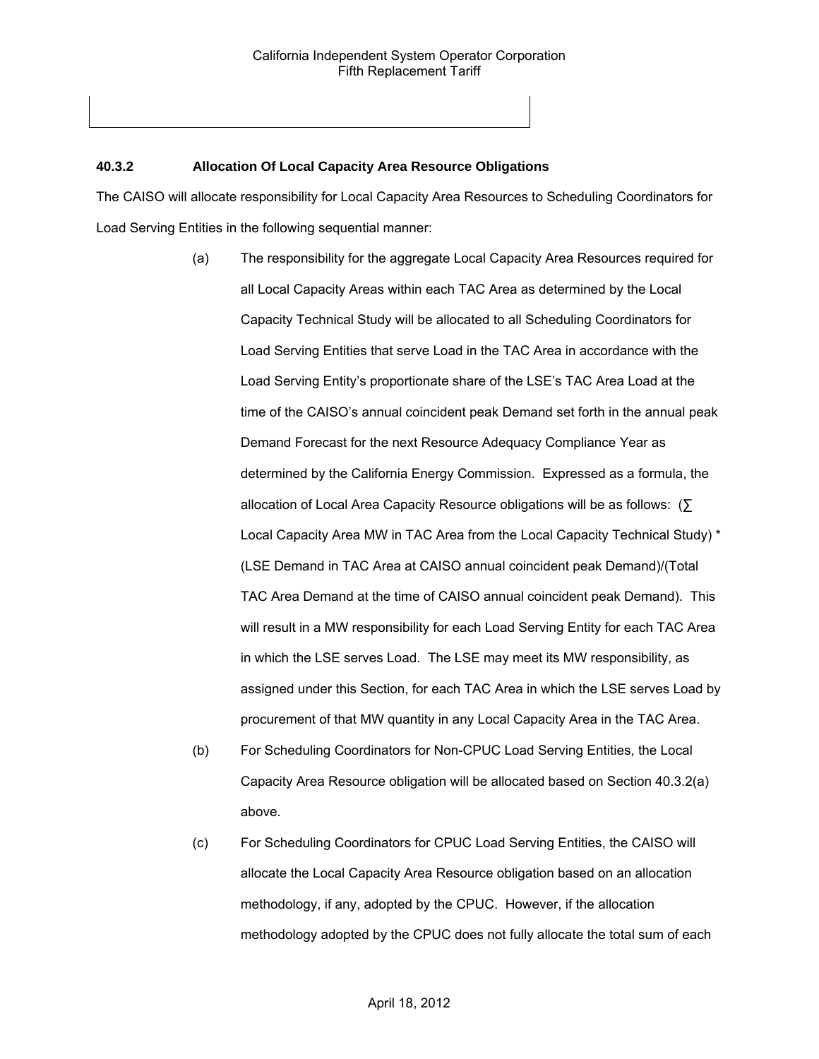### 40.3.2 Allocation Of Local Capacity Area Resource Obligations

The CAISO will allocate responsibility for Local Capacity Area Resources to Scheduling Coordinators for Load Serving Entities in the following sequential manner:

(a) The responsibility for the aggregate Local Capacity Area Resources required for all Local Capacity Areas within each TAC Area as determined by the Local Capacity Technical Study will be allocated to all Scheduling Coordinators for Load Serving Entities that serve Load in the TAC Area in accordance with the Load Serving Entity's proportionate share of the LSE's TAC Area Load at the time of the CAISO's annual coincident peak Demand set forth in the annual peak Demand Forecast for the next Resource Adequacy Compliance Year as determined by the California Energy Commission. Expressed as a formula, the allocation of Local Area Capacity Resource obligations will be as follows: (∑ Local Capacity Area MW in TAC Area from the Local Capacity Technical Study) * (LSE Demand in TAC Area at CAISO annual coincident peak Demand)/(Total TAC Area Demand at the time of CAISO annual coincident peak Demand). This will result in a MW responsibility for each Load Serving Entity for each TAC Area in which the LSE serves Load. The LSE may meet its MW responsibility, as assigned under this Section, for each TAC Area in which the LSE serves Load by procurement of that MW quantity in any Local Capacity Area in the TAC Area.

(b) For Scheduling Coordinators for Non-CPUC Load Serving Entities, the Local Capacity Area Resource obligation will be allocated based on Section 40.3.2(a) above.

(c) For Scheduling Coordinators for CPUC Load Serving Entities, the CAISO will allocate the Local Capacity Area Resource obligation based on an allocation methodology, if any, adopted by the CPUC. However, if the allocation methodology adopted by the CPUC does not fully allocate the total sum of each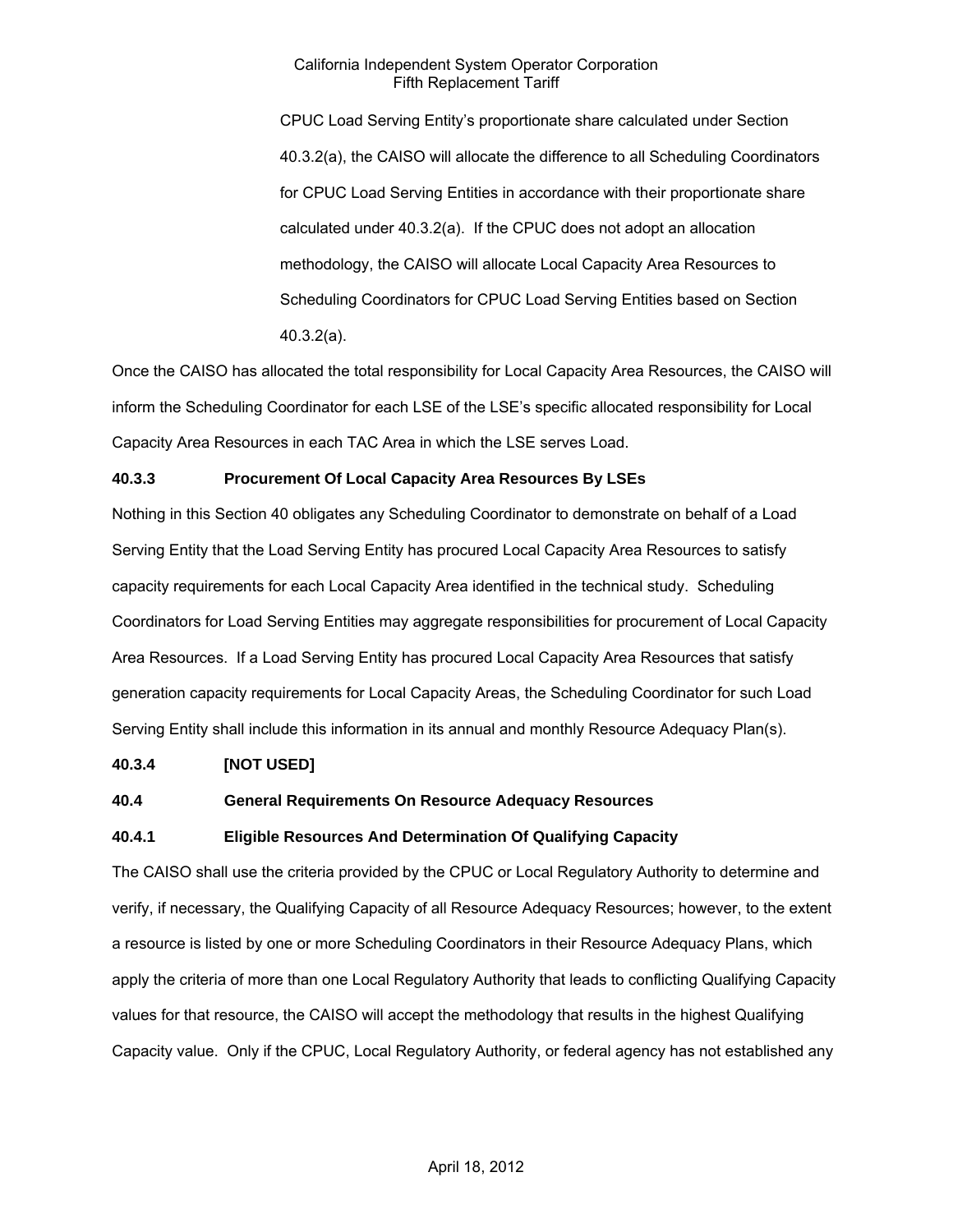CPUC Load Serving Entity's proportionate share calculated under Section 40.3.2(a), the CAISO will allocate the difference to all Scheduling Coordinators for CPUC Load Serving Entities in accordance with their proportionate share calculated under 40.3.2(a). If the CPUC does not adopt an allocation methodology, the CAISO will allocate Local Capacity Area Resources to Scheduling Coordinators for CPUC Load Serving Entities based on Section 40.3.2(a).

Once the CAISO has allocated the total responsibility for Local Capacity Area Resources, the CAISO will inform the Scheduling Coordinator for each LSE of the LSE's specific allocated responsibility for Local Capacity Area Resources in each TAC Area in which the LSE serves Load.

**40.3.3 Procurement Of Local Capacity Area Resources By LSEs**

Nothing in this Section 40 obligates any Scheduling Coordinator to demonstrate on behalf of a Load Serving Entity that the Load Serving Entity has procured Local Capacity Area Resources to satisfy capacity requirements for each Local Capacity Area identified in the technical study. Scheduling Coordinators for Load Serving Entities may aggregate responsibilities for procurement of Local Capacity Area Resources. If a Load Serving Entity has procured Local Capacity Area Resources that satisfy generation capacity requirements for Local Capacity Areas, the Scheduling Coordinator for such Load Serving Entity shall include this information in its annual and monthly Resource Adequacy Plan(s).

**40.3.4 [NOT USED]**

**40.4 General Requirements On Resource Adequacy Resources**

**40.4.1 Eligible Resources And Determination Of Qualifying Capacity**

The CAISO shall use the criteria provided by the CPUC or Local Regulatory Authority to determine and verify, if necessary, the Qualifying Capacity of all Resource Adequacy Resources; however, to the extent a resource is listed by one or more Scheduling Coordinators in their Resource Adequacy Plans, which apply the criteria of more than one Local Regulatory Authority that leads to conflicting Qualifying Capacity values for that resource, the CAISO will accept the methodology that results in the highest Qualifying Capacity value. Only if the CPUC, Local Regulatory Authority, or federal agency has not established any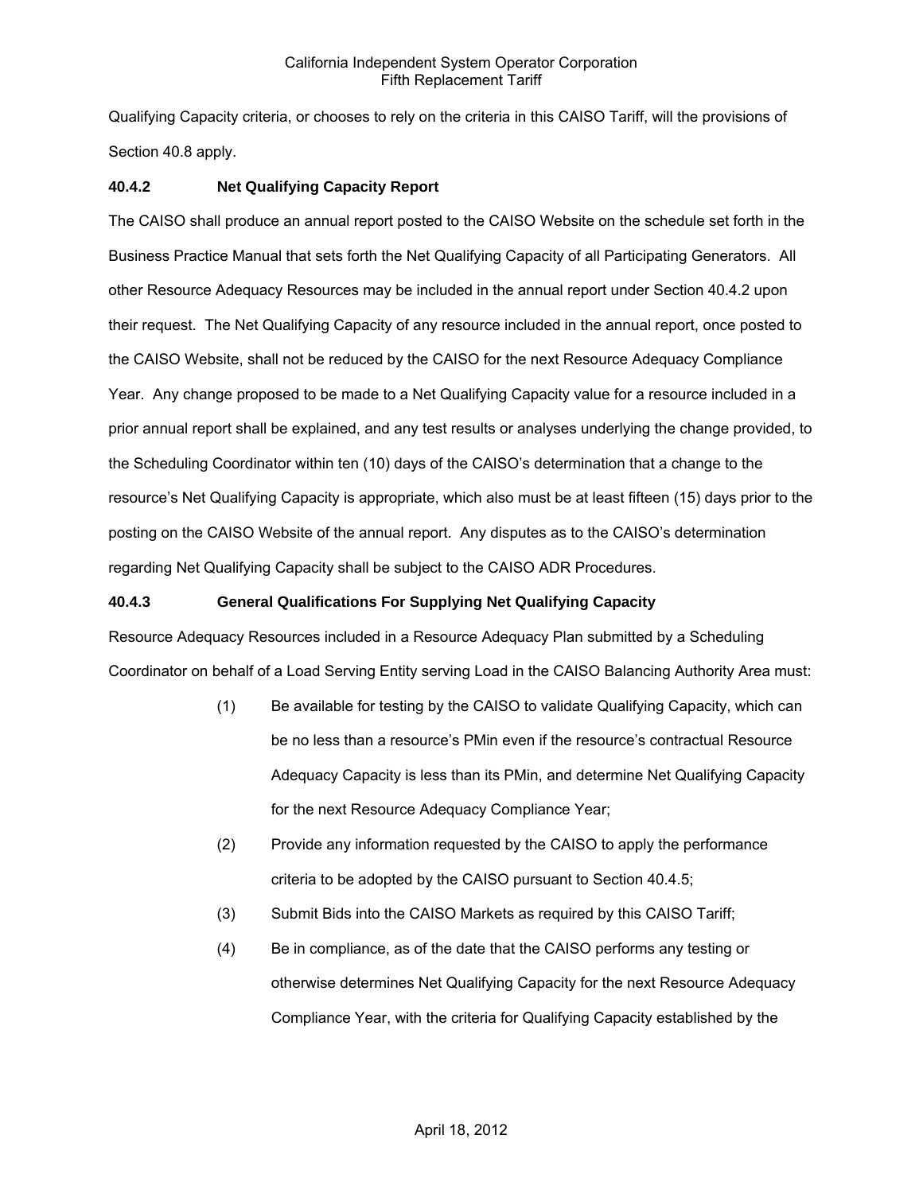Qualifying Capacity criteria, or chooses to rely on the criteria in this CAISO Tariff, will the provisions of Section 40.8 apply.

### 40.4.2 Net Qualifying Capacity Report

The CAISO shall produce an annual report posted to the CAISO Website on the schedule set forth in the Business Practice Manual that sets forth the Net Qualifying Capacity of all Participating Generators. All other Resource Adequacy Resources may be included in the annual report under Section 40.4.2 upon their request. The Net Qualifying Capacity of any resource included in the annual report, once posted to the CAISO Website, shall not be reduced by the CAISO for the next Resource Adequacy Compliance Year. Any change proposed to be made to a Net Qualifying Capacity value for a resource included in a prior annual report shall be explained, and any test results or analyses underlying the change provided, to the Scheduling Coordinator within ten (10) days of the CAISO's determination that a change to the resource's Net Qualifying Capacity is appropriate, which also must be at least fifteen (15) days prior to the posting on the CAISO Website of the annual report. Any disputes as to the CAISO's determination regarding Net Qualifying Capacity shall be subject to the CAISO ADR Procedures.

### 40.4.3 General Qualifications For Supplying Net Qualifying Capacity

Resource Adequacy Resources included in a Resource Adequacy Plan submitted by a Scheduling Coordinator on behalf of a Load Serving Entity serving Load in the CAISO Balancing Authority Area must:

(1) Be available for testing by the CAISO to validate Qualifying Capacity, which can be no less than a resource's PMin even if the resource's contractual Resource Adequacy Capacity is less than its PMin, and determine Net Qualifying Capacity for the next Resource Adequacy Compliance Year;

(2) Provide any information requested by the CAISO to apply the performance criteria to be adopted by the CAISO pursuant to Section 40.4.5;

(3) Submit Bids into the CAISO Markets as required by this CAISO Tariff;

(4) Be in compliance, as of the date that the CAISO performs any testing or otherwise determines Net Qualifying Capacity for the next Resource Adequacy Compliance Year, with the criteria for Qualifying Capacity established by the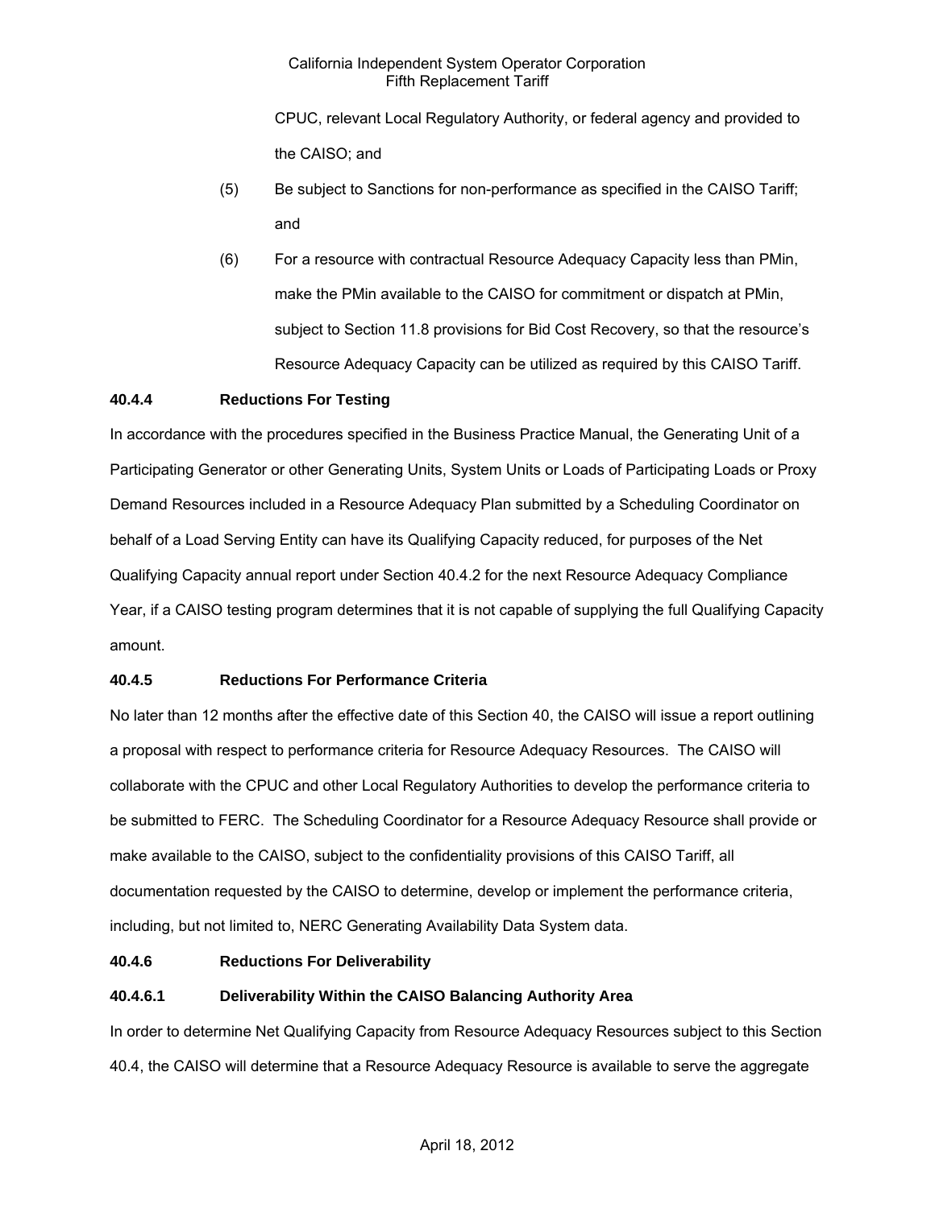CPUC, relevant Local Regulatory Authority, or federal agency and provided to the CAISO; and

(5) Be subject to Sanctions for non-performance as specified in the CAISO Tariff; and

(6) For a resource with contractual Resource Adequacy Capacity less than PMin, make the PMin available to the CAISO for commitment or dispatch at PMin, subject to Section 11.8 provisions for Bid Cost Recovery, so that the resource's Resource Adequacy Capacity can be utilized as required by this CAISO Tariff.

**40.4.4 Reductions For Testing**

In accordance with the procedures specified in the Business Practice Manual, the Generating Unit of a Participating Generator or other Generating Units, System Units or Loads of Participating Loads or Proxy Demand Resources included in a Resource Adequacy Plan submitted by a Scheduling Coordinator on behalf of a Load Serving Entity can have its Qualifying Capacity reduced, for purposes of the Net Qualifying Capacity annual report under Section 40.4.2 for the next Resource Adequacy Compliance Year, if a CAISO testing program determines that it is not capable of supplying the full Qualifying Capacity amount.

**40.4.5 Reductions For Performance Criteria**

No later than 12 months after the effective date of this Section 40, the CAISO will issue a report outlining a proposal with respect to performance criteria for Resource Adequacy Resources. The CAISO will collaborate with the CPUC and other Local Regulatory Authorities to develop the performance criteria to be submitted to FERC. The Scheduling Coordinator for a Resource Adequacy Resource shall provide or make available to the CAISO, subject to the confidentiality provisions of this CAISO Tariff, all documentation requested by the CAISO to determine, develop or implement the performance criteria, including, but not limited to, NERC Generating Availability Data System data.

**40.4.6 Reductions For Deliverability**

**40.4.6.1 Deliverability Within the CAISO Balancing Authority Area**

In order to determine Net Qualifying Capacity from Resource Adequacy Resources subject to this Section 40.4, the CAISO will determine that a Resource Adequacy Resource is available to serve the aggregate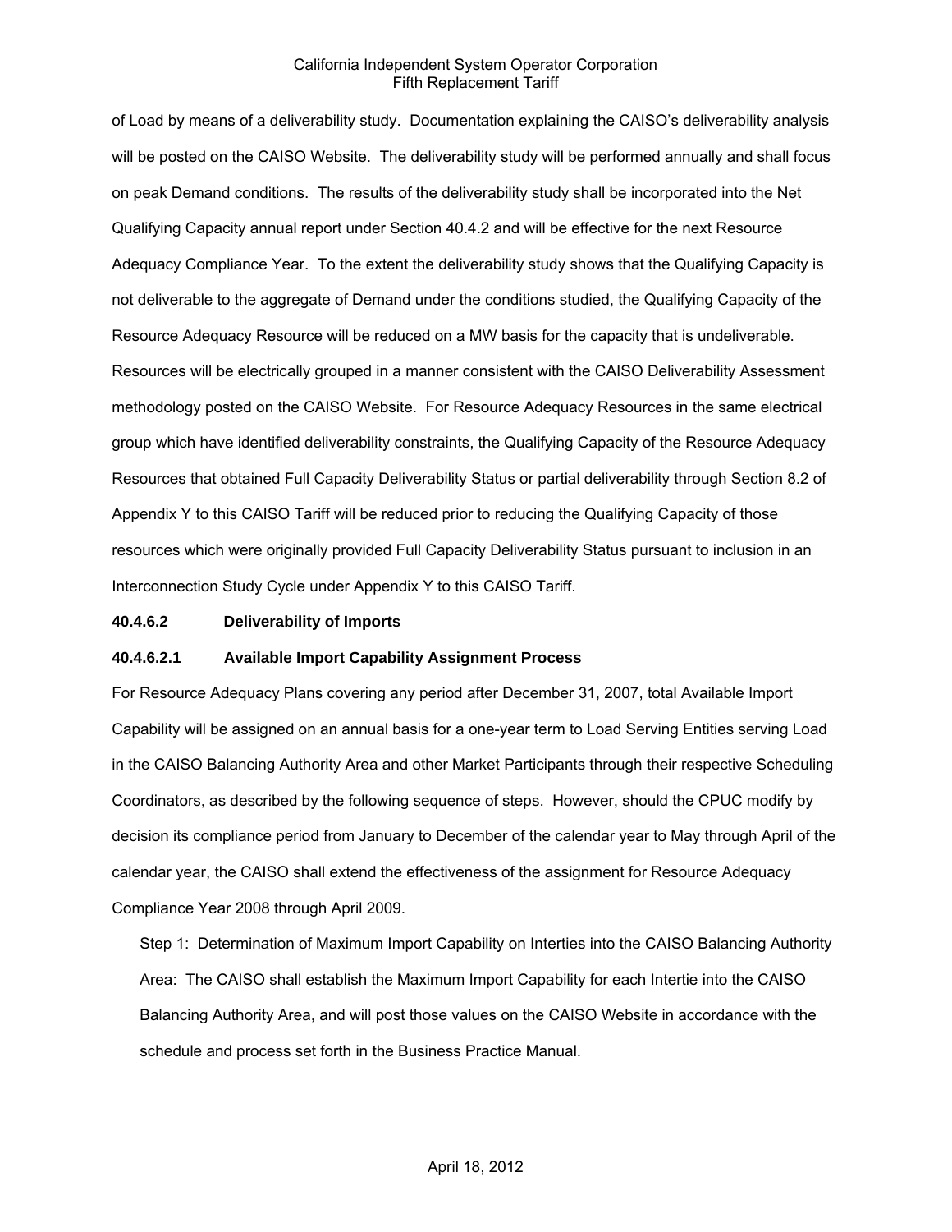of Load by means of a deliverability study. Documentation explaining the CAISO's deliverability analysis will be posted on the CAISO Website. The deliverability study will be performed annually and shall focus on peak Demand conditions. The results of the deliverability study shall be incorporated into the Net Qualifying Capacity annual report under Section 40.4.2 and will be effective for the next Resource Adequacy Compliance Year. To the extent the deliverability study shows that the Qualifying Capacity is not deliverable to the aggregate of Demand under the conditions studied, the Qualifying Capacity of the Resource Adequacy Resource will be reduced on a MW basis for the capacity that is undeliverable. Resources will be electrically grouped in a manner consistent with the CAISO Deliverability Assessment methodology posted on the CAISO Website. For Resource Adequacy Resources in the same electrical group which have identified deliverability constraints, the Qualifying Capacity of the Resource Adequacy Resources that obtained Full Capacity Deliverability Status or partial deliverability through Section 8.2 of Appendix Y to this CAISO Tariff will be reduced prior to reducing the Qualifying Capacity of those resources which were originally provided Full Capacity Deliverability Status pursuant to inclusion in an Interconnection Study Cycle under Appendix Y to this CAISO Tariff.

**40.4.6.2 Deliverability of Imports**

**40.4.6.2.1 Available Import Capability Assignment Process**

For Resource Adequacy Plans covering any period after December 31, 2007, total Available Import Capability will be assigned on an annual basis for a one-year term to Load Serving Entities serving Load in the CAISO Balancing Authority Area and other Market Participants through their respective Scheduling Coordinators, as described by the following sequence of steps. However, should the CPUC modify by decision its compliance period from January to December of the calendar year to May through April of the calendar year, the CAISO shall extend the effectiveness of the assignment for Resource Adequacy Compliance Year 2008 through April 2009.

Step 1: Determination of Maximum Import Capability on Interties into the CAISO Balancing Authority Area: The CAISO shall establish the Maximum Import Capability for each Intertie into the CAISO Balancing Authority Area, and will post those values on the CAISO Website in accordance with the schedule and process set forth in the Business Practice Manual.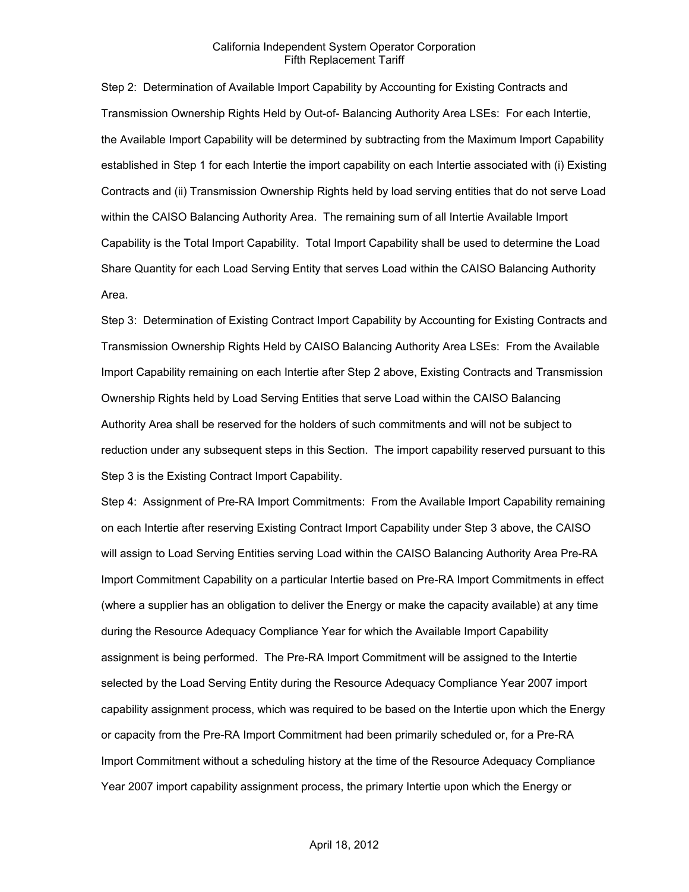Step 2: Determination of Available Import Capability by Accounting for Existing Contracts and Transmission Ownership Rights Held by Out-of- Balancing Authority Area LSEs: For each Intertie, the Available Import Capability will be determined by subtracting from the Maximum Import Capability established in Step 1 for each Intertie the import capability on each Intertie associated with (i) Existing Contracts and (ii) Transmission Ownership Rights held by load serving entities that do not serve Load within the CAISO Balancing Authority Area. The remaining sum of all Intertie Available Import Capability is the Total Import Capability. Total Import Capability shall be used to determine the Load Share Quantity for each Load Serving Entity that serves Load within the CAISO Balancing Authority Area.

Step 3: Determination of Existing Contract Import Capability by Accounting for Existing Contracts and Transmission Ownership Rights Held by CAISO Balancing Authority Area LSEs: From the Available Import Capability remaining on each Intertie after Step 2 above, Existing Contracts and Transmission Ownership Rights held by Load Serving Entities that serve Load within the CAISO Balancing Authority Area shall be reserved for the holders of such commitments and will not be subject to reduction under any subsequent steps in this Section. The import capability reserved pursuant to this Step 3 is the Existing Contract Import Capability.

Step 4: Assignment of Pre-RA Import Commitments: From the Available Import Capability remaining on each Intertie after reserving Existing Contract Import Capability under Step 3 above, the CAISO will assign to Load Serving Entities serving Load within the CAISO Balancing Authority Area Pre-RA Import Commitment Capability on a particular Intertie based on Pre-RA Import Commitments in effect (where a supplier has an obligation to deliver the Energy or make the capacity available) at any time during the Resource Adequacy Compliance Year for which the Available Import Capability assignment is being performed. The Pre-RA Import Commitment will be assigned to the Intertie selected by the Load Serving Entity during the Resource Adequacy Compliance Year 2007 import capability assignment process, which was required to be based on the Intertie upon which the Energy or capacity from the Pre-RA Import Commitment had been primarily scheduled or, for a Pre-RA Import Commitment without a scheduling history at the time of the Resource Adequacy Compliance Year 2007 import capability assignment process, the primary Intertie upon which the Energy or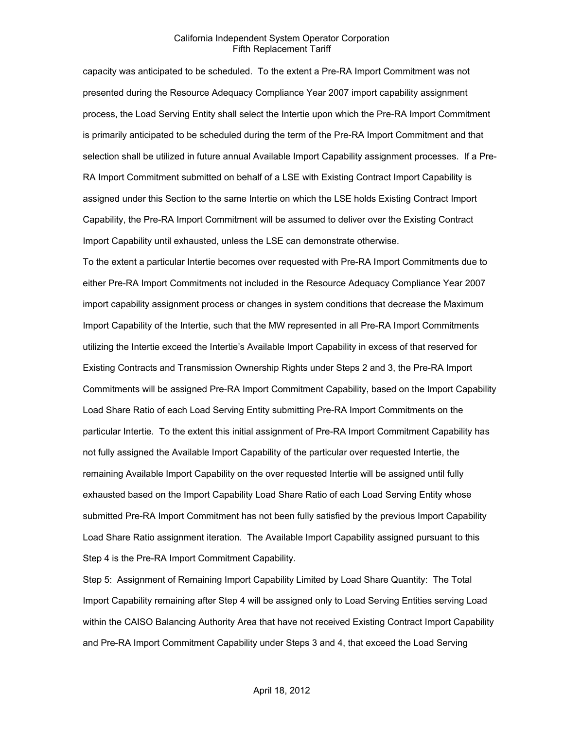capacity was anticipated to be scheduled. To the extent a Pre-RA Import Commitment was not presented during the Resource Adequacy Compliance Year 2007 import capability assignment process, the Load Serving Entity shall select the Intertie upon which the Pre-RA Import Commitment is primarily anticipated to be scheduled during the term of the Pre-RA Import Commitment and that selection shall be utilized in future annual Available Import Capability assignment processes. If a Pre-RA Import Commitment submitted on behalf of a LSE with Existing Contract Import Capability is assigned under this Section to the same Intertie on which the LSE holds Existing Contract Import Capability, the Pre-RA Import Commitment will be assumed to deliver over the Existing Contract Import Capability until exhausted, unless the LSE can demonstrate otherwise.

To the extent a particular Intertie becomes over requested with Pre-RA Import Commitments due to either Pre-RA Import Commitments not included in the Resource Adequacy Compliance Year 2007 import capability assignment process or changes in system conditions that decrease the Maximum Import Capability of the Intertie, such that the MW represented in all Pre-RA Import Commitments utilizing the Intertie exceed the Intertie's Available Import Capability in excess of that reserved for Existing Contracts and Transmission Ownership Rights under Steps 2 and 3, the Pre-RA Import Commitments will be assigned Pre-RA Import Commitment Capability, based on the Import Capability Load Share Ratio of each Load Serving Entity submitting Pre-RA Import Commitments on the particular Intertie. To the extent this initial assignment of Pre-RA Import Commitment Capability has not fully assigned the Available Import Capability of the particular over requested Intertie, the remaining Available Import Capability on the over requested Intertie will be assigned until fully exhausted based on the Import Capability Load Share Ratio of each Load Serving Entity whose submitted Pre-RA Import Commitment has not been fully satisfied by the previous Import Capability Load Share Ratio assignment iteration. The Available Import Capability assigned pursuant to this Step 4 is the Pre-RA Import Commitment Capability.

Step 5: Assignment of Remaining Import Capability Limited by Load Share Quantity: The Total Import Capability remaining after Step 4 will be assigned only to Load Serving Entities serving Load within the CAISO Balancing Authority Area that have not received Existing Contract Import Capability and Pre-RA Import Commitment Capability under Steps 3 and 4, that exceed the Load Serving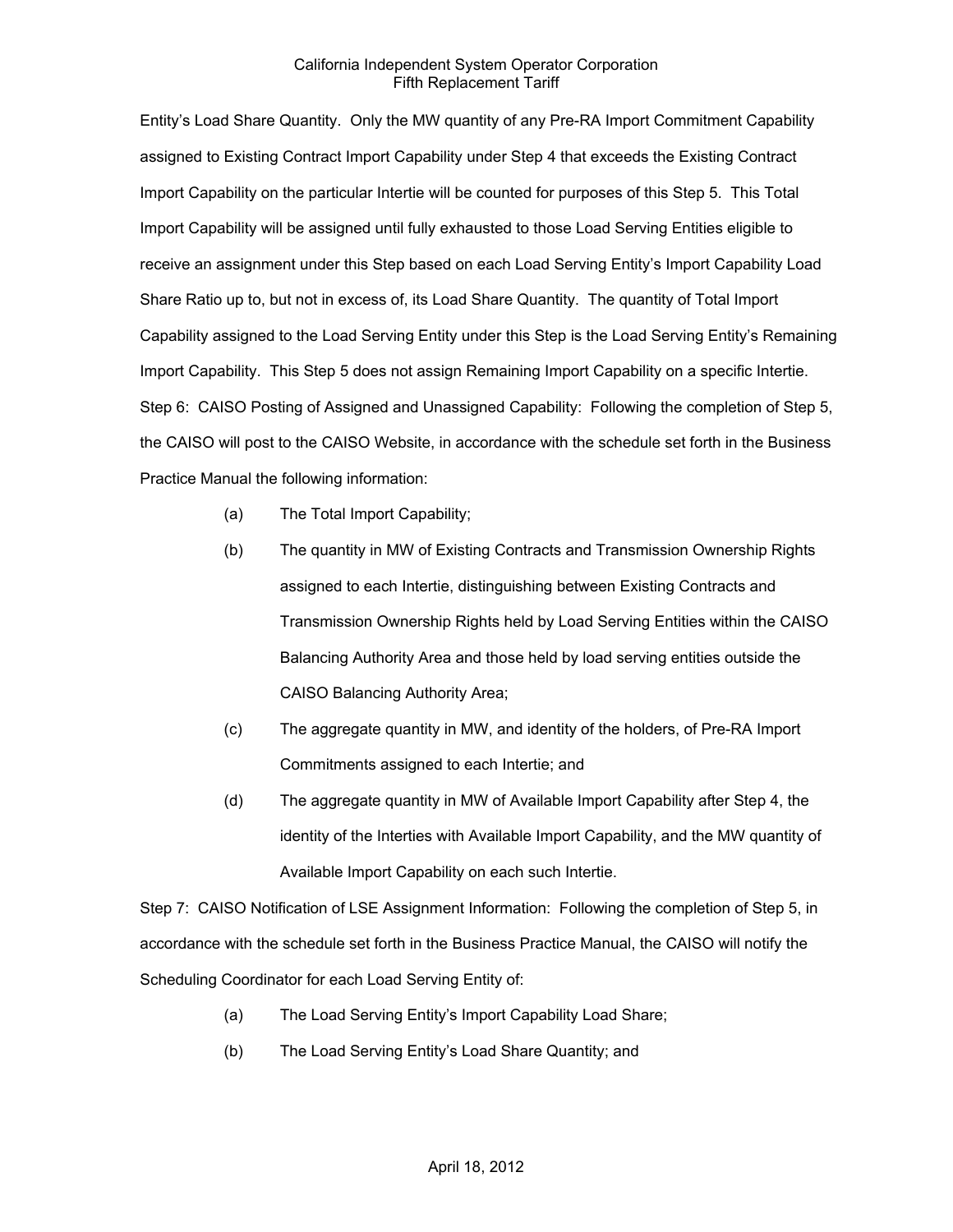Entity's Load Share Quantity. Only the MW quantity of any Pre-RA Import Commitment Capability assigned to Existing Contract Import Capability under Step 4 that exceeds the Existing Contract Import Capability on the particular Intertie will be counted for purposes of this Step 5. This Total Import Capability will be assigned until fully exhausted to those Load Serving Entities eligible to receive an assignment under this Step based on each Load Serving Entity's Import Capability Load Share Ratio up to, but not in excess of, its Load Share Quantity. The quantity of Total Import Capability assigned to the Load Serving Entity under this Step is the Load Serving Entity's Remaining Import Capability. This Step 5 does not assign Remaining Import Capability on a specific Intertie.

Step 6: CAISO Posting of Assigned and Unassigned Capability: Following the completion of Step 5, the CAISO will post to the CAISO Website, in accordance with the schedule set forth in the Business Practice Manual the following information:

(a) The Total Import Capability;

(b) The quantity in MW of Existing Contracts and Transmission Ownership Rights assigned to each Intertie, distinguishing between Existing Contracts and Transmission Ownership Rights held by Load Serving Entities within the CAISO Balancing Authority Area and those held by load serving entities outside the CAISO Balancing Authority Area;

(c) The aggregate quantity in MW, and identity of the holders, of Pre-RA Import Commitments assigned to each Intertie; and

(d) The aggregate quantity in MW of Available Import Capability after Step 4, the identity of the Interties with Available Import Capability, and the MW quantity of Available Import Capability on each such Intertie.

Step 7: CAISO Notification of LSE Assignment Information: Following the completion of Step 5, in accordance with the schedule set forth in the Business Practice Manual, the CAISO will notify the Scheduling Coordinator for each Load Serving Entity of:

(a) The Load Serving Entity's Import Capability Load Share;

(b) The Load Serving Entity's Load Share Quantity; and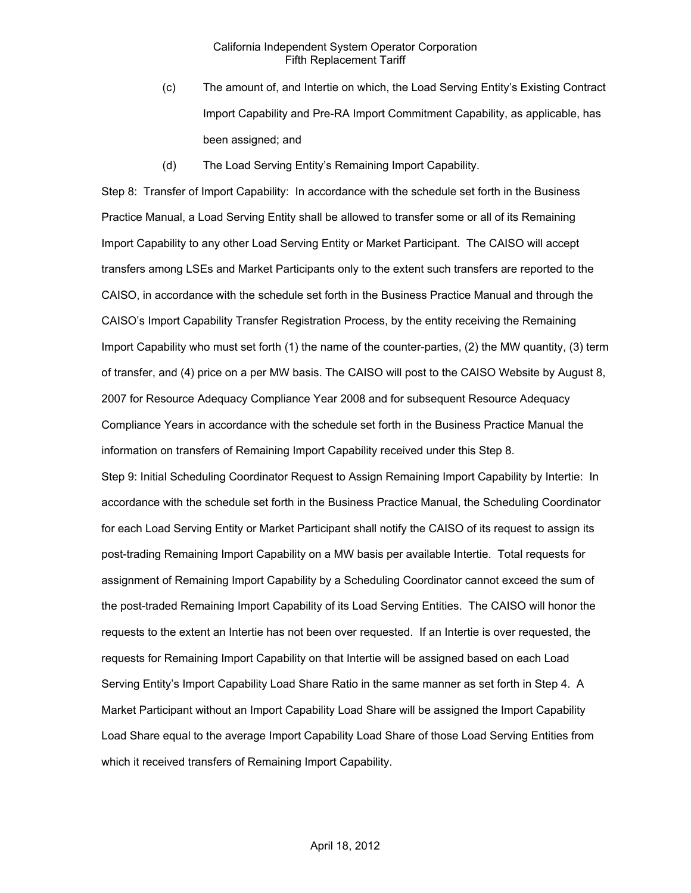(c) The amount of, and Intertie on which, the Load Serving Entity's Existing Contract Import Capability and Pre-RA Import Commitment Capability, as applicable, has been assigned; and

(d) The Load Serving Entity's Remaining Import Capability.

Step 8: Transfer of Import Capability: In accordance with the schedule set forth in the Business Practice Manual, a Load Serving Entity shall be allowed to transfer some or all of its Remaining Import Capability to any other Load Serving Entity or Market Participant. The CAISO will accept transfers among LSEs and Market Participants only to the extent such transfers are reported to the CAISO, in accordance with the schedule set forth in the Business Practice Manual and through the CAISO's Import Capability Transfer Registration Process, by the entity receiving the Remaining Import Capability who must set forth (1) the name of the counter-parties, (2) the MW quantity, (3) term of transfer, and (4) price on a per MW basis. The CAISO will post to the CAISO Website by August 8, 2007 for Resource Adequacy Compliance Year 2008 and for subsequent Resource Adequacy Compliance Years in accordance with the schedule set forth in the Business Practice Manual the information on transfers of Remaining Import Capability received under this Step 8.

Step 9: Initial Scheduling Coordinator Request to Assign Remaining Import Capability by Intertie: In accordance with the schedule set forth in the Business Practice Manual, the Scheduling Coordinator for each Load Serving Entity or Market Participant shall notify the CAISO of its request to assign its post-trading Remaining Import Capability on a MW basis per available Intertie. Total requests for assignment of Remaining Import Capability by a Scheduling Coordinator cannot exceed the sum of the post-traded Remaining Import Capability of its Load Serving Entities. The CAISO will honor the requests to the extent an Intertie has not been over requested. If an Intertie is over requested, the requests for Remaining Import Capability on that Intertie will be assigned based on each Load Serving Entity's Import Capability Load Share Ratio in the same manner as set forth in Step 4. A Market Participant without an Import Capability Load Share will be assigned the Import Capability Load Share equal to the average Import Capability Load Share of those Load Serving Entities from which it received transfers of Remaining Import Capability.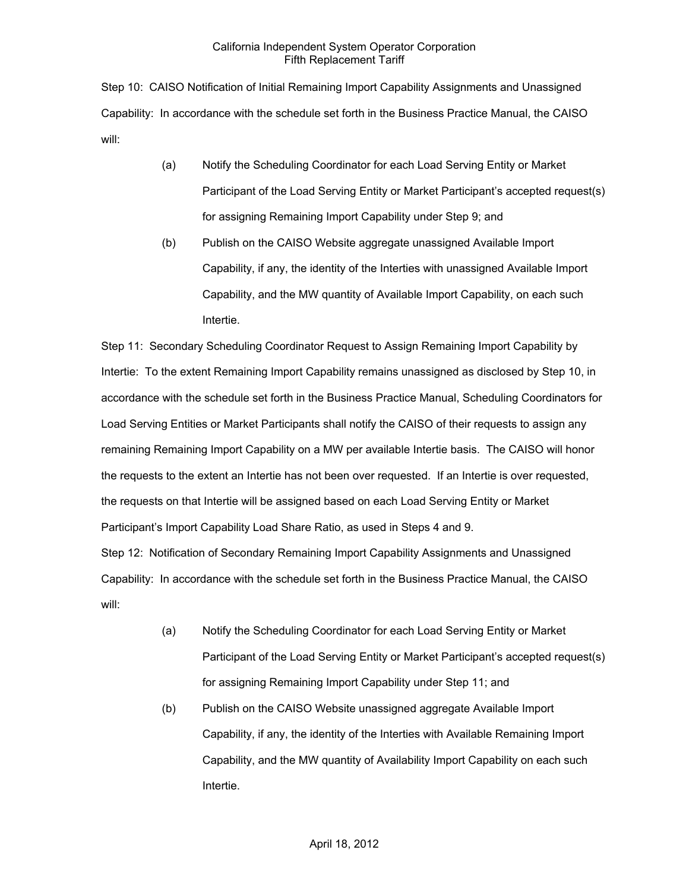Step 10: CAISO Notification of Initial Remaining Import Capability Assignments and Unassigned Capability: In accordance with the schedule set forth in the Business Practice Manual, the CAISO will:

(a) Notify the Scheduling Coordinator for each Load Serving Entity or Market Participant of the Load Serving Entity or Market Participant's accepted request(s) for assigning Remaining Import Capability under Step 9; and

(b) Publish on the CAISO Website aggregate unassigned Available Import Capability, if any, the identity of the Interties with unassigned Available Import Capability, and the MW quantity of Available Import Capability, on each such Intertie.

Step 11: Secondary Scheduling Coordinator Request to Assign Remaining Import Capability by Intertie: To the extent Remaining Import Capability remains unassigned as disclosed by Step 10, in accordance with the schedule set forth in the Business Practice Manual, Scheduling Coordinators for Load Serving Entities or Market Participants shall notify the CAISO of their requests to assign any remaining Remaining Import Capability on a MW per available Intertie basis. The CAISO will honor the requests to the extent an Intertie has not been over requested. If an Intertie is over requested, the requests on that Intertie will be assigned based on each Load Serving Entity or Market Participant's Import Capability Load Share Ratio, as used in Steps 4 and 9.

Step 12: Notification of Secondary Remaining Import Capability Assignments and Unassigned Capability: In accordance with the schedule set forth in the Business Practice Manual, the CAISO will:

(a) Notify the Scheduling Coordinator for each Load Serving Entity or Market Participant of the Load Serving Entity or Market Participant's accepted request(s) for assigning Remaining Import Capability under Step 11; and

(b) Publish on the CAISO Website unassigned aggregate Available Import Capability, if any, the identity of the Interties with Available Remaining Import Capability, and the MW quantity of Availability Import Capability on each such Intertie.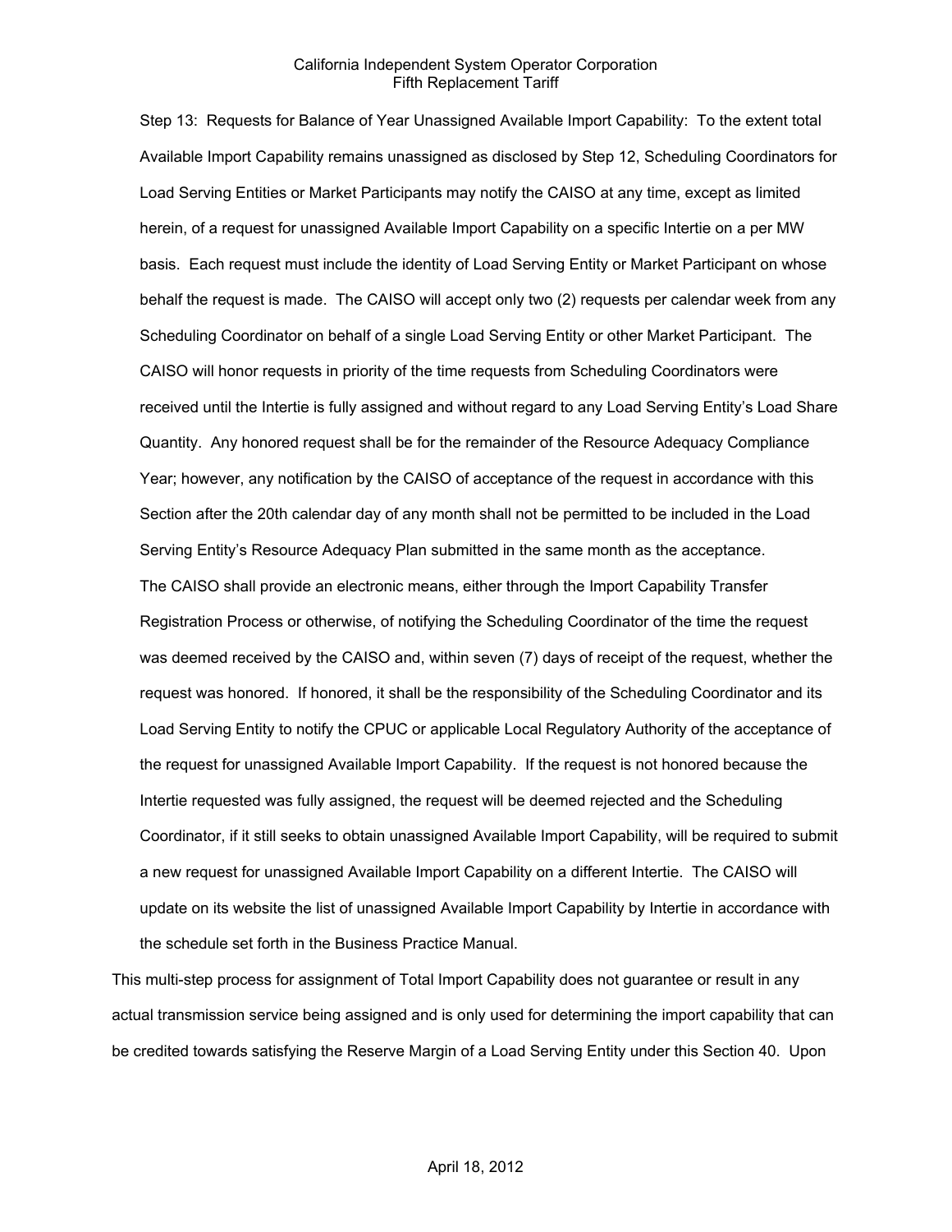Step 13: Requests for Balance of Year Unassigned Available Import Capability: To the extent total Available Import Capability remains unassigned as disclosed by Step 12, Scheduling Coordinators for Load Serving Entities or Market Participants may notify the CAISO at any time, except as limited herein, of a request for unassigned Available Import Capability on a specific Intertie on a per MW basis. Each request must include the identity of Load Serving Entity or Market Participant on whose behalf the request is made. The CAISO will accept only two (2) requests per calendar week from any Scheduling Coordinator on behalf of a single Load Serving Entity or other Market Participant. The CAISO will honor requests in priority of the time requests from Scheduling Coordinators were received until the Intertie is fully assigned and without regard to any Load Serving Entity's Load Share Quantity. Any honored request shall be for the remainder of the Resource Adequacy Compliance Year; however, any notification by the CAISO of acceptance of the request in accordance with this Section after the 20th calendar day of any month shall not be permitted to be included in the Load Serving Entity's Resource Adequacy Plan submitted in the same month as the acceptance. The CAISO shall provide an electronic means, either through the Import Capability Transfer Registration Process or otherwise, of notifying the Scheduling Coordinator of the time the request was deemed received by the CAISO and, within seven (7) days of receipt of the request, whether the request was honored. If honored, it shall be the responsibility of the Scheduling Coordinator and its Load Serving Entity to notify the CPUC or applicable Local Regulatory Authority of the acceptance of the request for unassigned Available Import Capability. If the request is not honored because the Intertie requested was fully assigned, the request will be deemed rejected and the Scheduling Coordinator, if it still seeks to obtain unassigned Available Import Capability, will be required to submit a new request for unassigned Available Import Capability on a different Intertie. The CAISO will update on its website the list of unassigned Available Import Capability by Intertie in accordance with the schedule set forth in the Business Practice Manual.

This multi-step process for assignment of Total Import Capability does not guarantee or result in any actual transmission service being assigned and is only used for determining the import capability that can be credited towards satisfying the Reserve Margin of a Load Serving Entity under this Section 40. Upon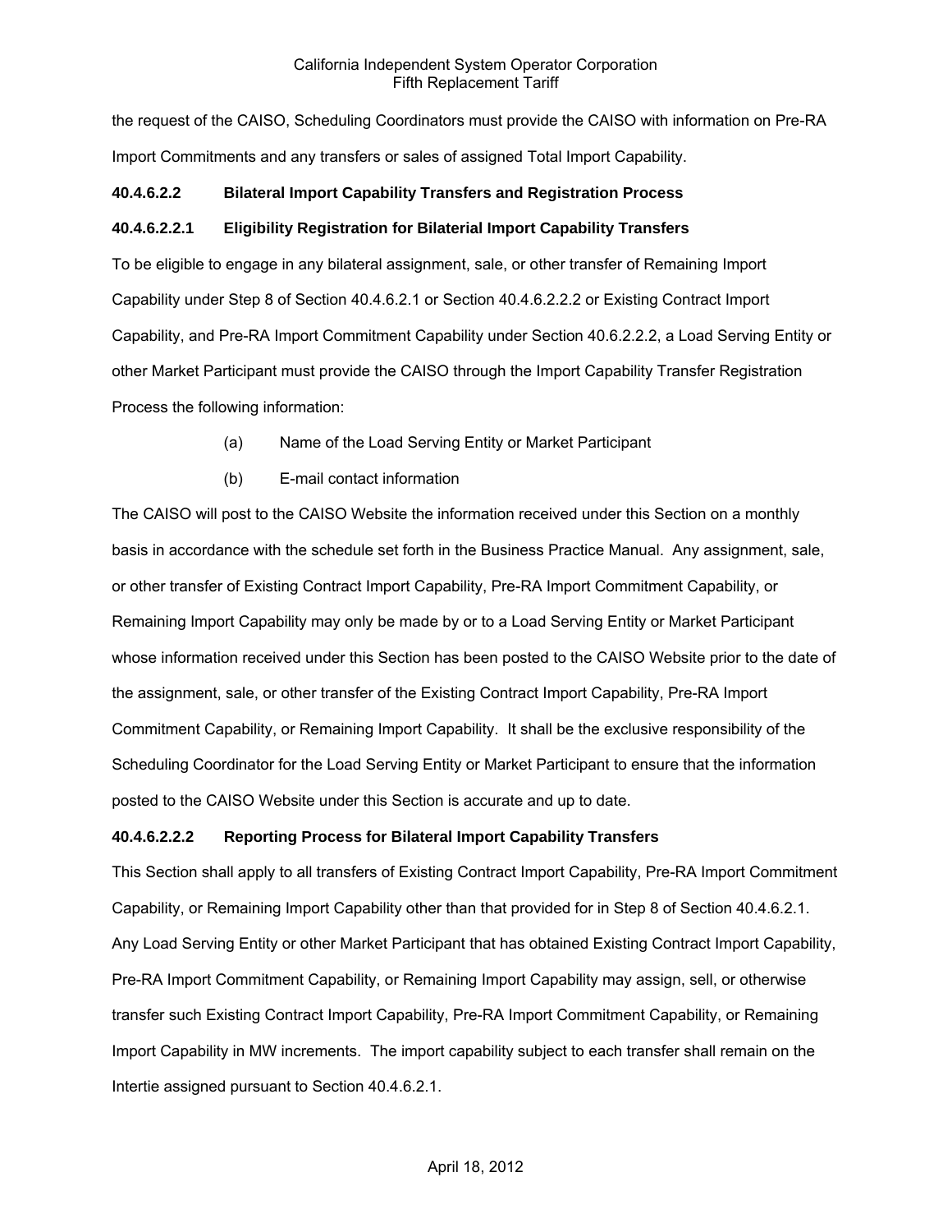the request of the CAISO, Scheduling Coordinators must provide the CAISO with information on Pre-RA Import Commitments and any transfers or sales of assigned Total Import Capability.

**40.4.6.2.2 Bilateral Import Capability Transfers and Registration Process**

**40.4.6.2.2.1 Eligibility Registration for Bilaterial Import Capability Transfers**

To be eligible to engage in any bilateral assignment, sale, or other transfer of Remaining Import Capability under Step 8 of Section 40.4.6.2.1 or Section 40.4.6.2.2.2 or Existing Contract Import Capability, and Pre-RA Import Commitment Capability under Section 40.6.2.2.2, a Load Serving Entity or other Market Participant must provide the CAISO through the Import Capability Transfer Registration Process the following information:

(a) Name of the Load Serving Entity or Market Participant

(b) E-mail contact information

The CAISO will post to the CAISO Website the information received under this Section on a monthly basis in accordance with the schedule set forth in the Business Practice Manual. Any assignment, sale, or other transfer of Existing Contract Import Capability, Pre-RA Import Commitment Capability, or Remaining Import Capability may only be made by or to a Load Serving Entity or Market Participant whose information received under this Section has been posted to the CAISO Website prior to the date of the assignment, sale, or other transfer of the Existing Contract Import Capability, Pre-RA Import Commitment Capability, or Remaining Import Capability. It shall be the exclusive responsibility of the Scheduling Coordinator for the Load Serving Entity or Market Participant to ensure that the information posted to the CAISO Website under this Section is accurate and up to date.

**40.4.6.2.2.2 Reporting Process for Bilateral Import Capability Transfers**

This Section shall apply to all transfers of Existing Contract Import Capability, Pre-RA Import Commitment Capability, or Remaining Import Capability other than that provided for in Step 8 of Section 40.4.6.2.1. Any Load Serving Entity or other Market Participant that has obtained Existing Contract Import Capability, Pre-RA Import Commitment Capability, or Remaining Import Capability may assign, sell, or otherwise transfer such Existing Contract Import Capability, Pre-RA Import Commitment Capability, or Remaining Import Capability in MW increments. The import capability subject to each transfer shall remain on the Intertie assigned pursuant to Section 40.4.6.2.1.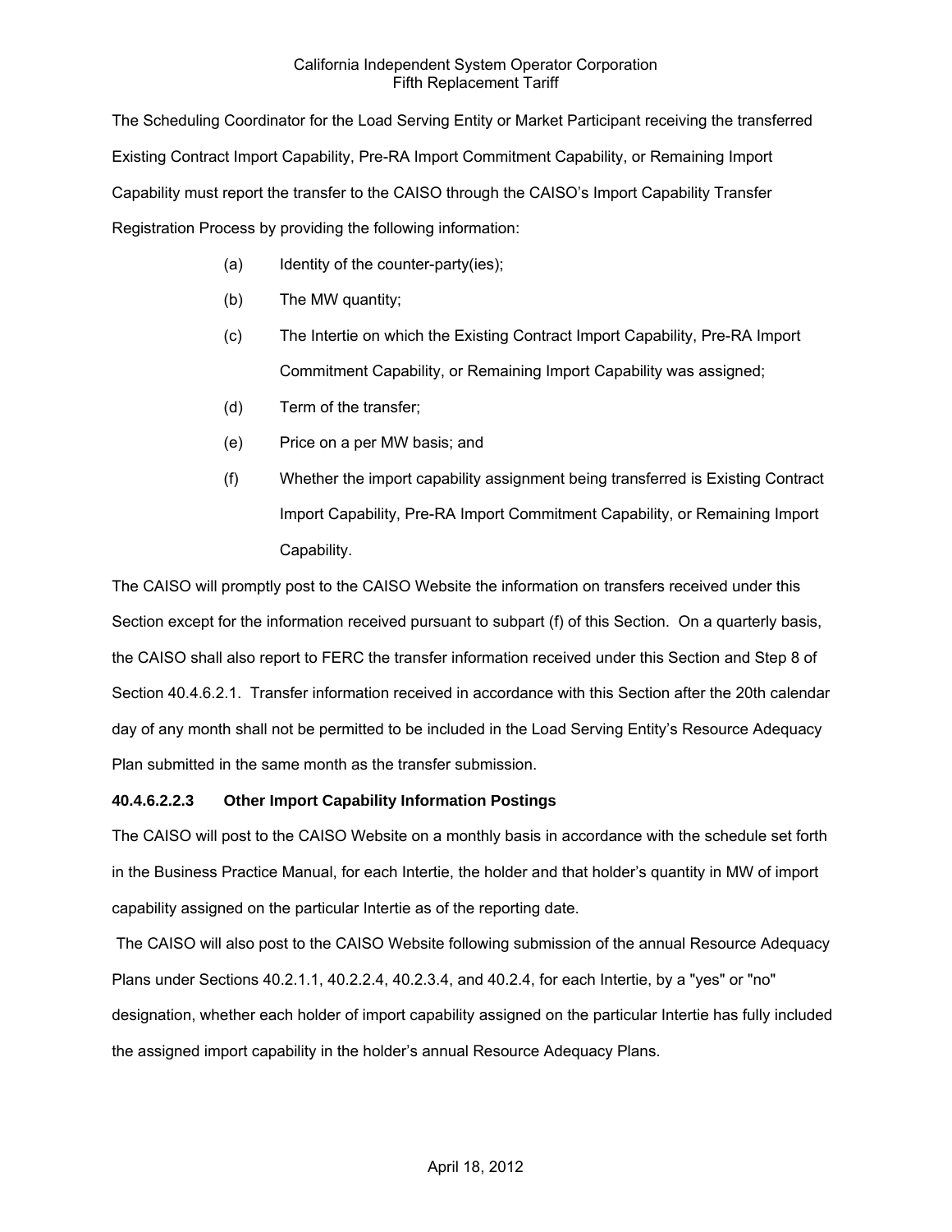The Scheduling Coordinator for the Load Serving Entity or Market Participant receiving the transferred Existing Contract Import Capability, Pre-RA Import Commitment Capability, or Remaining Import Capability must report the transfer to the CAISO through the CAISO's Import Capability Transfer Registration Process by providing the following information:

(a) Identity of the counter-party(ies);

(b) The MW quantity;

(c) The Intertie on which the Existing Contract Import Capability, Pre-RA Import Commitment Capability, or Remaining Import Capability was assigned;

(d) Term of the transfer;

(e) Price on a per MW basis; and

(f) Whether the import capability assignment being transferred is Existing Contract Import Capability, Pre-RA Import Commitment Capability, or Remaining Import Capability.

The CAISO will promptly post to the CAISO Website the information on transfers received under this Section except for the information received pursuant to subpart (f) of this Section. On a quarterly basis, the CAISO shall also report to FERC the transfer information received under this Section and Step 8 of Section 40.4.6.2.1. Transfer information received in accordance with this Section after the 20th calendar day of any month shall not be permitted to be included in the Load Serving Entity's Resource Adequacy Plan submitted in the same month as the transfer submission.

**40.4.6.2.2.3 Other Import Capability Information Postings**

The CAISO will post to the CAISO Website on a monthly basis in accordance with the schedule set forth in the Business Practice Manual, for each Intertie, the holder and that holder's quantity in MW of import capability assigned on the particular Intertie as of the reporting date.

The CAISO will also post to the CAISO Website following submission of the annual Resource Adequacy Plans under Sections 40.2.1.1, 40.2.2.4, 40.2.3.4, and 40.2.4, for each Intertie, by a "yes" or "no" designation, whether each holder of import capability assigned on the particular Intertie has fully included the assigned import capability in the holder's annual Resource Adequacy Plans.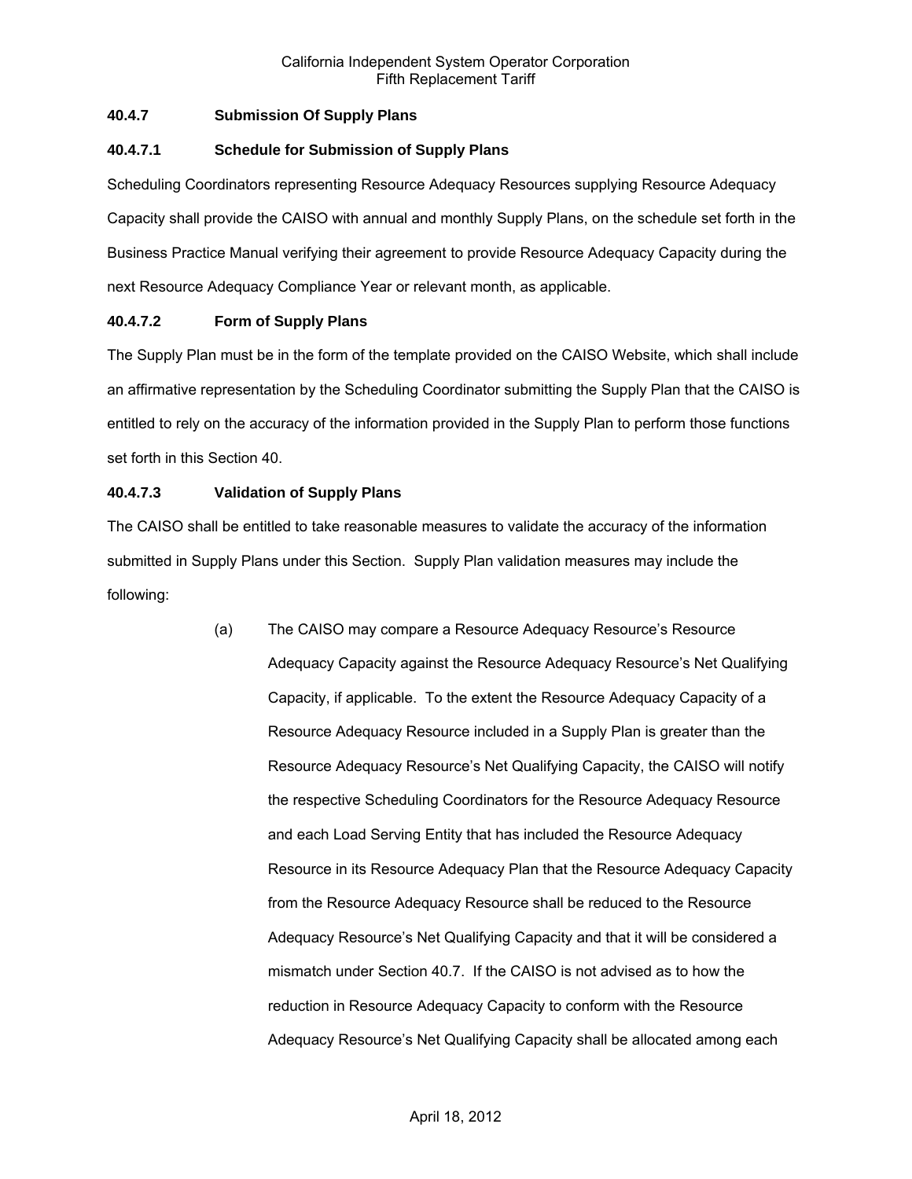### 40.4.7 Submission Of Supply Plans

#### 40.4.7.1 Schedule for Submission of Supply Plans

Scheduling Coordinators representing Resource Adequacy Resources supplying Resource Adequacy Capacity shall provide the CAISO with annual and monthly Supply Plans, on the schedule set forth in the Business Practice Manual verifying their agreement to provide Resource Adequacy Capacity during the next Resource Adequacy Compliance Year or relevant month, as applicable.

#### 40.4.7.2 Form of Supply Plans

The Supply Plan must be in the form of the template provided on the CAISO Website, which shall include an affirmative representation by the Scheduling Coordinator submitting the Supply Plan that the CAISO is entitled to rely on the accuracy of the information provided in the Supply Plan to perform those functions set forth in this Section 40.

#### 40.4.7.3 Validation of Supply Plans

The CAISO shall be entitled to take reasonable measures to validate the accuracy of the information submitted in Supply Plans under this Section. Supply Plan validation measures may include the following:

(a) The CAISO may compare a Resource Adequacy Resource's Resource Adequacy Capacity against the Resource Adequacy Resource's Net Qualifying Capacity, if applicable. To the extent the Resource Adequacy Capacity of a Resource Adequacy Resource included in a Supply Plan is greater than the Resource Adequacy Resource's Net Qualifying Capacity, the CAISO will notify the respective Scheduling Coordinators for the Resource Adequacy Resource and each Load Serving Entity that has included the Resource Adequacy Resource in its Resource Adequacy Plan that the Resource Adequacy Capacity from the Resource Adequacy Resource shall be reduced to the Resource Adequacy Resource's Net Qualifying Capacity and that it will be considered a mismatch under Section 40.7. If the CAISO is not advised as to how the reduction in Resource Adequacy Capacity to conform with the Resource Adequacy Resource's Net Qualifying Capacity shall be allocated among each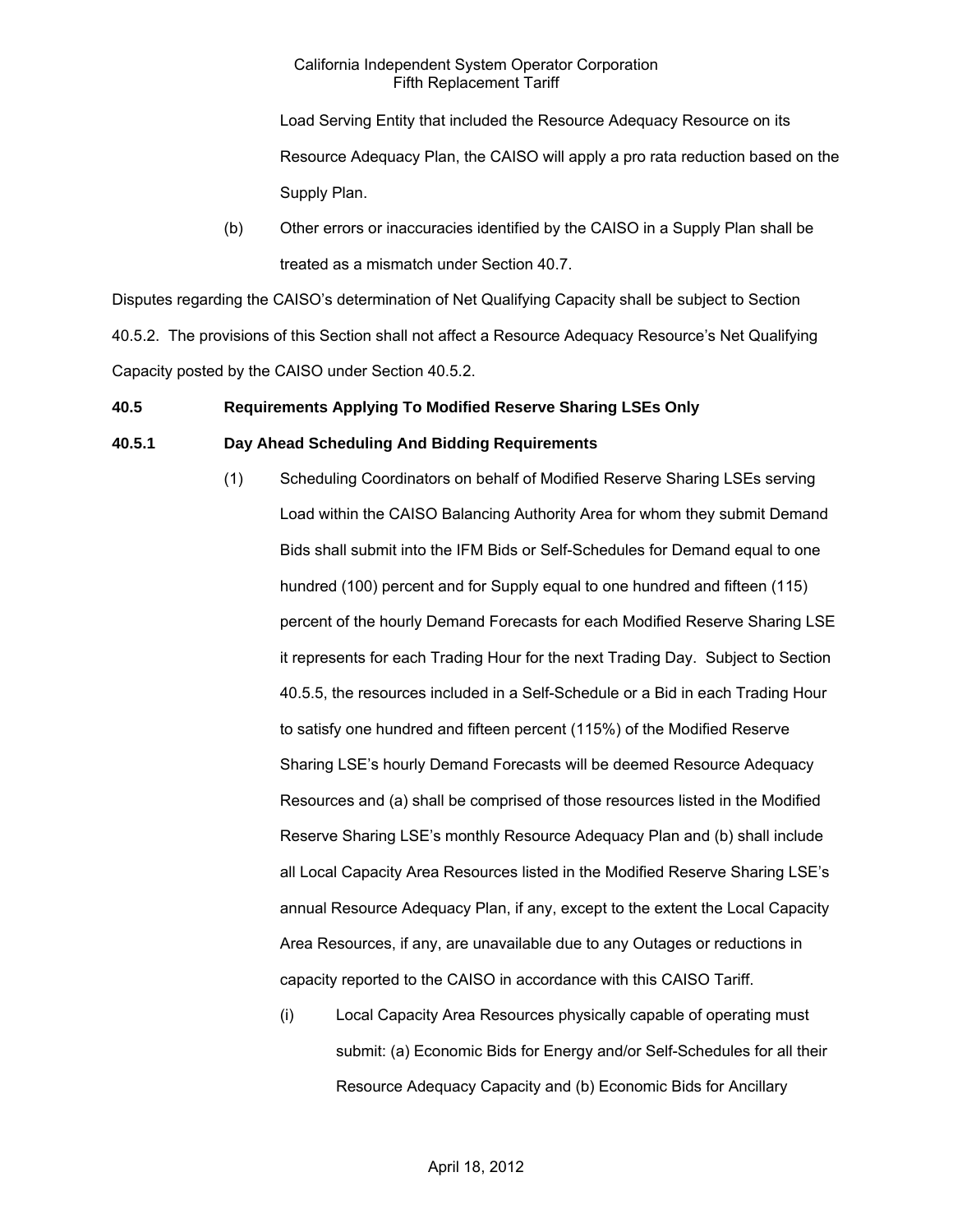Load Serving Entity that included the Resource Adequacy Resource on its Resource Adequacy Plan, the CAISO will apply a pro rata reduction based on the Supply Plan.

(b) Other errors or inaccuracies identified by the CAISO in a Supply Plan shall be treated as a mismatch under Section 40.7.

Disputes regarding the CAISO's determination of Net Qualifying Capacity shall be subject to Section 40.5.2. The provisions of this Section shall not affect a Resource Adequacy Resource's Net Qualifying Capacity posted by the CAISO under Section 40.5.2.

**40.5 Requirements Applying To Modified Reserve Sharing LSEs Only**

**40.5.1 Day Ahead Scheduling And Bidding Requirements**

(1) Scheduling Coordinators on behalf of Modified Reserve Sharing LSEs serving Load within the CAISO Balancing Authority Area for whom they submit Demand Bids shall submit into the IFM Bids or Self-Schedules for Demand equal to one hundred (100) percent and for Supply equal to one hundred and fifteen (115) percent of the hourly Demand Forecasts for each Modified Reserve Sharing LSE it represents for each Trading Hour for the next Trading Day. Subject to Section 40.5.5, the resources included in a Self-Schedule or a Bid in each Trading Hour to satisfy one hundred and fifteen percent (115%) of the Modified Reserve Sharing LSE's hourly Demand Forecasts will be deemed Resource Adequacy Resources and (a) shall be comprised of those resources listed in the Modified Reserve Sharing LSE's monthly Resource Adequacy Plan and (b) shall include all Local Capacity Area Resources listed in the Modified Reserve Sharing LSE's annual Resource Adequacy Plan, if any, except to the extent the Local Capacity Area Resources, if any, are unavailable due to any Outages or reductions in capacity reported to the CAISO in accordance with this CAISO Tariff.

(i) Local Capacity Area Resources physically capable of operating must submit: (a) Economic Bids for Energy and/or Self-Schedules for all their Resource Adequacy Capacity and (b) Economic Bids for Ancillary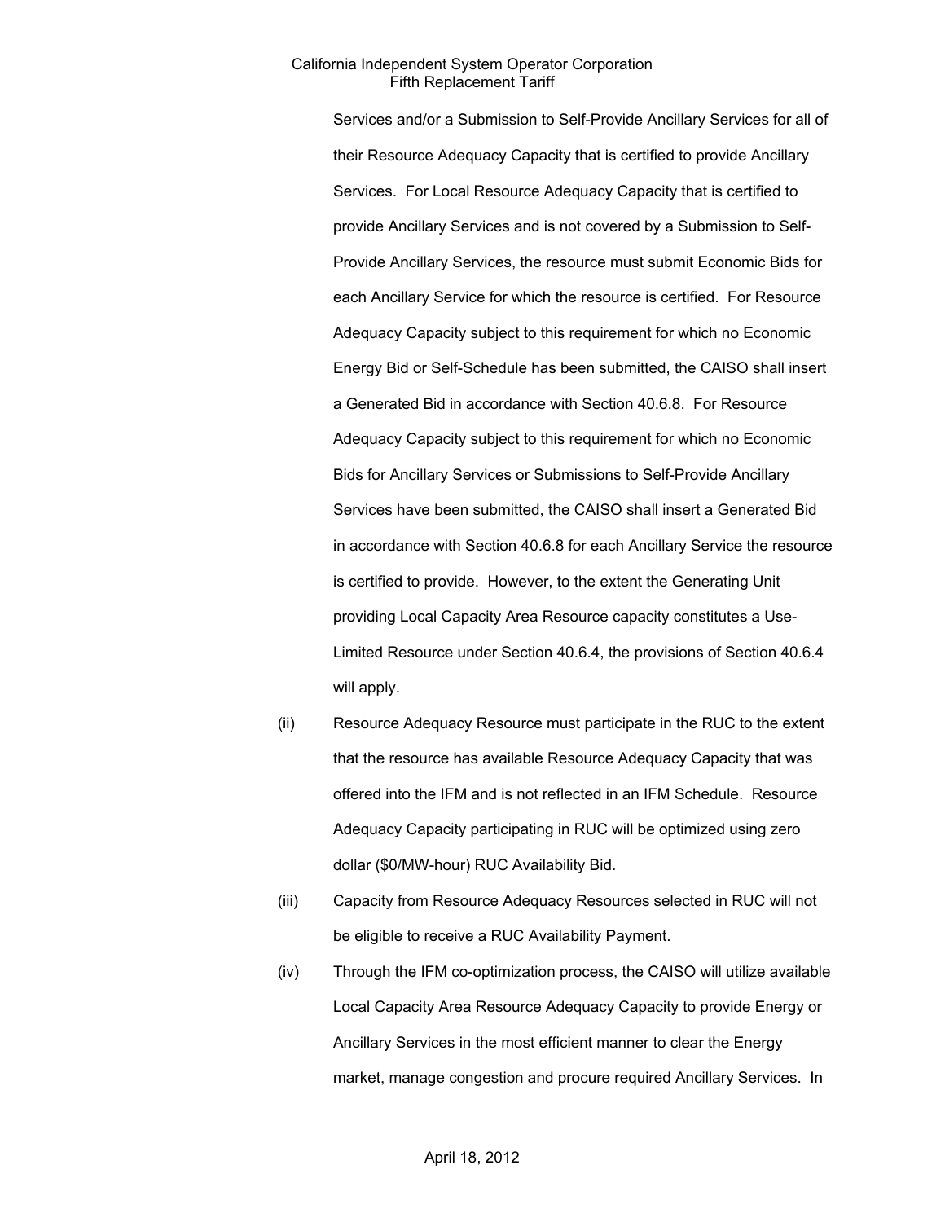Services and/or a Submission to Self-Provide Ancillary Services for all of their Resource Adequacy Capacity that is certified to provide Ancillary Services. For Local Resource Adequacy Capacity that is certified to provide Ancillary Services and is not covered by a Submission to Self-Provide Ancillary Services, the resource must submit Economic Bids for each Ancillary Service for which the resource is certified. For Resource Adequacy Capacity subject to this requirement for which no Economic Energy Bid or Self-Schedule has been submitted, the CAISO shall insert a Generated Bid in accordance with Section 40.6.8. For Resource Adequacy Capacity subject to this requirement for which no Economic Bids for Ancillary Services or Submissions to Self-Provide Ancillary Services have been submitted, the CAISO shall insert a Generated Bid in accordance with Section 40.6.8 for each Ancillary Service the resource is certified to provide. However, to the extent the Generating Unit providing Local Capacity Area Resource capacity constitutes a Use-Limited Resource under Section 40.6.4, the provisions of Section 40.6.4 will apply.

(ii) Resource Adequacy Resource must participate in the RUC to the extent that the resource has available Resource Adequacy Capacity that was offered into the IFM and is not reflected in an IFM Schedule. Resource Adequacy Capacity participating in RUC will be optimized using zero dollar ($0/MW-hour) RUC Availability Bid.

(iii) Capacity from Resource Adequacy Resources selected in RUC will not be eligible to receive a RUC Availability Payment.

(iv) Through the IFM co-optimization process, the CAISO will utilize available Local Capacity Area Resource Adequacy Capacity to provide Energy or Ancillary Services in the most efficient manner to clear the Energy market, manage congestion and procure required Ancillary Services. In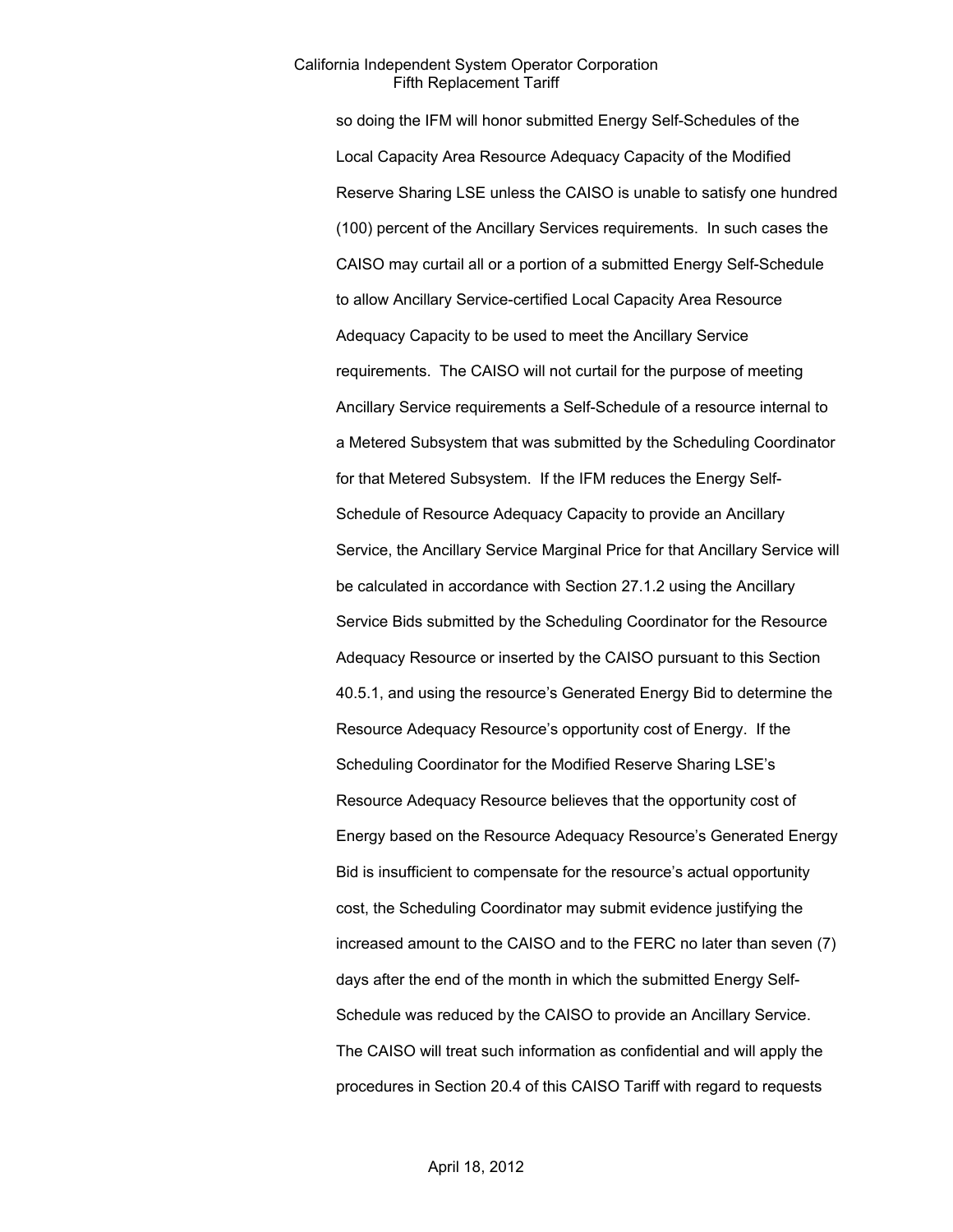so doing the IFM will honor submitted Energy Self-Schedules of the Local Capacity Area Resource Adequacy Capacity of the Modified Reserve Sharing LSE unless the CAISO is unable to satisfy one hundred (100) percent of the Ancillary Services requirements. In such cases the CAISO may curtail all or a portion of a submitted Energy Self-Schedule to allow Ancillary Service-certified Local Capacity Area Resource Adequacy Capacity to be used to meet the Ancillary Service requirements. The CAISO will not curtail for the purpose of meeting Ancillary Service requirements a Self-Schedule of a resource internal to a Metered Subsystem that was submitted by the Scheduling Coordinator for that Metered Subsystem. If the IFM reduces the Energy Self-Schedule of Resource Adequacy Capacity to provide an Ancillary Service, the Ancillary Service Marginal Price for that Ancillary Service will be calculated in accordance with Section 27.1.2 using the Ancillary Service Bids submitted by the Scheduling Coordinator for the Resource Adequacy Resource or inserted by the CAISO pursuant to this Section 40.5.1, and using the resource's Generated Energy Bid to determine the Resource Adequacy Resource's opportunity cost of Energy. If the Scheduling Coordinator for the Modified Reserve Sharing LSE's Resource Adequacy Resource believes that the opportunity cost of Energy based on the Resource Adequacy Resource's Generated Energy Bid is insufficient to compensate for the resource's actual opportunity cost, the Scheduling Coordinator may submit evidence justifying the increased amount to the CAISO and to the FERC no later than seven (7) days after the end of the month in which the submitted Energy Self-Schedule was reduced by the CAISO to provide an Ancillary Service. The CAISO will treat such information as confidential and will apply the procedures in Section 20.4 of this CAISO Tariff with regard to requests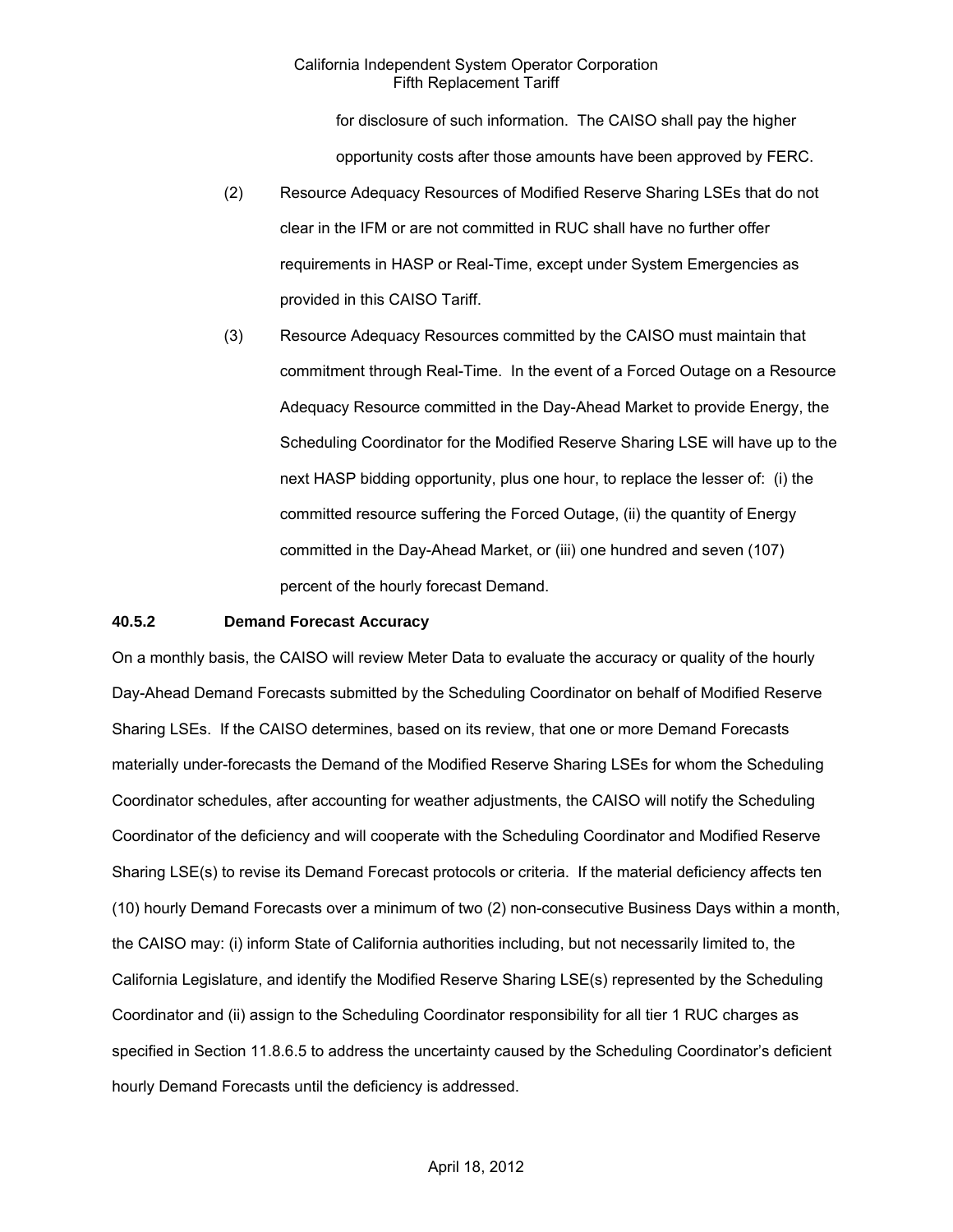for disclosure of such information. The CAISO shall pay the higher opportunity costs after those amounts have been approved by FERC.

(2) Resource Adequacy Resources of Modified Reserve Sharing LSEs that do not clear in the IFM or are not committed in RUC shall have no further offer requirements in HASP or Real-Time, except under System Emergencies as provided in this CAISO Tariff.

(3) Resource Adequacy Resources committed by the CAISO must maintain that commitment through Real-Time. In the event of a Forced Outage on a Resource Adequacy Resource committed in the Day-Ahead Market to provide Energy, the Scheduling Coordinator for the Modified Reserve Sharing LSE will have up to the next HASP bidding opportunity, plus one hour, to replace the lesser of: (i) the committed resource suffering the Forced Outage, (ii) the quantity of Energy committed in the Day-Ahead Market, or (iii) one hundred and seven (107) percent of the hourly forecast Demand.

### 40.5.2 Demand Forecast Accuracy

On a monthly basis, the CAISO will review Meter Data to evaluate the accuracy or quality of the hourly Day-Ahead Demand Forecasts submitted by the Scheduling Coordinator on behalf of Modified Reserve Sharing LSEs. If the CAISO determines, based on its review, that one or more Demand Forecasts materially under-forecasts the Demand of the Modified Reserve Sharing LSEs for whom the Scheduling Coordinator schedules, after accounting for weather adjustments, the CAISO will notify the Scheduling Coordinator of the deficiency and will cooperate with the Scheduling Coordinator and Modified Reserve Sharing LSE(s) to revise its Demand Forecast protocols or criteria. If the material deficiency affects ten (10) hourly Demand Forecasts over a minimum of two (2) non-consecutive Business Days within a month, the CAISO may: (i) inform State of California authorities including, but not necessarily limited to, the California Legislature, and identify the Modified Reserve Sharing LSE(s) represented by the Scheduling Coordinator and (ii) assign to the Scheduling Coordinator responsibility for all tier 1 RUC charges as specified in Section 11.8.6.5 to address the uncertainty caused by the Scheduling Coordinator's deficient hourly Demand Forecasts until the deficiency is addressed.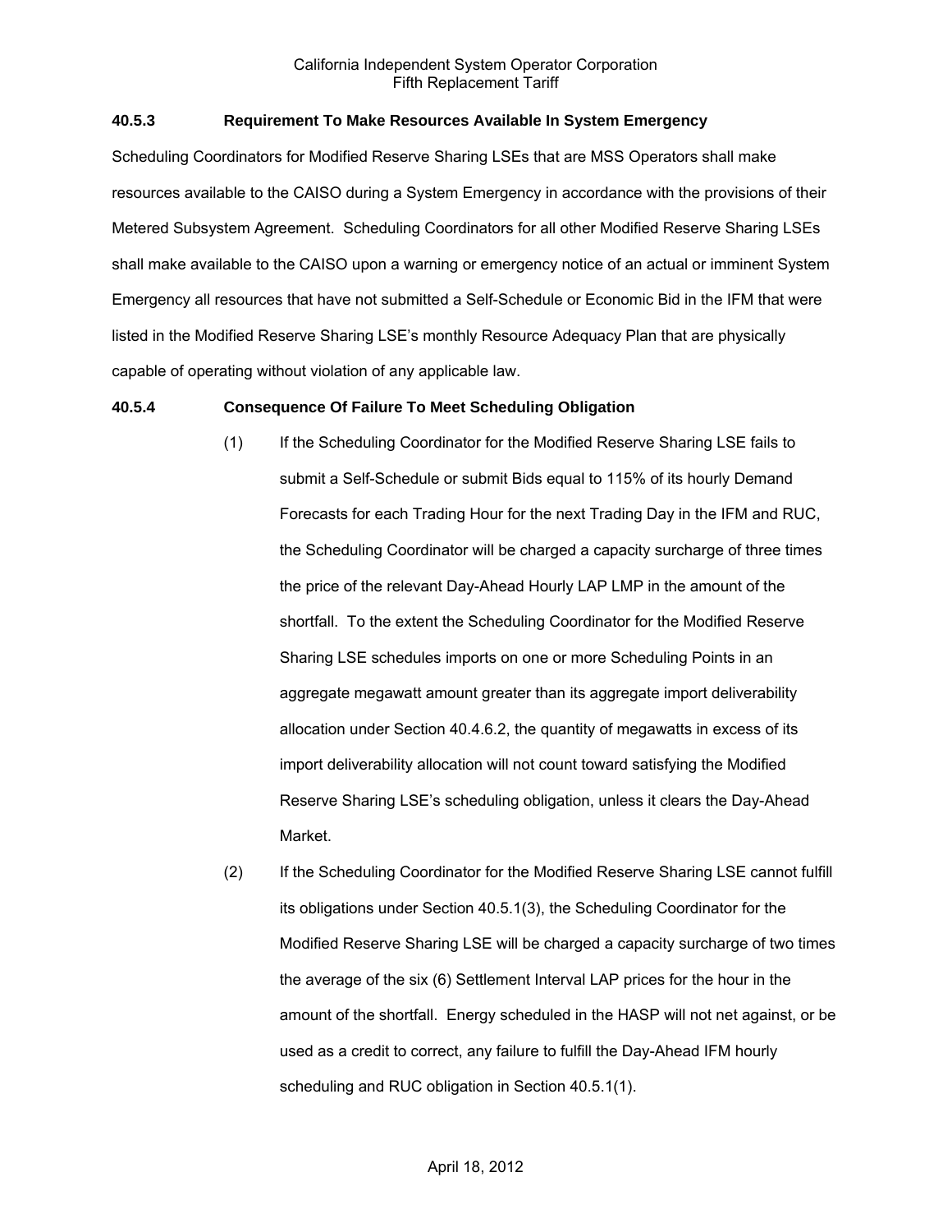### 40.5.3 Requirement To Make Resources Available In System Emergency

Scheduling Coordinators for Modified Reserve Sharing LSEs that are MSS Operators shall make resources available to the CAISO during a System Emergency in accordance with the provisions of their Metered Subsystem Agreement. Scheduling Coordinators for all other Modified Reserve Sharing LSEs shall make available to the CAISO upon a warning or emergency notice of an actual or imminent System Emergency all resources that have not submitted a Self-Schedule or Economic Bid in the IFM that were listed in the Modified Reserve Sharing LSE's monthly Resource Adequacy Plan that are physically capable of operating without violation of any applicable law.

### 40.5.4 Consequence Of Failure To Meet Scheduling Obligation

(1) If the Scheduling Coordinator for the Modified Reserve Sharing LSE fails to submit a Self-Schedule or submit Bids equal to 115% of its hourly Demand Forecasts for each Trading Hour for the next Trading Day in the IFM and RUC, the Scheduling Coordinator will be charged a capacity surcharge of three times the price of the relevant Day-Ahead Hourly LAP LMP in the amount of the shortfall. To the extent the Scheduling Coordinator for the Modified Reserve Sharing LSE schedules imports on one or more Scheduling Points in an aggregate megawatt amount greater than its aggregate import deliverability allocation under Section 40.4.6.2, the quantity of megawatts in excess of its import deliverability allocation will not count toward satisfying the Modified Reserve Sharing LSE's scheduling obligation, unless it clears the Day-Ahead Market.

(2) If the Scheduling Coordinator for the Modified Reserve Sharing LSE cannot fulfill its obligations under Section 40.5.1(3), the Scheduling Coordinator for the Modified Reserve Sharing LSE will be charged a capacity surcharge of two times the average of the six (6) Settlement Interval LAP prices for the hour in the amount of the shortfall. Energy scheduled in the HASP will not net against, or be used as a credit to correct, any failure to fulfill the Day-Ahead IFM hourly scheduling and RUC obligation in Section 40.5.1(1).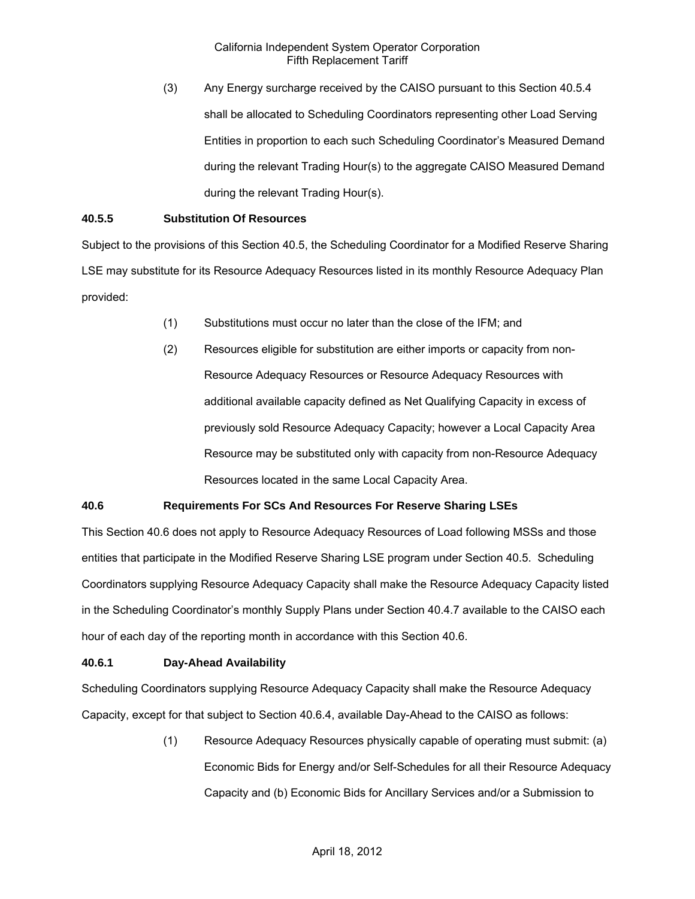(3) Any Energy surcharge received by the CAISO pursuant to this Section 40.5.4 shall be allocated to Scheduling Coordinators representing other Load Serving Entities in proportion to each such Scheduling Coordinator's Measured Demand during the relevant Trading Hour(s) to the aggregate CAISO Measured Demand during the relevant Trading Hour(s).

**40.5.5 Substitution Of Resources**

Subject to the provisions of this Section 40.5, the Scheduling Coordinator for a Modified Reserve Sharing LSE may substitute for its Resource Adequacy Resources listed in its monthly Resource Adequacy Plan provided:

(1) Substitutions must occur no later than the close of the IFM; and

(2) Resources eligible for substitution are either imports or capacity from non-Resource Adequacy Resources or Resource Adequacy Resources with additional available capacity defined as Net Qualifying Capacity in excess of previously sold Resource Adequacy Capacity; however a Local Capacity Area Resource may be substituted only with capacity from non-Resource Adequacy Resources located in the same Local Capacity Area.

**40.6 Requirements For SCs And Resources For Reserve Sharing LSEs**

This Section 40.6 does not apply to Resource Adequacy Resources of Load following MSSs and those entities that participate in the Modified Reserve Sharing LSE program under Section 40.5. Scheduling Coordinators supplying Resource Adequacy Capacity shall make the Resource Adequacy Capacity listed in the Scheduling Coordinator's monthly Supply Plans under Section 40.4.7 available to the CAISO each hour of each day of the reporting month in accordance with this Section 40.6.

**40.6.1 Day-Ahead Availability**

Scheduling Coordinators supplying Resource Adequacy Capacity shall make the Resource Adequacy Capacity, except for that subject to Section 40.6.4, available Day-Ahead to the CAISO as follows:

(1) Resource Adequacy Resources physically capable of operating must submit: (a) Economic Bids for Energy and/or Self-Schedules for all their Resource Adequacy Capacity and (b) Economic Bids for Ancillary Services and/or a Submission to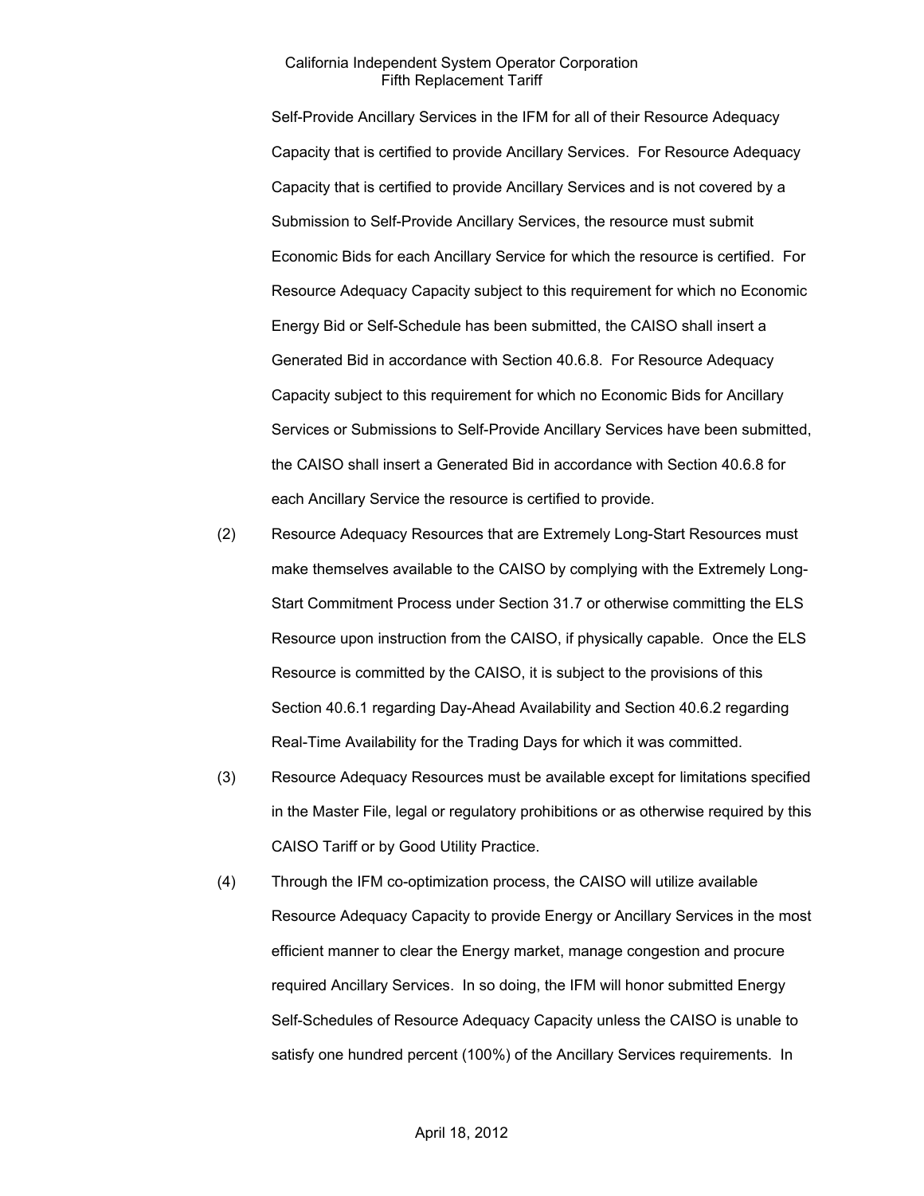Self-Provide Ancillary Services in the IFM for all of their Resource Adequacy Capacity that is certified to provide Ancillary Services. For Resource Adequacy Capacity that is certified to provide Ancillary Services and is not covered by a Submission to Self-Provide Ancillary Services, the resource must submit Economic Bids for each Ancillary Service for which the resource is certified. For Resource Adequacy Capacity subject to this requirement for which no Economic Energy Bid or Self-Schedule has been submitted, the CAISO shall insert a Generated Bid in accordance with Section 40.6.8. For Resource Adequacy Capacity subject to this requirement for which no Economic Bids for Ancillary Services or Submissions to Self-Provide Ancillary Services have been submitted, the CAISO shall insert a Generated Bid in accordance with Section 40.6.8 for each Ancillary Service the resource is certified to provide.

(2) Resource Adequacy Resources that are Extremely Long-Start Resources must make themselves available to the CAISO by complying with the Extremely Long-Start Commitment Process under Section 31.7 or otherwise committing the ELS Resource upon instruction from the CAISO, if physically capable. Once the ELS Resource is committed by the CAISO, it is subject to the provisions of this Section 40.6.1 regarding Day-Ahead Availability and Section 40.6.2 regarding Real-Time Availability for the Trading Days for which it was committed.

(3) Resource Adequacy Resources must be available except for limitations specified in the Master File, legal or regulatory prohibitions or as otherwise required by this CAISO Tariff or by Good Utility Practice.

(4) Through the IFM co-optimization process, the CAISO will utilize available Resource Adequacy Capacity to provide Energy or Ancillary Services in the most efficient manner to clear the Energy market, manage congestion and procure required Ancillary Services. In so doing, the IFM will honor submitted Energy Self-Schedules of Resource Adequacy Capacity unless the CAISO is unable to satisfy one hundred percent (100%) of the Ancillary Services requirements. In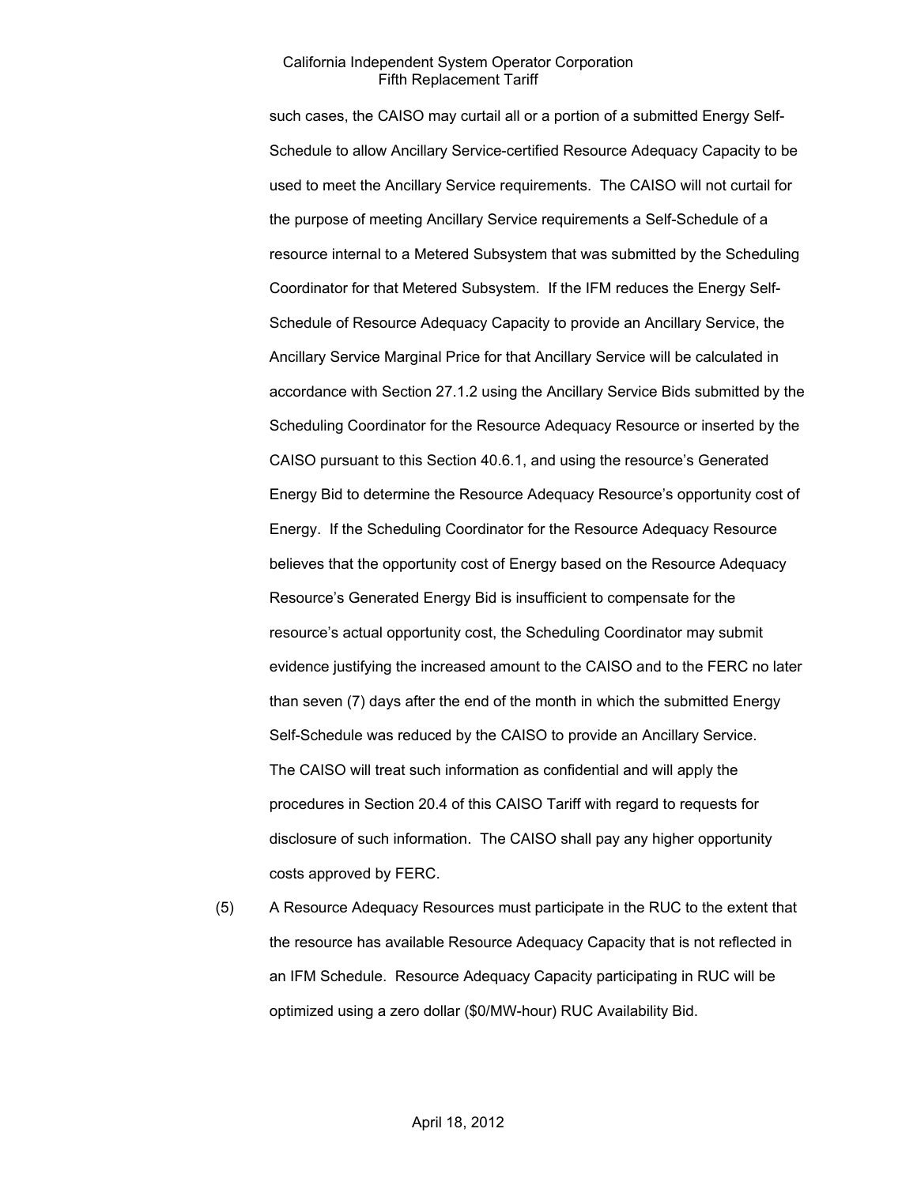such cases, the CAISO may curtail all or a portion of a submitted Energy Self-Schedule to allow Ancillary Service-certified Resource Adequacy Capacity to be used to meet the Ancillary Service requirements. The CAISO will not curtail for the purpose of meeting Ancillary Service requirements a Self-Schedule of a resource internal to a Metered Subsystem that was submitted by the Scheduling Coordinator for that Metered Subsystem. If the IFM reduces the Energy Self-Schedule of Resource Adequacy Capacity to provide an Ancillary Service, the Ancillary Service Marginal Price for that Ancillary Service will be calculated in accordance with Section 27.1.2 using the Ancillary Service Bids submitted by the Scheduling Coordinator for the Resource Adequacy Resource or inserted by the CAISO pursuant to this Section 40.6.1, and using the resource's Generated Energy Bid to determine the Resource Adequacy Resource's opportunity cost of Energy. If the Scheduling Coordinator for the Resource Adequacy Resource believes that the opportunity cost of Energy based on the Resource Adequacy Resource's Generated Energy Bid is insufficient to compensate for the resource's actual opportunity cost, the Scheduling Coordinator may submit evidence justifying the increased amount to the CAISO and to the FERC no later than seven (7) days after the end of the month in which the submitted Energy Self-Schedule was reduced by the CAISO to provide an Ancillary Service. The CAISO will treat such information as confidential and will apply the procedures in Section 20.4 of this CAISO Tariff with regard to requests for disclosure of such information. The CAISO shall pay any higher opportunity costs approved by FERC.

(5) A Resource Adequacy Resources must participate in the RUC to the extent that the resource has available Resource Adequacy Capacity that is not reflected in an IFM Schedule. Resource Adequacy Capacity participating in RUC will be optimized using a zero dollar ($0/MW-hour) RUC Availability Bid.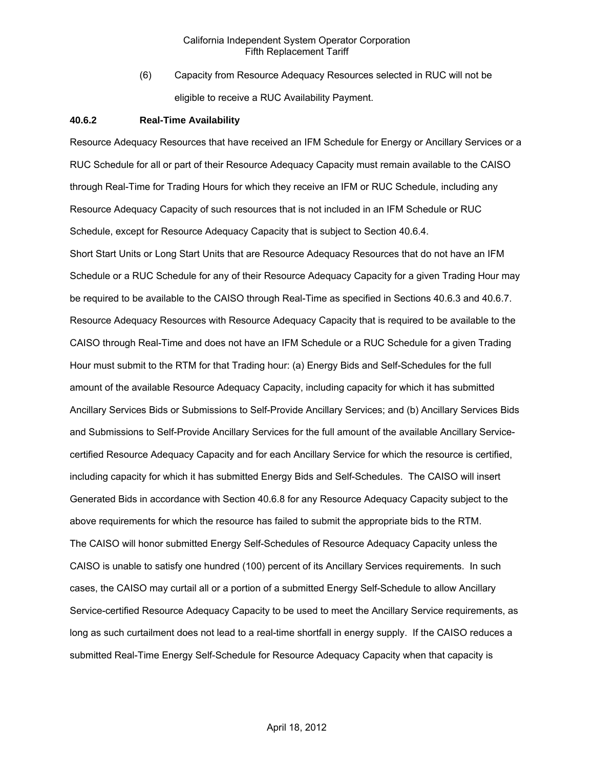(6) Capacity from Resource Adequacy Resources selected in RUC will not be eligible to receive a RUC Availability Payment.

**40.6.2 Real-Time Availability**

Resource Adequacy Resources that have received an IFM Schedule for Energy or Ancillary Services or a RUC Schedule for all or part of their Resource Adequacy Capacity must remain available to the CAISO through Real-Time for Trading Hours for which they receive an IFM or RUC Schedule, including any Resource Adequacy Capacity of such resources that is not included in an IFM Schedule or RUC Schedule, except for Resource Adequacy Capacity that is subject to Section 40.6.4.

Short Start Units or Long Start Units that are Resource Adequacy Resources that do not have an IFM Schedule or a RUC Schedule for any of their Resource Adequacy Capacity for a given Trading Hour may be required to be available to the CAISO through Real-Time as specified in Sections 40.6.3 and 40.6.7. Resource Adequacy Resources with Resource Adequacy Capacity that is required to be available to the CAISO through Real-Time and does not have an IFM Schedule or a RUC Schedule for a given Trading Hour must submit to the RTM for that Trading hour: (a) Energy Bids and Self-Schedules for the full amount of the available Resource Adequacy Capacity, including capacity for which it has submitted Ancillary Services Bids or Submissions to Self-Provide Ancillary Services; and (b) Ancillary Services Bids and Submissions to Self-Provide Ancillary Services for the full amount of the available Ancillary Service-certified Resource Adequacy Capacity and for each Ancillary Service for which the resource is certified, including capacity for which it has submitted Energy Bids and Self-Schedules. The CAISO will insert Generated Bids in accordance with Section 40.6.8 for any Resource Adequacy Capacity subject to the above requirements for which the resource has failed to submit the appropriate bids to the RTM.

The CAISO will honor submitted Energy Self-Schedules of Resource Adequacy Capacity unless the CAISO is unable to satisfy one hundred (100) percent of its Ancillary Services requirements. In such cases, the CAISO may curtail all or a portion of a submitted Energy Self-Schedule to allow Ancillary Service-certified Resource Adequacy Capacity to be used to meet the Ancillary Service requirements, as long as such curtailment does not lead to a real-time shortfall in energy supply. If the CAISO reduces a submitted Real-Time Energy Self-Schedule for Resource Adequacy Capacity when that capacity is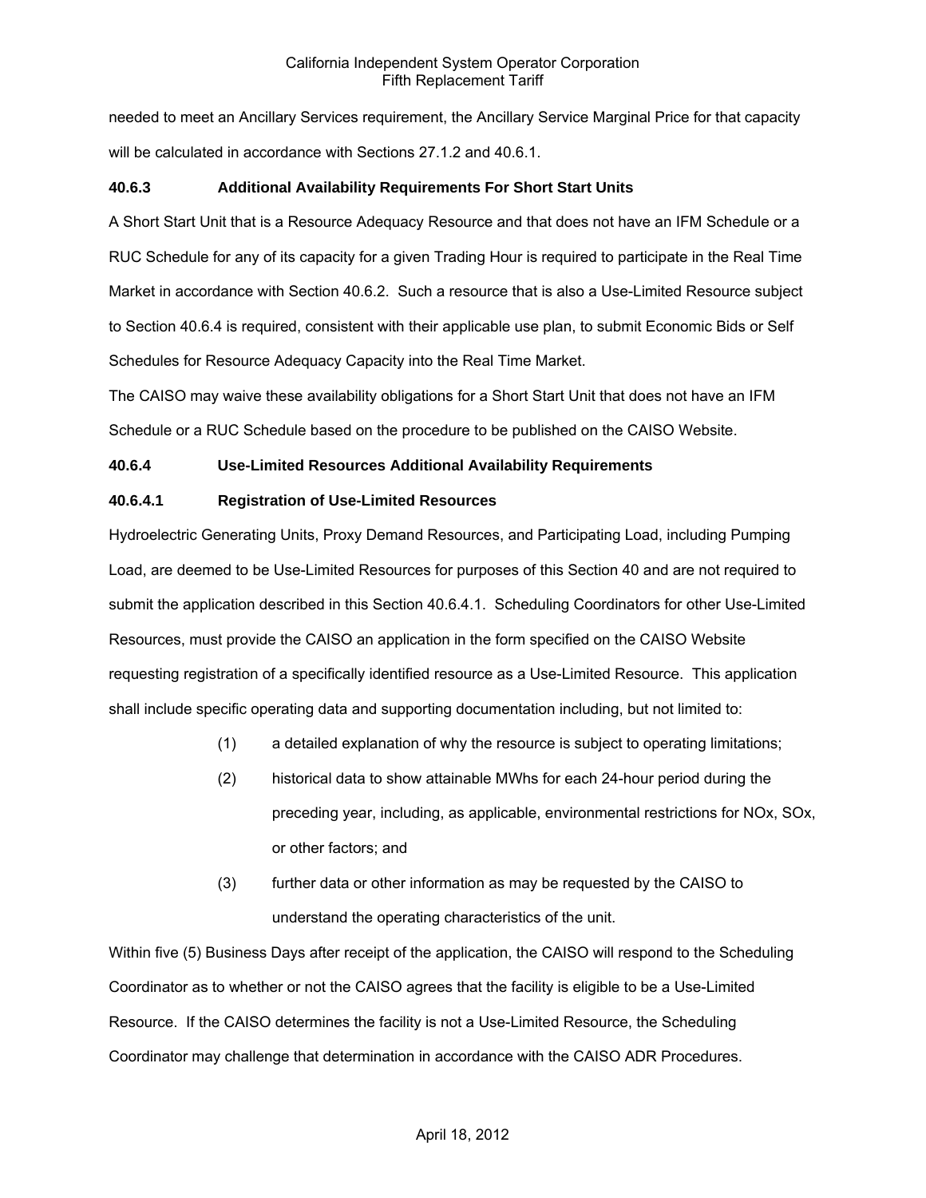needed to meet an Ancillary Services requirement, the Ancillary Service Marginal Price for that capacity will be calculated in accordance with Sections 27.1.2 and 40.6.1.

### 40.6.3 Additional Availability Requirements For Short Start Units

A Short Start Unit that is a Resource Adequacy Resource and that does not have an IFM Schedule or a RUC Schedule for any of its capacity for a given Trading Hour is required to participate in the Real Time Market in accordance with Section 40.6.2. Such a resource that is also a Use-Limited Resource subject to Section 40.6.4 is required, consistent with their applicable use plan, to submit Economic Bids or Self Schedules for Resource Adequacy Capacity into the Real Time Market.

The CAISO may waive these availability obligations for a Short Start Unit that does not have an IFM Schedule or a RUC Schedule based on the procedure to be published on the CAISO Website.

### 40.6.4 Use-Limited Resources Additional Availability Requirements

#### 40.6.4.1 Registration of Use-Limited Resources

Hydroelectric Generating Units, Proxy Demand Resources, and Participating Load, including Pumping Load, are deemed to be Use-Limited Resources for purposes of this Section 40 and are not required to submit the application described in this Section 40.6.4.1. Scheduling Coordinators for other Use-Limited Resources, must provide the CAISO an application in the form specified on the CAISO Website requesting registration of a specifically identified resource as a Use-Limited Resource. This application shall include specific operating data and supporting documentation including, but not limited to:

(1) a detailed explanation of why the resource is subject to operating limitations;

(2) historical data to show attainable MWhs for each 24-hour period during the preceding year, including, as applicable, environmental restrictions for NOx, SOx, or other factors; and

(3) further data or other information as may be requested by the CAISO to understand the operating characteristics of the unit.

Within five (5) Business Days after receipt of the application, the CAISO will respond to the Scheduling Coordinator as to whether or not the CAISO agrees that the facility is eligible to be a Use-Limited Resource. If the CAISO determines the facility is not a Use-Limited Resource, the Scheduling Coordinator may challenge that determination in accordance with the CAISO ADR Procedures.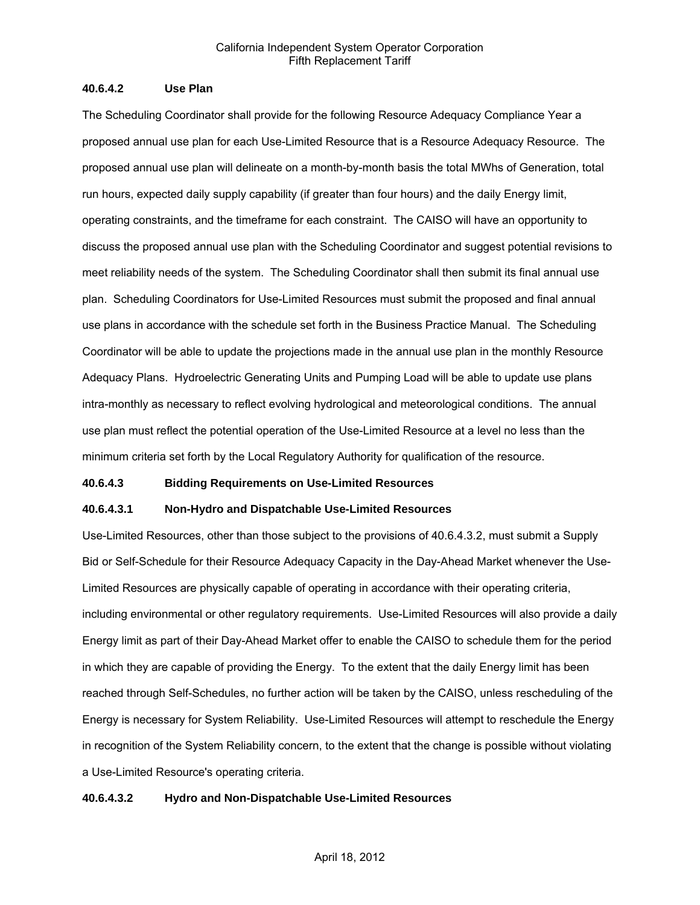#### 40.6.4.2 Use Plan

The Scheduling Coordinator shall provide for the following Resource Adequacy Compliance Year a proposed annual use plan for each Use-Limited Resource that is a Resource Adequacy Resource. The proposed annual use plan will delineate on a month-by-month basis the total MWhs of Generation, total run hours, expected daily supply capability (if greater than four hours) and the daily Energy limit, operating constraints, and the timeframe for each constraint. The CAISO will have an opportunity to discuss the proposed annual use plan with the Scheduling Coordinator and suggest potential revisions to meet reliability needs of the system. The Scheduling Coordinator shall then submit its final annual use plan. Scheduling Coordinators for Use-Limited Resources must submit the proposed and final annual use plans in accordance with the schedule set forth in the Business Practice Manual. The Scheduling Coordinator will be able to update the projections made in the annual use plan in the monthly Resource Adequacy Plans. Hydroelectric Generating Units and Pumping Load will be able to update use plans intra-monthly as necessary to reflect evolving hydrological and meteorological conditions. The annual use plan must reflect the potential operation of the Use-Limited Resource at a level no less than the minimum criteria set forth by the Local Regulatory Authority for qualification of the resource.

#### 40.6.4.3 Bidding Requirements on Use-Limited Resources

##### 40.6.4.3.1 Non-Hydro and Dispatchable Use-Limited Resources

Use-Limited Resources, other than those subject to the provisions of 40.6.4.3.2, must submit a Supply Bid or Self-Schedule for their Resource Adequacy Capacity in the Day-Ahead Market whenever the Use-Limited Resources are physically capable of operating in accordance with their operating criteria, including environmental or other regulatory requirements. Use-Limited Resources will also provide a daily Energy limit as part of their Day-Ahead Market offer to enable the CAISO to schedule them for the period in which they are capable of providing the Energy. To the extent that the daily Energy limit has been reached through Self-Schedules, no further action will be taken by the CAISO, unless rescheduling of the Energy is necessary for System Reliability. Use-Limited Resources will attempt to reschedule the Energy in recognition of the System Reliability concern, to the extent that the change is possible without violating a Use-Limited Resource's operating criteria.

##### 40.6.4.3.2 Hydro and Non-Dispatchable Use-Limited Resources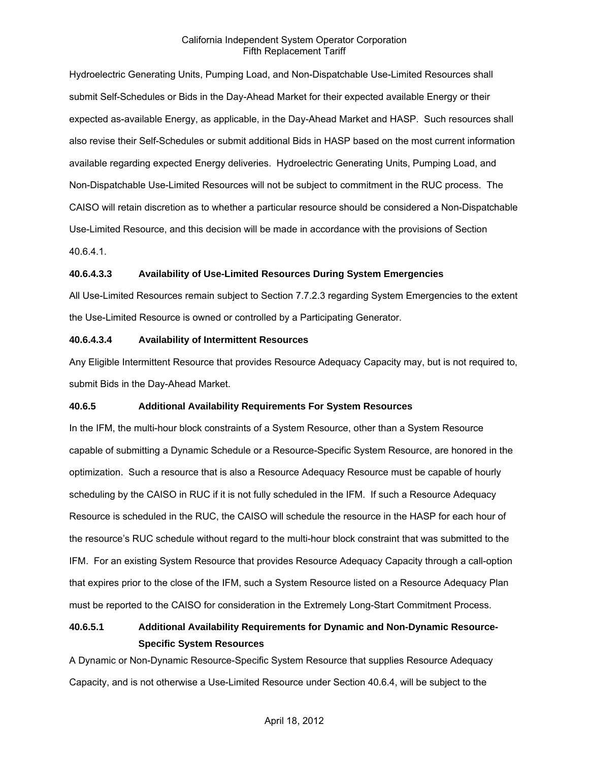Hydroelectric Generating Units, Pumping Load, and Non-Dispatchable Use-Limited Resources shall submit Self-Schedules or Bids in the Day-Ahead Market for their expected available Energy or their expected as-available Energy, as applicable, in the Day-Ahead Market and HASP. Such resources shall also revise their Self-Schedules or submit additional Bids in HASP based on the most current information available regarding expected Energy deliveries. Hydroelectric Generating Units, Pumping Load, and Non-Dispatchable Use-Limited Resources will not be subject to commitment in the RUC process. The CAISO will retain discretion as to whether a particular resource should be considered a Non-Dispatchable Use-Limited Resource, and this decision will be made in accordance with the provisions of Section 40.6.4.1.

**40.6.4.3.3 Availability of Use-Limited Resources During System Emergencies**

All Use-Limited Resources remain subject to Section 7.7.2.3 regarding System Emergencies to the extent the Use-Limited Resource is owned or controlled by a Participating Generator.

**40.6.4.3.4 Availability of Intermittent Resources**

Any Eligible Intermittent Resource that provides Resource Adequacy Capacity may, but is not required to, submit Bids in the Day-Ahead Market.

**40.6.5 Additional Availability Requirements For System Resources**

In the IFM, the multi-hour block constraints of a System Resource, other than a System Resource capable of submitting a Dynamic Schedule or a Resource-Specific System Resource, are honored in the optimization. Such a resource that is also a Resource Adequacy Resource must be capable of hourly scheduling by the CAISO in RUC if it is not fully scheduled in the IFM. If such a Resource Adequacy Resource is scheduled in the RUC, the CAISO will schedule the resource in the HASP for each hour of the resource's RUC schedule without regard to the multi-hour block constraint that was submitted to the IFM. For an existing System Resource that provides Resource Adequacy Capacity through a call-option that expires prior to the close of the IFM, such a System Resource listed on a Resource Adequacy Plan must be reported to the CAISO for consideration in the Extremely Long-Start Commitment Process.

**40.6.5.1 Additional Availability Requirements for Dynamic and Non-Dynamic Resource-Specific System Resources**

A Dynamic or Non-Dynamic Resource-Specific System Resource that supplies Resource Adequacy Capacity, and is not otherwise a Use-Limited Resource under Section 40.6.4, will be subject to the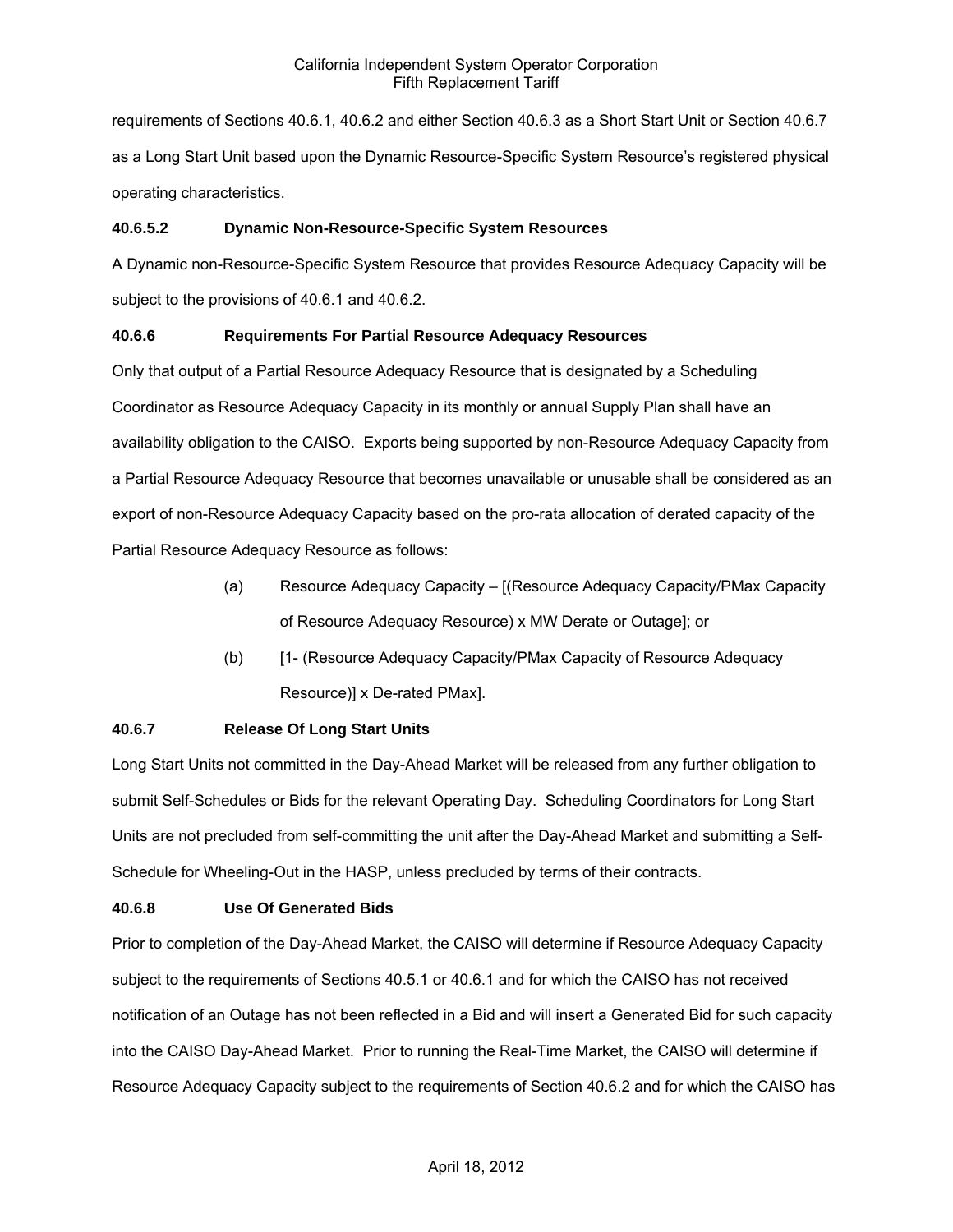requirements of Sections 40.6.1, 40.6.2 and either Section 40.6.3 as a Short Start Unit or Section 40.6.7 as a Long Start Unit based upon the Dynamic Resource-Specific System Resource's registered physical operating characteristics.

#### 40.6.5.2 Dynamic Non-Resource-Specific System Resources

A Dynamic non-Resource-Specific System Resource that provides Resource Adequacy Capacity will be subject to the provisions of 40.6.1 and 40.6.2.

### 40.6.6 Requirements For Partial Resource Adequacy Resources

Only that output of a Partial Resource Adequacy Resource that is designated by a Scheduling Coordinator as Resource Adequacy Capacity in its monthly or annual Supply Plan shall have an availability obligation to the CAISO. Exports being supported by non-Resource Adequacy Capacity from a Partial Resource Adequacy Resource that becomes unavailable or unusable shall be considered as an export of non-Resource Adequacy Capacity based on the pro-rata allocation of derated capacity of the Partial Resource Adequacy Resource as follows:

(a) Resource Adequacy Capacity – [(Resource Adequacy Capacity/PMax Capacity of Resource Adequacy Resource) x MW Derate or Outage]; or

(b) [1- (Resource Adequacy Capacity/PMax Capacity of Resource Adequacy Resource)] x De-rated PMax].

### 40.6.7 Release Of Long Start Units

Long Start Units not committed in the Day-Ahead Market will be released from any further obligation to submit Self-Schedules or Bids for the relevant Operating Day. Scheduling Coordinators for Long Start Units are not precluded from self-committing the unit after the Day-Ahead Market and submitting a Self-Schedule for Wheeling-Out in the HASP, unless precluded by terms of their contracts.

### 40.6.8 Use Of Generated Bids

Prior to completion of the Day-Ahead Market, the CAISO will determine if Resource Adequacy Capacity subject to the requirements of Sections 40.5.1 or 40.6.1 and for which the CAISO has not received notification of an Outage has not been reflected in a Bid and will insert a Generated Bid for such capacity into the CAISO Day-Ahead Market. Prior to running the Real-Time Market, the CAISO will determine if Resource Adequacy Capacity subject to the requirements of Section 40.6.2 and for which the CAISO has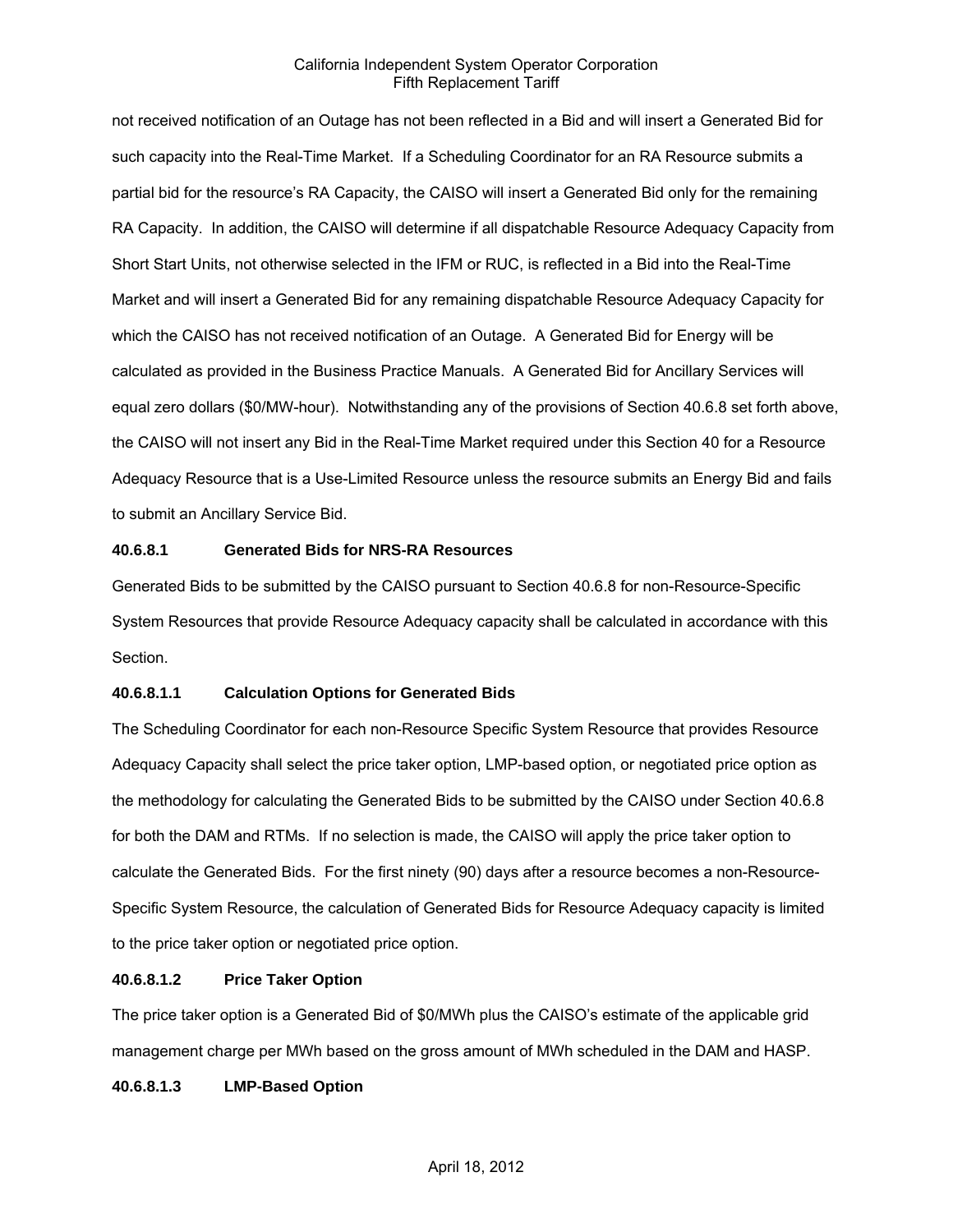not received notification of an Outage has not been reflected in a Bid and will insert a Generated Bid for such capacity into the Real-Time Market. If a Scheduling Coordinator for an RA Resource submits a partial bid for the resource's RA Capacity, the CAISO will insert a Generated Bid only for the remaining RA Capacity. In addition, the CAISO will determine if all dispatchable Resource Adequacy Capacity from Short Start Units, not otherwise selected in the IFM or RUC, is reflected in a Bid into the Real-Time Market and will insert a Generated Bid for any remaining dispatchable Resource Adequacy Capacity for which the CAISO has not received notification of an Outage. A Generated Bid for Energy will be calculated as provided in the Business Practice Manuals. A Generated Bid for Ancillary Services will equal zero dollars ($0/MW-hour). Notwithstanding any of the provisions of Section 40.6.8 set forth above, the CAISO will not insert any Bid in the Real-Time Market required under this Section 40 for a Resource Adequacy Resource that is a Use-Limited Resource unless the resource submits an Energy Bid and fails to submit an Ancillary Service Bid.

**40.6.8.1 Generated Bids for NRS-RA Resources**

Generated Bids to be submitted by the CAISO pursuant to Section 40.6.8 for non-Resource-Specific System Resources that provide Resource Adequacy capacity shall be calculated in accordance with this Section.

**40.6.8.1.1 Calculation Options for Generated Bids**

The Scheduling Coordinator for each non-Resource Specific System Resource that provides Resource Adequacy Capacity shall select the price taker option, LMP-based option, or negotiated price option as the methodology for calculating the Generated Bids to be submitted by the CAISO under Section 40.6.8 for both the DAM and RTMs. If no selection is made, the CAISO will apply the price taker option to calculate the Generated Bids. For the first ninety (90) days after a resource becomes a non-Resource-Specific System Resource, the calculation of Generated Bids for Resource Adequacy capacity is limited to the price taker option or negotiated price option.

**40.6.8.1.2 Price Taker Option**

The price taker option is a Generated Bid of $0/MWh plus the CAISO's estimate of the applicable grid management charge per MWh based on the gross amount of MWh scheduled in the DAM and HASP.

**40.6.8.1.3 LMP-Based Option**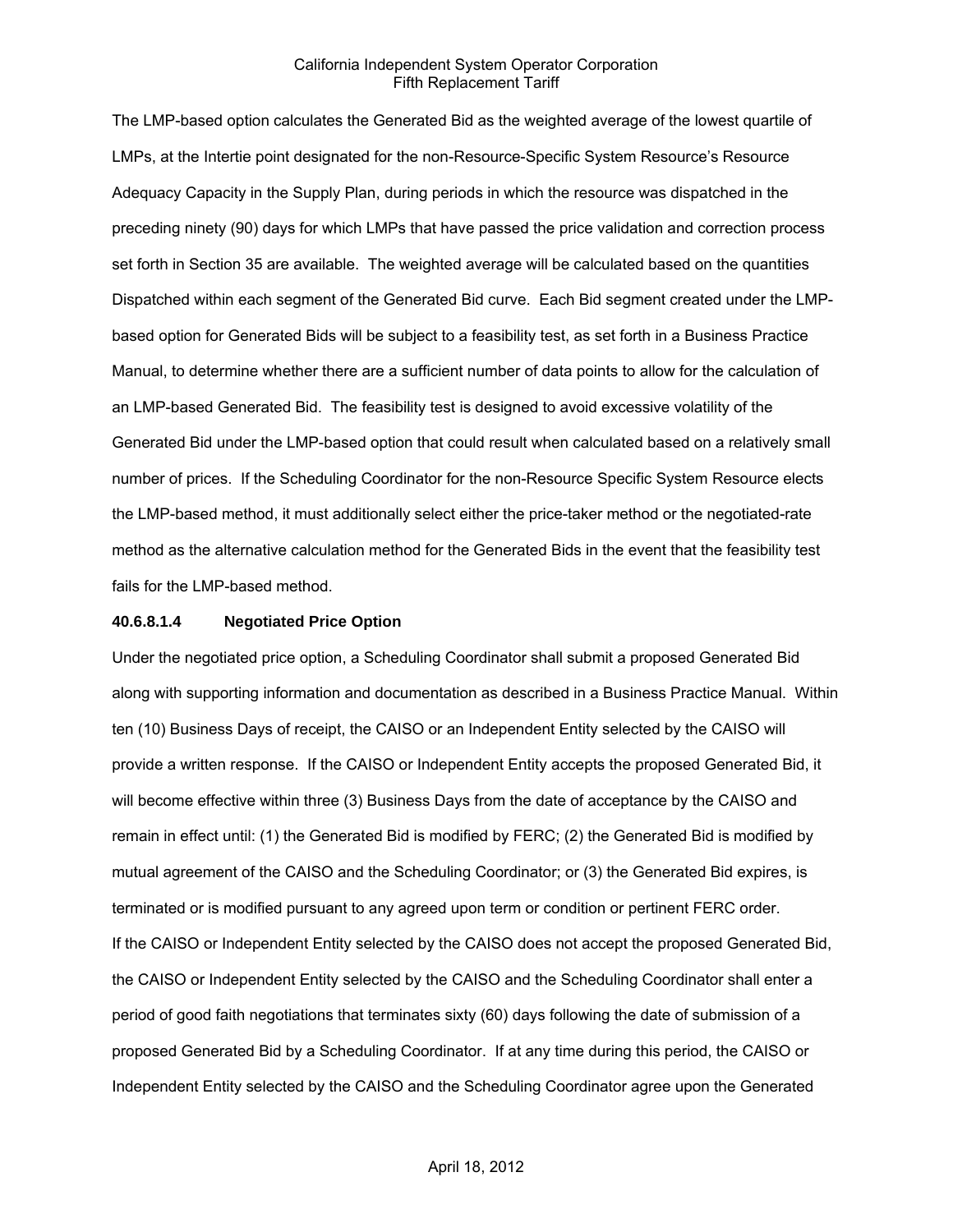The LMP-based option calculates the Generated Bid as the weighted average of the lowest quartile of LMPs, at the Intertie point designated for the non-Resource-Specific System Resource's Resource Adequacy Capacity in the Supply Plan, during periods in which the resource was dispatched in the preceding ninety (90) days for which LMPs that have passed the price validation and correction process set forth in Section 35 are available. The weighted average will be calculated based on the quantities Dispatched within each segment of the Generated Bid curve. Each Bid segment created under the LMP-based option for Generated Bids will be subject to a feasibility test, as set forth in a Business Practice Manual, to determine whether there are a sufficient number of data points to allow for the calculation of an LMP-based Generated Bid. The feasibility test is designed to avoid excessive volatility of the Generated Bid under the LMP-based option that could result when calculated based on a relatively small number of prices. If the Scheduling Coordinator for the non-Resource Specific System Resource elects the LMP-based method, it must additionally select either the price-taker method or the negotiated-rate method as the alternative calculation method for the Generated Bids in the event that the feasibility test fails for the LMP-based method.

**40.6.8.1.4 Negotiated Price Option**

Under the negotiated price option, a Scheduling Coordinator shall submit a proposed Generated Bid along with supporting information and documentation as described in a Business Practice Manual. Within ten (10) Business Days of receipt, the CAISO or an Independent Entity selected by the CAISO will provide a written response. If the CAISO or Independent Entity accepts the proposed Generated Bid, it will become effective within three (3) Business Days from the date of acceptance by the CAISO and remain in effect until: (1) the Generated Bid is modified by FERC; (2) the Generated Bid is modified by mutual agreement of the CAISO and the Scheduling Coordinator; or (3) the Generated Bid expires, is terminated or is modified pursuant to any agreed upon term or condition or pertinent FERC order.

If the CAISO or Independent Entity selected by the CAISO does not accept the proposed Generated Bid, the CAISO or Independent Entity selected by the CAISO and the Scheduling Coordinator shall enter a period of good faith negotiations that terminates sixty (60) days following the date of submission of a proposed Generated Bid by a Scheduling Coordinator. If at any time during this period, the CAISO or Independent Entity selected by the CAISO and the Scheduling Coordinator agree upon the Generated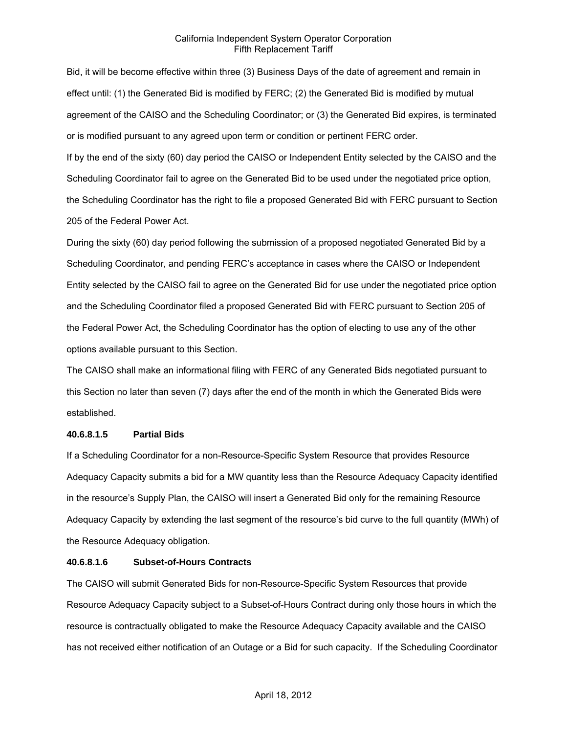Bid, it will be become effective within three (3) Business Days of the date of agreement and remain in effect until: (1) the Generated Bid is modified by FERC; (2) the Generated Bid is modified by mutual agreement of the CAISO and the Scheduling Coordinator; or (3) the Generated Bid expires, is terminated or is modified pursuant to any agreed upon term or condition or pertinent FERC order.

If by the end of the sixty (60) day period the CAISO or Independent Entity selected by the CAISO and the Scheduling Coordinator fail to agree on the Generated Bid to be used under the negotiated price option, the Scheduling Coordinator has the right to file a proposed Generated Bid with FERC pursuant to Section 205 of the Federal Power Act.

During the sixty (60) day period following the submission of a proposed negotiated Generated Bid by a Scheduling Coordinator, and pending FERC's acceptance in cases where the CAISO or Independent Entity selected by the CAISO fail to agree on the Generated Bid for use under the negotiated price option and the Scheduling Coordinator filed a proposed Generated Bid with FERC pursuant to Section 205 of the Federal Power Act, the Scheduling Coordinator has the option of electing to use any of the other options available pursuant to this Section.

The CAISO shall make an informational filing with FERC of any Generated Bids negotiated pursuant to this Section no later than seven (7) days after the end of the month in which the Generated Bids were established.

#### 40.6.8.1.5 Partial Bids

If a Scheduling Coordinator for a non-Resource-Specific System Resource that provides Resource Adequacy Capacity submits a bid for a MW quantity less than the Resource Adequacy Capacity identified in the resource's Supply Plan, the CAISO will insert a Generated Bid only for the remaining Resource Adequacy Capacity by extending the last segment of the resource's bid curve to the full quantity (MWh) of the Resource Adequacy obligation.

#### 40.6.8.1.6 Subset-of-Hours Contracts

The CAISO will submit Generated Bids for non-Resource-Specific System Resources that provide Resource Adequacy Capacity subject to a Subset-of-Hours Contract during only those hours in which the resource is contractually obligated to make the Resource Adequacy Capacity available and the CAISO has not received either notification of an Outage or a Bid for such capacity. If the Scheduling Coordinator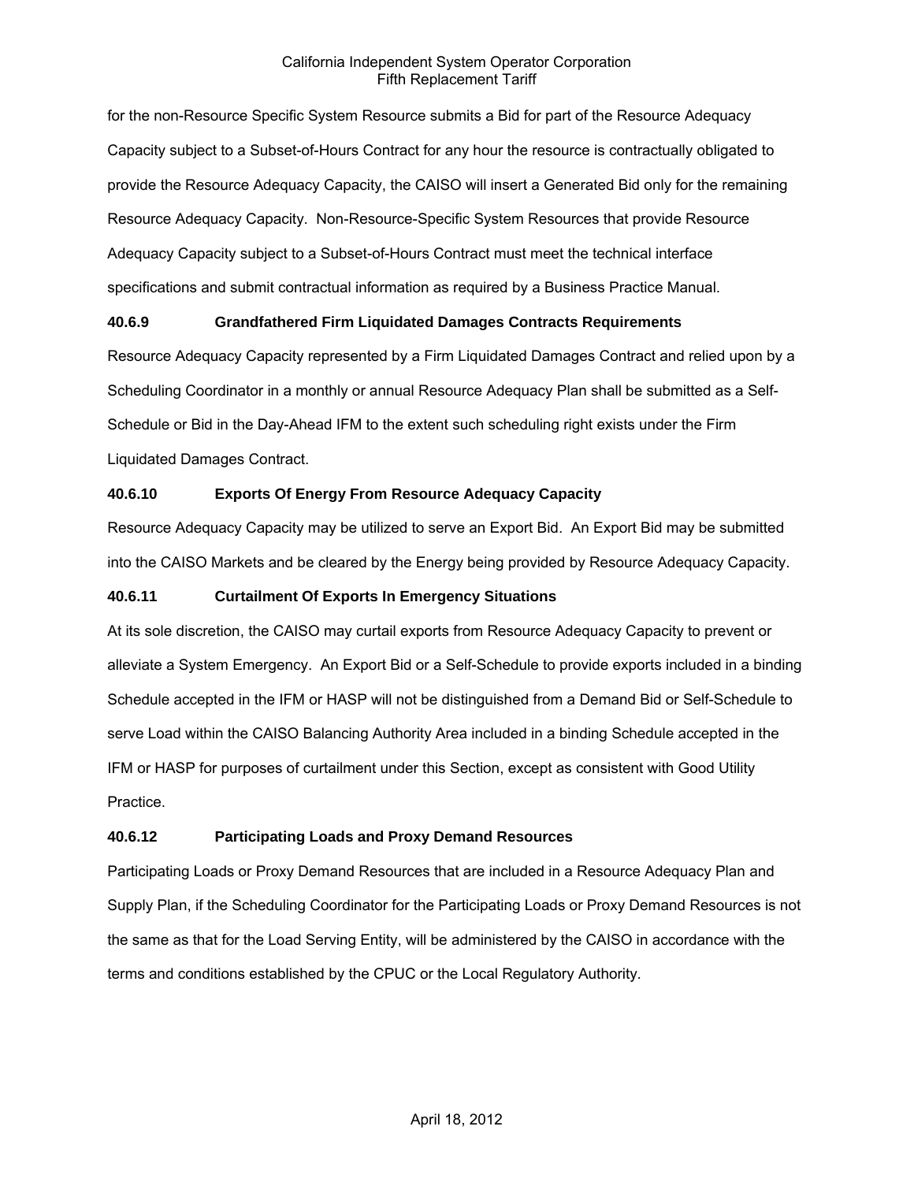for the non-Resource Specific System Resource submits a Bid for part of the Resource Adequacy Capacity subject to a Subset-of-Hours Contract for any hour the resource is contractually obligated to provide the Resource Adequacy Capacity, the CAISO will insert a Generated Bid only for the remaining Resource Adequacy Capacity. Non-Resource-Specific System Resources that provide Resource Adequacy Capacity subject to a Subset-of-Hours Contract must meet the technical interface specifications and submit contractual information as required by a Business Practice Manual.

### 40.6.9 Grandfathered Firm Liquidated Damages Contracts Requirements

Resource Adequacy Capacity represented by a Firm Liquidated Damages Contract and relied upon by a Scheduling Coordinator in a monthly or annual Resource Adequacy Plan shall be submitted as a Self-Schedule or Bid in the Day-Ahead IFM to the extent such scheduling right exists under the Firm Liquidated Damages Contract.

### 40.6.10 Exports Of Energy From Resource Adequacy Capacity

Resource Adequacy Capacity may be utilized to serve an Export Bid. An Export Bid may be submitted into the CAISO Markets and be cleared by the Energy being provided by Resource Adequacy Capacity.

### 40.6.11 Curtailment Of Exports In Emergency Situations

At its sole discretion, the CAISO may curtail exports from Resource Adequacy Capacity to prevent or alleviate a System Emergency. An Export Bid or a Self-Schedule to provide exports included in a binding Schedule accepted in the IFM or HASP will not be distinguished from a Demand Bid or Self-Schedule to serve Load within the CAISO Balancing Authority Area included in a binding Schedule accepted in the IFM or HASP for purposes of curtailment under this Section, except as consistent with Good Utility Practice.

### 40.6.12 Participating Loads and Proxy Demand Resources

Participating Loads or Proxy Demand Resources that are included in a Resource Adequacy Plan and Supply Plan, if the Scheduling Coordinator for the Participating Loads or Proxy Demand Resources is not the same as that for the Load Serving Entity, will be administered by the CAISO in accordance with the terms and conditions established by the CPUC or the Local Regulatory Authority.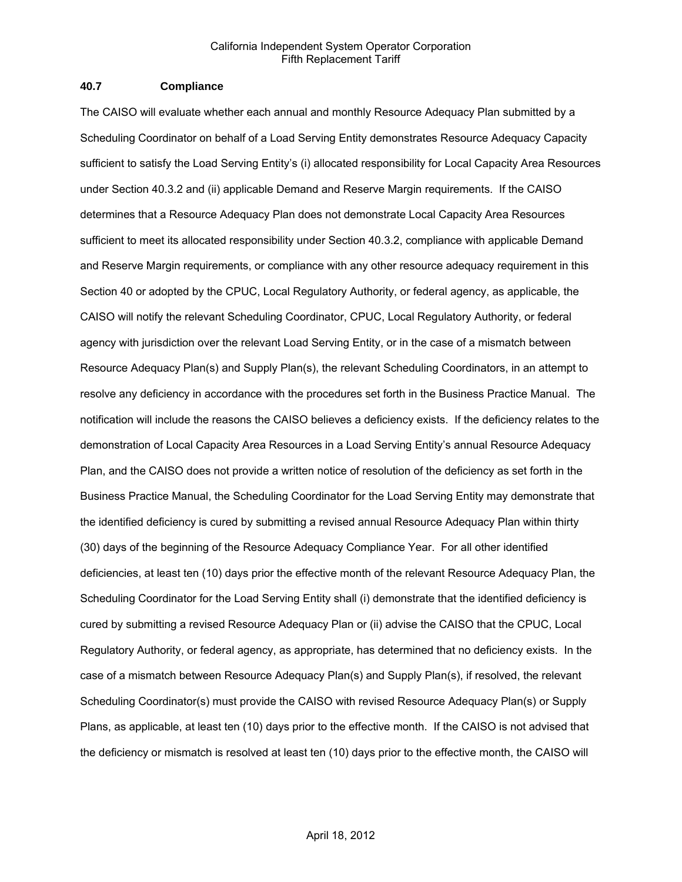### 40.7 Compliance

The CAISO will evaluate whether each annual and monthly Resource Adequacy Plan submitted by a Scheduling Coordinator on behalf of a Load Serving Entity demonstrates Resource Adequacy Capacity sufficient to satisfy the Load Serving Entity's (i) allocated responsibility for Local Capacity Area Resources under Section 40.3.2 and (ii) applicable Demand and Reserve Margin requirements. If the CAISO determines that a Resource Adequacy Plan does not demonstrate Local Capacity Area Resources sufficient to meet its allocated responsibility under Section 40.3.2, compliance with applicable Demand and Reserve Margin requirements, or compliance with any other resource adequacy requirement in this Section 40 or adopted by the CPUC, Local Regulatory Authority, or federal agency, as applicable, the CAISO will notify the relevant Scheduling Coordinator, CPUC, Local Regulatory Authority, or federal agency with jurisdiction over the relevant Load Serving Entity, or in the case of a mismatch between Resource Adequacy Plan(s) and Supply Plan(s), the relevant Scheduling Coordinators, in an attempt to resolve any deficiency in accordance with the procedures set forth in the Business Practice Manual. The notification will include the reasons the CAISO believes a deficiency exists. If the deficiency relates to the demonstration of Local Capacity Area Resources in a Load Serving Entity's annual Resource Adequacy Plan, and the CAISO does not provide a written notice of resolution of the deficiency as set forth in the Business Practice Manual, the Scheduling Coordinator for the Load Serving Entity may demonstrate that the identified deficiency is cured by submitting a revised annual Resource Adequacy Plan within thirty (30) days of the beginning of the Resource Adequacy Compliance Year. For all other identified deficiencies, at least ten (10) days prior the effective month of the relevant Resource Adequacy Plan, the Scheduling Coordinator for the Load Serving Entity shall (i) demonstrate that the identified deficiency is cured by submitting a revised Resource Adequacy Plan or (ii) advise the CAISO that the CPUC, Local Regulatory Authority, or federal agency, as appropriate, has determined that no deficiency exists. In the case of a mismatch between Resource Adequacy Plan(s) and Supply Plan(s), if resolved, the relevant Scheduling Coordinator(s) must provide the CAISO with revised Resource Adequacy Plan(s) or Supply Plans, as applicable, at least ten (10) days prior to the effective month. If the CAISO is not advised that the deficiency or mismatch is resolved at least ten (10) days prior to the effective month, the CAISO will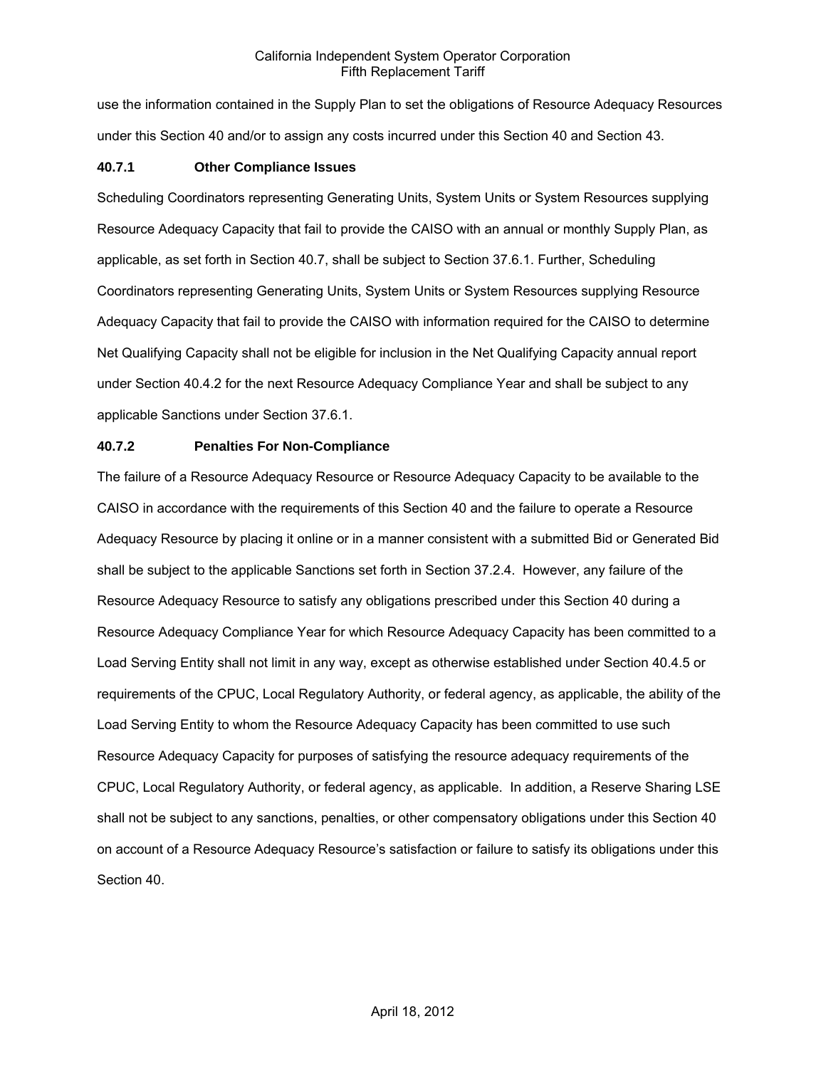use the information contained in the Supply Plan to set the obligations of Resource Adequacy Resources under this Section 40 and/or to assign any costs incurred under this Section 40 and Section 43.

### 40.7.1 Other Compliance Issues

Scheduling Coordinators representing Generating Units, System Units or System Resources supplying Resource Adequacy Capacity that fail to provide the CAISO with an annual or monthly Supply Plan, as applicable, as set forth in Section 40.7, shall be subject to Section 37.6.1. Further, Scheduling Coordinators representing Generating Units, System Units or System Resources supplying Resource Adequacy Capacity that fail to provide the CAISO with information required for the CAISO to determine Net Qualifying Capacity shall not be eligible for inclusion in the Net Qualifying Capacity annual report under Section 40.4.2 for the next Resource Adequacy Compliance Year and shall be subject to any applicable Sanctions under Section 37.6.1.

### 40.7.2 Penalties For Non-Compliance

The failure of a Resource Adequacy Resource or Resource Adequacy Capacity to be available to the CAISO in accordance with the requirements of this Section 40 and the failure to operate a Resource Adequacy Resource by placing it online or in a manner consistent with a submitted Bid or Generated Bid shall be subject to the applicable Sanctions set forth in Section 37.2.4. However, any failure of the Resource Adequacy Resource to satisfy any obligations prescribed under this Section 40 during a Resource Adequacy Compliance Year for which Resource Adequacy Capacity has been committed to a Load Serving Entity shall not limit in any way, except as otherwise established under Section 40.4.5 or requirements of the CPUC, Local Regulatory Authority, or federal agency, as applicable, the ability of the Load Serving Entity to whom the Resource Adequacy Capacity has been committed to use such Resource Adequacy Capacity for purposes of satisfying the resource adequacy requirements of the CPUC, Local Regulatory Authority, or federal agency, as applicable. In addition, a Reserve Sharing LSE shall not be subject to any sanctions, penalties, or other compensatory obligations under this Section 40 on account of a Resource Adequacy Resource's satisfaction or failure to satisfy its obligations under this Section 40.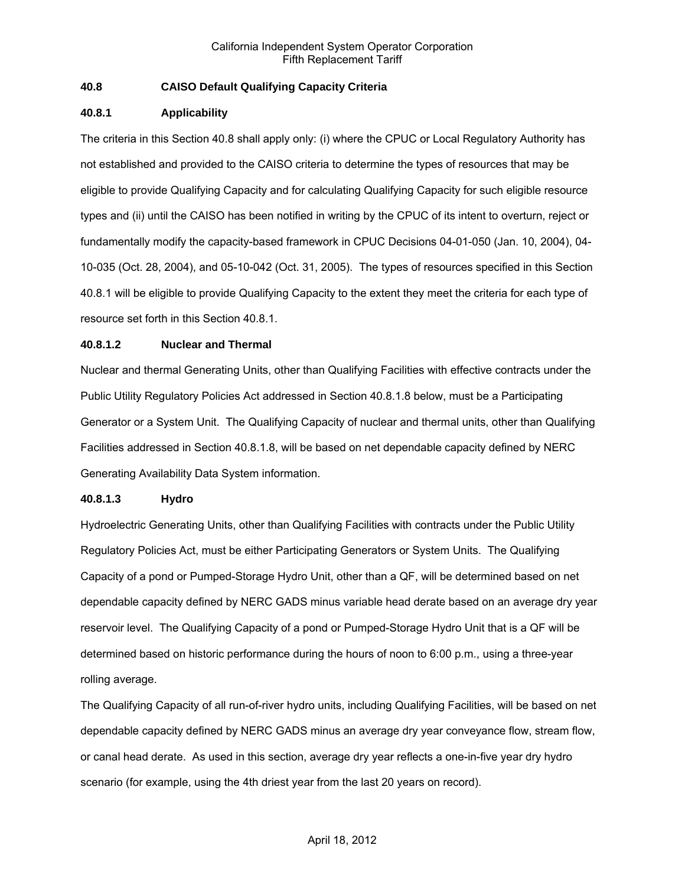### 40.8 CAISO Default Qualifying Capacity Criteria

#### 40.8.1 Applicability

The criteria in this Section 40.8 shall apply only: (i) where the CPUC or Local Regulatory Authority has not established and provided to the CAISO criteria to determine the types of resources that may be eligible to provide Qualifying Capacity and for calculating Qualifying Capacity for such eligible resource types and (ii) until the CAISO has been notified in writing by the CPUC of its intent to overturn, reject or fundamentally modify the capacity-based framework in CPUC Decisions 04-01-050 (Jan. 10, 2004), 04-10-035 (Oct. 28, 2004), and 05-10-042 (Oct. 31, 2005). The types of resources specified in this Section 40.8.1 will be eligible to provide Qualifying Capacity to the extent they meet the criteria for each type of resource set forth in this Section 40.8.1.

#### 40.8.1.2 Nuclear and Thermal

Nuclear and thermal Generating Units, other than Qualifying Facilities with effective contracts under the Public Utility Regulatory Policies Act addressed in Section 40.8.1.8 below, must be a Participating Generator or a System Unit. The Qualifying Capacity of nuclear and thermal units, other than Qualifying Facilities addressed in Section 40.8.1.8, will be based on net dependable capacity defined by NERC Generating Availability Data System information.

#### 40.8.1.3 Hydro

Hydroelectric Generating Units, other than Qualifying Facilities with contracts under the Public Utility Regulatory Policies Act, must be either Participating Generators or System Units. The Qualifying Capacity of a pond or Pumped-Storage Hydro Unit, other than a QF, will be determined based on net dependable capacity defined by NERC GADS minus variable head derate based on an average dry year reservoir level. The Qualifying Capacity of a pond or Pumped-Storage Hydro Unit that is a QF will be determined based on historic performance during the hours of noon to 6:00 p.m., using a three-year rolling average.

The Qualifying Capacity of all run-of-river hydro units, including Qualifying Facilities, will be based on net dependable capacity defined by NERC GADS minus an average dry year conveyance flow, stream flow, or canal head derate. As used in this section, average dry year reflects a one-in-five year dry hydro scenario (for example, using the 4th driest year from the last 20 years on record).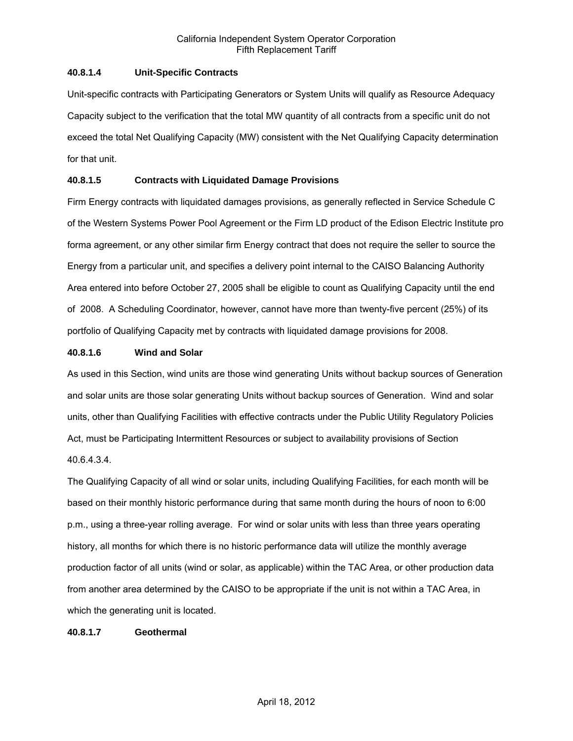#### 40.8.1.4 Unit-Specific Contracts

Unit-specific contracts with Participating Generators or System Units will qualify as Resource Adequacy Capacity subject to the verification that the total MW quantity of all contracts from a specific unit do not exceed the total Net Qualifying Capacity (MW) consistent with the Net Qualifying Capacity determination for that unit.

#### 40.8.1.5 Contracts with Liquidated Damage Provisions

Firm Energy contracts with liquidated damages provisions, as generally reflected in Service Schedule C of the Western Systems Power Pool Agreement or the Firm LD product of the Edison Electric Institute pro forma agreement, or any other similar firm Energy contract that does not require the seller to source the Energy from a particular unit, and specifies a delivery point internal to the CAISO Balancing Authority Area entered into before October 27, 2005 shall be eligible to count as Qualifying Capacity until the end of 2008. A Scheduling Coordinator, however, cannot have more than twenty-five percent (25%) of its portfolio of Qualifying Capacity met by contracts with liquidated damage provisions for 2008.

#### 40.8.1.6 Wind and Solar

As used in this Section, wind units are those wind generating Units without backup sources of Generation and solar units are those solar generating Units without backup sources of Generation. Wind and solar units, other than Qualifying Facilities with effective contracts under the Public Utility Regulatory Policies Act, must be Participating Intermittent Resources or subject to availability provisions of Section 40.6.4.3.4.

The Qualifying Capacity of all wind or solar units, including Qualifying Facilities, for each month will be based on their monthly historic performance during that same month during the hours of noon to 6:00 p.m., using a three-year rolling average. For wind or solar units with less than three years operating history, all months for which there is no historic performance data will utilize the monthly average production factor of all units (wind or solar, as applicable) within the TAC Area, or other production data from another area determined by the CAISO to be appropriate if the unit is not within a TAC Area, in which the generating unit is located.

#### 40.8.1.7 Geothermal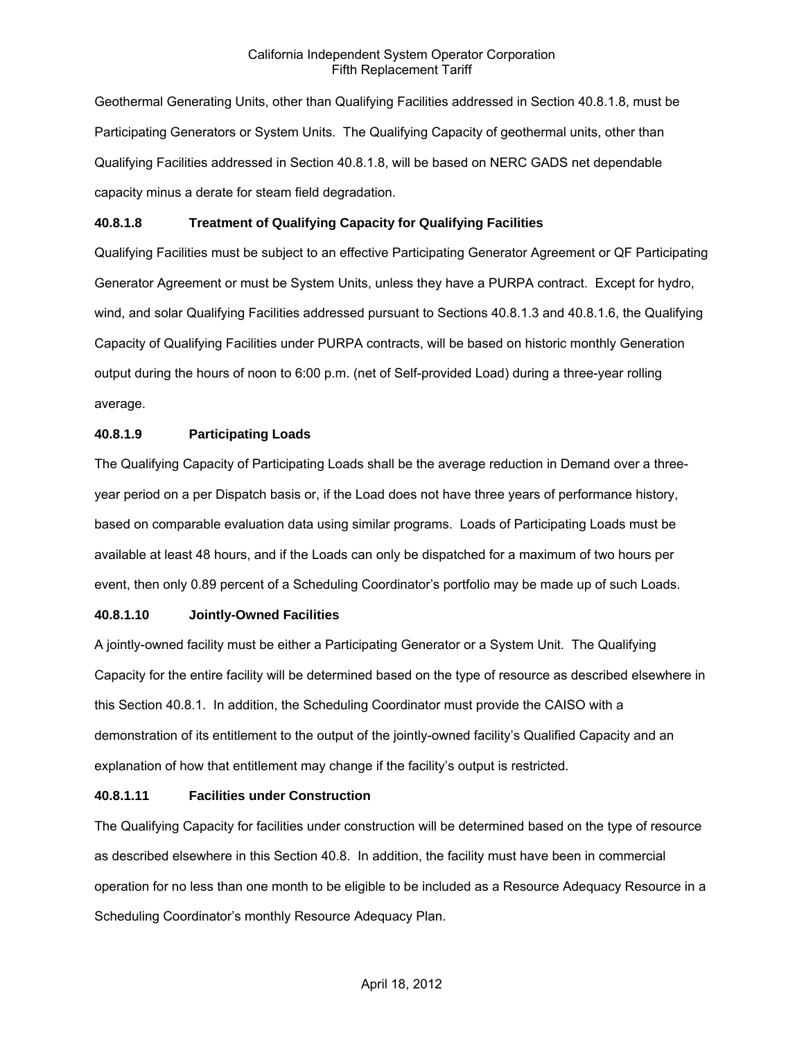Geothermal Generating Units, other than Qualifying Facilities addressed in Section 40.8.1.8, must be Participating Generators or System Units. The Qualifying Capacity of geothermal units, other than Qualifying Facilities addressed in Section 40.8.1.8, will be based on NERC GADS net dependable capacity minus a derate for steam field degradation.

### 40.8.1.8 Treatment of Qualifying Capacity for Qualifying Facilities

Qualifying Facilities must be subject to an effective Participating Generator Agreement or QF Participating Generator Agreement or must be System Units, unless they have a PURPA contract. Except for hydro, wind, and solar Qualifying Facilities addressed pursuant to Sections 40.8.1.3 and 40.8.1.6, the Qualifying Capacity of Qualifying Facilities under PURPA contracts, will be based on historic monthly Generation output during the hours of noon to 6:00 p.m. (net of Self-provided Load) during a three-year rolling average.

### 40.8.1.9 Participating Loads

The Qualifying Capacity of Participating Loads shall be the average reduction in Demand over a three-year period on a per Dispatch basis or, if the Load does not have three years of performance history, based on comparable evaluation data using similar programs. Loads of Participating Loads must be available at least 48 hours, and if the Loads can only be dispatched for a maximum of two hours per event, then only 0.89 percent of a Scheduling Coordinator's portfolio may be made up of such Loads.

### 40.8.1.10 Jointly-Owned Facilities

A jointly-owned facility must be either a Participating Generator or a System Unit. The Qualifying Capacity for the entire facility will be determined based on the type of resource as described elsewhere in this Section 40.8.1. In addition, the Scheduling Coordinator must provide the CAISO with a demonstration of its entitlement to the output of the jointly-owned facility's Qualified Capacity and an explanation of how that entitlement may change if the facility's output is restricted.

### 40.8.1.11 Facilities under Construction

The Qualifying Capacity for facilities under construction will be determined based on the type of resource as described elsewhere in this Section 40.8. In addition, the facility must have been in commercial operation for no less than one month to be eligible to be included as a Resource Adequacy Resource in a Scheduling Coordinator's monthly Resource Adequacy Plan.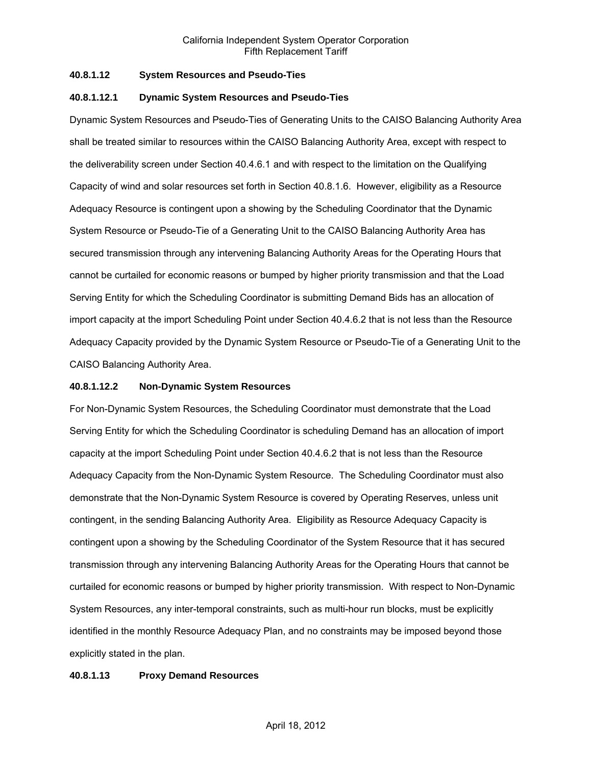**40.8.1.12 System Resources and Pseudo-Ties**

**40.8.1.12.1 Dynamic System Resources and Pseudo-Ties**

Dynamic System Resources and Pseudo-Ties of Generating Units to the CAISO Balancing Authority Area shall be treated similar to resources within the CAISO Balancing Authority Area, except with respect to the deliverability screen under Section 40.4.6.1 and with respect to the limitation on the Qualifying Capacity of wind and solar resources set forth in Section 40.8.1.6. However, eligibility as a Resource Adequacy Resource is contingent upon a showing by the Scheduling Coordinator that the Dynamic System Resource or Pseudo-Tie of a Generating Unit to the CAISO Balancing Authority Area has secured transmission through any intervening Balancing Authority Areas for the Operating Hours that cannot be curtailed for economic reasons or bumped by higher priority transmission and that the Load Serving Entity for which the Scheduling Coordinator is submitting Demand Bids has an allocation of import capacity at the import Scheduling Point under Section 40.4.6.2 that is not less than the Resource Adequacy Capacity provided by the Dynamic System Resource or Pseudo-Tie of a Generating Unit to the CAISO Balancing Authority Area.

**40.8.1.12.2 Non-Dynamic System Resources**

For Non-Dynamic System Resources, the Scheduling Coordinator must demonstrate that the Load Serving Entity for which the Scheduling Coordinator is scheduling Demand has an allocation of import capacity at the import Scheduling Point under Section 40.4.6.2 that is not less than the Resource Adequacy Capacity from the Non-Dynamic System Resource. The Scheduling Coordinator must also demonstrate that the Non-Dynamic System Resource is covered by Operating Reserves, unless unit contingent, in the sending Balancing Authority Area. Eligibility as Resource Adequacy Capacity is contingent upon a showing by the Scheduling Coordinator of the System Resource that it has secured transmission through any intervening Balancing Authority Areas for the Operating Hours that cannot be curtailed for economic reasons or bumped by higher priority transmission. With respect to Non-Dynamic System Resources, any inter-temporal constraints, such as multi-hour run blocks, must be explicitly identified in the monthly Resource Adequacy Plan, and no constraints may be imposed beyond those explicitly stated in the plan.

**40.8.1.13 Proxy Demand Resources**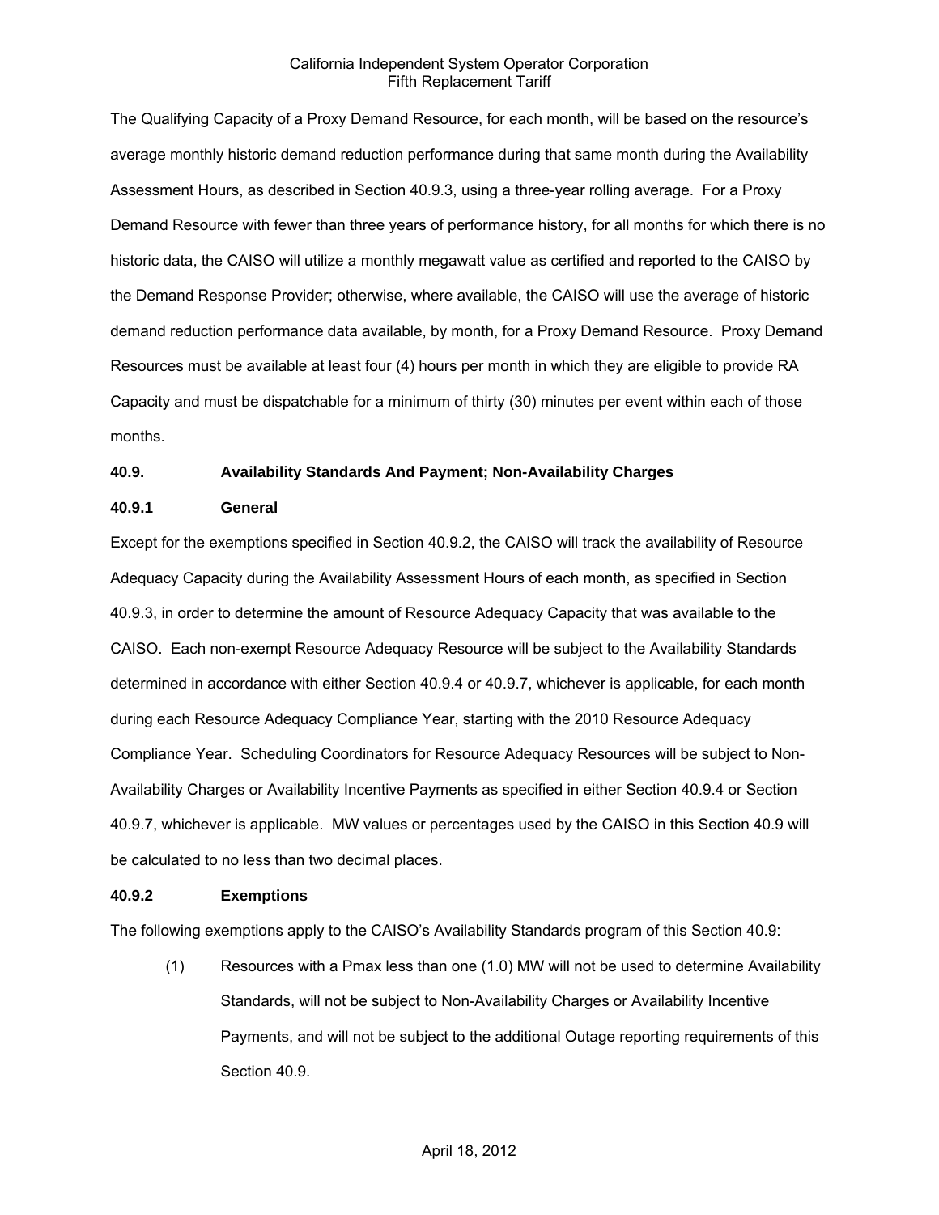The Qualifying Capacity of a Proxy Demand Resource, for each month, will be based on the resource's average monthly historic demand reduction performance during that same month during the Availability Assessment Hours, as described in Section 40.9.3, using a three-year rolling average. For a Proxy Demand Resource with fewer than three years of performance history, for all months for which there is no historic data, the CAISO will utilize a monthly megawatt value as certified and reported to the CAISO by the Demand Response Provider; otherwise, where available, the CAISO will use the average of historic demand reduction performance data available, by month, for a Proxy Demand Resource. Proxy Demand Resources must be available at least four (4) hours per month in which they are eligible to provide RA Capacity and must be dispatchable for a minimum of thirty (30) minutes per event within each of those months.

### 40.9. Availability Standards And Payment; Non-Availability Charges

#### 40.9.1 General

Except for the exemptions specified in Section 40.9.2, the CAISO will track the availability of Resource Adequacy Capacity during the Availability Assessment Hours of each month, as specified in Section 40.9.3, in order to determine the amount of Resource Adequacy Capacity that was available to the CAISO. Each non-exempt Resource Adequacy Resource will be subject to the Availability Standards determined in accordance with either Section 40.9.4 or 40.9.7, whichever is applicable, for each month during each Resource Adequacy Compliance Year, starting with the 2010 Resource Adequacy Compliance Year. Scheduling Coordinators for Resource Adequacy Resources will be subject to Non-Availability Charges or Availability Incentive Payments as specified in either Section 40.9.4 or Section 40.9.7, whichever is applicable. MW values or percentages used by the CAISO in this Section 40.9 will be calculated to no less than two decimal places.

#### 40.9.2 Exemptions

The following exemptions apply to the CAISO's Availability Standards program of this Section 40.9:

(1) Resources with a Pmax less than one (1.0) MW will not be used to determine Availability Standards, will not be subject to Non-Availability Charges or Availability Incentive Payments, and will not be subject to the additional Outage reporting requirements of this Section 40.9.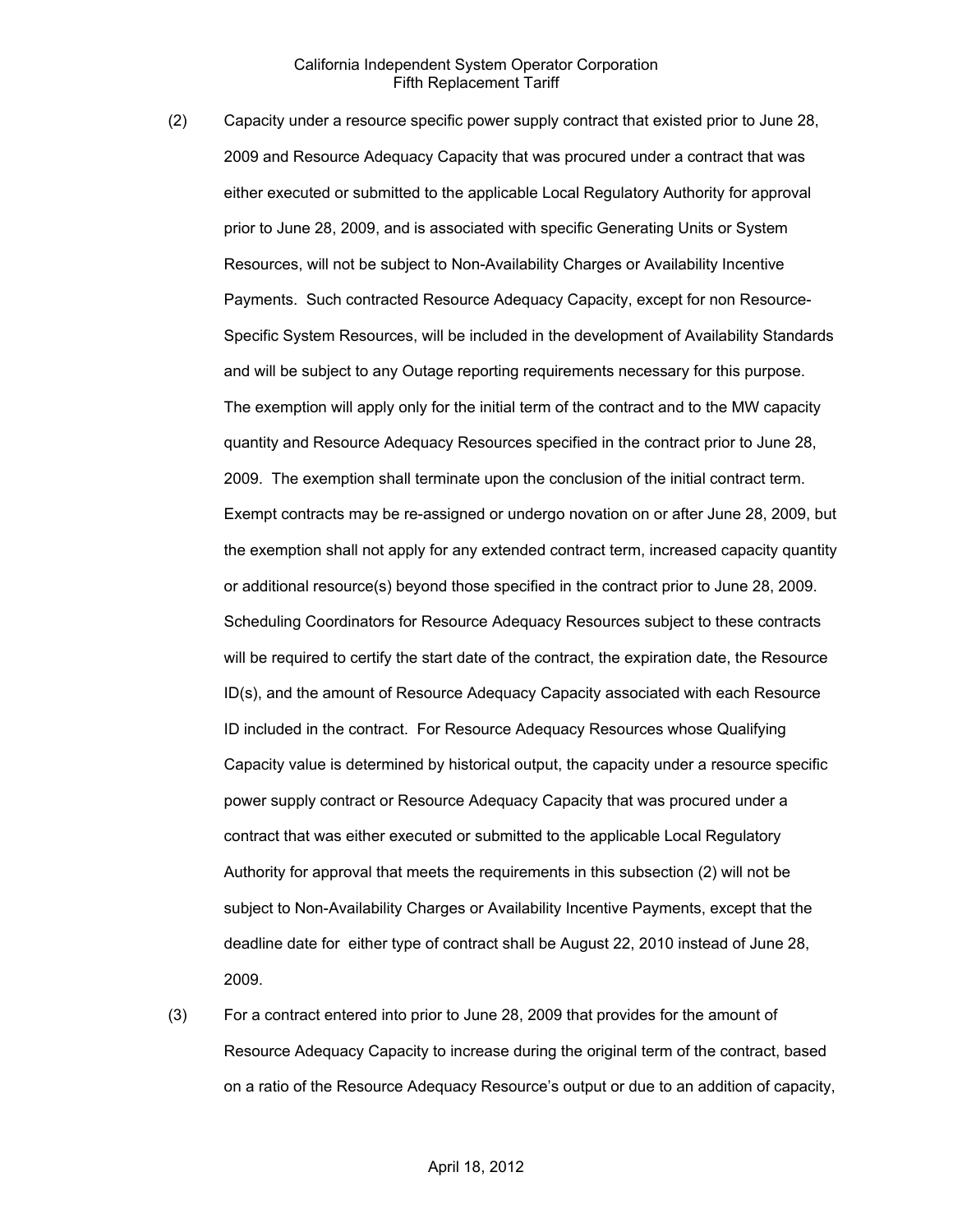(2) Capacity under a resource specific power supply contract that existed prior to June 28, 2009 and Resource Adequacy Capacity that was procured under a contract that was either executed or submitted to the applicable Local Regulatory Authority for approval prior to June 28, 2009, and is associated with specific Generating Units or System Resources, will not be subject to Non-Availability Charges or Availability Incentive Payments. Such contracted Resource Adequacy Capacity, except for non Resource-Specific System Resources, will be included in the development of Availability Standards and will be subject to any Outage reporting requirements necessary for this purpose. The exemption will apply only for the initial term of the contract and to the MW capacity quantity and Resource Adequacy Resources specified in the contract prior to June 28, 2009. The exemption shall terminate upon the conclusion of the initial contract term. Exempt contracts may be re-assigned or undergo novation on or after June 28, 2009, but the exemption shall not apply for any extended contract term, increased capacity quantity or additional resource(s) beyond those specified in the contract prior to June 28, 2009. Scheduling Coordinators for Resource Adequacy Resources subject to these contracts will be required to certify the start date of the contract, the expiration date, the Resource ID(s), and the amount of Resource Adequacy Capacity associated with each Resource ID included in the contract. For Resource Adequacy Resources whose Qualifying Capacity value is determined by historical output, the capacity under a resource specific power supply contract or Resource Adequacy Capacity that was procured under a contract that was either executed or submitted to the applicable Local Regulatory Authority for approval that meets the requirements in this subsection (2) will not be subject to Non-Availability Charges or Availability Incentive Payments, except that the deadline date for either type of contract shall be August 22, 2010 instead of June 28, 2009.

(3) For a contract entered into prior to June 28, 2009 that provides for the amount of Resource Adequacy Capacity to increase during the original term of the contract, based on a ratio of the Resource Adequacy Resource's output or due to an addition of capacity,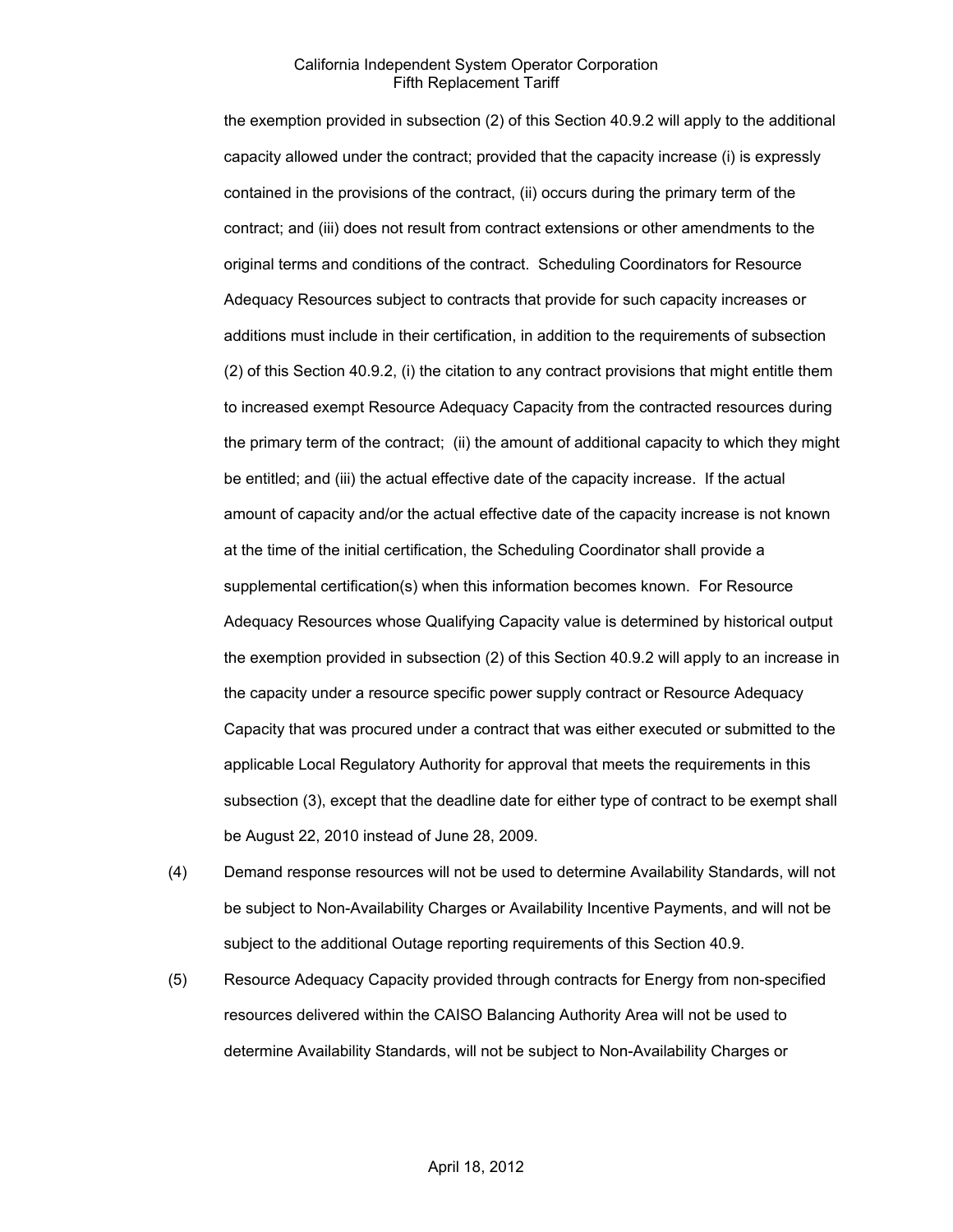the exemption provided in subsection (2) of this Section 40.9.2 will apply to the additional capacity allowed under the contract; provided that the capacity increase (i) is expressly contained in the provisions of the contract, (ii) occurs during the primary term of the contract; and (iii) does not result from contract extensions or other amendments to the original terms and conditions of the contract. Scheduling Coordinators for Resource Adequacy Resources subject to contracts that provide for such capacity increases or additions must include in their certification, in addition to the requirements of subsection (2) of this Section 40.9.2, (i) the citation to any contract provisions that might entitle them to increased exempt Resource Adequacy Capacity from the contracted resources during the primary term of the contract; (ii) the amount of additional capacity to which they might be entitled; and (iii) the actual effective date of the capacity increase. If the actual amount of capacity and/or the actual effective date of the capacity increase is not known at the time of the initial certification, the Scheduling Coordinator shall provide a supplemental certification(s) when this information becomes known. For Resource Adequacy Resources whose Qualifying Capacity value is determined by historical output the exemption provided in subsection (2) of this Section 40.9.2 will apply to an increase in the capacity under a resource specific power supply contract or Resource Adequacy Capacity that was procured under a contract that was either executed or submitted to the applicable Local Regulatory Authority for approval that meets the requirements in this subsection (3), except that the deadline date for either type of contract to be exempt shall be August 22, 2010 instead of June 28, 2009.

(4) Demand response resources will not be used to determine Availability Standards, will not be subject to Non-Availability Charges or Availability Incentive Payments, and will not be subject to the additional Outage reporting requirements of this Section 40.9.

(5) Resource Adequacy Capacity provided through contracts for Energy from non-specified resources delivered within the CAISO Balancing Authority Area will not be used to determine Availability Standards, will not be subject to Non-Availability Charges or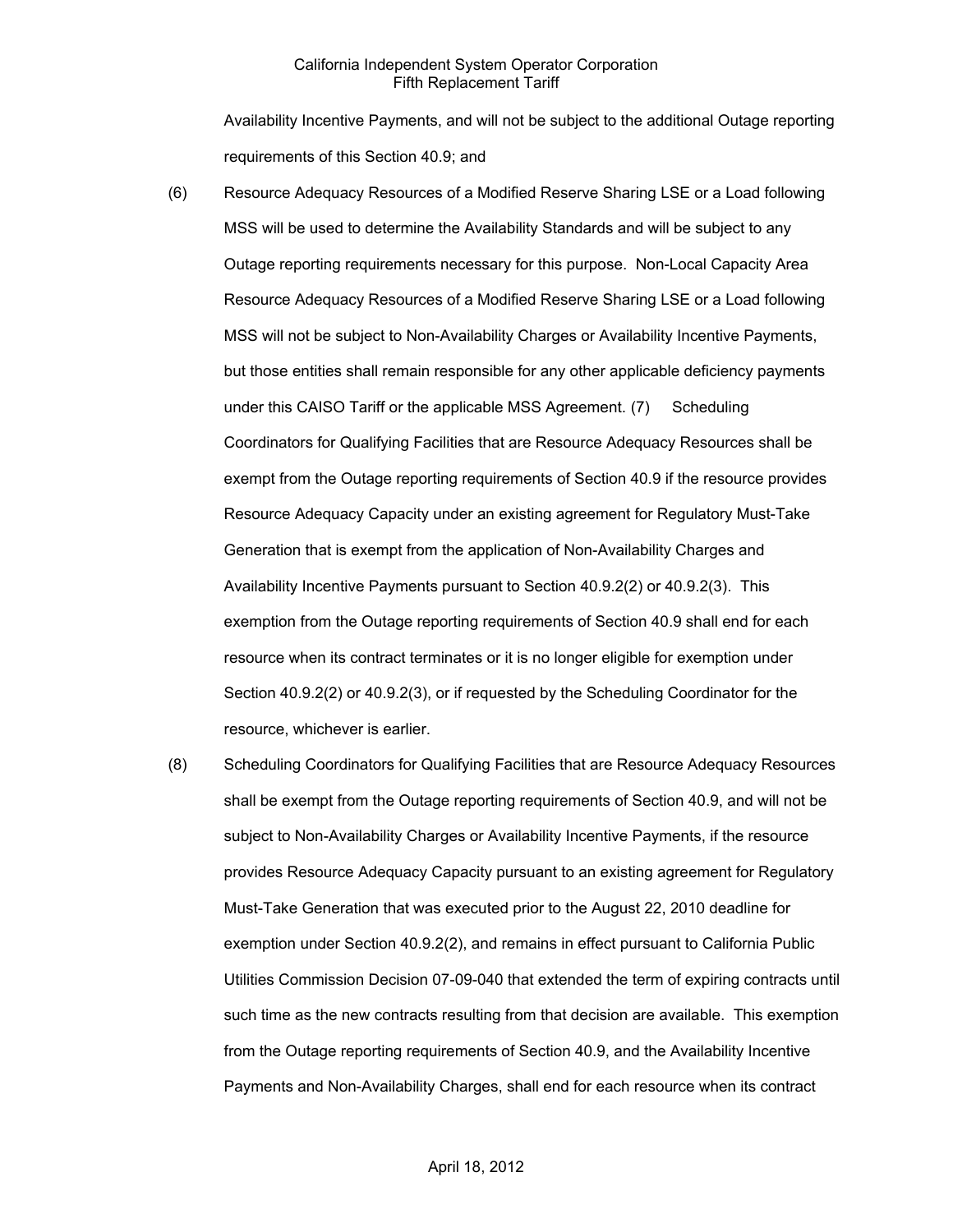Availability Incentive Payments, and will not be subject to the additional Outage reporting requirements of this Section 40.9; and

(6) Resource Adequacy Resources of a Modified Reserve Sharing LSE or a Load following MSS will be used to determine the Availability Standards and will be subject to any Outage reporting requirements necessary for this purpose. Non-Local Capacity Area Resource Adequacy Resources of a Modified Reserve Sharing LSE or a Load following MSS will not be subject to Non-Availability Charges or Availability Incentive Payments, but those entities shall remain responsible for any other applicable deficiency payments under this CAISO Tariff or the applicable MSS Agreement. (7) Scheduling Coordinators for Qualifying Facilities that are Resource Adequacy Resources shall be exempt from the Outage reporting requirements of Section 40.9 if the resource provides Resource Adequacy Capacity under an existing agreement for Regulatory Must-Take Generation that is exempt from the application of Non-Availability Charges and Availability Incentive Payments pursuant to Section 40.9.2(2) or 40.9.2(3). This exemption from the Outage reporting requirements of Section 40.9 shall end for each resource when its contract terminates or it is no longer eligible for exemption under Section 40.9.2(2) or 40.9.2(3), or if requested by the Scheduling Coordinator for the resource, whichever is earlier.

(8) Scheduling Coordinators for Qualifying Facilities that are Resource Adequacy Resources shall be exempt from the Outage reporting requirements of Section 40.9, and will not be subject to Non-Availability Charges or Availability Incentive Payments, if the resource provides Resource Adequacy Capacity pursuant to an existing agreement for Regulatory Must-Take Generation that was executed prior to the August 22, 2010 deadline for exemption under Section 40.9.2(2), and remains in effect pursuant to California Public Utilities Commission Decision 07-09-040 that extended the term of expiring contracts until such time as the new contracts resulting from that decision are available. This exemption from the Outage reporting requirements of Section 40.9, and the Availability Incentive Payments and Non-Availability Charges, shall end for each resource when its contract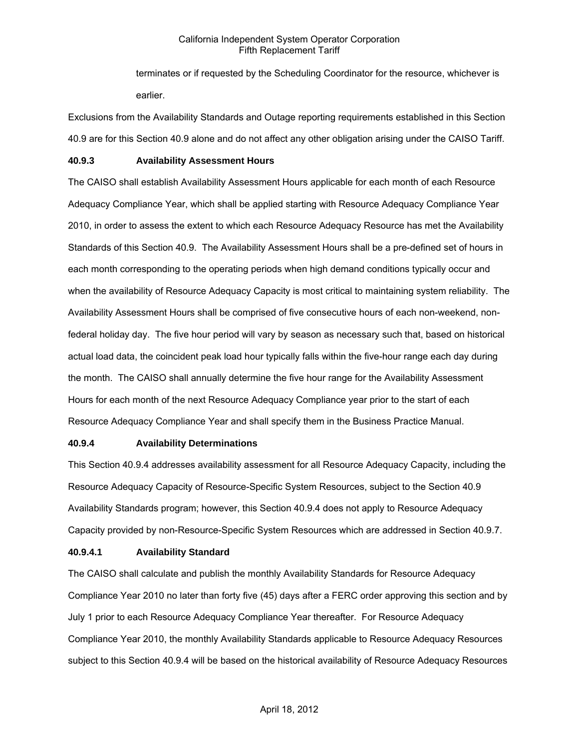terminates or if requested by the Scheduling Coordinator for the resource, whichever is earlier.

Exclusions from the Availability Standards and Outage reporting requirements established in this Section 40.9 are for this Section 40.9 alone and do not affect any other obligation arising under the CAISO Tariff.

**40.9.3 Availability Assessment Hours**

The CAISO shall establish Availability Assessment Hours applicable for each month of each Resource Adequacy Compliance Year, which shall be applied starting with Resource Adequacy Compliance Year 2010, in order to assess the extent to which each Resource Adequacy Resource has met the Availability Standards of this Section 40.9. The Availability Assessment Hours shall be a pre-defined set of hours in each month corresponding to the operating periods when high demand conditions typically occur and when the availability of Resource Adequacy Capacity is most critical to maintaining system reliability. The Availability Assessment Hours shall be comprised of five consecutive hours of each non-weekend, non-federal holiday day. The five hour period will vary by season as necessary such that, based on historical actual load data, the coincident peak load hour typically falls within the five-hour range each day during the month. The CAISO shall annually determine the five hour range for the Availability Assessment Hours for each month of the next Resource Adequacy Compliance year prior to the start of each Resource Adequacy Compliance Year and shall specify them in the Business Practice Manual.

**40.9.4 Availability Determinations**

This Section 40.9.4 addresses availability assessment for all Resource Adequacy Capacity, including the Resource Adequacy Capacity of Resource-Specific System Resources, subject to the Section 40.9 Availability Standards program; however, this Section 40.9.4 does not apply to Resource Adequacy Capacity provided by non-Resource-Specific System Resources which are addressed in Section 40.9.7.

**40.9.4.1 Availability Standard**

The CAISO shall calculate and publish the monthly Availability Standards for Resource Adequacy Compliance Year 2010 no later than forty five (45) days after a FERC order approving this section and by July 1 prior to each Resource Adequacy Compliance Year thereafter. For Resource Adequacy Compliance Year 2010, the monthly Availability Standards applicable to Resource Adequacy Resources subject to this Section 40.9.4 will be based on the historical availability of Resource Adequacy Resources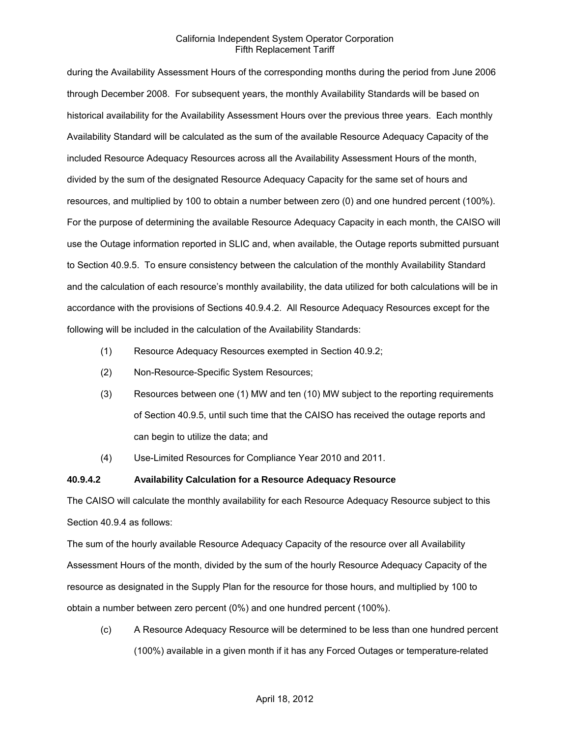during the Availability Assessment Hours of the corresponding months during the period from June 2006 through December 2008. For subsequent years, the monthly Availability Standards will be based on historical availability for the Availability Assessment Hours over the previous three years. Each monthly Availability Standard will be calculated as the sum of the available Resource Adequacy Capacity of the included Resource Adequacy Resources across all the Availability Assessment Hours of the month, divided by the sum of the designated Resource Adequacy Capacity for the same set of hours and resources, and multiplied by 100 to obtain a number between zero (0) and one hundred percent (100%). For the purpose of determining the available Resource Adequacy Capacity in each month, the CAISO will use the Outage information reported in SLIC and, when available, the Outage reports submitted pursuant to Section 40.9.5. To ensure consistency between the calculation of the monthly Availability Standard and the calculation of each resource's monthly availability, the data utilized for both calculations will be in accordance with the provisions of Sections 40.9.4.2. All Resource Adequacy Resources except for the following will be included in the calculation of the Availability Standards:

(1) Resource Adequacy Resources exempted in Section 40.9.2;

(2) Non-Resource-Specific System Resources;

(3) Resources between one (1) MW and ten (10) MW subject to the reporting requirements of Section 40.9.5, until such time that the CAISO has received the outage reports and can begin to utilize the data; and

(4) Use-Limited Resources for Compliance Year 2010 and 2011.

**40.9.4.2 Availability Calculation for a Resource Adequacy Resource**

The CAISO will calculate the monthly availability for each Resource Adequacy Resource subject to this Section 40.9.4 as follows:

The sum of the hourly available Resource Adequacy Capacity of the resource over all Availability Assessment Hours of the month, divided by the sum of the hourly Resource Adequacy Capacity of the resource as designated in the Supply Plan for the resource for those hours, and multiplied by 100 to obtain a number between zero percent (0%) and one hundred percent (100%).

(c) A Resource Adequacy Resource will be determined to be less than one hundred percent (100%) available in a given month if it has any Forced Outages or temperature-related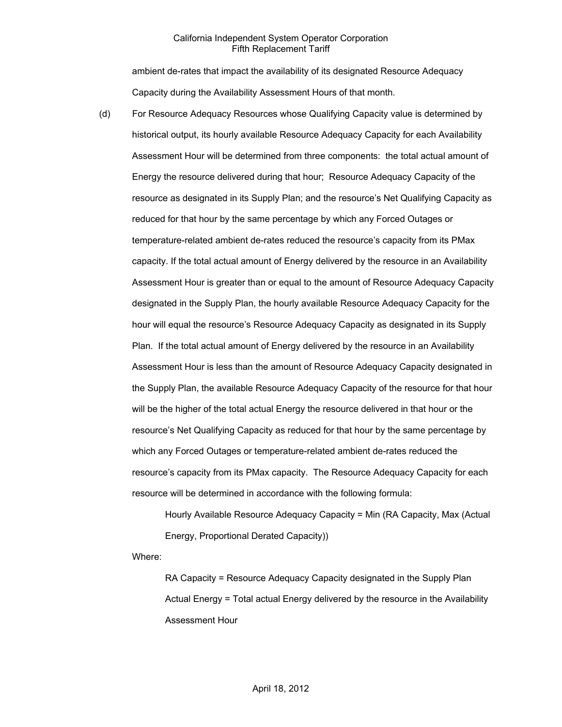ambient de-rates that impact the availability of its designated Resource Adequacy Capacity during the Availability Assessment Hours of that month.

(d) For Resource Adequacy Resources whose Qualifying Capacity value is determined by historical output, its hourly available Resource Adequacy Capacity for each Availability Assessment Hour will be determined from three components: the total actual amount of Energy the resource delivered during that hour; Resource Adequacy Capacity of the resource as designated in its Supply Plan; and the resource's Net Qualifying Capacity as reduced for that hour by the same percentage by which any Forced Outages or temperature-related ambient de-rates reduced the resource's capacity from its PMax capacity. If the total actual amount of Energy delivered by the resource in an Availability Assessment Hour is greater than or equal to the amount of Resource Adequacy Capacity designated in the Supply Plan, the hourly available Resource Adequacy Capacity for the hour will equal the resource's Resource Adequacy Capacity as designated in its Supply Plan. If the total actual amount of Energy delivered by the resource in an Availability Assessment Hour is less than the amount of Resource Adequacy Capacity designated in the Supply Plan, the available Resource Adequacy Capacity of the resource for that hour will be the higher of the total actual Energy the resource delivered in that hour or the resource's Net Qualifying Capacity as reduced for that hour by the same percentage by which any Forced Outages or temperature-related ambient de-rates reduced the resource's capacity from its PMax capacity. The Resource Adequacy Capacity for each resource will be determined in accordance with the following formula:

Hourly Available Resource Adequacy Capacity = Min (RA Capacity, Max (Actual Energy, Proportional Derated Capacity))

Where:

RA Capacity = Resource Adequacy Capacity designated in the Supply Plan

Actual Energy = Total actual Energy delivered by the resource in the Availability Assessment Hour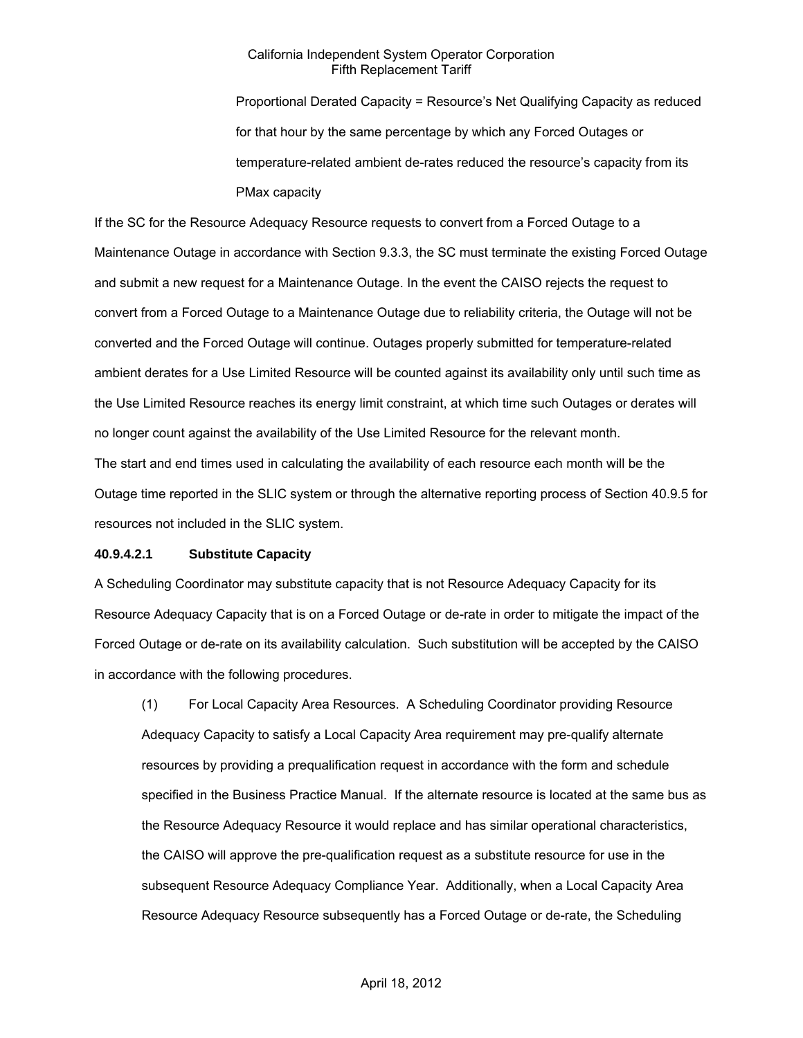Proportional Derated Capacity = Resource's Net Qualifying Capacity as reduced for that hour by the same percentage by which any Forced Outages or temperature-related ambient de-rates reduced the resource's capacity from its PMax capacity

If the SC for the Resource Adequacy Resource requests to convert from a Forced Outage to a Maintenance Outage in accordance with Section 9.3.3, the SC must terminate the existing Forced Outage and submit a new request for a Maintenance Outage. In the event the CAISO rejects the request to convert from a Forced Outage to a Maintenance Outage due to reliability criteria, the Outage will not be converted and the Forced Outage will continue. Outages properly submitted for temperature-related ambient derates for a Use Limited Resource will be counted against its availability only until such time as the Use Limited Resource reaches its energy limit constraint, at which time such Outages or derates will no longer count against the availability of the Use Limited Resource for the relevant month.

The start and end times used in calculating the availability of each resource each month will be the Outage time reported in the SLIC system or through the alternative reporting process of Section 40.9.5 for resources not included in the SLIC system.

**40.9.4.2.1 Substitute Capacity**

A Scheduling Coordinator may substitute capacity that is not Resource Adequacy Capacity for its Resource Adequacy Capacity that is on a Forced Outage or de-rate in order to mitigate the impact of the Forced Outage or de-rate on its availability calculation. Such substitution will be accepted by the CAISO in accordance with the following procedures.

(1) For Local Capacity Area Resources. A Scheduling Coordinator providing Resource Adequacy Capacity to satisfy a Local Capacity Area requirement may pre-qualify alternate resources by providing a prequalification request in accordance with the form and schedule specified in the Business Practice Manual. If the alternate resource is located at the same bus as the Resource Adequacy Resource it would replace and has similar operational characteristics, the CAISO will approve the pre-qualification request as a substitute resource for use in the subsequent Resource Adequacy Compliance Year. Additionally, when a Local Capacity Area Resource Adequacy Resource subsequently has a Forced Outage or de-rate, the Scheduling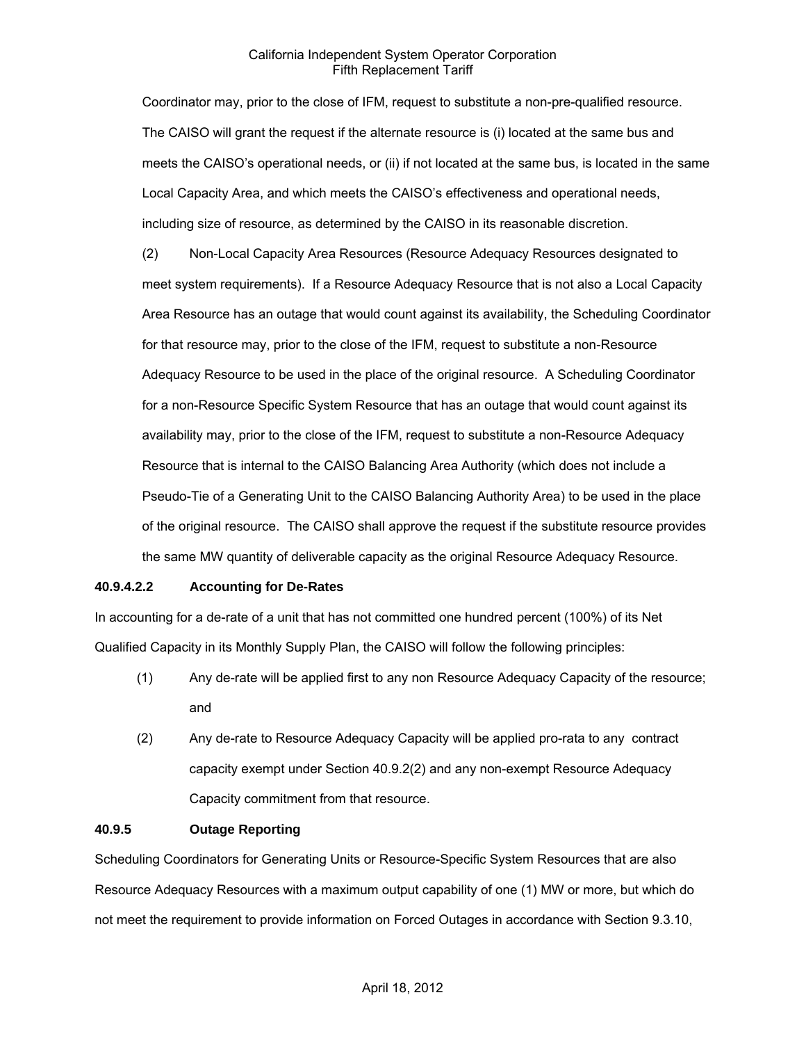Coordinator may, prior to the close of IFM, request to substitute a non-pre-qualified resource. The CAISO will grant the request if the alternate resource is (i) located at the same bus and meets the CAISO's operational needs, or (ii) if not located at the same bus, is located in the same Local Capacity Area, and which meets the CAISO's effectiveness and operational needs, including size of resource, as determined by the CAISO in its reasonable discretion.

(2) Non-Local Capacity Area Resources (Resource Adequacy Resources designated to meet system requirements). If a Resource Adequacy Resource that is not also a Local Capacity Area Resource has an outage that would count against its availability, the Scheduling Coordinator for that resource may, prior to the close of the IFM, request to substitute a non-Resource Adequacy Resource to be used in the place of the original resource. A Scheduling Coordinator for a non-Resource Specific System Resource that has an outage that would count against its availability may, prior to the close of the IFM, request to substitute a non-Resource Adequacy Resource that is internal to the CAISO Balancing Area Authority (which does not include a Pseudo-Tie of a Generating Unit to the CAISO Balancing Authority Area) to be used in the place of the original resource. The CAISO shall approve the request if the substitute resource provides the same MW quantity of deliverable capacity as the original Resource Adequacy Resource.

**40.9.4.2.2 Accounting for De-Rates**

In accounting for a de-rate of a unit that has not committed one hundred percent (100%) of its Net Qualified Capacity in its Monthly Supply Plan, the CAISO will follow the following principles:

(1) Any de-rate will be applied first to any non Resource Adequacy Capacity of the resource; and

(2) Any de-rate to Resource Adequacy Capacity will be applied pro-rata to any contract capacity exempt under Section 40.9.2(2) and any non-exempt Resource Adequacy Capacity commitment from that resource.

**40.9.5 Outage Reporting**

Scheduling Coordinators for Generating Units or Resource-Specific System Resources that are also Resource Adequacy Resources with a maximum output capability of one (1) MW or more, but which do not meet the requirement to provide information on Forced Outages in accordance with Section 9.3.10,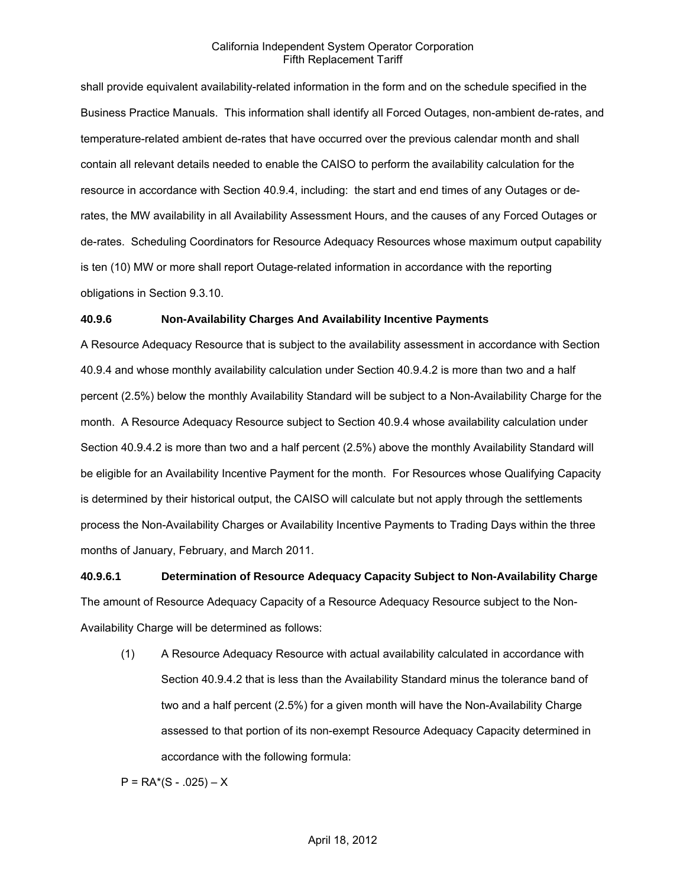shall provide equivalent availability-related information in the form and on the schedule specified in the Business Practice Manuals. This information shall identify all Forced Outages, non-ambient de-rates, and temperature-related ambient de-rates that have occurred over the previous calendar month and shall contain all relevant details needed to enable the CAISO to perform the availability calculation for the resource in accordance with Section 40.9.4, including: the start and end times of any Outages or de-rates, the MW availability in all Availability Assessment Hours, and the causes of any Forced Outages or de-rates. Scheduling Coordinators for Resource Adequacy Resources whose maximum output capability is ten (10) MW or more shall report Outage-related information in accordance with the reporting obligations in Section 9.3.10.

**40.9.6 Non-Availability Charges And Availability Incentive Payments**

A Resource Adequacy Resource that is subject to the availability assessment in accordance with Section 40.9.4 and whose monthly availability calculation under Section 40.9.4.2 is more than two and a half percent (2.5%) below the monthly Availability Standard will be subject to a Non-Availability Charge for the month. A Resource Adequacy Resource subject to Section 40.9.4 whose availability calculation under Section 40.9.4.2 is more than two and a half percent (2.5%) above the monthly Availability Standard will be eligible for an Availability Incentive Payment for the month. For Resources whose Qualifying Capacity is determined by their historical output, the CAISO will calculate but not apply through the settlements process the Non-Availability Charges or Availability Incentive Payments to Trading Days within the three months of January, February, and March 2011.

**40.9.6.1 Determination of Resource Adequacy Capacity Subject to Non-Availability Charge**

The amount of Resource Adequacy Capacity of a Resource Adequacy Resource subject to the Non-Availability Charge will be determined as follows:

(1) A Resource Adequacy Resource with actual availability calculated in accordance with Section 40.9.4.2 that is less than the Availability Standard minus the tolerance band of two and a half percent (2.5%) for a given month will have the Non-Availability Charge assessed to that portion of its non-exempt Resource Adequacy Capacity determined in accordance with the following formula:

$$P = RA*(S - .025) – X$$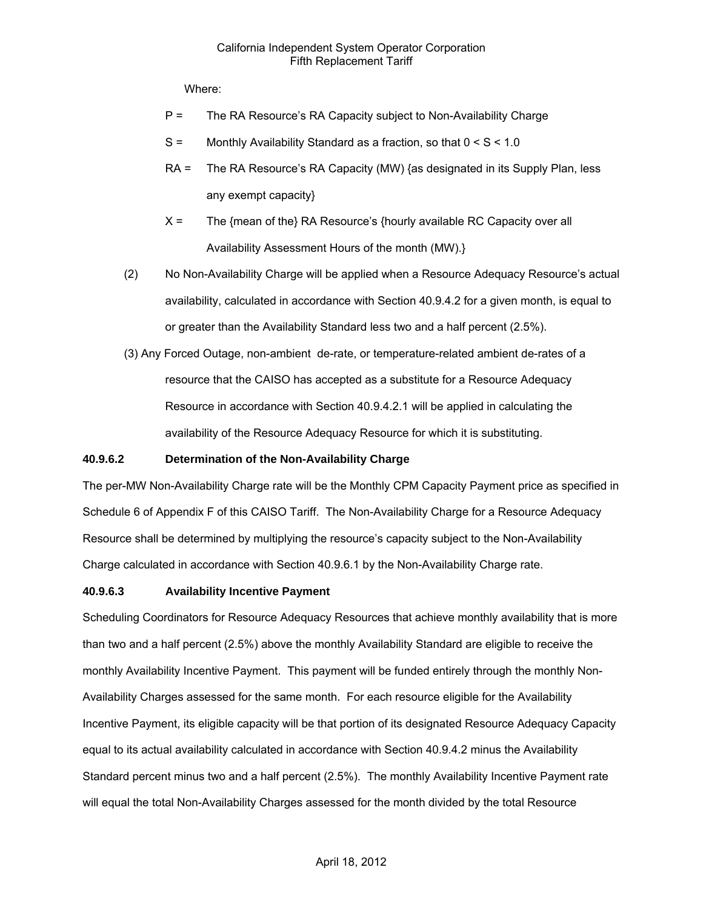Where:

P = The RA Resource's RA Capacity subject to Non-Availability Charge

S = Monthly Availability Standard as a fraction, so that $0 < S < 1.0$

RA = The RA Resource's RA Capacity (MW) {as designated in its Supply Plan, less any exempt capacity}

X = The {mean of the} RA Resource's {hourly available RC Capacity over all Availability Assessment Hours of the month (MW).}

(2) No Non-Availability Charge will be applied when a Resource Adequacy Resource's actual availability, calculated in accordance with Section 40.9.4.2 for a given month, is equal to or greater than the Availability Standard less two and a half percent (2.5%).

(3) Any Forced Outage, non-ambient de-rate, or temperature-related ambient de-rates of a resource that the CAISO has accepted as a substitute for a Resource Adequacy Resource in accordance with Section 40.9.4.2.1 will be applied in calculating the availability of the Resource Adequacy Resource for which it is substituting.

**40.9.6.2 Determination of the Non-Availability Charge**

The per-MW Non-Availability Charge rate will be the Monthly CPM Capacity Payment price as specified in Schedule 6 of Appendix F of this CAISO Tariff. The Non-Availability Charge for a Resource Adequacy Resource shall be determined by multiplying the resource's capacity subject to the Non-Availability Charge calculated in accordance with Section 40.9.6.1 by the Non-Availability Charge rate.

**40.9.6.3 Availability Incentive Payment**

Scheduling Coordinators for Resource Adequacy Resources that achieve monthly availability that is more than two and a half percent (2.5%) above the monthly Availability Standard are eligible to receive the monthly Availability Incentive Payment. This payment will be funded entirely through the monthly Non-Availability Charges assessed for the same month. For each resource eligible for the Availability Incentive Payment, its eligible capacity will be that portion of its designated Resource Adequacy Capacity equal to its actual availability calculated in accordance with Section 40.9.4.2 minus the Availability Standard percent minus two and a half percent (2.5%). The monthly Availability Incentive Payment rate will equal the total Non-Availability Charges assessed for the month divided by the total Resource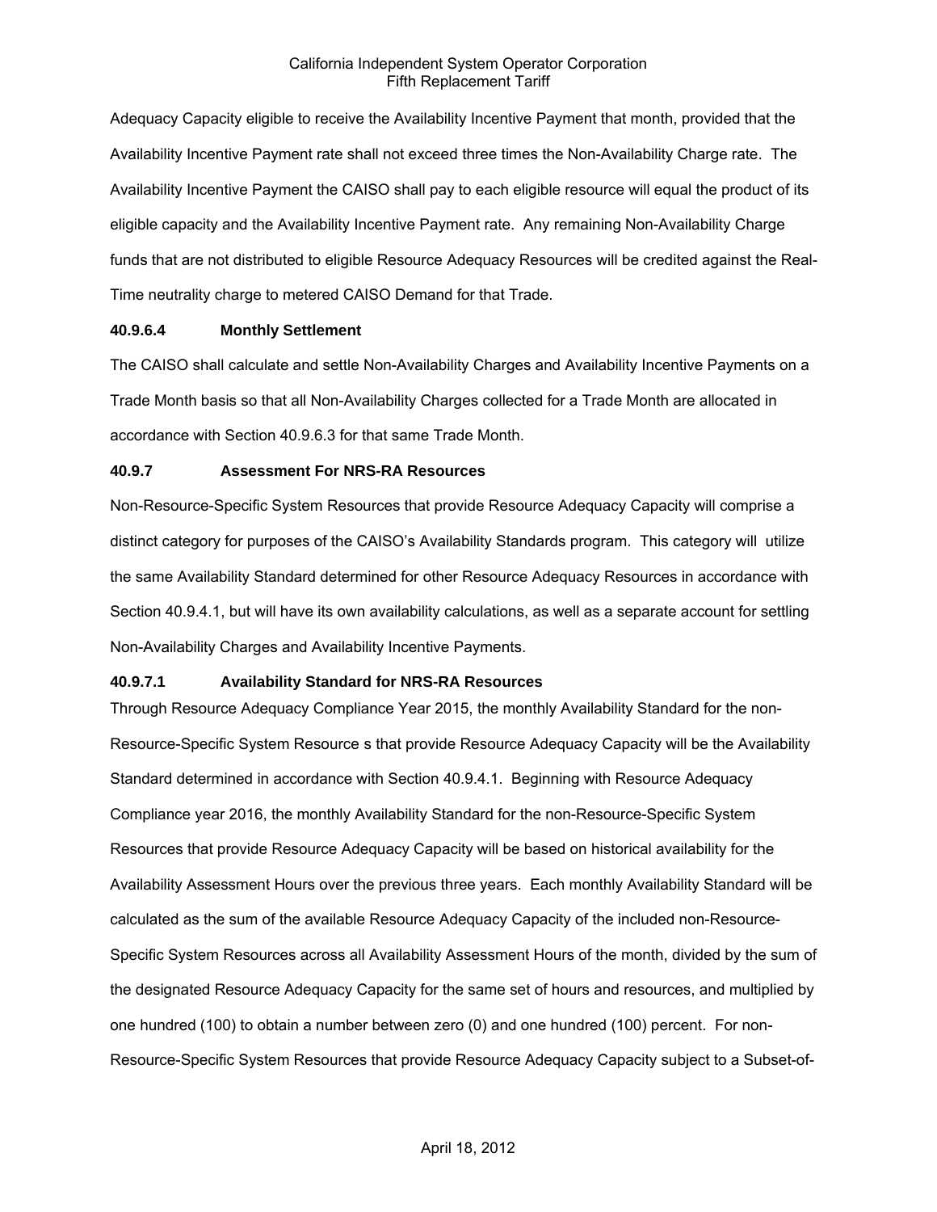Adequacy Capacity eligible to receive the Availability Incentive Payment that month, provided that the Availability Incentive Payment rate shall not exceed three times the Non-Availability Charge rate. The Availability Incentive Payment the CAISO shall pay to each eligible resource will equal the product of its eligible capacity and the Availability Incentive Payment rate. Any remaining Non-Availability Charge funds that are not distributed to eligible Resource Adequacy Resources will be credited against the Real-Time neutrality charge to metered CAISO Demand for that Trade.

**40.9.6.4 Monthly Settlement**

The CAISO shall calculate and settle Non-Availability Charges and Availability Incentive Payments on a Trade Month basis so that all Non-Availability Charges collected for a Trade Month are allocated in accordance with Section 40.9.6.3 for that same Trade Month.

**40.9.7 Assessment For NRS-RA Resources**

Non-Resource-Specific System Resources that provide Resource Adequacy Capacity will comprise a distinct category for purposes of the CAISO's Availability Standards program. This category will utilize the same Availability Standard determined for other Resource Adequacy Resources in accordance with Section 40.9.4.1, but will have its own availability calculations, as well as a separate account for settling Non-Availability Charges and Availability Incentive Payments.

**40.9.7.1 Availability Standard for NRS-RA Resources**

Through Resource Adequacy Compliance Year 2015, the monthly Availability Standard for the non-Resource-Specific System Resource s that provide Resource Adequacy Capacity will be the Availability Standard determined in accordance with Section 40.9.4.1. Beginning with Resource Adequacy Compliance year 2016, the monthly Availability Standard for the non-Resource-Specific System Resources that provide Resource Adequacy Capacity will be based on historical availability for the Availability Assessment Hours over the previous three years. Each monthly Availability Standard will be calculated as the sum of the available Resource Adequacy Capacity of the included non-Resource-Specific System Resources across all Availability Assessment Hours of the month, divided by the sum of the designated Resource Adequacy Capacity for the same set of hours and resources, and multiplied by one hundred (100) to obtain a number between zero (0) and one hundred (100) percent. For non-Resource-Specific System Resources that provide Resource Adequacy Capacity subject to a Subset-of-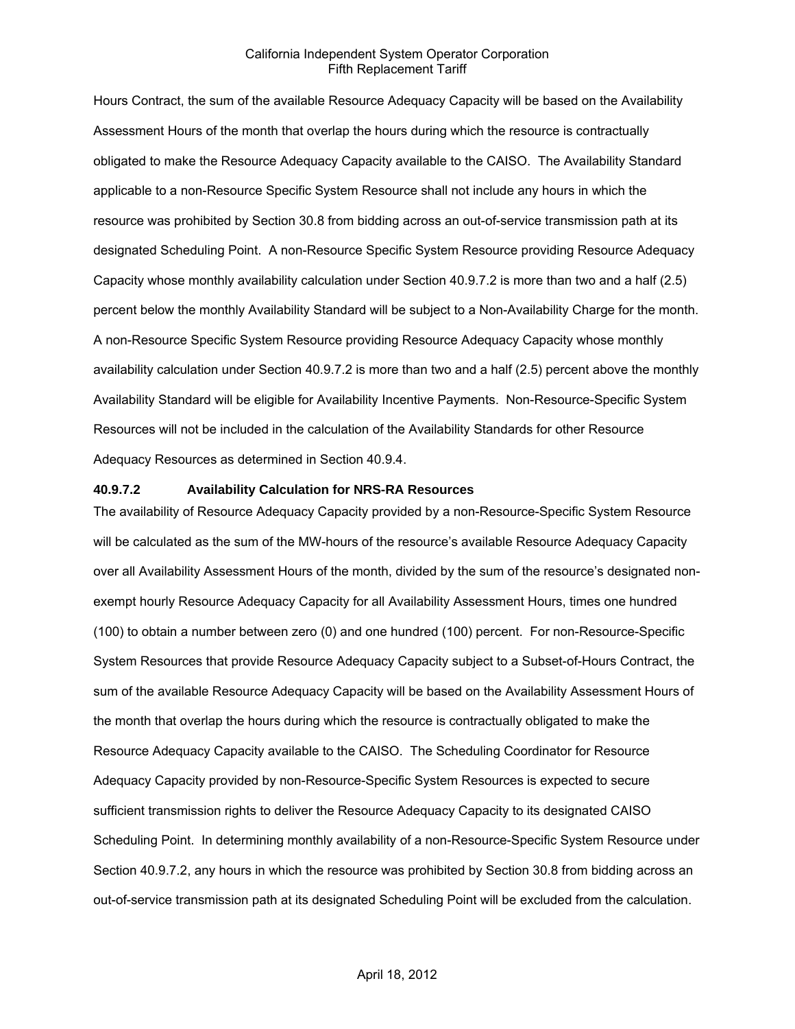Hours Contract, the sum of the available Resource Adequacy Capacity will be based on the Availability Assessment Hours of the month that overlap the hours during which the resource is contractually obligated to make the Resource Adequacy Capacity available to the CAISO. The Availability Standard applicable to a non-Resource Specific System Resource shall not include any hours in which the resource was prohibited by Section 30.8 from bidding across an out-of-service transmission path at its designated Scheduling Point. A non-Resource Specific System Resource providing Resource Adequacy Capacity whose monthly availability calculation under Section 40.9.7.2 is more than two and a half (2.5) percent below the monthly Availability Standard will be subject to a Non-Availability Charge for the month. A non-Resource Specific System Resource providing Resource Adequacy Capacity whose monthly availability calculation under Section 40.9.7.2 is more than two and a half (2.5) percent above the monthly Availability Standard will be eligible for Availability Incentive Payments. Non-Resource-Specific System Resources will not be included in the calculation of the Availability Standards for other Resource Adequacy Resources as determined in Section 40.9.4.

**40.9.7.2 Availability Calculation for NRS-RA Resources**

The availability of Resource Adequacy Capacity provided by a non-Resource-Specific System Resource will be calculated as the sum of the MW-hours of the resource's available Resource Adequacy Capacity over all Availability Assessment Hours of the month, divided by the sum of the resource's designated non-exempt hourly Resource Adequacy Capacity for all Availability Assessment Hours, times one hundred (100) to obtain a number between zero (0) and one hundred (100) percent. For non-Resource-Specific System Resources that provide Resource Adequacy Capacity subject to a Subset-of-Hours Contract, the sum of the available Resource Adequacy Capacity will be based on the Availability Assessment Hours of the month that overlap the hours during which the resource is contractually obligated to make the Resource Adequacy Capacity available to the CAISO. The Scheduling Coordinator for Resource Adequacy Capacity provided by non-Resource-Specific System Resources is expected to secure sufficient transmission rights to deliver the Resource Adequacy Capacity to its designated CAISO Scheduling Point. In determining monthly availability of a non-Resource-Specific System Resource under Section 40.9.7.2, any hours in which the resource was prohibited by Section 30.8 from bidding across an out-of-service transmission path at its designated Scheduling Point will be excluded from the calculation.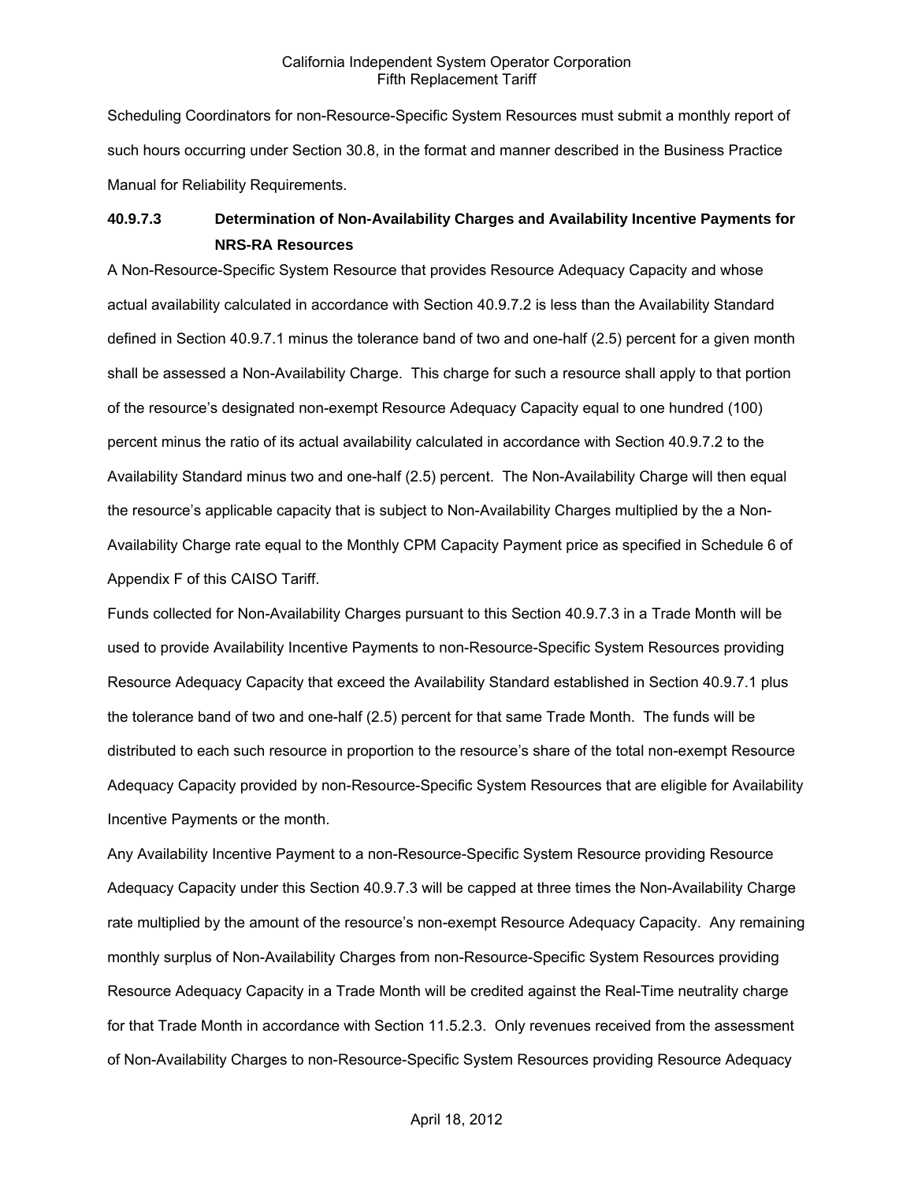Scheduling Coordinators for non-Resource-Specific System Resources must submit a monthly report of such hours occurring under Section 30.8, in the format and manner described in the Business Practice Manual for Reliability Requirements.

### 40.9.7.3 Determination of Non-Availability Charges and Availability Incentive Payments for NRS-RA Resources

A Non-Resource-Specific System Resource that provides Resource Adequacy Capacity and whose actual availability calculated in accordance with Section 40.9.7.2 is less than the Availability Standard defined in Section 40.9.7.1 minus the tolerance band of two and one-half (2.5) percent for a given month shall be assessed a Non-Availability Charge. This charge for such a resource shall apply to that portion of the resource's designated non-exempt Resource Adequacy Capacity equal to one hundred (100) percent minus the ratio of its actual availability calculated in accordance with Section 40.9.7.2 to the Availability Standard minus two and one-half (2.5) percent. The Non-Availability Charge will then equal the resource's applicable capacity that is subject to Non-Availability Charges multiplied by the a Non-Availability Charge rate equal to the Monthly CPM Capacity Payment price as specified in Schedule 6 of Appendix F of this CAISO Tariff.

Funds collected for Non-Availability Charges pursuant to this Section 40.9.7.3 in a Trade Month will be used to provide Availability Incentive Payments to non-Resource-Specific System Resources providing Resource Adequacy Capacity that exceed the Availability Standard established in Section 40.9.7.1 plus the tolerance band of two and one-half (2.5) percent for that same Trade Month. The funds will be distributed to each such resource in proportion to the resource's share of the total non-exempt Resource Adequacy Capacity provided by non-Resource-Specific System Resources that are eligible for Availability Incentive Payments or the month.

Any Availability Incentive Payment to a non-Resource-Specific System Resource providing Resource Adequacy Capacity under this Section 40.9.7.3 will be capped at three times the Non-Availability Charge rate multiplied by the amount of the resource's non-exempt Resource Adequacy Capacity. Any remaining monthly surplus of Non-Availability Charges from non-Resource-Specific System Resources providing Resource Adequacy Capacity in a Trade Month will be credited against the Real-Time neutrality charge for that Trade Month in accordance with Section 11.5.2.3. Only revenues received from the assessment of Non-Availability Charges to non-Resource-Specific System Resources providing Resource Adequacy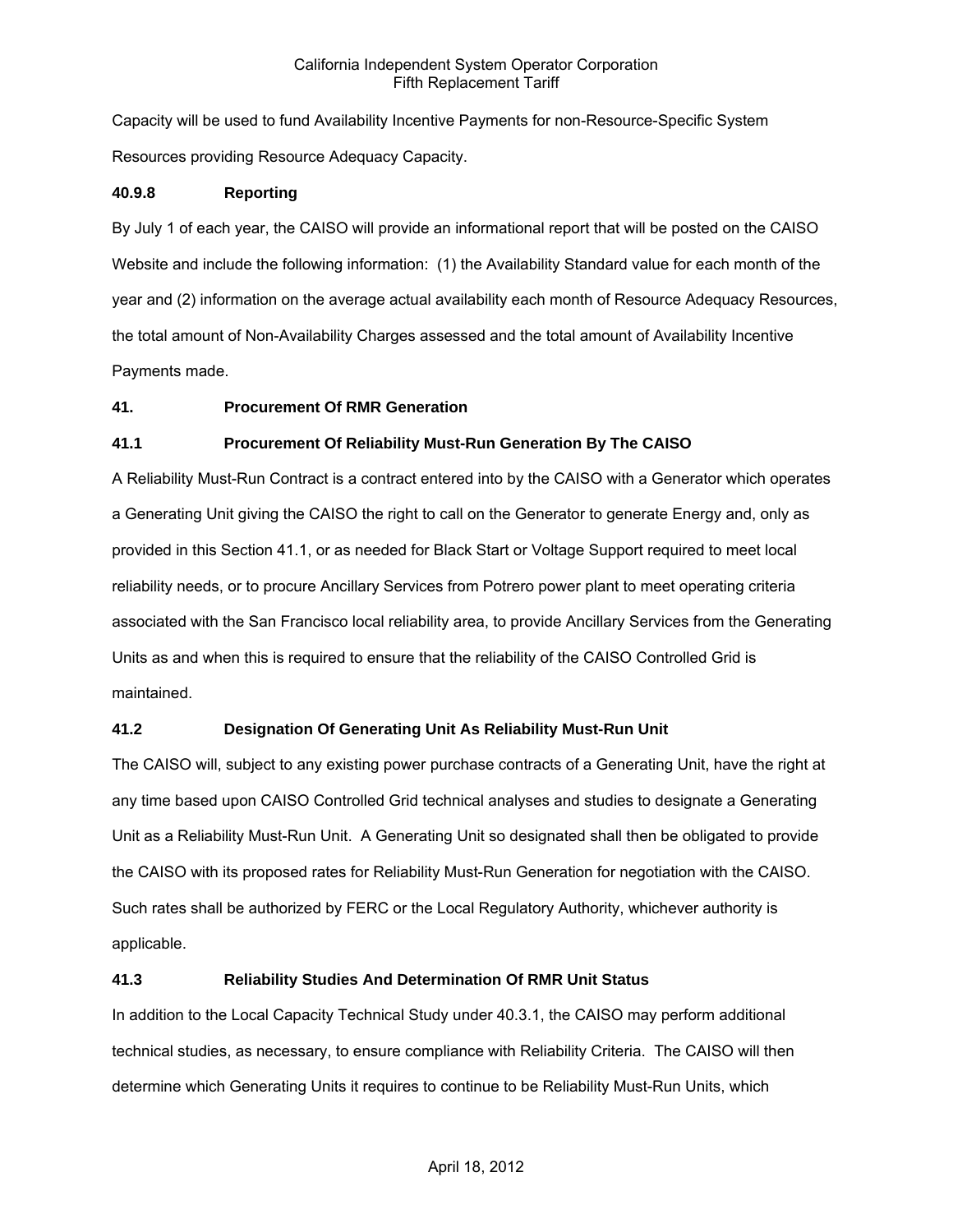Capacity will be used to fund Availability Incentive Payments for non-Resource-Specific System Resources providing Resource Adequacy Capacity.

### 40.9.8 Reporting

By July 1 of each year, the CAISO will provide an informational report that will be posted on the CAISO Website and include the following information: (1) the Availability Standard value for each month of the year and (2) information on the average actual availability each month of Resource Adequacy Resources, the total amount of Non-Availability Charges assessed and the total amount of Availability Incentive Payments made.

## 41. Procurement Of RMR Generation

### 41.1 Procurement Of Reliability Must-Run Generation By The CAISO

A Reliability Must-Run Contract is a contract entered into by the CAISO with a Generator which operates a Generating Unit giving the CAISO the right to call on the Generator to generate Energy and, only as provided in this Section 41.1, or as needed for Black Start or Voltage Support required to meet local reliability needs, or to procure Ancillary Services from Potrero power plant to meet operating criteria associated with the San Francisco local reliability area, to provide Ancillary Services from the Generating Units as and when this is required to ensure that the reliability of the CAISO Controlled Grid is maintained.

### 41.2 Designation Of Generating Unit As Reliability Must-Run Unit

The CAISO will, subject to any existing power purchase contracts of a Generating Unit, have the right at any time based upon CAISO Controlled Grid technical analyses and studies to designate a Generating Unit as a Reliability Must-Run Unit. A Generating Unit so designated shall then be obligated to provide the CAISO with its proposed rates for Reliability Must-Run Generation for negotiation with the CAISO. Such rates shall be authorized by FERC or the Local Regulatory Authority, whichever authority is applicable.

### 41.3 Reliability Studies And Determination Of RMR Unit Status

In addition to the Local Capacity Technical Study under 40.3.1, the CAISO may perform additional technical studies, as necessary, to ensure compliance with Reliability Criteria. The CAISO will then determine which Generating Units it requires to continue to be Reliability Must-Run Units, which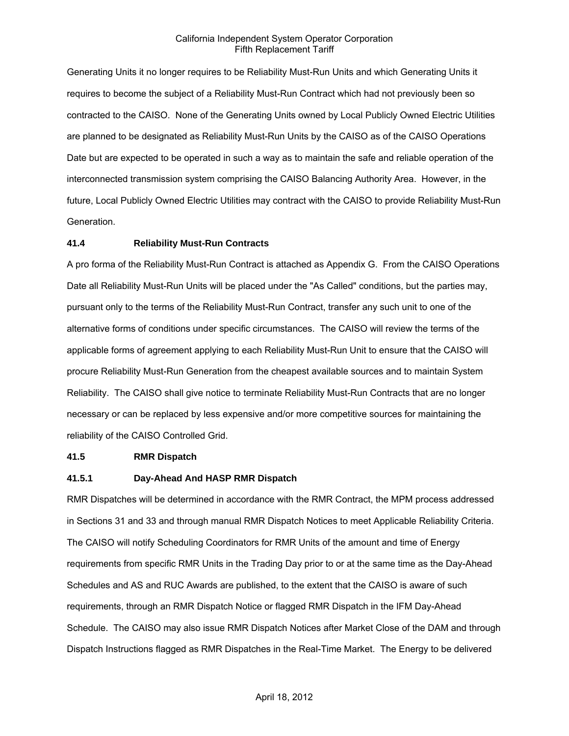Generating Units it no longer requires to be Reliability Must-Run Units and which Generating Units it requires to become the subject of a Reliability Must-Run Contract which had not previously been so contracted to the CAISO. None of the Generating Units owned by Local Publicly Owned Electric Utilities are planned to be designated as Reliability Must-Run Units by the CAISO as of the CAISO Operations Date but are expected to be operated in such a way as to maintain the safe and reliable operation of the interconnected transmission system comprising the CAISO Balancing Authority Area. However, in the future, Local Publicly Owned Electric Utilities may contract with the CAISO to provide Reliability Must-Run Generation.

**41.4 Reliability Must-Run Contracts**

A pro forma of the Reliability Must-Run Contract is attached as Appendix G. From the CAISO Operations Date all Reliability Must-Run Units will be placed under the "As Called" conditions, but the parties may, pursuant only to the terms of the Reliability Must-Run Contract, transfer any such unit to one of the alternative forms of conditions under specific circumstances. The CAISO will review the terms of the applicable forms of agreement applying to each Reliability Must-Run Unit to ensure that the CAISO will procure Reliability Must-Run Generation from the cheapest available sources and to maintain System Reliability. The CAISO shall give notice to terminate Reliability Must-Run Contracts that are no longer necessary or can be replaced by less expensive and/or more competitive sources for maintaining the reliability of the CAISO Controlled Grid.

**41.5 RMR Dispatch**

**41.5.1 Day-Ahead And HASP RMR Dispatch**

RMR Dispatches will be determined in accordance with the RMR Contract, the MPM process addressed in Sections 31 and 33 and through manual RMR Dispatch Notices to meet Applicable Reliability Criteria. The CAISO will notify Scheduling Coordinators for RMR Units of the amount and time of Energy requirements from specific RMR Units in the Trading Day prior to or at the same time as the Day-Ahead Schedules and AS and RUC Awards are published, to the extent that the CAISO is aware of such requirements, through an RMR Dispatch Notice or flagged RMR Dispatch in the IFM Day-Ahead Schedule. The CAISO may also issue RMR Dispatch Notices after Market Close of the DAM and through Dispatch Instructions flagged as RMR Dispatches in the Real-Time Market. The Energy to be delivered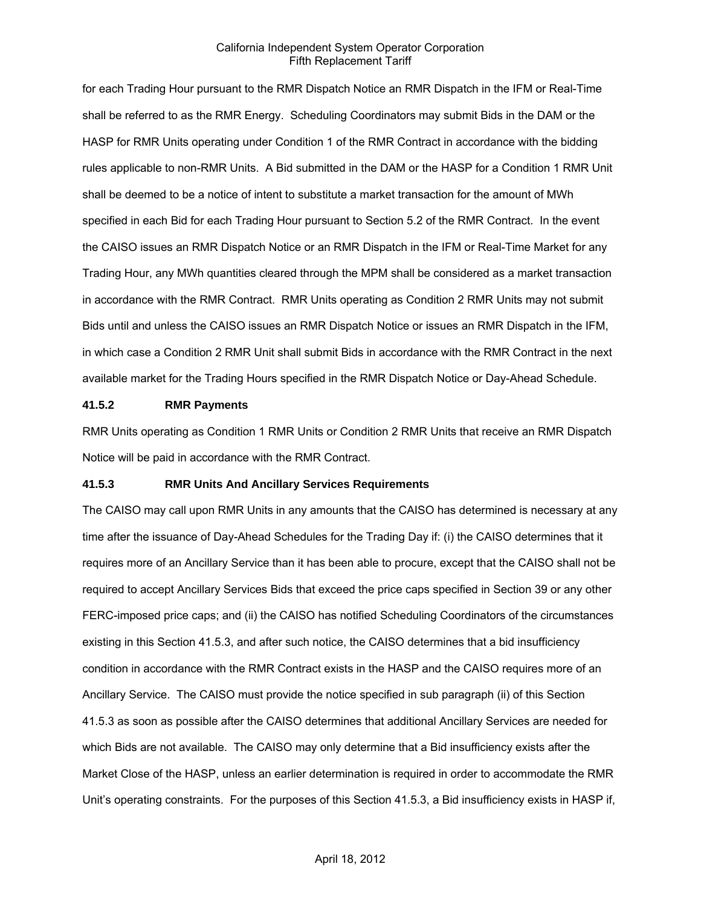for each Trading Hour pursuant to the RMR Dispatch Notice an RMR Dispatch in the IFM or Real-Time shall be referred to as the RMR Energy. Scheduling Coordinators may submit Bids in the DAM or the HASP for RMR Units operating under Condition 1 of the RMR Contract in accordance with the bidding rules applicable to non-RMR Units. A Bid submitted in the DAM or the HASP for a Condition 1 RMR Unit shall be deemed to be a notice of intent to substitute a market transaction for the amount of MWh specified in each Bid for each Trading Hour pursuant to Section 5.2 of the RMR Contract. In the event the CAISO issues an RMR Dispatch Notice or an RMR Dispatch in the IFM or Real-Time Market for any Trading Hour, any MWh quantities cleared through the MPM shall be considered as a market transaction in accordance with the RMR Contract. RMR Units operating as Condition 2 RMR Units may not submit Bids until and unless the CAISO issues an RMR Dispatch Notice or issues an RMR Dispatch in the IFM, in which case a Condition 2 RMR Unit shall submit Bids in accordance with the RMR Contract in the next available market for the Trading Hours specified in the RMR Dispatch Notice or Day-Ahead Schedule.

**41.5.2 RMR Payments**

RMR Units operating as Condition 1 RMR Units or Condition 2 RMR Units that receive an RMR Dispatch Notice will be paid in accordance with the RMR Contract.

**41.5.3 RMR Units And Ancillary Services Requirements**

The CAISO may call upon RMR Units in any amounts that the CAISO has determined is necessary at any time after the issuance of Day-Ahead Schedules for the Trading Day if: (i) the CAISO determines that it requires more of an Ancillary Service than it has been able to procure, except that the CAISO shall not be required to accept Ancillary Services Bids that exceed the price caps specified in Section 39 or any other FERC-imposed price caps; and (ii) the CAISO has notified Scheduling Coordinators of the circumstances existing in this Section 41.5.3, and after such notice, the CAISO determines that a bid insufficiency condition in accordance with the RMR Contract exists in the HASP and the CAISO requires more of an Ancillary Service. The CAISO must provide the notice specified in sub paragraph (ii) of this Section 41.5.3 as soon as possible after the CAISO determines that additional Ancillary Services are needed for which Bids are not available. The CAISO may only determine that a Bid insufficiency exists after the Market Close of the HASP, unless an earlier determination is required in order to accommodate the RMR Unit's operating constraints. For the purposes of this Section 41.5.3, a Bid insufficiency exists in HASP if,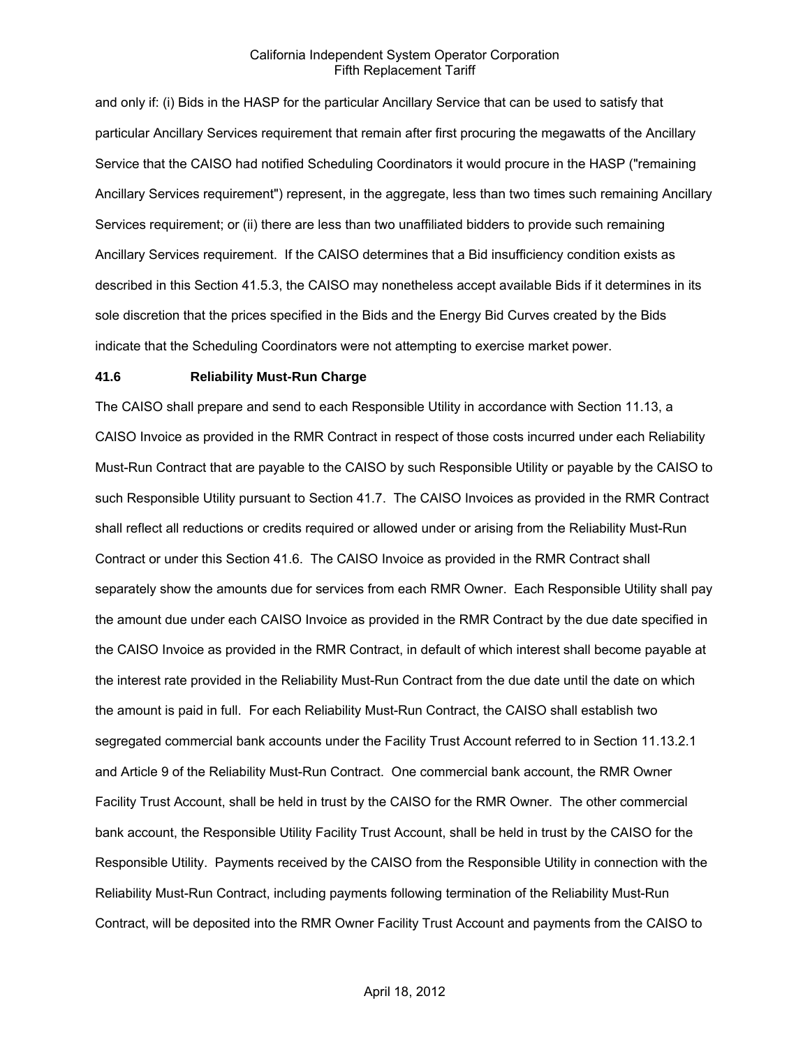and only if: (i) Bids in the HASP for the particular Ancillary Service that can be used to satisfy that particular Ancillary Services requirement that remain after first procuring the megawatts of the Ancillary Service that the CAISO had notified Scheduling Coordinators it would procure in the HASP ("remaining Ancillary Services requirement") represent, in the aggregate, less than two times such remaining Ancillary Services requirement; or (ii) there are less than two unaffiliated bidders to provide such remaining Ancillary Services requirement. If the CAISO determines that a Bid insufficiency condition exists as described in this Section 41.5.3, the CAISO may nonetheless accept available Bids if it determines in its sole discretion that the prices specified in the Bids and the Energy Bid Curves created by the Bids indicate that the Scheduling Coordinators were not attempting to exercise market power.

**41.6 Reliability Must-Run Charge**

The CAISO shall prepare and send to each Responsible Utility in accordance with Section 11.13, a CAISO Invoice as provided in the RMR Contract in respect of those costs incurred under each Reliability Must-Run Contract that are payable to the CAISO by such Responsible Utility or payable by the CAISO to such Responsible Utility pursuant to Section 41.7. The CAISO Invoices as provided in the RMR Contract shall reflect all reductions or credits required or allowed under or arising from the Reliability Must-Run Contract or under this Section 41.6. The CAISO Invoice as provided in the RMR Contract shall separately show the amounts due for services from each RMR Owner. Each Responsible Utility shall pay the amount due under each CAISO Invoice as provided in the RMR Contract by the due date specified in the CAISO Invoice as provided in the RMR Contract, in default of which interest shall become payable at the interest rate provided in the Reliability Must-Run Contract from the due date until the date on which the amount is paid in full. For each Reliability Must-Run Contract, the CAISO shall establish two segregated commercial bank accounts under the Facility Trust Account referred to in Section 11.13.2.1 and Article 9 of the Reliability Must-Run Contract. One commercial bank account, the RMR Owner Facility Trust Account, shall be held in trust by the CAISO for the RMR Owner. The other commercial bank account, the Responsible Utility Facility Trust Account, shall be held in trust by the CAISO for the Responsible Utility. Payments received by the CAISO from the Responsible Utility in connection with the Reliability Must-Run Contract, including payments following termination of the Reliability Must-Run Contract, will be deposited into the RMR Owner Facility Trust Account and payments from the CAISO to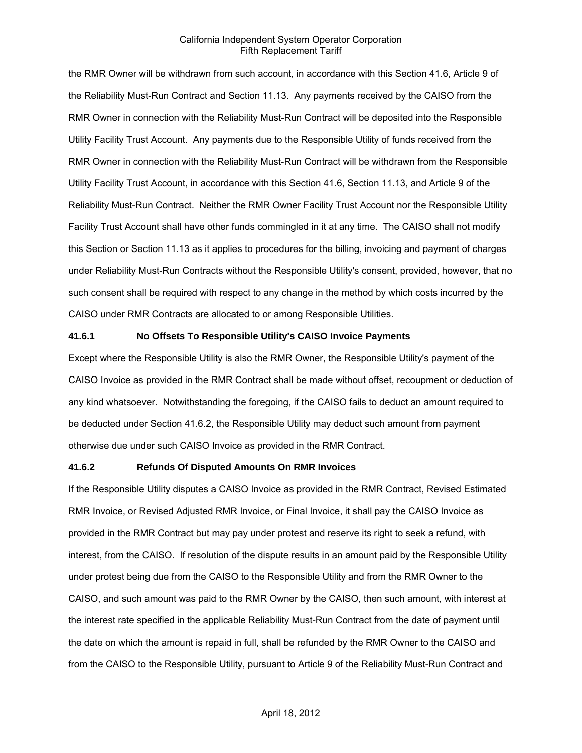the RMR Owner will be withdrawn from such account, in accordance with this Section 41.6, Article 9 of the Reliability Must-Run Contract and Section 11.13. Any payments received by the CAISO from the RMR Owner in connection with the Reliability Must-Run Contract will be deposited into the Responsible Utility Facility Trust Account. Any payments due to the Responsible Utility of funds received from the RMR Owner in connection with the Reliability Must-Run Contract will be withdrawn from the Responsible Utility Facility Trust Account, in accordance with this Section 41.6, Section 11.13, and Article 9 of the Reliability Must-Run Contract. Neither the RMR Owner Facility Trust Account nor the Responsible Utility Facility Trust Account shall have other funds commingled in it at any time. The CAISO shall not modify this Section or Section 11.13 as it applies to procedures for the billing, invoicing and payment of charges under Reliability Must-Run Contracts without the Responsible Utility's consent, provided, however, that no such consent shall be required with respect to any change in the method by which costs incurred by the CAISO under RMR Contracts are allocated to or among Responsible Utilities.

### 41.6.1 No Offsets To Responsible Utility's CAISO Invoice Payments

Except where the Responsible Utility is also the RMR Owner, the Responsible Utility's payment of the CAISO Invoice as provided in the RMR Contract shall be made without offset, recoupment or deduction of any kind whatsoever. Notwithstanding the foregoing, if the CAISO fails to deduct an amount required to be deducted under Section 41.6.2, the Responsible Utility may deduct such amount from payment otherwise due under such CAISO Invoice as provided in the RMR Contract.

### 41.6.2 Refunds Of Disputed Amounts On RMR Invoices

If the Responsible Utility disputes a CAISO Invoice as provided in the RMR Contract, Revised Estimated RMR Invoice, or Revised Adjusted RMR Invoice, or Final Invoice, it shall pay the CAISO Invoice as provided in the RMR Contract but may pay under protest and reserve its right to seek a refund, with interest, from the CAISO. If resolution of the dispute results in an amount paid by the Responsible Utility under protest being due from the CAISO to the Responsible Utility and from the RMR Owner to the CAISO, and such amount was paid to the RMR Owner by the CAISO, then such amount, with interest at the interest rate specified in the applicable Reliability Must-Run Contract from the date of payment until the date on which the amount is repaid in full, shall be refunded by the RMR Owner to the CAISO and from the CAISO to the Responsible Utility, pursuant to Article 9 of the Reliability Must-Run Contract and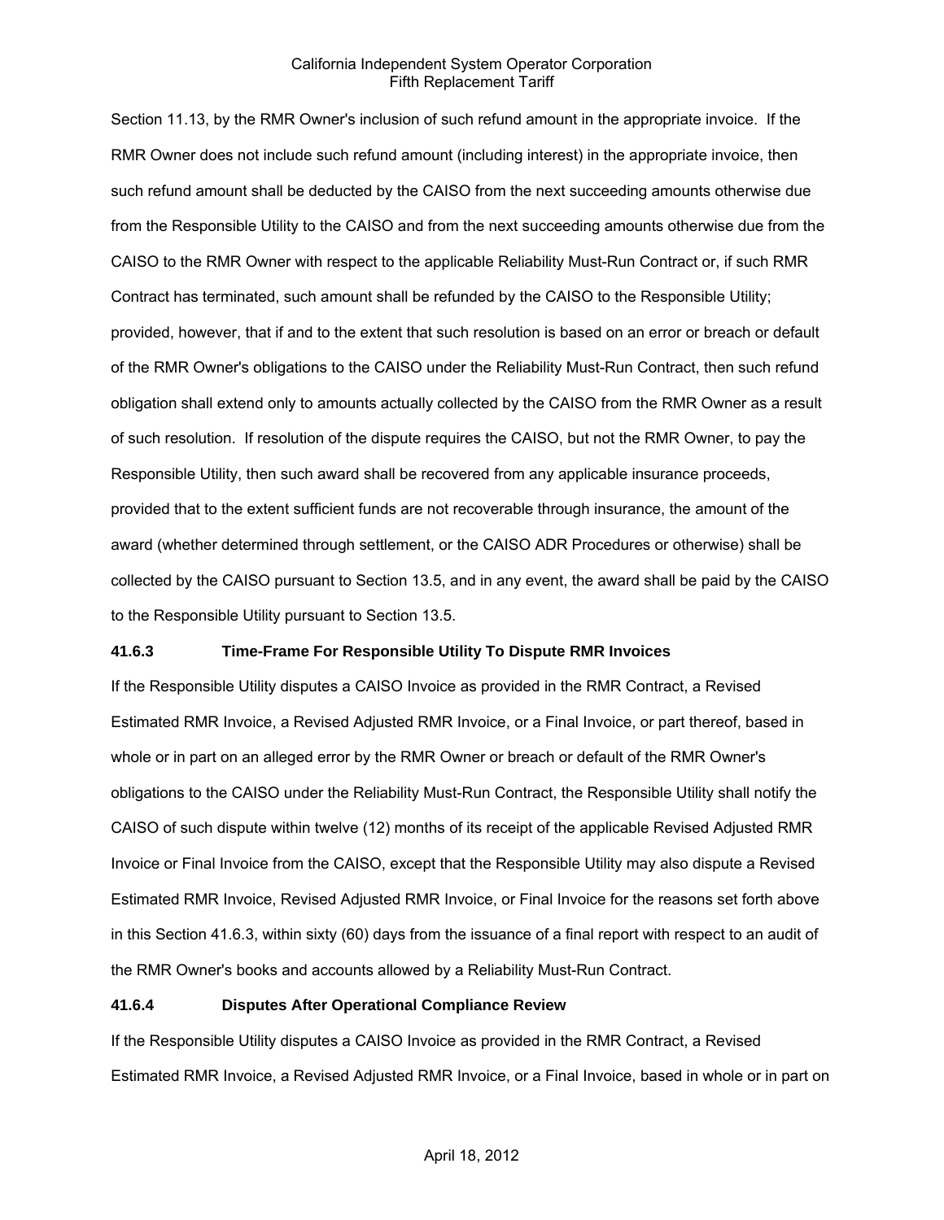Section 11.13, by the RMR Owner's inclusion of such refund amount in the appropriate invoice. If the RMR Owner does not include such refund amount (including interest) in the appropriate invoice, then such refund amount shall be deducted by the CAISO from the next succeeding amounts otherwise due from the Responsible Utility to the CAISO and from the next succeeding amounts otherwise due from the CAISO to the RMR Owner with respect to the applicable Reliability Must-Run Contract or, if such RMR Contract has terminated, such amount shall be refunded by the CAISO to the Responsible Utility; provided, however, that if and to the extent that such resolution is based on an error or breach or default of the RMR Owner's obligations to the CAISO under the Reliability Must-Run Contract, then such refund obligation shall extend only to amounts actually collected by the CAISO from the RMR Owner as a result of such resolution. If resolution of the dispute requires the CAISO, but not the RMR Owner, to pay the Responsible Utility, then such award shall be recovered from any applicable insurance proceeds, provided that to the extent sufficient funds are not recoverable through insurance, the amount of the award (whether determined through settlement, or the CAISO ADR Procedures or otherwise) shall be collected by the CAISO pursuant to Section 13.5, and in any event, the award shall be paid by the CAISO to the Responsible Utility pursuant to Section 13.5.

**41.6.3 Time-Frame For Responsible Utility To Dispute RMR Invoices**

If the Responsible Utility disputes a CAISO Invoice as provided in the RMR Contract, a Revised Estimated RMR Invoice, a Revised Adjusted RMR Invoice, or a Final Invoice, or part thereof, based in whole or in part on an alleged error by the RMR Owner or breach or default of the RMR Owner's obligations to the CAISO under the Reliability Must-Run Contract, the Responsible Utility shall notify the CAISO of such dispute within twelve (12) months of its receipt of the applicable Revised Adjusted RMR Invoice or Final Invoice from the CAISO, except that the Responsible Utility may also dispute a Revised Estimated RMR Invoice, Revised Adjusted RMR Invoice, or Final Invoice for the reasons set forth above in this Section 41.6.3, within sixty (60) days from the issuance of a final report with respect to an audit of the RMR Owner's books and accounts allowed by a Reliability Must-Run Contract.

**41.6.4 Disputes After Operational Compliance Review**

If the Responsible Utility disputes a CAISO Invoice as provided in the RMR Contract, a Revised Estimated RMR Invoice, a Revised Adjusted RMR Invoice, or a Final Invoice, based in whole or in part on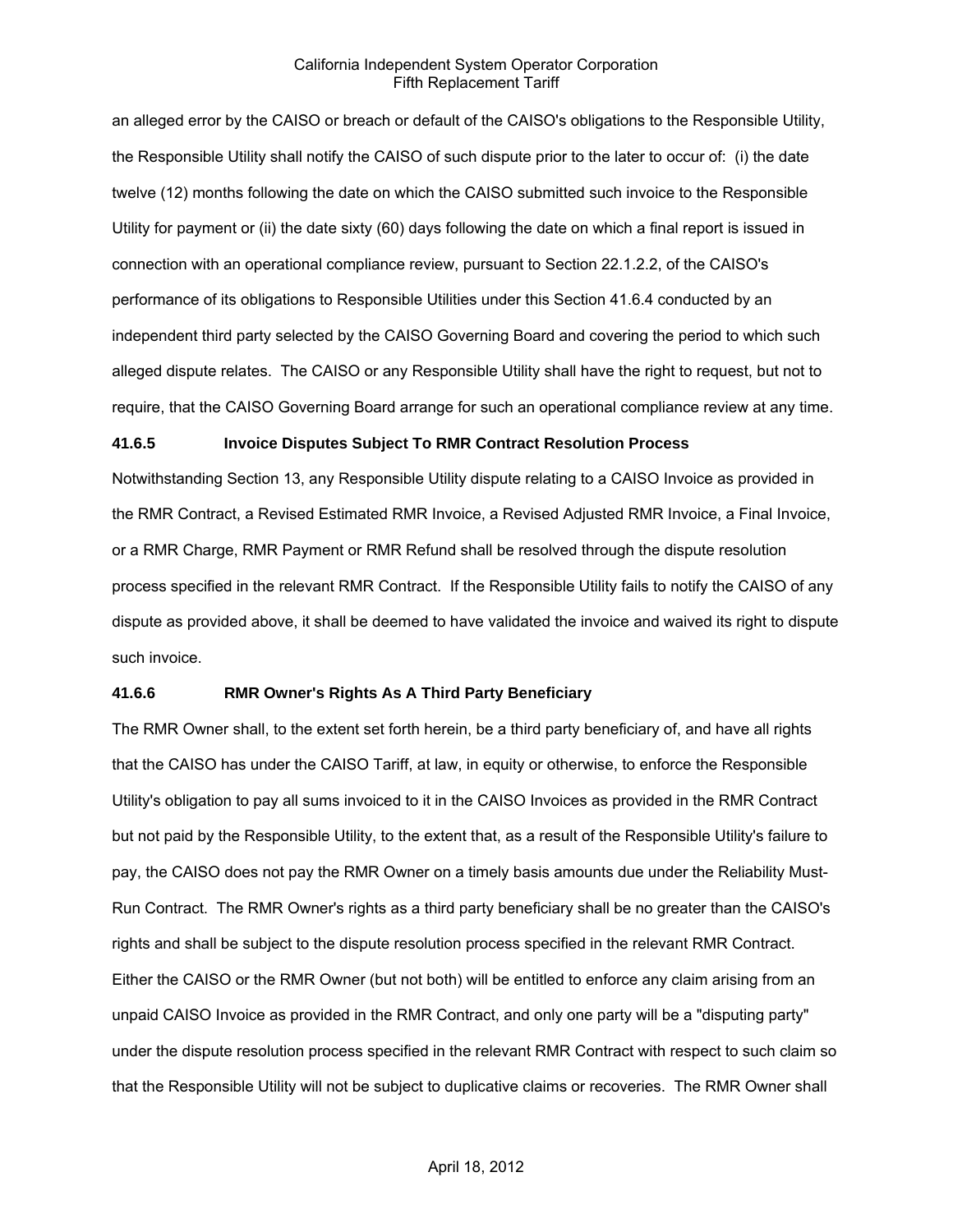an alleged error by the CAISO or breach or default of the CAISO's obligations to the Responsible Utility, the Responsible Utility shall notify the CAISO of such dispute prior to the later to occur of: (i) the date twelve (12) months following the date on which the CAISO submitted such invoice to the Responsible Utility for payment or (ii) the date sixty (60) days following the date on which a final report is issued in connection with an operational compliance review, pursuant to Section 22.1.2.2, of the CAISO's performance of its obligations to Responsible Utilities under this Section 41.6.4 conducted by an independent third party selected by the CAISO Governing Board and covering the period to which such alleged dispute relates. The CAISO or any Responsible Utility shall have the right to request, but not to require, that the CAISO Governing Board arrange for such an operational compliance review at any time.

### 41.6.5 Invoice Disputes Subject To RMR Contract Resolution Process

Notwithstanding Section 13, any Responsible Utility dispute relating to a CAISO Invoice as provided in the RMR Contract, a Revised Estimated RMR Invoice, a Revised Adjusted RMR Invoice, a Final Invoice, or a RMR Charge, RMR Payment or RMR Refund shall be resolved through the dispute resolution process specified in the relevant RMR Contract. If the Responsible Utility fails to notify the CAISO of any dispute as provided above, it shall be deemed to have validated the invoice and waived its right to dispute such invoice.

### 41.6.6 RMR Owner's Rights As A Third Party Beneficiary

The RMR Owner shall, to the extent set forth herein, be a third party beneficiary of, and have all rights that the CAISO has under the CAISO Tariff, at law, in equity or otherwise, to enforce the Responsible Utility's obligation to pay all sums invoiced to it in the CAISO Invoices as provided in the RMR Contract but not paid by the Responsible Utility, to the extent that, as a result of the Responsible Utility's failure to pay, the CAISO does not pay the RMR Owner on a timely basis amounts due under the Reliability Must-Run Contract. The RMR Owner's rights as a third party beneficiary shall be no greater than the CAISO's rights and shall be subject to the dispute resolution process specified in the relevant RMR Contract. Either the CAISO or the RMR Owner (but not both) will be entitled to enforce any claim arising from an unpaid CAISO Invoice as provided in the RMR Contract, and only one party will be a "disputing party" under the dispute resolution process specified in the relevant RMR Contract with respect to such claim so that the Responsible Utility will not be subject to duplicative claims or recoveries. The RMR Owner shall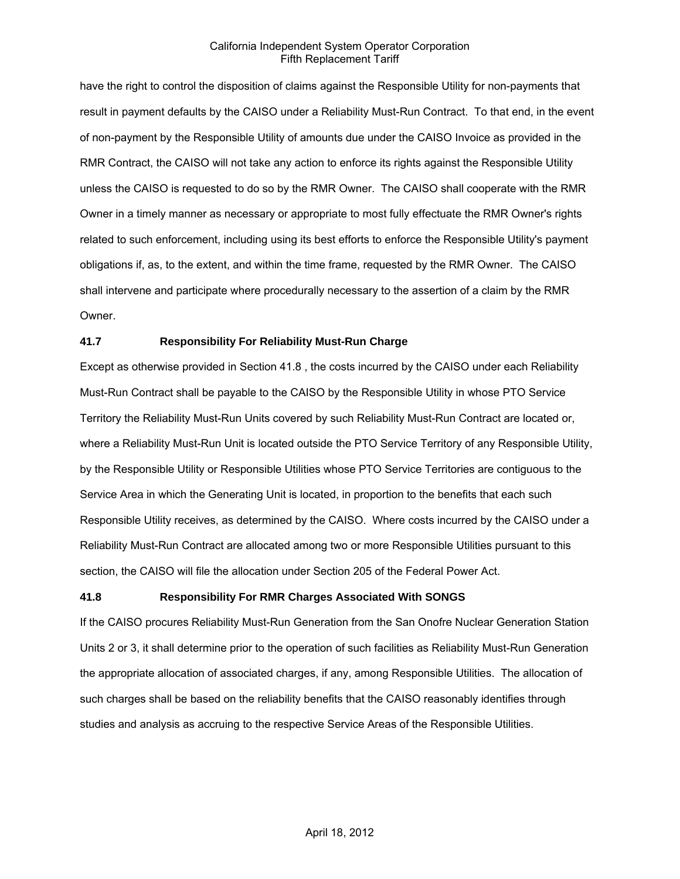have the right to control the disposition of claims against the Responsible Utility for non-payments that result in payment defaults by the CAISO under a Reliability Must-Run Contract. To that end, in the event of non-payment by the Responsible Utility of amounts due under the CAISO Invoice as provided in the RMR Contract, the CAISO will not take any action to enforce its rights against the Responsible Utility unless the CAISO is requested to do so by the RMR Owner. The CAISO shall cooperate with the RMR Owner in a timely manner as necessary or appropriate to most fully effectuate the RMR Owner's rights related to such enforcement, including using its best efforts to enforce the Responsible Utility's payment obligations if, as, to the extent, and within the time frame, requested by the RMR Owner. The CAISO shall intervene and participate where procedurally necessary to the assertion of a claim by the RMR Owner.

### 41.7 Responsibility For Reliability Must-Run Charge

Except as otherwise provided in Section 41.8 , the costs incurred by the CAISO under each Reliability Must-Run Contract shall be payable to the CAISO by the Responsible Utility in whose PTO Service Territory the Reliability Must-Run Units covered by such Reliability Must-Run Contract are located or, where a Reliability Must-Run Unit is located outside the PTO Service Territory of any Responsible Utility, by the Responsible Utility or Responsible Utilities whose PTO Service Territories are contiguous to the Service Area in which the Generating Unit is located, in proportion to the benefits that each such Responsible Utility receives, as determined by the CAISO. Where costs incurred by the CAISO under a Reliability Must-Run Contract are allocated among two or more Responsible Utilities pursuant to this section, the CAISO will file the allocation under Section 205 of the Federal Power Act.

### 41.8 Responsibility For RMR Charges Associated With SONGS

If the CAISO procures Reliability Must-Run Generation from the San Onofre Nuclear Generation Station Units 2 or 3, it shall determine prior to the operation of such facilities as Reliability Must-Run Generation the appropriate allocation of associated charges, if any, among Responsible Utilities. The allocation of such charges shall be based on the reliability benefits that the CAISO reasonably identifies through studies and analysis as accruing to the respective Service Areas of the Responsible Utilities.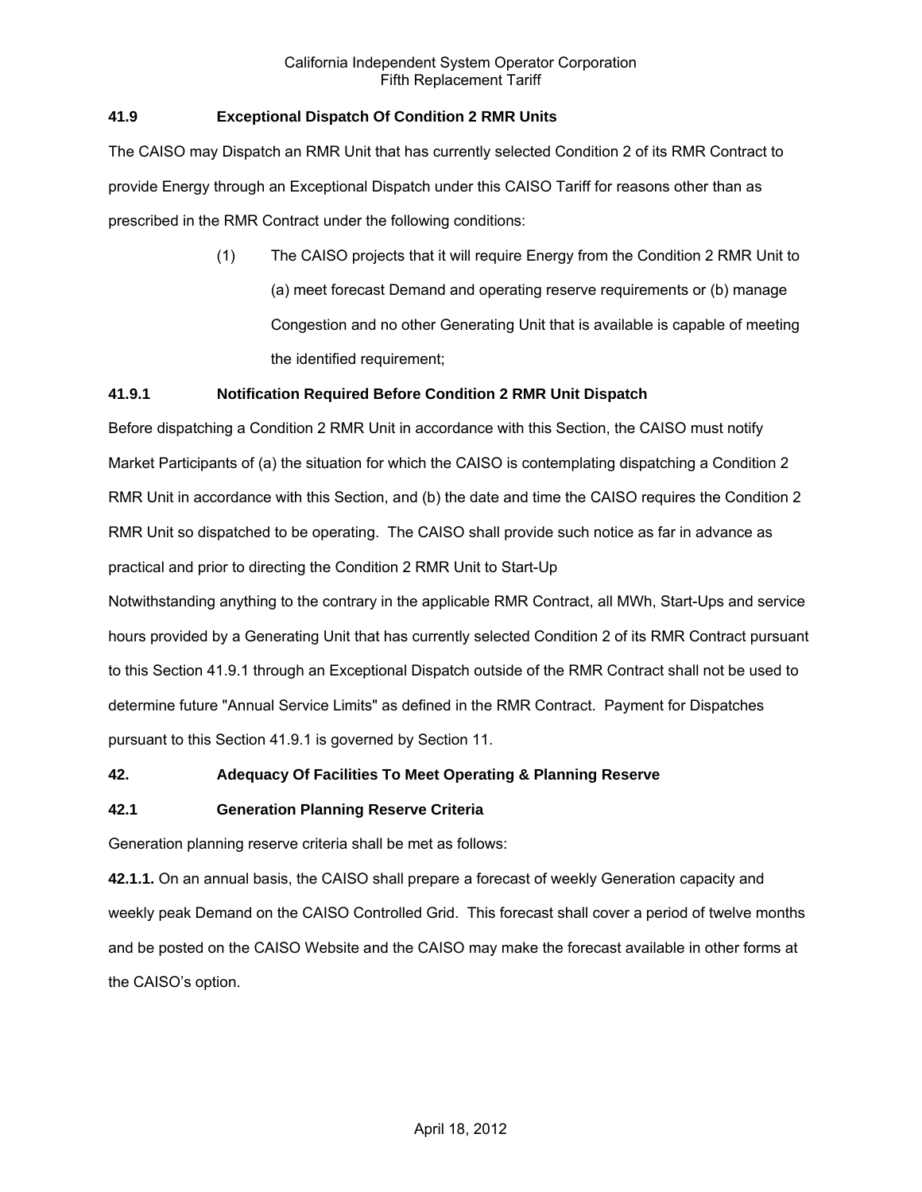### 41.9 Exceptional Dispatch Of Condition 2 RMR Units

The CAISO may Dispatch an RMR Unit that has currently selected Condition 2 of its RMR Contract to provide Energy through an Exceptional Dispatch under this CAISO Tariff for reasons other than as prescribed in the RMR Contract under the following conditions:

(1) The CAISO projects that it will require Energy from the Condition 2 RMR Unit to (a) meet forecast Demand and operating reserve requirements or (b) manage Congestion and no other Generating Unit that is available is capable of meeting the identified requirement;

### 41.9.1 Notification Required Before Condition 2 RMR Unit Dispatch

Before dispatching a Condition 2 RMR Unit in accordance with this Section, the CAISO must notify Market Participants of (a) the situation for which the CAISO is contemplating dispatching a Condition 2 RMR Unit in accordance with this Section, and (b) the date and time the CAISO requires the Condition 2 RMR Unit so dispatched to be operating. The CAISO shall provide such notice as far in advance as practical and prior to directing the Condition 2 RMR Unit to Start-Up

Notwithstanding anything to the contrary in the applicable RMR Contract, all MWh, Start-Ups and service hours provided by a Generating Unit that has currently selected Condition 2 of its RMR Contract pursuant to this Section 41.9.1 through an Exceptional Dispatch outside of the RMR Contract shall not be used to determine future "Annual Service Limits" as defined in the RMR Contract. Payment for Dispatches pursuant to this Section 41.9.1 is governed by Section 11.

## 42. Adequacy Of Facilities To Meet Operating & Planning Reserve

### 42.1 Generation Planning Reserve Criteria

Generation planning reserve criteria shall be met as follows:

**42.1.1.** On an annual basis, the CAISO shall prepare a forecast of weekly Generation capacity and weekly peak Demand on the CAISO Controlled Grid. This forecast shall cover a period of twelve months and be posted on the CAISO Website and the CAISO may make the forecast available in other forms at the CAISO's option.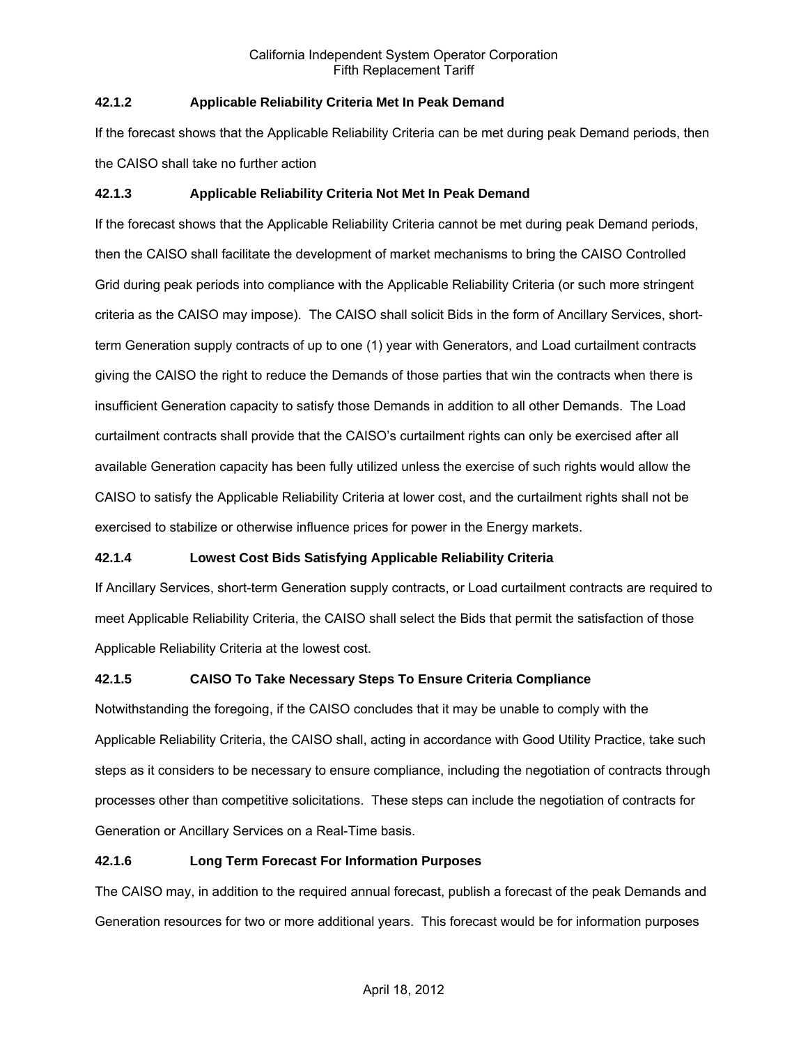### 42.1.2 Applicable Reliability Criteria Met In Peak Demand

If the forecast shows that the Applicable Reliability Criteria can be met during peak Demand periods, then the CAISO shall take no further action

### 42.1.3 Applicable Reliability Criteria Not Met In Peak Demand

If the forecast shows that the Applicable Reliability Criteria cannot be met during peak Demand periods, then the CAISO shall facilitate the development of market mechanisms to bring the CAISO Controlled Grid during peak periods into compliance with the Applicable Reliability Criteria (or such more stringent criteria as the CAISO may impose). The CAISO shall solicit Bids in the form of Ancillary Services, short-term Generation supply contracts of up to one (1) year with Generators, and Load curtailment contracts giving the CAISO the right to reduce the Demands of those parties that win the contracts when there is insufficient Generation capacity to satisfy those Demands in addition to all other Demands. The Load curtailment contracts shall provide that the CAISO's curtailment rights can only be exercised after all available Generation capacity has been fully utilized unless the exercise of such rights would allow the CAISO to satisfy the Applicable Reliability Criteria at lower cost, and the curtailment rights shall not be exercised to stabilize or otherwise influence prices for power in the Energy markets.

### 42.1.4 Lowest Cost Bids Satisfying Applicable Reliability Criteria

If Ancillary Services, short-term Generation supply contracts, or Load curtailment contracts are required to meet Applicable Reliability Criteria, the CAISO shall select the Bids that permit the satisfaction of those Applicable Reliability Criteria at the lowest cost.

### 42.1.5 CAISO To Take Necessary Steps To Ensure Criteria Compliance

Notwithstanding the foregoing, if the CAISO concludes that it may be unable to comply with the Applicable Reliability Criteria, the CAISO shall, acting in accordance with Good Utility Practice, take such steps as it considers to be necessary to ensure compliance, including the negotiation of contracts through processes other than competitive solicitations. These steps can include the negotiation of contracts for Generation or Ancillary Services on a Real-Time basis.

### 42.1.6 Long Term Forecast For Information Purposes

The CAISO may, in addition to the required annual forecast, publish a forecast of the peak Demands and Generation resources for two or more additional years. This forecast would be for information purposes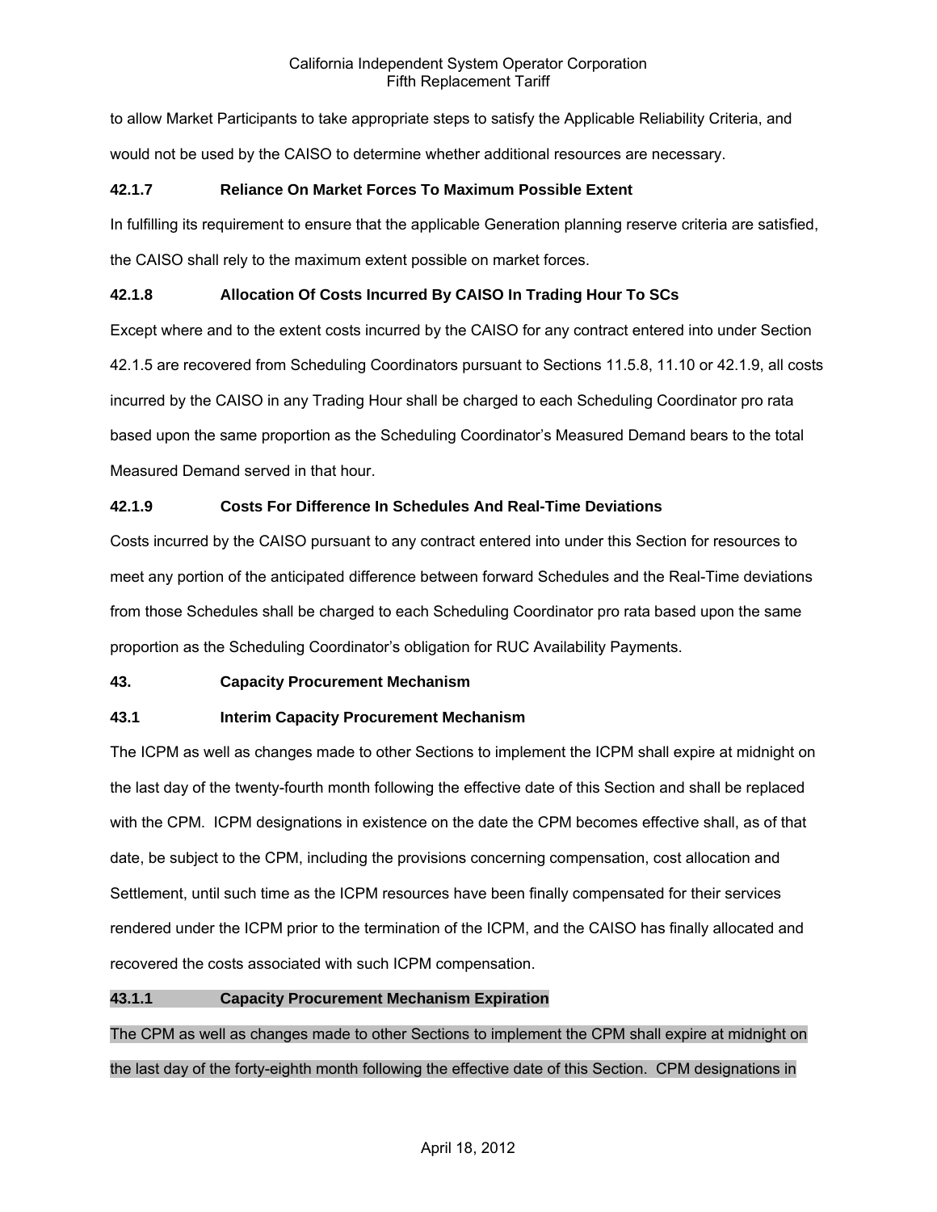to allow Market Participants to take appropriate steps to satisfy the Applicable Reliability Criteria, and would not be used by the CAISO to determine whether additional resources are necessary.

**42.1.7 Reliance On Market Forces To Maximum Possible Extent**

In fulfilling its requirement to ensure that the applicable Generation planning reserve criteria are satisfied, the CAISO shall rely to the maximum extent possible on market forces.

**42.1.8 Allocation Of Costs Incurred By CAISO In Trading Hour To SCs**

Except where and to the extent costs incurred by the CAISO for any contract entered into under Section 42.1.5 are recovered from Scheduling Coordinators pursuant to Sections 11.5.8, 11.10 or 42.1.9, all costs incurred by the CAISO in any Trading Hour shall be charged to each Scheduling Coordinator pro rata based upon the same proportion as the Scheduling Coordinator's Measured Demand bears to the total Measured Demand served in that hour.

**42.1.9 Costs For Difference In Schedules And Real-Time Deviations**

Costs incurred by the CAISO pursuant to any contract entered into under this Section for resources to meet any portion of the anticipated difference between forward Schedules and the Real-Time deviations from those Schedules shall be charged to each Scheduling Coordinator pro rata based upon the same proportion as the Scheduling Coordinator's obligation for RUC Availability Payments.

**43. Capacity Procurement Mechanism**

**43.1 Interim Capacity Procurement Mechanism**

The ICPM as well as changes made to other Sections to implement the ICPM shall expire at midnight on the last day of the twenty-fourth month following the effective date of this Section and shall be replaced with the CPM. ICPM designations in existence on the date the CPM becomes effective shall, as of that date, be subject to the CPM, including the provisions concerning compensation, cost allocation and Settlement, until such time as the ICPM resources have been finally compensated for their services rendered under the ICPM prior to the termination of the ICPM, and the CAISO has finally allocated and recovered the costs associated with such ICPM compensation.

**43.1.1 Capacity Procurement Mechanism Expiration**

The CPM as well as changes made to other Sections to implement the CPM shall expire at midnight on the last day of the forty-eighth month following the effective date of this Section. CPM designations in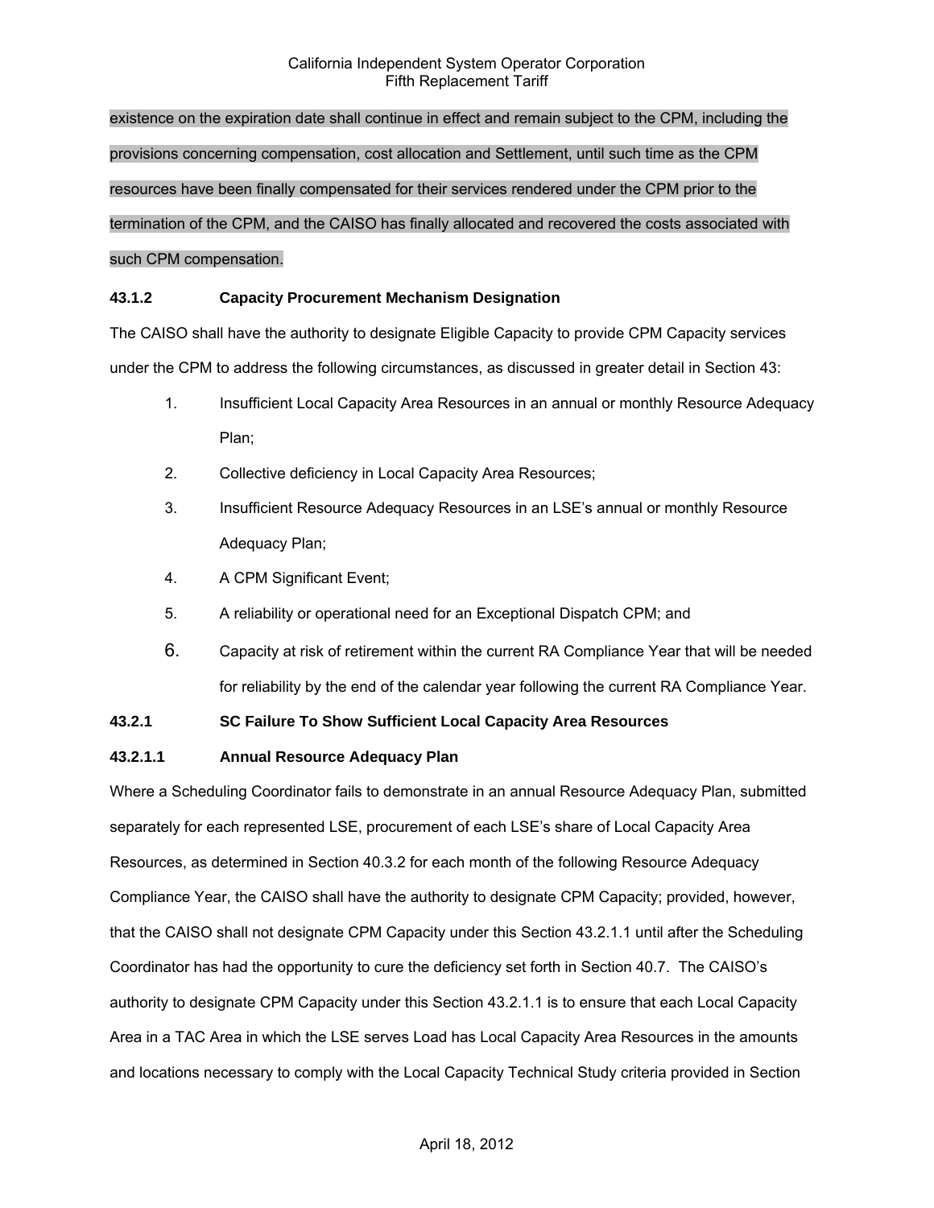existence on the expiration date shall continue in effect and remain subject to the CPM, including the provisions concerning compensation, cost allocation and Settlement, until such time as the CPM resources have been finally compensated for their services rendered under the CPM prior to the termination of the CPM, and the CAISO has finally allocated and recovered the costs associated with such CPM compensation.

**43.1.2 Capacity Procurement Mechanism Designation**

The CAISO shall have the authority to designate Eligible Capacity to provide CPM Capacity services under the CPM to address the following circumstances, as discussed in greater detail in Section 43:

1. Insufficient Local Capacity Area Resources in an annual or monthly Resource Adequacy Plan;
2. Collective deficiency in Local Capacity Area Resources;
3. Insufficient Resource Adequacy Resources in an LSE's annual or monthly Resource Adequacy Plan;
4. A CPM Significant Event;
5. A reliability or operational need for an Exceptional Dispatch CPM; and
6. Capacity at risk of retirement within the current RA Compliance Year that will be needed for reliability by the end of the calendar year following the current RA Compliance Year.

**43.2.1 SC Failure To Show Sufficient Local Capacity Area Resources**

**43.2.1.1 Annual Resource Adequacy Plan**

Where a Scheduling Coordinator fails to demonstrate in an annual Resource Adequacy Plan, submitted separately for each represented LSE, procurement of each LSE's share of Local Capacity Area Resources, as determined in Section 40.3.2 for each month of the following Resource Adequacy Compliance Year, the CAISO shall have the authority to designate CPM Capacity; provided, however, that the CAISO shall not designate CPM Capacity under this Section 43.2.1.1 until after the Scheduling Coordinator has had the opportunity to cure the deficiency set forth in Section 40.7. The CAISO's authority to designate CPM Capacity under this Section 43.2.1.1 is to ensure that each Local Capacity Area in a TAC Area in which the LSE serves Load has Local Capacity Area Resources in the amounts and locations necessary to comply with the Local Capacity Technical Study criteria provided in Section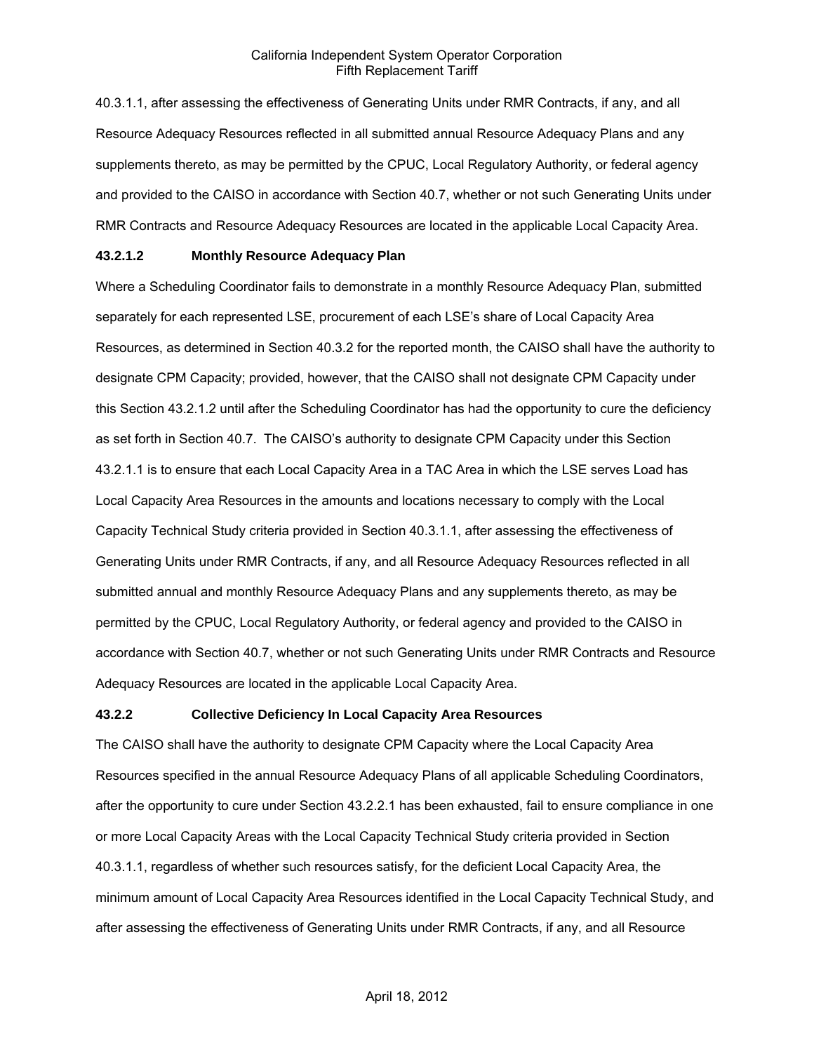40.3.1.1, after assessing the effectiveness of Generating Units under RMR Contracts, if any, and all Resource Adequacy Resources reflected in all submitted annual Resource Adequacy Plans and any supplements thereto, as may be permitted by the CPUC, Local Regulatory Authority, or federal agency and provided to the CAISO in accordance with Section 40.7, whether or not such Generating Units under RMR Contracts and Resource Adequacy Resources are located in the applicable Local Capacity Area.

**43.2.1.2 Monthly Resource Adequacy Plan**

Where a Scheduling Coordinator fails to demonstrate in a monthly Resource Adequacy Plan, submitted separately for each represented LSE, procurement of each LSE's share of Local Capacity Area Resources, as determined in Section 40.3.2 for the reported month, the CAISO shall have the authority to designate CPM Capacity; provided, however, that the CAISO shall not designate CPM Capacity under this Section 43.2.1.2 until after the Scheduling Coordinator has had the opportunity to cure the deficiency as set forth in Section 40.7. The CAISO's authority to designate CPM Capacity under this Section 43.2.1.1 is to ensure that each Local Capacity Area in a TAC Area in which the LSE serves Load has Local Capacity Area Resources in the amounts and locations necessary to comply with the Local Capacity Technical Study criteria provided in Section 40.3.1.1, after assessing the effectiveness of Generating Units under RMR Contracts, if any, and all Resource Adequacy Resources reflected in all submitted annual and monthly Resource Adequacy Plans and any supplements thereto, as may be permitted by the CPUC, Local Regulatory Authority, or federal agency and provided to the CAISO in accordance with Section 40.7, whether or not such Generating Units under RMR Contracts and Resource Adequacy Resources are located in the applicable Local Capacity Area.

**43.2.2 Collective Deficiency In Local Capacity Area Resources**

The CAISO shall have the authority to designate CPM Capacity where the Local Capacity Area Resources specified in the annual Resource Adequacy Plans of all applicable Scheduling Coordinators, after the opportunity to cure under Section 43.2.2.1 has been exhausted, fail to ensure compliance in one or more Local Capacity Areas with the Local Capacity Technical Study criteria provided in Section 40.3.1.1, regardless of whether such resources satisfy, for the deficient Local Capacity Area, the minimum amount of Local Capacity Area Resources identified in the Local Capacity Technical Study, and after assessing the effectiveness of Generating Units under RMR Contracts, if any, and all Resource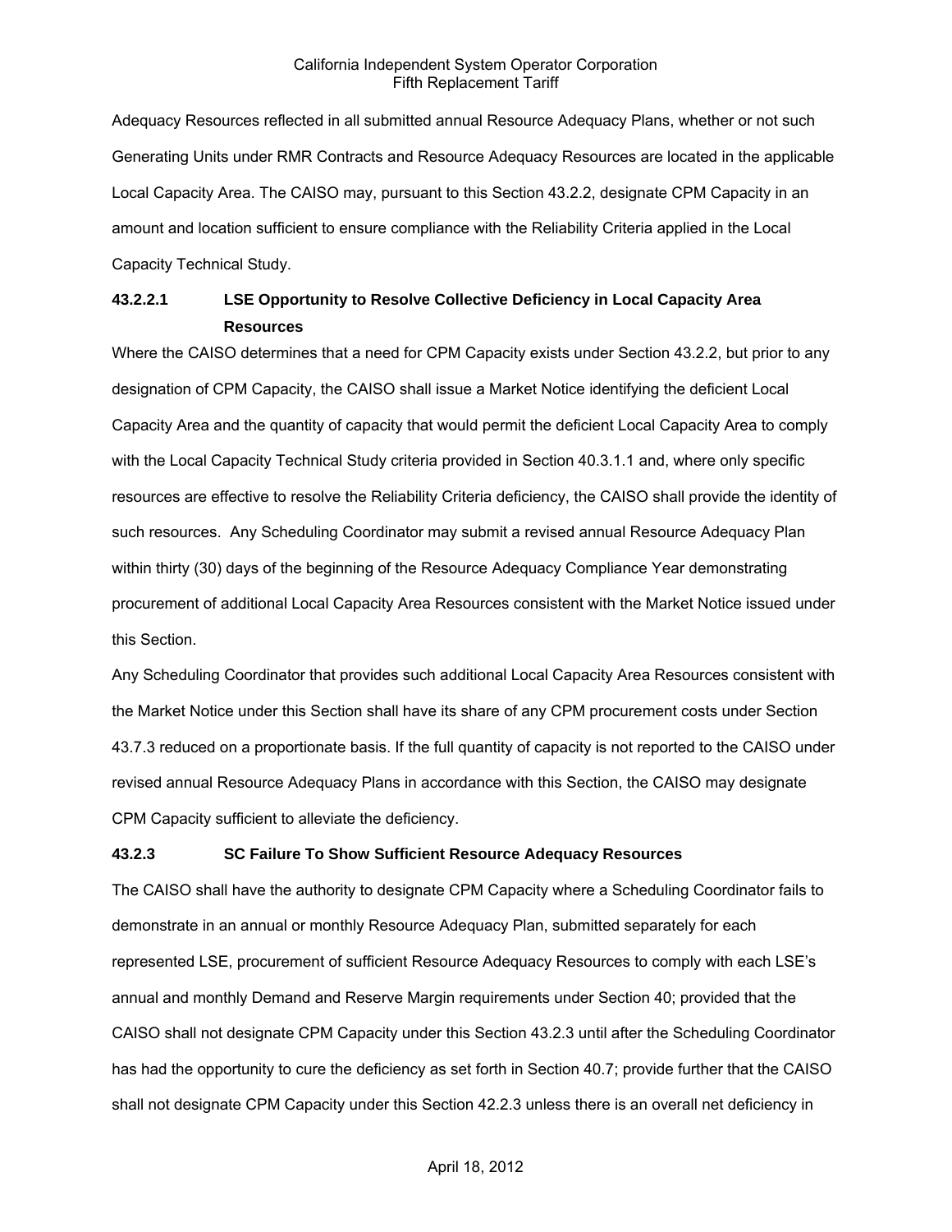Adequacy Resources reflected in all submitted annual Resource Adequacy Plans, whether or not such Generating Units under RMR Contracts and Resource Adequacy Resources are located in the applicable Local Capacity Area. The CAISO may, pursuant to this Section 43.2.2, designate CPM Capacity in an amount and location sufficient to ensure compliance with the Reliability Criteria applied in the Local Capacity Technical Study.

**43.2.2.1 LSE Opportunity to Resolve Collective Deficiency in Local Capacity Area Resources**

Where the CAISO determines that a need for CPM Capacity exists under Section 43.2.2, but prior to any designation of CPM Capacity, the CAISO shall issue a Market Notice identifying the deficient Local Capacity Area and the quantity of capacity that would permit the deficient Local Capacity Area to comply with the Local Capacity Technical Study criteria provided in Section 40.3.1.1 and, where only specific resources are effective to resolve the Reliability Criteria deficiency, the CAISO shall provide the identity of such resources. Any Scheduling Coordinator may submit a revised annual Resource Adequacy Plan within thirty (30) days of the beginning of the Resource Adequacy Compliance Year demonstrating procurement of additional Local Capacity Area Resources consistent with the Market Notice issued under this Section.

Any Scheduling Coordinator that provides such additional Local Capacity Area Resources consistent with the Market Notice under this Section shall have its share of any CPM procurement costs under Section 43.7.3 reduced on a proportionate basis. If the full quantity of capacity is not reported to the CAISO under revised annual Resource Adequacy Plans in accordance with this Section, the CAISO may designate CPM Capacity sufficient to alleviate the deficiency.

**43.2.3 SC Failure To Show Sufficient Resource Adequacy Resources**

The CAISO shall have the authority to designate CPM Capacity where a Scheduling Coordinator fails to demonstrate in an annual or monthly Resource Adequacy Plan, submitted separately for each represented LSE, procurement of sufficient Resource Adequacy Resources to comply with each LSE's annual and monthly Demand and Reserve Margin requirements under Section 40; provided that the CAISO shall not designate CPM Capacity under this Section 43.2.3 until after the Scheduling Coordinator has had the opportunity to cure the deficiency as set forth in Section 40.7; provide further that the CAISO shall not designate CPM Capacity under this Section 42.2.3 unless there is an overall net deficiency in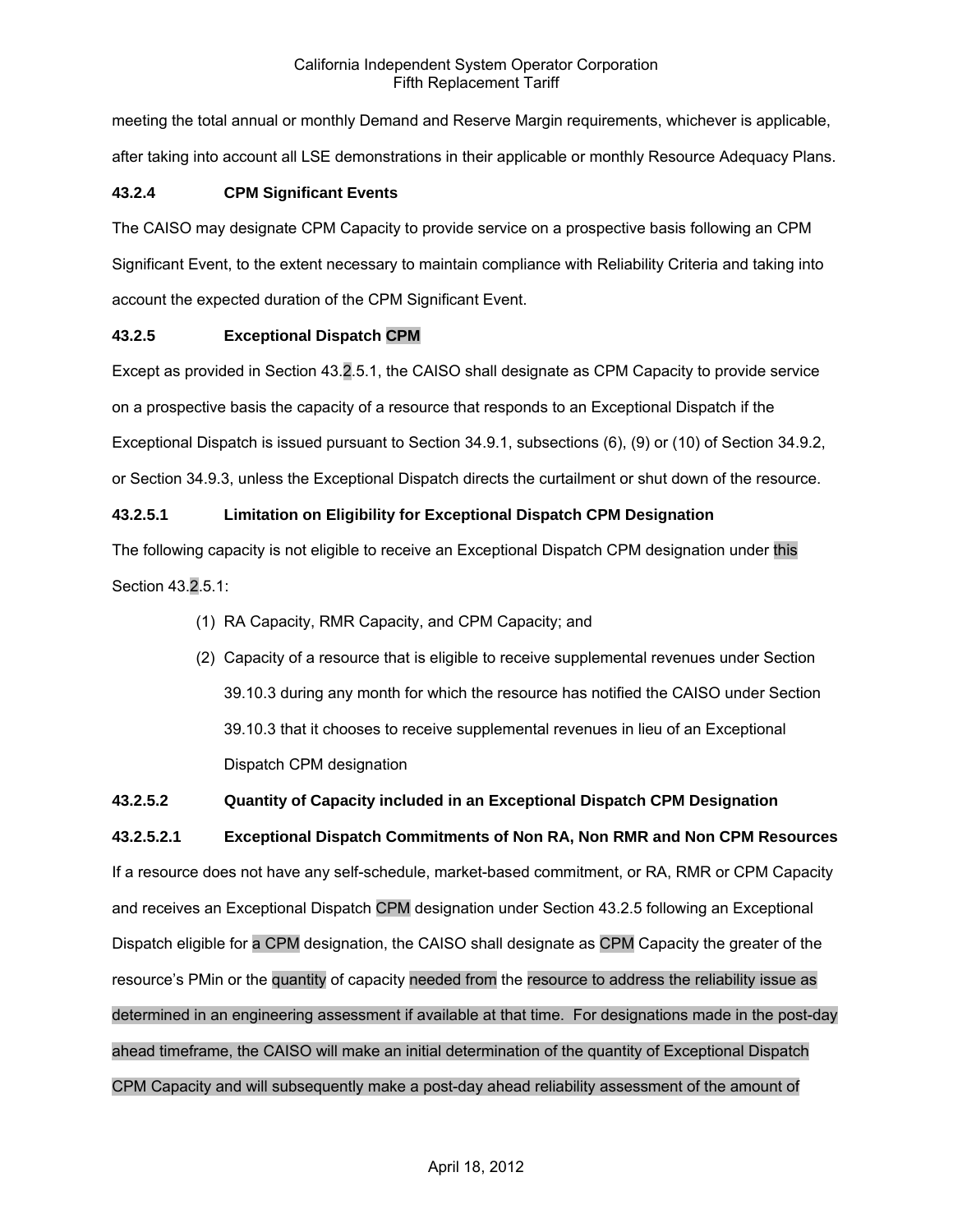meeting the total annual or monthly Demand and Reserve Margin requirements, whichever is applicable, after taking into account all LSE demonstrations in their applicable or monthly Resource Adequacy Plans.

**43.2.4 CPM Significant Events**

The CAISO may designate CPM Capacity to provide service on a prospective basis following an CPM Significant Event, to the extent necessary to maintain compliance with Reliability Criteria and taking into account the expected duration of the CPM Significant Event.

**43.2.5 Exceptional Dispatch CPM**

Except as provided in Section 43.2.5.1, the CAISO shall designate as CPM Capacity to provide service on a prospective basis the capacity of a resource that responds to an Exceptional Dispatch if the Exceptional Dispatch is issued pursuant to Section 34.9.1, subsections (6), (9) or (10) of Section 34.9.2, or Section 34.9.3, unless the Exceptional Dispatch directs the curtailment or shut down of the resource.

**43.2.5.1 Limitation on Eligibility for Exceptional Dispatch CPM Designation**

The following capacity is not eligible to receive an Exceptional Dispatch CPM designation under this Section 43.2.5.1:

(1) RA Capacity, RMR Capacity, and CPM Capacity; and

(2) Capacity of a resource that is eligible to receive supplemental revenues under Section 39.10.3 during any month for which the resource has notified the CAISO under Section 39.10.3 that it chooses to receive supplemental revenues in lieu of an Exceptional Dispatch CPM designation

**43.2.5.2 Quantity of Capacity included in an Exceptional Dispatch CPM Designation**

**43.2.5.2.1 Exceptional Dispatch Commitments of Non RA, Non RMR and Non CPM Resources**

If a resource does not have any self-schedule, market-based commitment, or RA, RMR or CPM Capacity and receives an Exceptional Dispatch CPM designation under Section 43.2.5 following an Exceptional Dispatch eligible for a CPM designation, the CAISO shall designate as CPM Capacity the greater of the resource's PMin or the quantity of capacity needed from the resource to address the reliability issue as determined in an engineering assessment if available at that time. For designations made in the post-day ahead timeframe, the CAISO will make an initial determination of the quantity of Exceptional Dispatch CPM Capacity and will subsequently make a post-day ahead reliability assessment of the amount of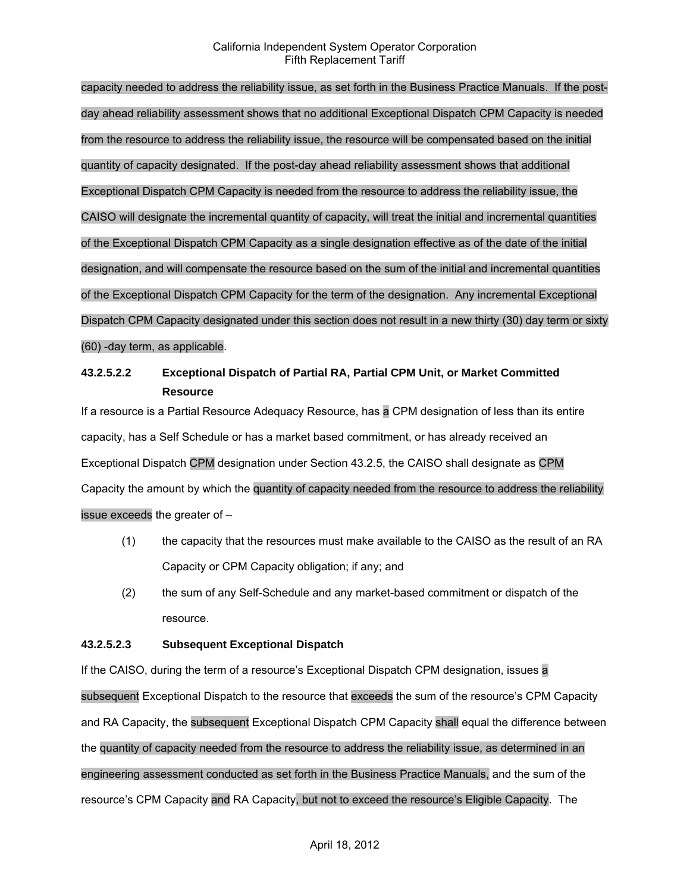capacity needed to address the reliability issue, as set forth in the Business Practice Manuals. If the post-day ahead reliability assessment shows that no additional Exceptional Dispatch CPM Capacity is needed from the resource to address the reliability issue, the resource will be compensated based on the initial quantity of capacity designated. If the post-day ahead reliability assessment shows that additional Exceptional Dispatch CPM Capacity is needed from the resource to address the reliability issue, the CAISO will designate the incremental quantity of capacity, will treat the initial and incremental quantities of the Exceptional Dispatch CPM Capacity as a single designation effective as of the date of the initial designation, and will compensate the resource based on the sum of the initial and incremental quantities of the Exceptional Dispatch CPM Capacity for the term of the designation. Any incremental Exceptional Dispatch CPM Capacity designated under this section does not result in a new thirty (30) day term or sixty (60) -day term, as applicable.

**43.2.5.2.2 Exceptional Dispatch of Partial RA, Partial CPM Unit, or Market Committed Resource**

If a resource is a Partial Resource Adequacy Resource, has a CPM designation of less than its entire capacity, has a Self Schedule or has a market based commitment, or has already received an Exceptional Dispatch CPM designation under Section 43.2.5, the CAISO shall designate as CPM Capacity the amount by which the quantity of capacity needed from the resource to address the reliability issue exceeds the greater of –

(1) the capacity that the resources must make available to the CAISO as the result of an RA Capacity or CPM Capacity obligation; if any; and

(2) the sum of any Self-Schedule and any market-based commitment or dispatch of the resource.

**43.2.5.2.3 Subsequent Exceptional Dispatch**

If the CAISO, during the term of a resource's Exceptional Dispatch CPM designation, issues a subsequent Exceptional Dispatch to the resource that exceeds the sum of the resource's CPM Capacity and RA Capacity, the subsequent Exceptional Dispatch CPM Capacity shall equal the difference between the quantity of capacity needed from the resource to address the reliability issue, as determined in an engineering assessment conducted as set forth in the Business Practice Manuals, and the sum of the resource's CPM Capacity and RA Capacity, but not to exceed the resource's Eligible Capacity. The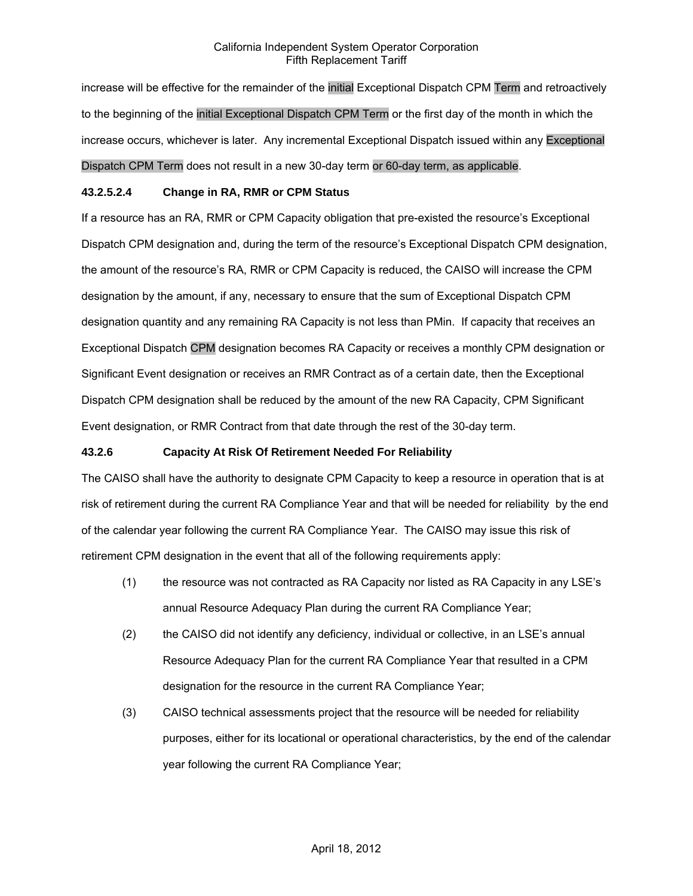increase will be effective for the remainder of the initial Exceptional Dispatch CPM Term and retroactively to the beginning of the initial Exceptional Dispatch CPM Term or the first day of the month in which the increase occurs, whichever is later. Any incremental Exceptional Dispatch issued within any Exceptional Dispatch CPM Term does not result in a new 30-day term or 60-day term, as applicable.

**43.2.5.2.4 Change in RA, RMR or CPM Status**

If a resource has an RA, RMR or CPM Capacity obligation that pre-existed the resource's Exceptional Dispatch CPM designation and, during the term of the resource's Exceptional Dispatch CPM designation, the amount of the resource's RA, RMR or CPM Capacity is reduced, the CAISO will increase the CPM designation by the amount, if any, necessary to ensure that the sum of Exceptional Dispatch CPM designation quantity and any remaining RA Capacity is not less than PMin. If capacity that receives an Exceptional Dispatch CPM designation becomes RA Capacity or receives a monthly CPM designation or Significant Event designation or receives an RMR Contract as of a certain date, then the Exceptional Dispatch CPM designation shall be reduced by the amount of the new RA Capacity, CPM Significant Event designation, or RMR Contract from that date through the rest of the 30-day term.

**43.2.6 Capacity At Risk Of Retirement Needed For Reliability**

The CAISO shall have the authority to designate CPM Capacity to keep a resource in operation that is at risk of retirement during the current RA Compliance Year and that will be needed for reliability by the end of the calendar year following the current RA Compliance Year. The CAISO may issue this risk of retirement CPM designation in the event that all of the following requirements apply:

(1) the resource was not contracted as RA Capacity nor listed as RA Capacity in any LSE's annual Resource Adequacy Plan during the current RA Compliance Year;

(2) the CAISO did not identify any deficiency, individual or collective, in an LSE's annual Resource Adequacy Plan for the current RA Compliance Year that resulted in a CPM designation for the resource in the current RA Compliance Year;

(3) CAISO technical assessments project that the resource will be needed for reliability purposes, either for its locational or operational characteristics, by the end of the calendar year following the current RA Compliance Year;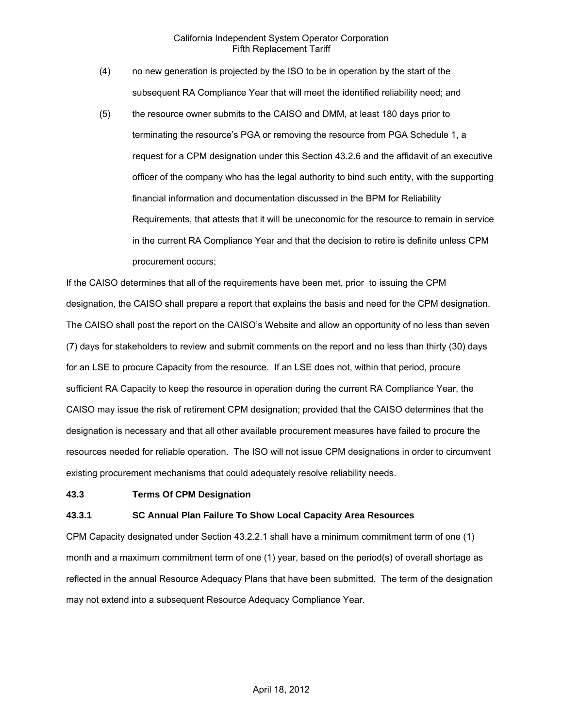(4) no new generation is projected by the ISO to be in operation by the start of the subsequent RA Compliance Year that will meet the identified reliability need; and

(5) the resource owner submits to the CAISO and DMM, at least 180 days prior to terminating the resource's PGA or removing the resource from PGA Schedule 1, a request for a CPM designation under this Section 43.2.6 and the affidavit of an executive officer of the company who has the legal authority to bind such entity, with the supporting financial information and documentation discussed in the BPM for Reliability Requirements, that attests that it will be uneconomic for the resource to remain in service in the current RA Compliance Year and that the decision to retire is definite unless CPM procurement occurs;

If the CAISO determines that all of the requirements have been met, prior to issuing the CPM designation, the CAISO shall prepare a report that explains the basis and need for the CPM designation. The CAISO shall post the report on the CAISO's Website and allow an opportunity of no less than seven (7) days for stakeholders to review and submit comments on the report and no less than thirty (30) days for an LSE to procure Capacity from the resource. If an LSE does not, within that period, procure sufficient RA Capacity to keep the resource in operation during the current RA Compliance Year, the CAISO may issue the risk of retirement CPM designation; provided that the CAISO determines that the designation is necessary and that all other available procurement measures have failed to procure the resources needed for reliable operation. The ISO will not issue CPM designations in order to circumvent existing procurement mechanisms that could adequately resolve reliability needs.

### 43.3 Terms Of CPM Designation

#### 43.3.1 SC Annual Plan Failure To Show Local Capacity Area Resources

CPM Capacity designated under Section 43.2.2.1 shall have a minimum commitment term of one (1) month and a maximum commitment term of one (1) year, based on the period(s) of overall shortage as reflected in the annual Resource Adequacy Plans that have been submitted. The term of the designation may not extend into a subsequent Resource Adequacy Compliance Year.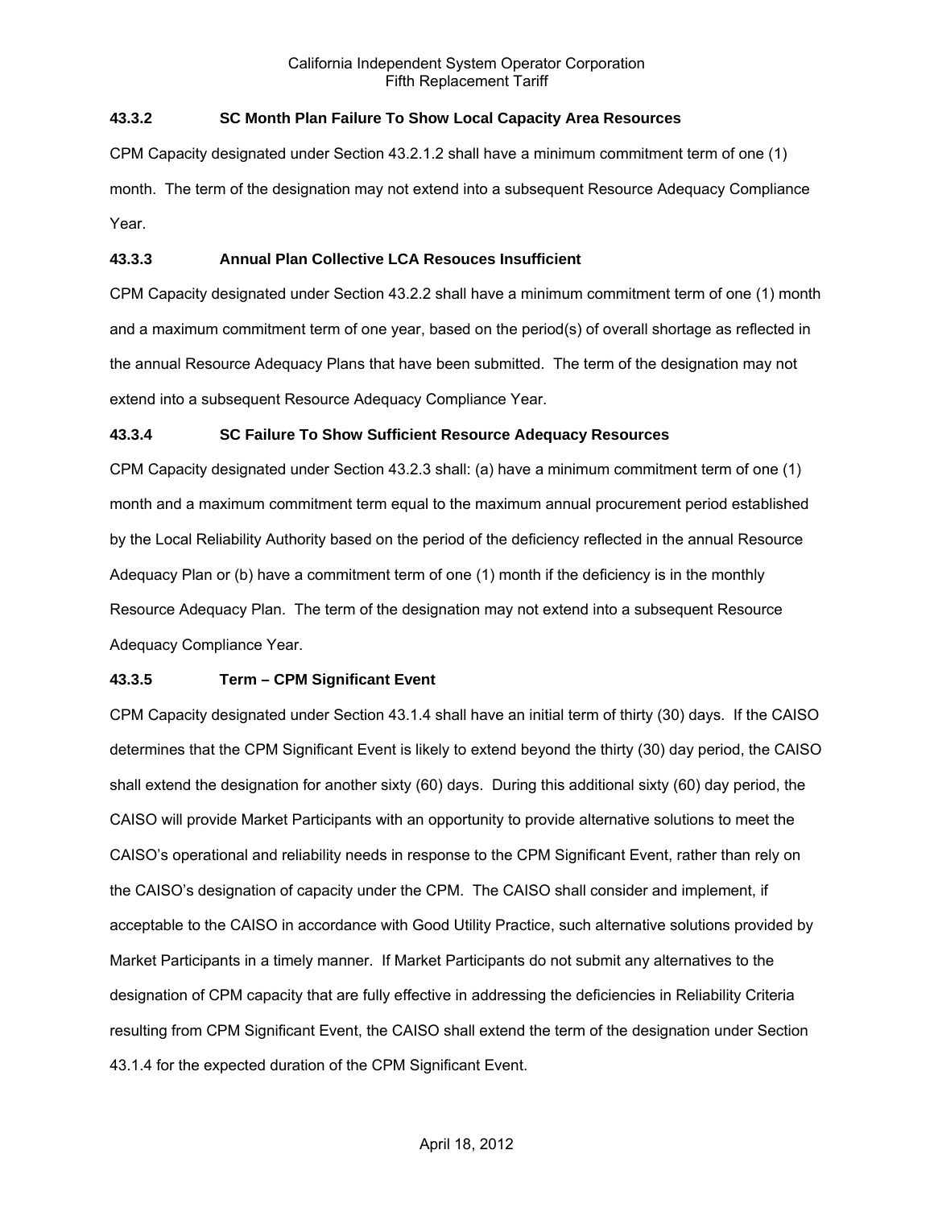### 43.3.2 SC Month Plan Failure To Show Local Capacity Area Resources

CPM Capacity designated under Section 43.2.1.2 shall have a minimum commitment term of one (1) month. The term of the designation may not extend into a subsequent Resource Adequacy Compliance Year.

### 43.3.3 Annual Plan Collective LCA Resouces Insufficient

CPM Capacity designated under Section 43.2.2 shall have a minimum commitment term of one (1) month and a maximum commitment term of one year, based on the period(s) of overall shortage as reflected in the annual Resource Adequacy Plans that have been submitted. The term of the designation may not extend into a subsequent Resource Adequacy Compliance Year.

### 43.3.4 SC Failure To Show Sufficient Resource Adequacy Resources

CPM Capacity designated under Section 43.2.3 shall: (a) have a minimum commitment term of one (1) month and a maximum commitment term equal to the maximum annual procurement period established by the Local Reliability Authority based on the period of the deficiency reflected in the annual Resource Adequacy Plan or (b) have a commitment term of one (1) month if the deficiency is in the monthly Resource Adequacy Plan. The term of the designation may not extend into a subsequent Resource Adequacy Compliance Year.

### 43.3.5 Term – CPM Significant Event

CPM Capacity designated under Section 43.1.4 shall have an initial term of thirty (30) days. If the CAISO determines that the CPM Significant Event is likely to extend beyond the thirty (30) day period, the CAISO shall extend the designation for another sixty (60) days. During this additional sixty (60) day period, the CAISO will provide Market Participants with an opportunity to provide alternative solutions to meet the CAISO's operational and reliability needs in response to the CPM Significant Event, rather than rely on the CAISO's designation of capacity under the CPM. The CAISO shall consider and implement, if acceptable to the CAISO in accordance with Good Utility Practice, such alternative solutions provided by Market Participants in a timely manner. If Market Participants do not submit any alternatives to the designation of CPM capacity that are fully effective in addressing the deficiencies in Reliability Criteria resulting from CPM Significant Event, the CAISO shall extend the term of the designation under Section 43.1.4 for the expected duration of the CPM Significant Event.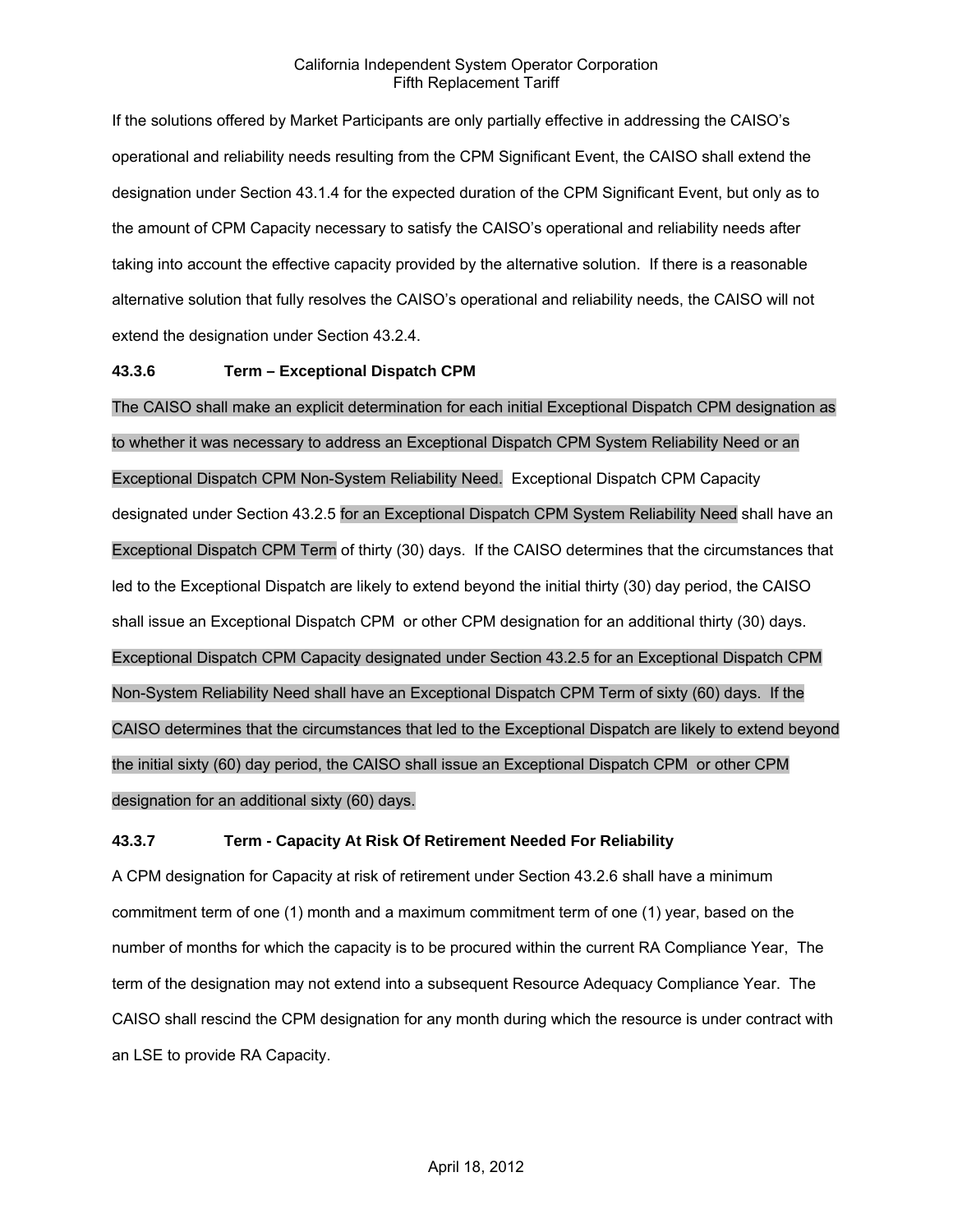If the solutions offered by Market Participants are only partially effective in addressing the CAISO's operational and reliability needs resulting from the CPM Significant Event, the CAISO shall extend the designation under Section 43.1.4 for the expected duration of the CPM Significant Event, but only as to the amount of CPM Capacity necessary to satisfy the CAISO's operational and reliability needs after taking into account the effective capacity provided by the alternative solution. If there is a reasonable alternative solution that fully resolves the CAISO's operational and reliability needs, the CAISO will not extend the designation under Section 43.2.4.

### 43.3.6 Term – Exceptional Dispatch CPM

The CAISO shall make an explicit determination for each initial Exceptional Dispatch CPM designation as to whether it was necessary to address an Exceptional Dispatch CPM System Reliability Need or an Exceptional Dispatch CPM Non-System Reliability Need. Exceptional Dispatch CPM Capacity designated under Section 43.2.5 for an Exceptional Dispatch CPM System Reliability Need shall have an Exceptional Dispatch CPM Term of thirty (30) days. If the CAISO determines that the circumstances that led to the Exceptional Dispatch are likely to extend beyond the initial thirty (30) day period, the CAISO shall issue an Exceptional Dispatch CPM or other CPM designation for an additional thirty (30) days. Exceptional Dispatch CPM Capacity designated under Section 43.2.5 for an Exceptional Dispatch CPM Non-System Reliability Need shall have an Exceptional Dispatch CPM Term of sixty (60) days. If the CAISO determines that the circumstances that led to the Exceptional Dispatch are likely to extend beyond the initial sixty (60) day period, the CAISO shall issue an Exceptional Dispatch CPM or other CPM designation for an additional sixty (60) days.

### 43.3.7 Term - Capacity At Risk Of Retirement Needed For Reliability

A CPM designation for Capacity at risk of retirement under Section 43.2.6 shall have a minimum commitment term of one (1) month and a maximum commitment term of one (1) year, based on the number of months for which the capacity is to be procured within the current RA Compliance Year, The term of the designation may not extend into a subsequent Resource Adequacy Compliance Year. The CAISO shall rescind the CPM designation for any month during which the resource is under contract with an LSE to provide RA Capacity.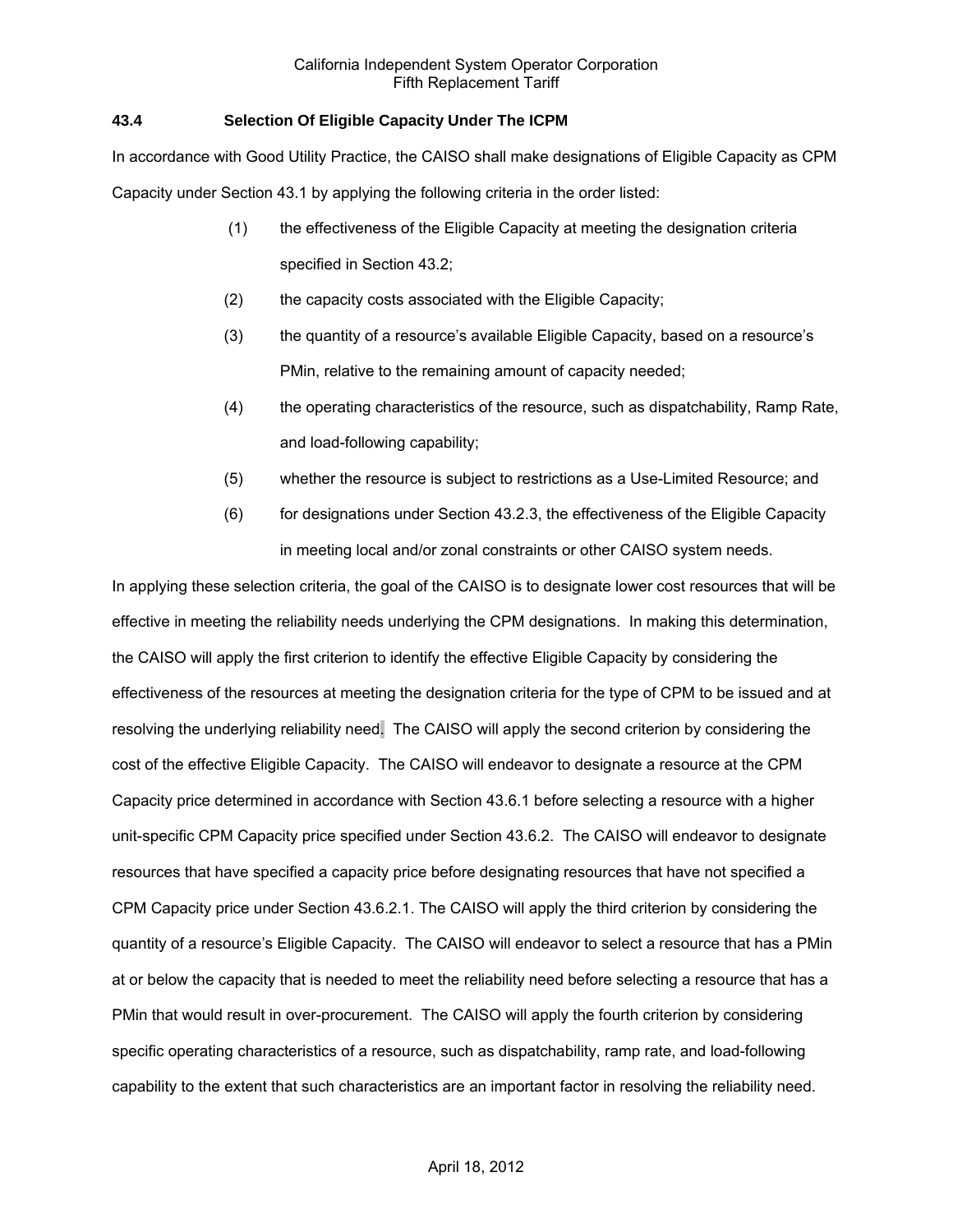### 43.4 Selection Of Eligible Capacity Under The ICPM

In accordance with Good Utility Practice, the CAISO shall make designations of Eligible Capacity as CPM Capacity under Section 43.1 by applying the following criteria in the order listed:

(1) the effectiveness of the Eligible Capacity at meeting the designation criteria specified in Section 43.2;

(2) the capacity costs associated with the Eligible Capacity;

(3) the quantity of a resource's available Eligible Capacity, based on a resource's PMin, relative to the remaining amount of capacity needed;

(4) the operating characteristics of the resource, such as dispatchability, Ramp Rate, and load-following capability;

(5) whether the resource is subject to restrictions as a Use-Limited Resource; and

(6) for designations under Section 43.2.3, the effectiveness of the Eligible Capacity in meeting local and/or zonal constraints or other CAISO system needs.

In applying these selection criteria, the goal of the CAISO is to designate lower cost resources that will be effective in meeting the reliability needs underlying the CPM designations. In making this determination, the CAISO will apply the first criterion to identify the effective Eligible Capacity by considering the effectiveness of the resources at meeting the designation criteria for the type of CPM to be issued and at resolving the underlying reliability need. The CAISO will apply the second criterion by considering the cost of the effective Eligible Capacity. The CAISO will endeavor to designate a resource at the CPM Capacity price determined in accordance with Section 43.6.1 before selecting a resource with a higher unit-specific CPM Capacity price specified under Section 43.6.2. The CAISO will endeavor to designate resources that have specified a capacity price before designating resources that have not specified a CPM Capacity price under Section 43.6.2.1. The CAISO will apply the third criterion by considering the quantity of a resource's Eligible Capacity. The CAISO will endeavor to select a resource that has a PMin at or below the capacity that is needed to meet the reliability need before selecting a resource that has a PMin that would result in over-procurement. The CAISO will apply the fourth criterion by considering specific operating characteristics of a resource, such as dispatchability, ramp rate, and load-following capability to the extent that such characteristics are an important factor in resolving the reliability need.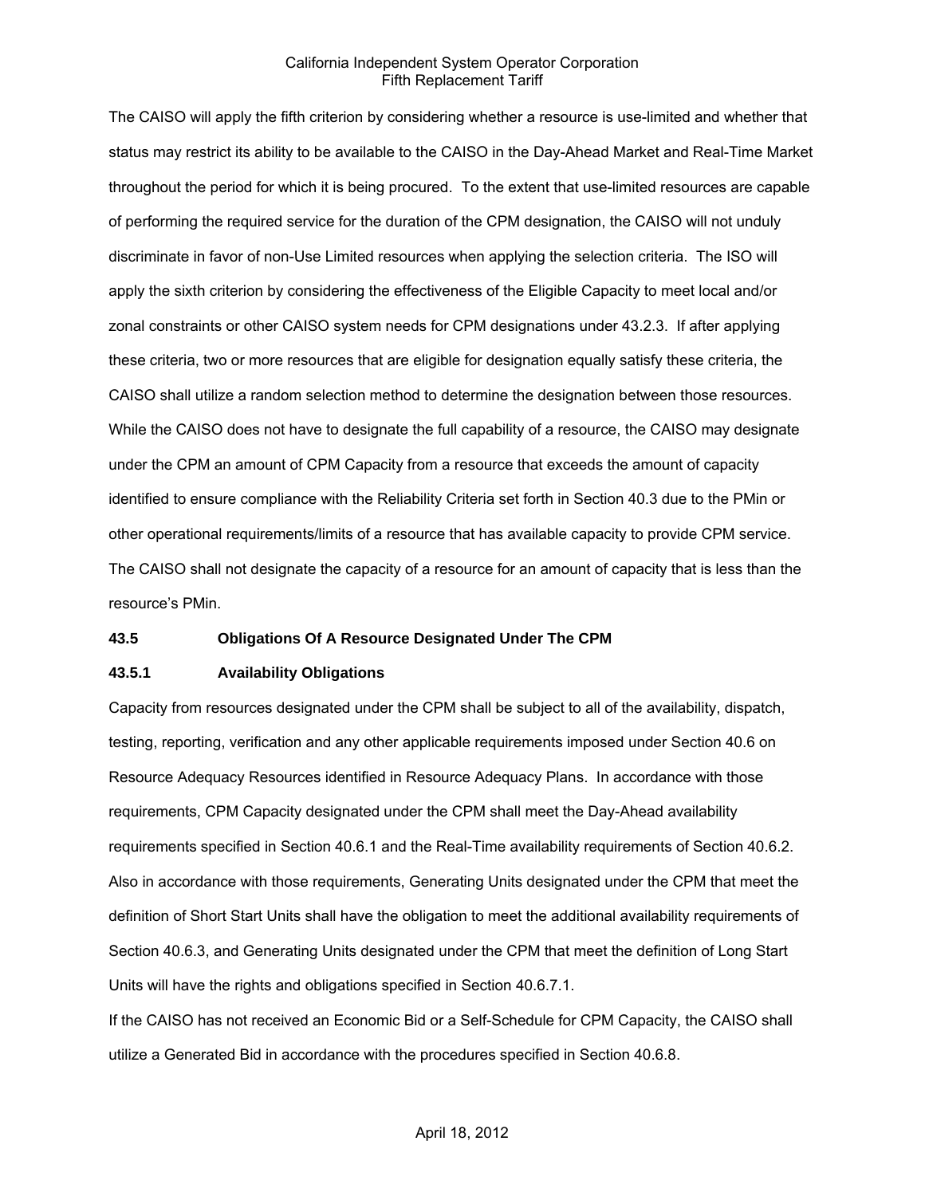The CAISO will apply the fifth criterion by considering whether a resource is use-limited and whether that status may restrict its ability to be available to the CAISO in the Day-Ahead Market and Real-Time Market throughout the period for which it is being procured. To the extent that use-limited resources are capable of performing the required service for the duration of the CPM designation, the CAISO will not unduly discriminate in favor of non-Use Limited resources when applying the selection criteria. The ISO will apply the sixth criterion by considering the effectiveness of the Eligible Capacity to meet local and/or zonal constraints or other CAISO system needs for CPM designations under 43.2.3. If after applying these criteria, two or more resources that are eligible for designation equally satisfy these criteria, the CAISO shall utilize a random selection method to determine the designation between those resources. While the CAISO does not have to designate the full capability of a resource, the CAISO may designate under the CPM an amount of CPM Capacity from a resource that exceeds the amount of capacity identified to ensure compliance with the Reliability Criteria set forth in Section 40.3 due to the PMin or other operational requirements/limits of a resource that has available capacity to provide CPM service. The CAISO shall not designate the capacity of a resource for an amount of capacity that is less than the resource's PMin.

### 43.5 Obligations Of A Resource Designated Under The CPM

#### 43.5.1 Availability Obligations

Capacity from resources designated under the CPM shall be subject to all of the availability, dispatch, testing, reporting, verification and any other applicable requirements imposed under Section 40.6 on Resource Adequacy Resources identified in Resource Adequacy Plans. In accordance with those requirements, CPM Capacity designated under the CPM shall meet the Day-Ahead availability requirements specified in Section 40.6.1 and the Real-Time availability requirements of Section 40.6.2. Also in accordance with those requirements, Generating Units designated under the CPM that meet the definition of Short Start Units shall have the obligation to meet the additional availability requirements of Section 40.6.3, and Generating Units designated under the CPM that meet the definition of Long Start Units will have the rights and obligations specified in Section 40.6.7.1.

If the CAISO has not received an Economic Bid or a Self-Schedule for CPM Capacity, the CAISO shall utilize a Generated Bid in accordance with the procedures specified in Section 40.6.8.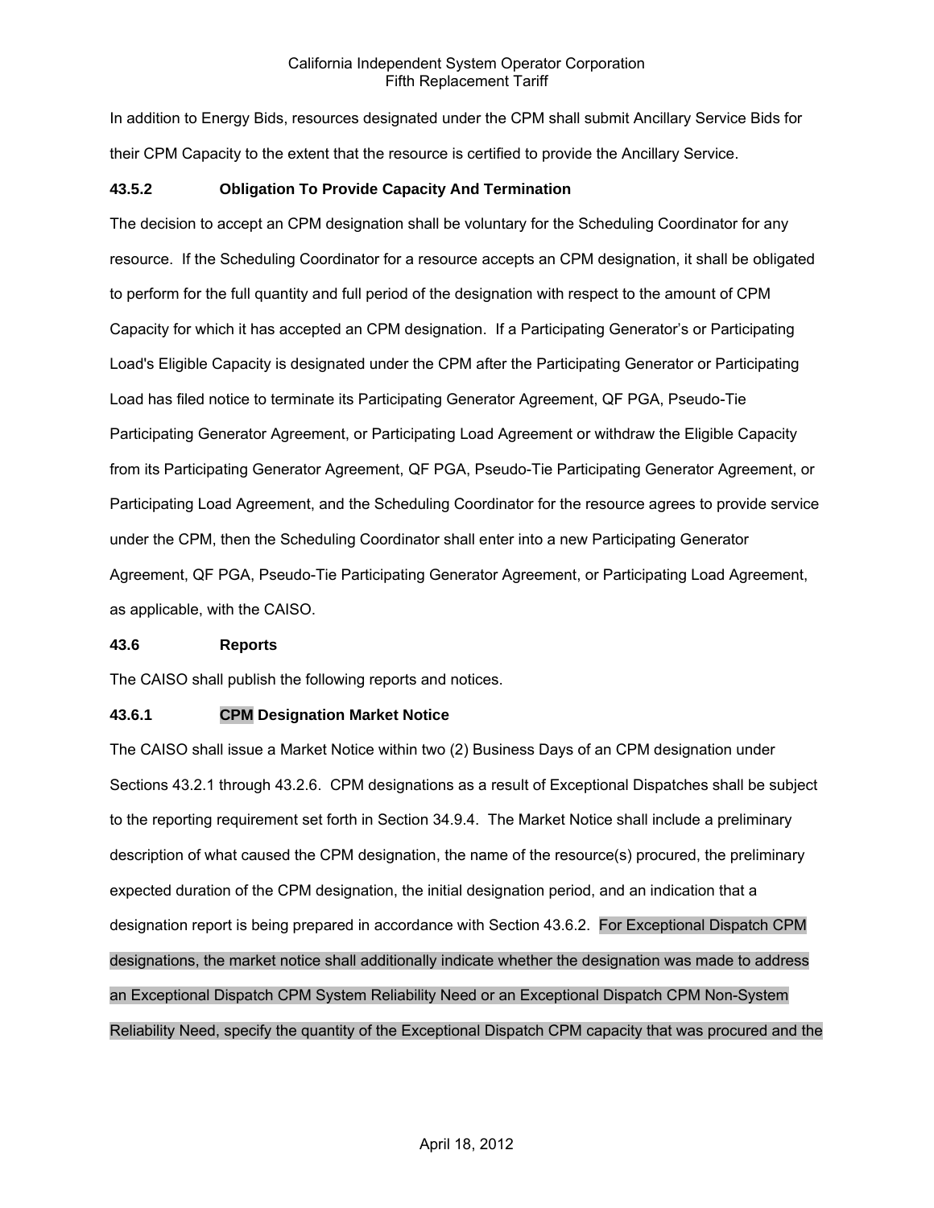In addition to Energy Bids, resources designated under the CPM shall submit Ancillary Service Bids for their CPM Capacity to the extent that the resource is certified to provide the Ancillary Service.

**43.5.2 Obligation To Provide Capacity And Termination**

The decision to accept an CPM designation shall be voluntary for the Scheduling Coordinator for any resource. If the Scheduling Coordinator for a resource accepts an CPM designation, it shall be obligated to perform for the full quantity and full period of the designation with respect to the amount of CPM Capacity for which it has accepted an CPM designation. If a Participating Generator's or Participating Load's Eligible Capacity is designated under the CPM after the Participating Generator or Participating Load has filed notice to terminate its Participating Generator Agreement, QF PGA, Pseudo-Tie Participating Generator Agreement, or Participating Load Agreement or withdraw the Eligible Capacity from its Participating Generator Agreement, QF PGA, Pseudo-Tie Participating Generator Agreement, or Participating Load Agreement, and the Scheduling Coordinator for the resource agrees to provide service under the CPM, then the Scheduling Coordinator shall enter into a new Participating Generator Agreement, QF PGA, Pseudo-Tie Participating Generator Agreement, or Participating Load Agreement, as applicable, with the CAISO.

**43.6 Reports**

The CAISO shall publish the following reports and notices.

**43.6.1 CPM Designation Market Notice**

The CAISO shall issue a Market Notice within two (2) Business Days of an CPM designation under Sections 43.2.1 through 43.2.6. CPM designations as a result of Exceptional Dispatches shall be subject to the reporting requirement set forth in Section 34.9.4. The Market Notice shall include a preliminary description of what caused the CPM designation, the name of the resource(s) procured, the preliminary expected duration of the CPM designation, the initial designation period, and an indication that a designation report is being prepared in accordance with Section 43.6.2. For Exceptional Dispatch CPM designations, the market notice shall additionally indicate whether the designation was made to address an Exceptional Dispatch CPM System Reliability Need or an Exceptional Dispatch CPM Non-System Reliability Need, specify the quantity of the Exceptional Dispatch CPM capacity that was procured and the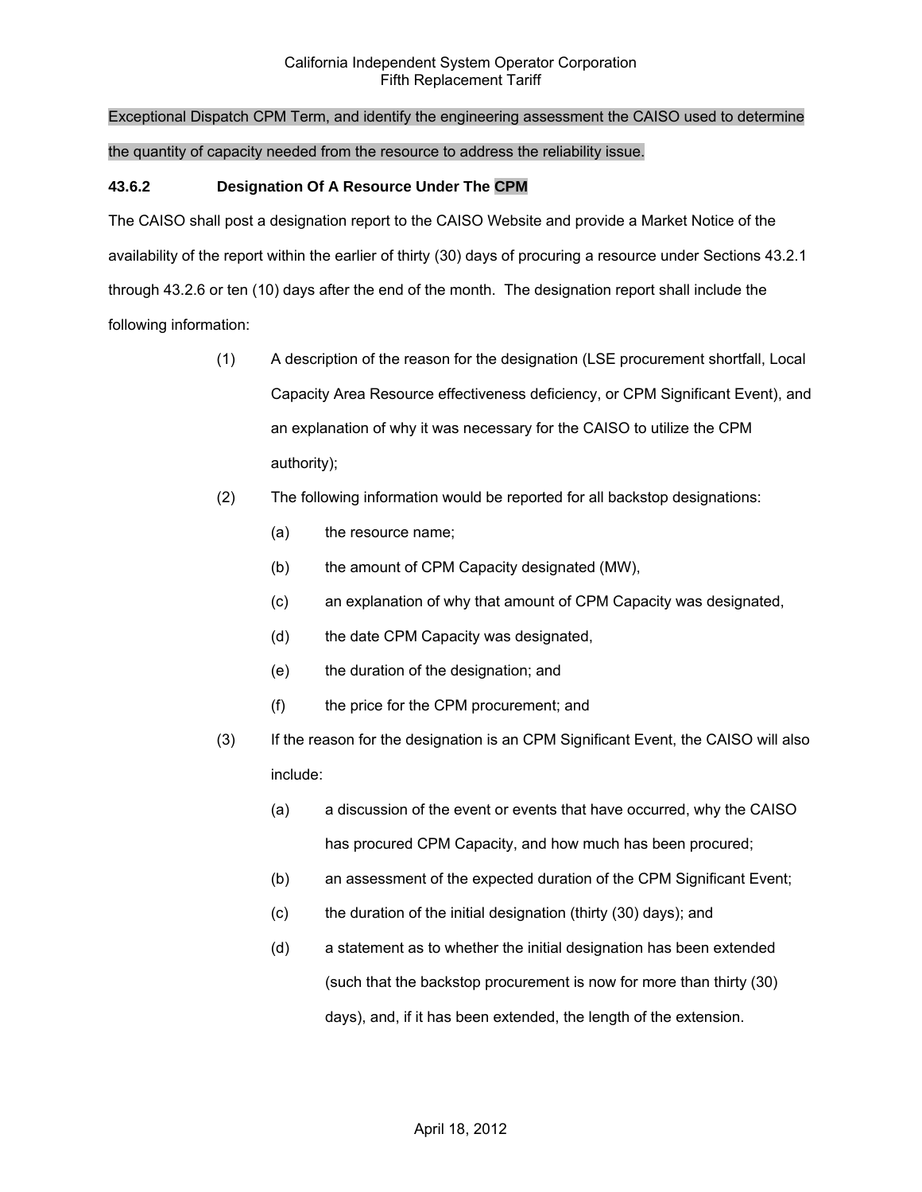Exceptional Dispatch CPM Term, and identify the engineering assessment the CAISO used to determine the quantity of capacity needed from the resource to address the reliability issue.

### 43.6.2 Designation Of A Resource Under The CPM

The CAISO shall post a designation report to the CAISO Website and provide a Market Notice of the availability of the report within the earlier of thirty (30) days of procuring a resource under Sections 43.2.1 through 43.2.6 or ten (10) days after the end of the month. The designation report shall include the following information:

(1) A description of the reason for the designation (LSE procurement shortfall, Local Capacity Area Resource effectiveness deficiency, or CPM Significant Event), and an explanation of why it was necessary for the CAISO to utilize the CPM authority);

(2) The following information would be reported for all backstop designations:

- (a) the resource name;
- (b) the amount of CPM Capacity designated (MW),
- (c) an explanation of why that amount of CPM Capacity was designated,
- (d) the date CPM Capacity was designated,
- (e) the duration of the designation; and
- (f) the price for the CPM procurement; and

(3) If the reason for the designation is an CPM Significant Event, the CAISO will also include:

- (a) a discussion of the event or events that have occurred, why the CAISO has procured CPM Capacity, and how much has been procured;
- (b) an assessment of the expected duration of the CPM Significant Event;
- (c) the duration of the initial designation (thirty (30) days); and
- (d) a statement as to whether the initial designation has been extended (such that the backstop procurement is now for more than thirty (30) days), and, if it has been extended, the length of the extension.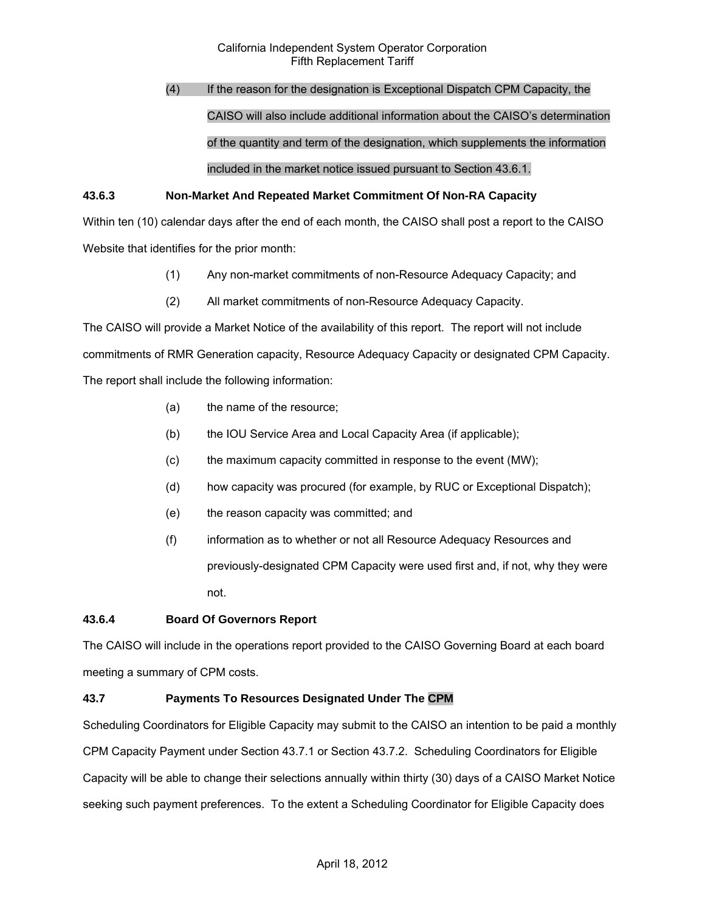(4) If the reason for the designation is Exceptional Dispatch CPM Capacity, the CAISO will also include additional information about the CAISO's determination of the quantity and term of the designation, which supplements the information included in the market notice issued pursuant to Section 43.6.1.

### 43.6.3 Non-Market And Repeated Market Commitment Of Non-RA Capacity

Within ten (10) calendar days after the end of each month, the CAISO shall post a report to the CAISO Website that identifies for the prior month:

(1) Any non-market commitments of non-Resource Adequacy Capacity; and

(2) All market commitments of non-Resource Adequacy Capacity.

The CAISO will provide a Market Notice of the availability of this report. The report will not include commitments of RMR Generation capacity, Resource Adequacy Capacity or designated CPM Capacity. The report shall include the following information:

(a) the name of the resource;

(b) the IOU Service Area and Local Capacity Area (if applicable);

(c) the maximum capacity committed in response to the event (MW);

(d) how capacity was procured (for example, by RUC or Exceptional Dispatch);

(e) the reason capacity was committed; and

(f) information as to whether or not all Resource Adequacy Resources and previously-designated CPM Capacity were used first and, if not, why they were not.

### 43.6.4 Board Of Governors Report

The CAISO will include in the operations report provided to the CAISO Governing Board at each board meeting a summary of CPM costs.

### 43.7 Payments To Resources Designated Under The CPM

Scheduling Coordinators for Eligible Capacity may submit to the CAISO an intention to be paid a monthly CPM Capacity Payment under Section 43.7.1 or Section 43.7.2. Scheduling Coordinators for Eligible Capacity will be able to change their selections annually within thirty (30) days of a CAISO Market Notice seeking such payment preferences. To the extent a Scheduling Coordinator for Eligible Capacity does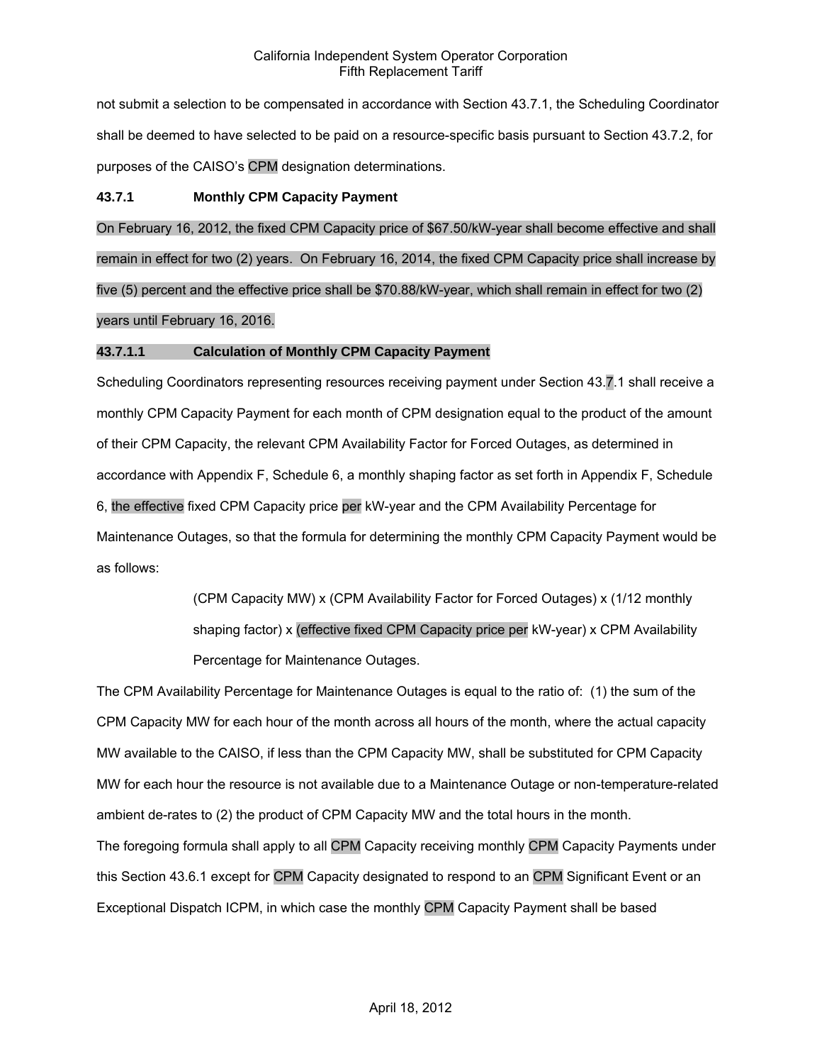not submit a selection to be compensated in accordance with Section 43.7.1, the Scheduling Coordinator shall be deemed to have selected to be paid on a resource-specific basis pursuant to Section 43.7.2, for purposes of the CAISO's CPM designation determinations.

### 43.7.1 Monthly CPM Capacity Payment

On February 16, 2012, the fixed CPM Capacity price of $67.50/kW-year shall become effective and shall remain in effect for two (2) years. On February 16, 2014, the fixed CPM Capacity price shall increase by five (5) percent and the effective price shall be $70.88/kW-year, which shall remain in effect for two (2) years until February 16, 2016.

#### 43.7.1.1 Calculation of Monthly CPM Capacity Payment

Scheduling Coordinators representing resources receiving payment under Section 43.7.1 shall receive a monthly CPM Capacity Payment for each month of CPM designation equal to the product of the amount of their CPM Capacity, the relevant CPM Availability Factor for Forced Outages, as determined in accordance with Appendix F, Schedule 6, a monthly shaping factor as set forth in Appendix F, Schedule 6, the effective fixed CPM Capacity price per kW-year and the CPM Availability Percentage for Maintenance Outages, so that the formula for determining the monthly CPM Capacity Payment would be as follows:

> (CPM Capacity MW) x (CPM Availability Factor for Forced Outages) x (1/12 monthly shaping factor) x (effective fixed CPM Capacity price per kW-year) x CPM Availability Percentage for Maintenance Outages.

The CPM Availability Percentage for Maintenance Outages is equal to the ratio of: (1) the sum of the CPM Capacity MW for each hour of the month across all hours of the month, where the actual capacity MW available to the CAISO, if less than the CPM Capacity MW, shall be substituted for CPM Capacity MW for each hour the resource is not available due to a Maintenance Outage or non-temperature-related ambient de-rates to (2) the product of CPM Capacity MW and the total hours in the month.

The foregoing formula shall apply to all CPM Capacity receiving monthly CPM Capacity Payments under this Section 43.6.1 except for CPM Capacity designated to respond to an CPM Significant Event or an Exceptional Dispatch ICPM, in which case the monthly CPM Capacity Payment shall be based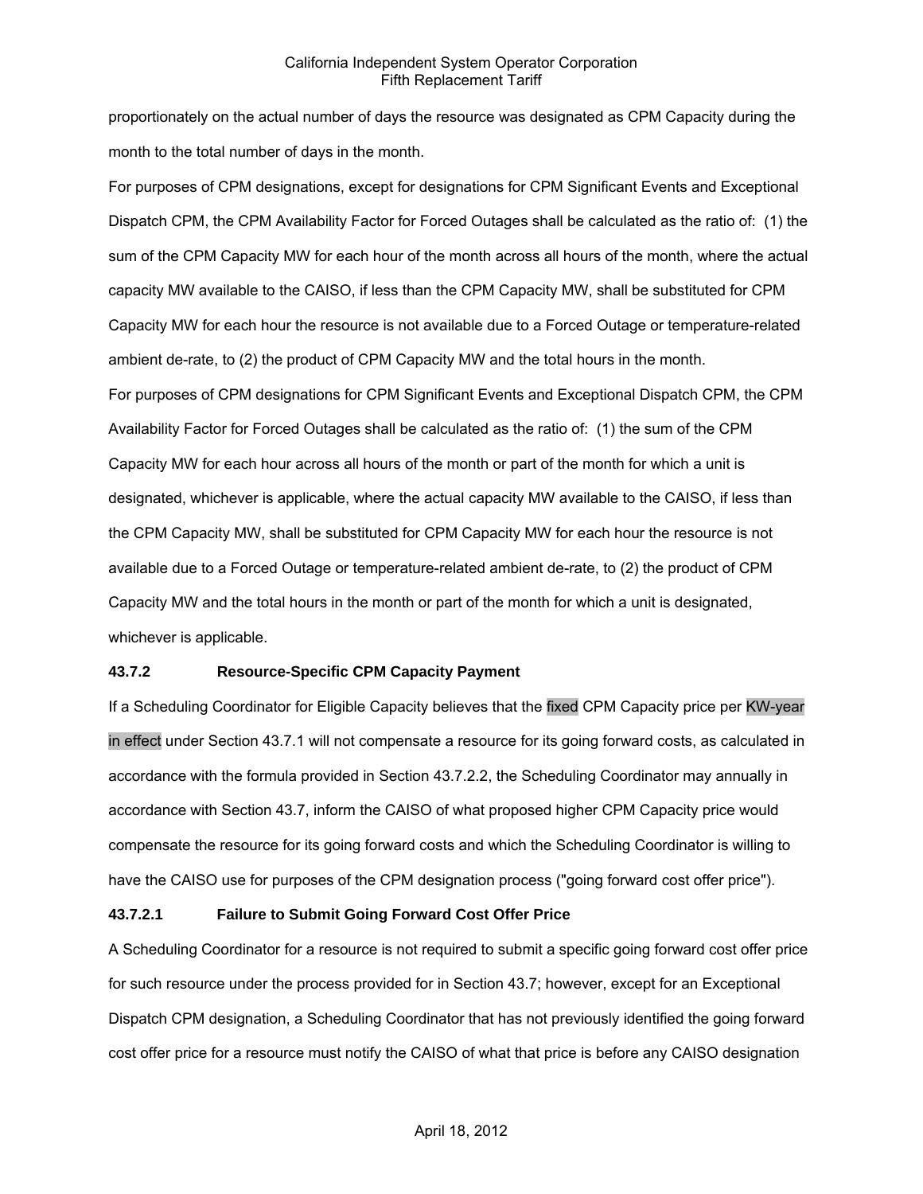proportionately on the actual number of days the resource was designated as CPM Capacity during the month to the total number of days in the month.

For purposes of CPM designations, except for designations for CPM Significant Events and Exceptional Dispatch CPM, the CPM Availability Factor for Forced Outages shall be calculated as the ratio of: (1) the sum of the CPM Capacity MW for each hour of the month across all hours of the month, where the actual capacity MW available to the CAISO, if less than the CPM Capacity MW, shall be substituted for CPM Capacity MW for each hour the resource is not available due to a Forced Outage or temperature-related ambient de-rate, to (2) the product of CPM Capacity MW and the total hours in the month.

For purposes of CPM designations for CPM Significant Events and Exceptional Dispatch CPM, the CPM Availability Factor for Forced Outages shall be calculated as the ratio of: (1) the sum of the CPM Capacity MW for each hour across all hours of the month or part of the month for which a unit is designated, whichever is applicable, where the actual capacity MW available to the CAISO, if less than the CPM Capacity MW, shall be substituted for CPM Capacity MW for each hour the resource is not available due to a Forced Outage or temperature-related ambient de-rate, to (2) the product of CPM Capacity MW and the total hours in the month or part of the month for which a unit is designated, whichever is applicable.

**43.7.2 Resource-Specific CPM Capacity Payment**

If a Scheduling Coordinator for Eligible Capacity believes that the fixed CPM Capacity price per KW-year in effect under Section 43.7.1 will not compensate a resource for its going forward costs, as calculated in accordance with the formula provided in Section 43.7.2.2, the Scheduling Coordinator may annually in accordance with Section 43.7, inform the CAISO of what proposed higher CPM Capacity price would compensate the resource for its going forward costs and which the Scheduling Coordinator is willing to have the CAISO use for purposes of the CPM designation process ("going forward cost offer price").

**43.7.2.1 Failure to Submit Going Forward Cost Offer Price**

A Scheduling Coordinator for a resource is not required to submit a specific going forward cost offer price for such resource under the process provided for in Section 43.7; however, except for an Exceptional Dispatch CPM designation, a Scheduling Coordinator that has not previously identified the going forward cost offer price for a resource must notify the CAISO of what that price is before any CAISO designation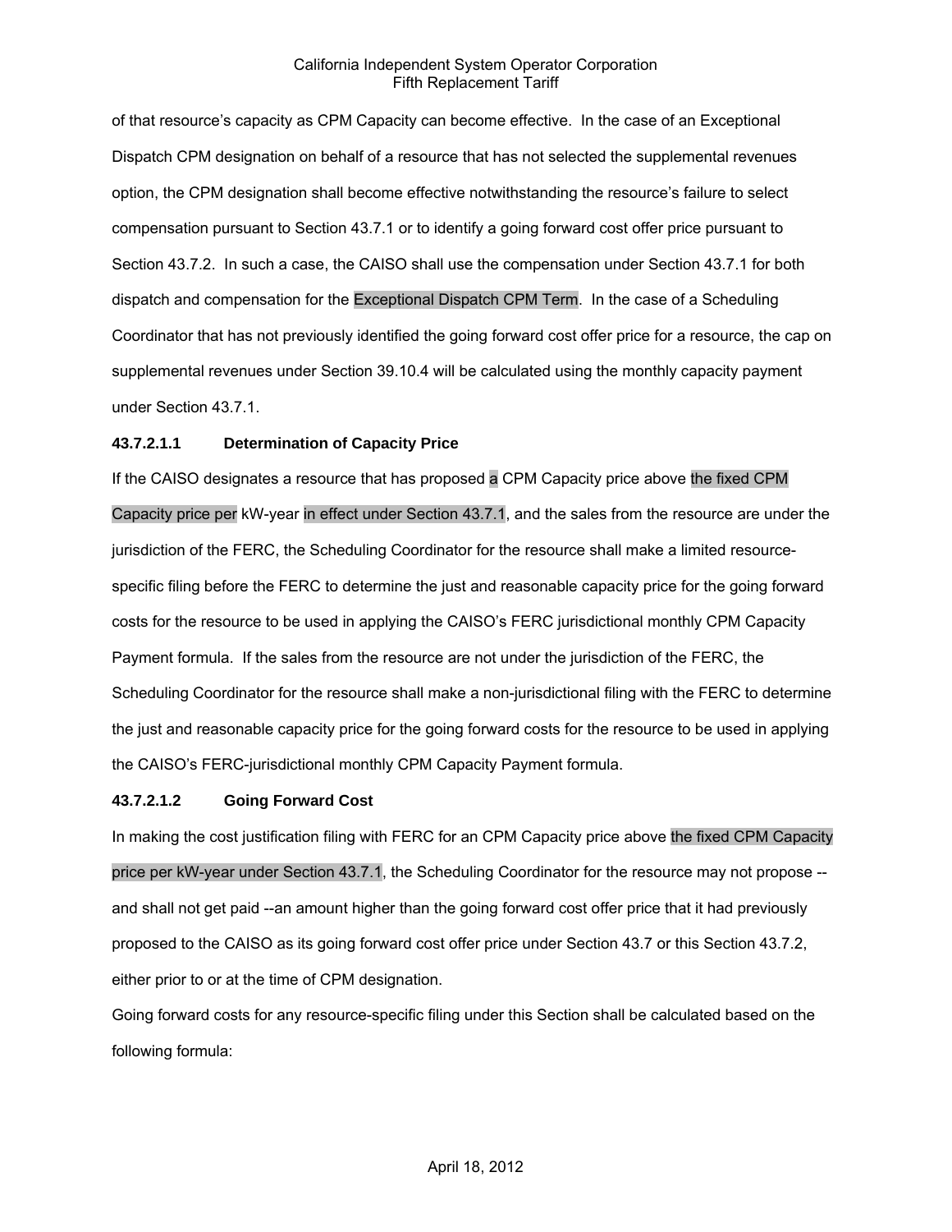of that resource's capacity as CPM Capacity can become effective. In the case of an Exceptional Dispatch CPM designation on behalf of a resource that has not selected the supplemental revenues option, the CPM designation shall become effective notwithstanding the resource's failure to select compensation pursuant to Section 43.7.1 or to identify a going forward cost offer price pursuant to Section 43.7.2. In such a case, the CAISO shall use the compensation under Section 43.7.1 for both dispatch and compensation for the Exceptional Dispatch CPM Term. In the case of a Scheduling Coordinator that has not previously identified the going forward cost offer price for a resource, the cap on supplemental revenues under Section 39.10.4 will be calculated using the monthly capacity payment under Section 43.7.1.

**43.7.2.1.1 Determination of Capacity Price**

If the CAISO designates a resource that has proposed a CPM Capacity price above the fixed CPM Capacity price per kW-year in effect under Section 43.7.1, and the sales from the resource are under the jurisdiction of the FERC, the Scheduling Coordinator for the resource shall make a limited resource-specific filing before the FERC to determine the just and reasonable capacity price for the going forward costs for the resource to be used in applying the CAISO's FERC jurisdictional monthly CPM Capacity Payment formula. If the sales from the resource are not under the jurisdiction of the FERC, the Scheduling Coordinator for the resource shall make a non-jurisdictional filing with the FERC to determine the just and reasonable capacity price for the going forward costs for the resource to be used in applying the CAISO's FERC-jurisdictional monthly CPM Capacity Payment formula.

**43.7.2.1.2 Going Forward Cost**

In making the cost justification filing with FERC for an CPM Capacity price above the fixed CPM Capacity price per kW-year under Section 43.7.1, the Scheduling Coordinator for the resource may not propose -- and shall not get paid --an amount higher than the going forward cost offer price that it had previously proposed to the CAISO as its going forward cost offer price under Section 43.7 or this Section 43.7.2, either prior to or at the time of CPM designation.

Going forward costs for any resource-specific filing under this Section shall be calculated based on the following formula: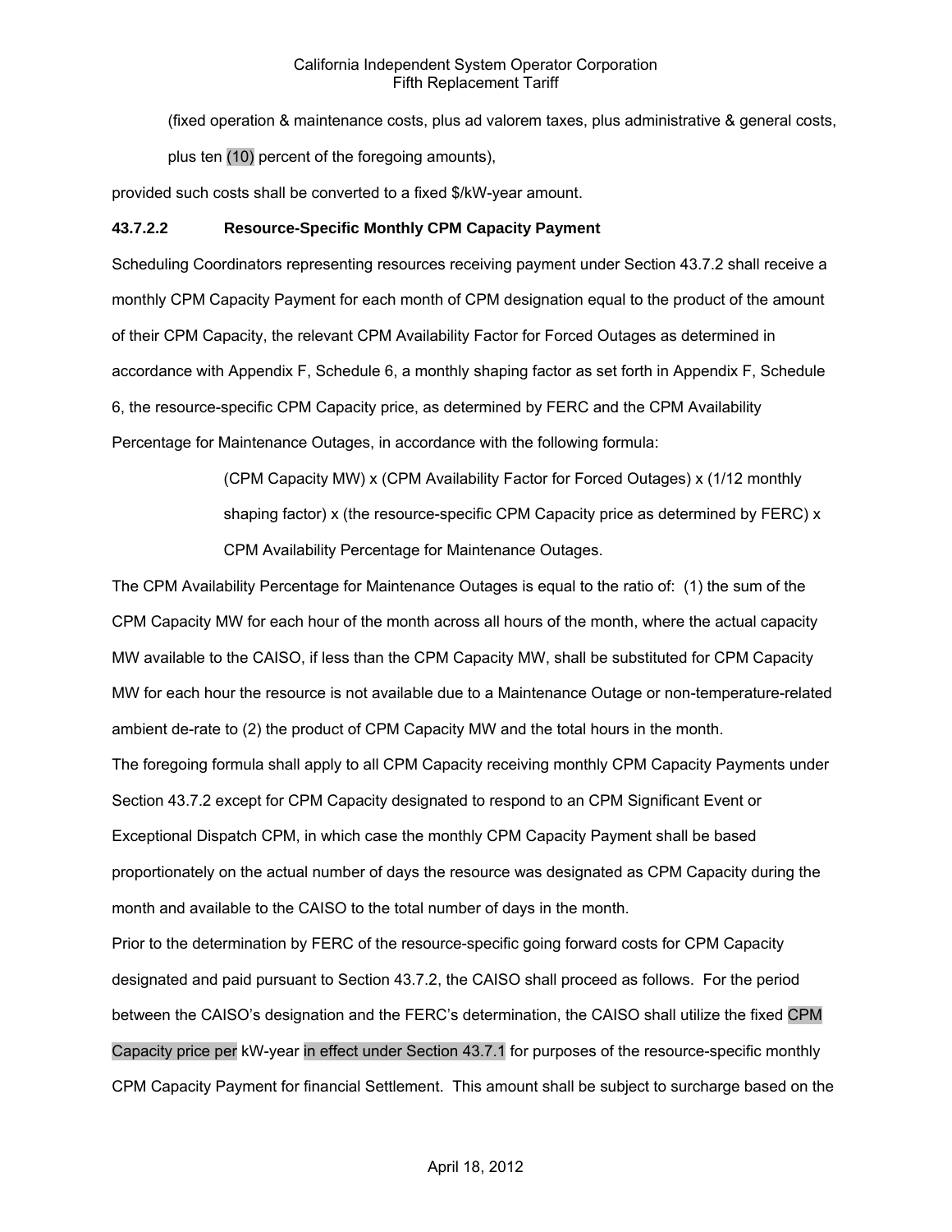(fixed operation & maintenance costs, plus ad valorem taxes, plus administrative & general costs, plus ten (10) percent of the foregoing amounts),

provided such costs shall be converted to a fixed $/kW-year amount.

**43.7.2.2 Resource-Specific Monthly CPM Capacity Payment**

Scheduling Coordinators representing resources receiving payment under Section 43.7.2 shall receive a monthly CPM Capacity Payment for each month of CPM designation equal to the product of the amount of their CPM Capacity, the relevant CPM Availability Factor for Forced Outages as determined in accordance with Appendix F, Schedule 6, a monthly shaping factor as set forth in Appendix F, Schedule 6, the resource-specific CPM Capacity price, as determined by FERC and the CPM Availability Percentage for Maintenance Outages, in accordance with the following formula:

(CPM Capacity MW) x (CPM Availability Factor for Forced Outages) x (1/12 monthly shaping factor) x (the resource-specific CPM Capacity price as determined by FERC) x CPM Availability Percentage for Maintenance Outages.

The CPM Availability Percentage for Maintenance Outages is equal to the ratio of: (1) the sum of the CPM Capacity MW for each hour of the month across all hours of the month, where the actual capacity MW available to the CAISO, if less than the CPM Capacity MW, shall be substituted for CPM Capacity MW for each hour the resource is not available due to a Maintenance Outage or non-temperature-related ambient de-rate to (2) the product of CPM Capacity MW and the total hours in the month.

The foregoing formula shall apply to all CPM Capacity receiving monthly CPM Capacity Payments under Section 43.7.2 except for CPM Capacity designated to respond to an CPM Significant Event or Exceptional Dispatch CPM, in which case the monthly CPM Capacity Payment shall be based proportionately on the actual number of days the resource was designated as CPM Capacity during the month and available to the CAISO to the total number of days in the month.

Prior to the determination by FERC of the resource-specific going forward costs for CPM Capacity designated and paid pursuant to Section 43.7.2, the CAISO shall proceed as follows. For the period between the CAISO's designation and the FERC's determination, the CAISO shall utilize the fixed CPM Capacity price per kW-year in effect under Section 43.7.1 for purposes of the resource-specific monthly CPM Capacity Payment for financial Settlement. This amount shall be subject to surcharge based on the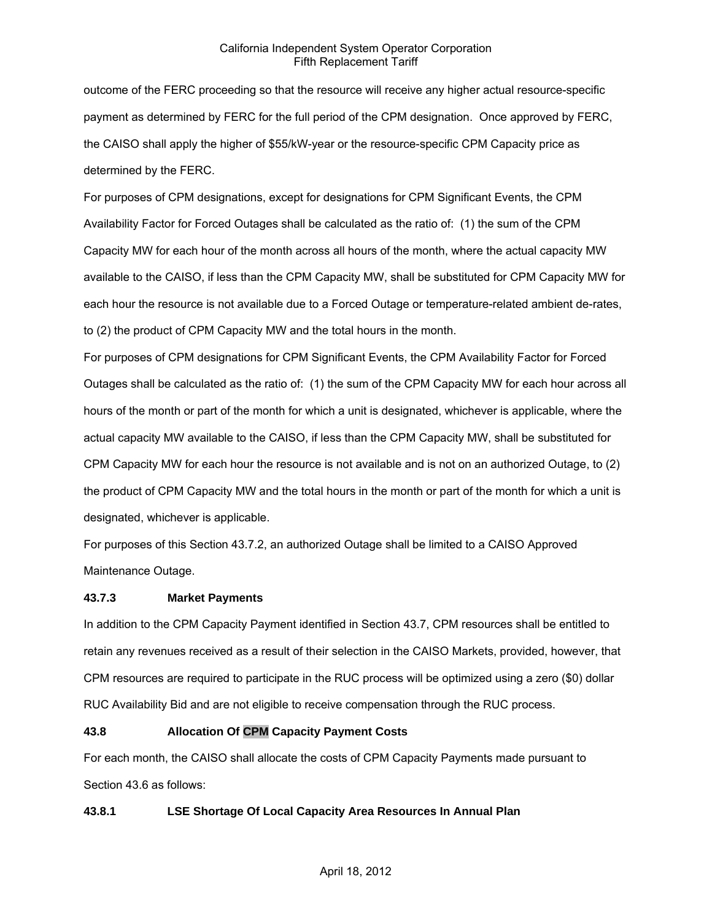outcome of the FERC proceeding so that the resource will receive any higher actual resource-specific payment as determined by FERC for the full period of the CPM designation. Once approved by FERC, the CAISO shall apply the higher of $55/kW-year or the resource-specific CPM Capacity price as determined by the FERC.

For purposes of CPM designations, except for designations for CPM Significant Events, the CPM Availability Factor for Forced Outages shall be calculated as the ratio of: (1) the sum of the CPM Capacity MW for each hour of the month across all hours of the month, where the actual capacity MW available to the CAISO, if less than the CPM Capacity MW, shall be substituted for CPM Capacity MW for each hour the resource is not available due to a Forced Outage or temperature-related ambient de-rates, to (2) the product of CPM Capacity MW and the total hours in the month.

For purposes of CPM designations for CPM Significant Events, the CPM Availability Factor for Forced Outages shall be calculated as the ratio of: (1) the sum of the CPM Capacity MW for each hour across all hours of the month or part of the month for which a unit is designated, whichever is applicable, where the actual capacity MW available to the CAISO, if less than the CPM Capacity MW, shall be substituted for CPM Capacity MW for each hour the resource is not available and is not on an authorized Outage, to (2) the product of CPM Capacity MW and the total hours in the month or part of the month for which a unit is designated, whichever is applicable.

For purposes of this Section 43.7.2, an authorized Outage shall be limited to a CAISO Approved Maintenance Outage.

### 43.7.3 Market Payments

In addition to the CPM Capacity Payment identified in Section 43.7, CPM resources shall be entitled to retain any revenues received as a result of their selection in the CAISO Markets, provided, however, that CPM resources are required to participate in the RUC process will be optimized using a zero ($0) dollar RUC Availability Bid and are not eligible to receive compensation through the RUC process.

## 43.8 Allocation Of CPM Capacity Payment Costs

For each month, the CAISO shall allocate the costs of CPM Capacity Payments made pursuant to Section 43.6 as follows:

### 43.8.1 LSE Shortage Of Local Capacity Area Resources In Annual Plan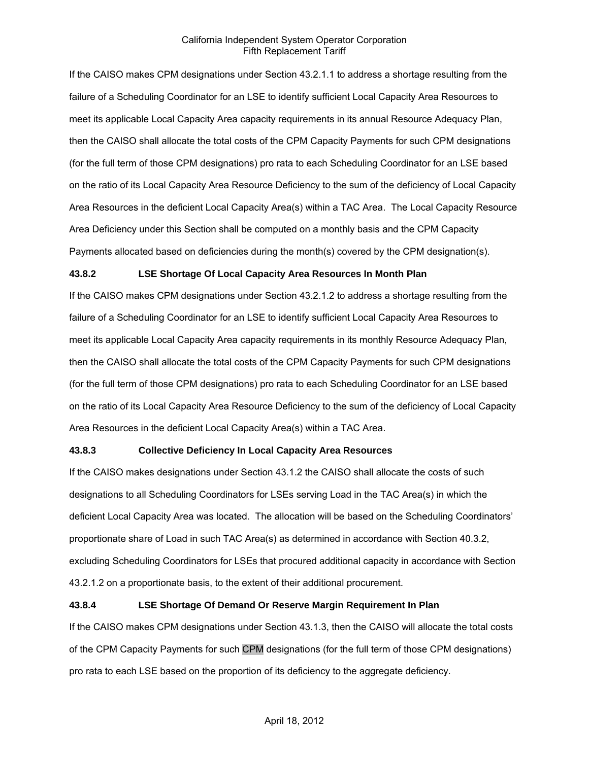If the CAISO makes CPM designations under Section 43.2.1.1 to address a shortage resulting from the failure of a Scheduling Coordinator for an LSE to identify sufficient Local Capacity Area Resources to meet its applicable Local Capacity Area capacity requirements in its annual Resource Adequacy Plan, then the CAISO shall allocate the total costs of the CPM Capacity Payments for such CPM designations (for the full term of those CPM designations) pro rata to each Scheduling Coordinator for an LSE based on the ratio of its Local Capacity Area Resource Deficiency to the sum of the deficiency of Local Capacity Area Resources in the deficient Local Capacity Area(s) within a TAC Area. The Local Capacity Resource Area Deficiency under this Section shall be computed on a monthly basis and the CPM Capacity Payments allocated based on deficiencies during the month(s) covered by the CPM designation(s).

**43.8.2 LSE Shortage Of Local Capacity Area Resources In Month Plan**

If the CAISO makes CPM designations under Section 43.2.1.2 to address a shortage resulting from the failure of a Scheduling Coordinator for an LSE to identify sufficient Local Capacity Area Resources to meet its applicable Local Capacity Area capacity requirements in its monthly Resource Adequacy Plan, then the CAISO shall allocate the total costs of the CPM Capacity Payments for such CPM designations (for the full term of those CPM designations) pro rata to each Scheduling Coordinator for an LSE based on the ratio of its Local Capacity Area Resource Deficiency to the sum of the deficiency of Local Capacity Area Resources in the deficient Local Capacity Area(s) within a TAC Area.

**43.8.3 Collective Deficiency In Local Capacity Area Resources**

If the CAISO makes designations under Section 43.1.2 the CAISO shall allocate the costs of such designations to all Scheduling Coordinators for LSEs serving Load in the TAC Area(s) in which the deficient Local Capacity Area was located. The allocation will be based on the Scheduling Coordinators' proportionate share of Load in such TAC Area(s) as determined in accordance with Section 40.3.2, excluding Scheduling Coordinators for LSEs that procured additional capacity in accordance with Section 43.2.1.2 on a proportionate basis, to the extent of their additional procurement.

**43.8.4 LSE Shortage Of Demand Or Reserve Margin Requirement In Plan**

If the CAISO makes CPM designations under Section 43.1.3, then the CAISO will allocate the total costs of the CPM Capacity Payments for such CPM designations (for the full term of those CPM designations) pro rata to each LSE based on the proportion of its deficiency to the aggregate deficiency.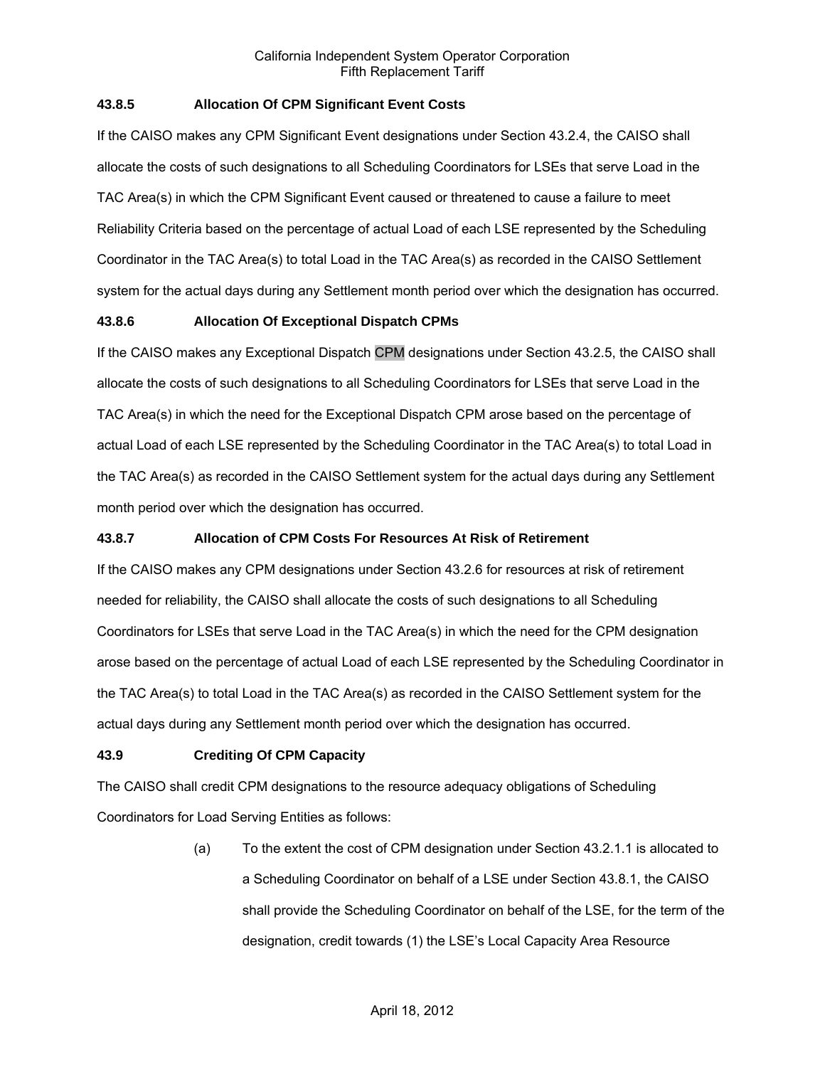### 43.8.5 Allocation Of CPM Significant Event Costs

If the CAISO makes any CPM Significant Event designations under Section 43.2.4, the CAISO shall allocate the costs of such designations to all Scheduling Coordinators for LSEs that serve Load in the TAC Area(s) in which the CPM Significant Event caused or threatened to cause a failure to meet Reliability Criteria based on the percentage of actual Load of each LSE represented by the Scheduling Coordinator in the TAC Area(s) to total Load in the TAC Area(s) as recorded in the CAISO Settlement system for the actual days during any Settlement month period over which the designation has occurred.

### 43.8.6 Allocation Of Exceptional Dispatch CPMs

If the CAISO makes any Exceptional Dispatch CPM designations under Section 43.2.5, the CAISO shall allocate the costs of such designations to all Scheduling Coordinators for LSEs that serve Load in the TAC Area(s) in which the need for the Exceptional Dispatch CPM arose based on the percentage of actual Load of each LSE represented by the Scheduling Coordinator in the TAC Area(s) to total Load in the TAC Area(s) as recorded in the CAISO Settlement system for the actual days during any Settlement month period over which the designation has occurred.

### 43.8.7 Allocation of CPM Costs For Resources At Risk of Retirement

If the CAISO makes any CPM designations under Section 43.2.6 for resources at risk of retirement needed for reliability, the CAISO shall allocate the costs of such designations to all Scheduling Coordinators for LSEs that serve Load in the TAC Area(s) in which the need for the CPM designation arose based on the percentage of actual Load of each LSE represented by the Scheduling Coordinator in the TAC Area(s) to total Load in the TAC Area(s) as recorded in the CAISO Settlement system for the actual days during any Settlement month period over which the designation has occurred.

### 43.9 Crediting Of CPM Capacity

The CAISO shall credit CPM designations to the resource adequacy obligations of Scheduling Coordinators for Load Serving Entities as follows:

(a) To the extent the cost of CPM designation under Section 43.2.1.1 is allocated to a Scheduling Coordinator on behalf of a LSE under Section 43.8.1, the CAISO shall provide the Scheduling Coordinator on behalf of the LSE, for the term of the designation, credit towards (1) the LSE's Local Capacity Area Resource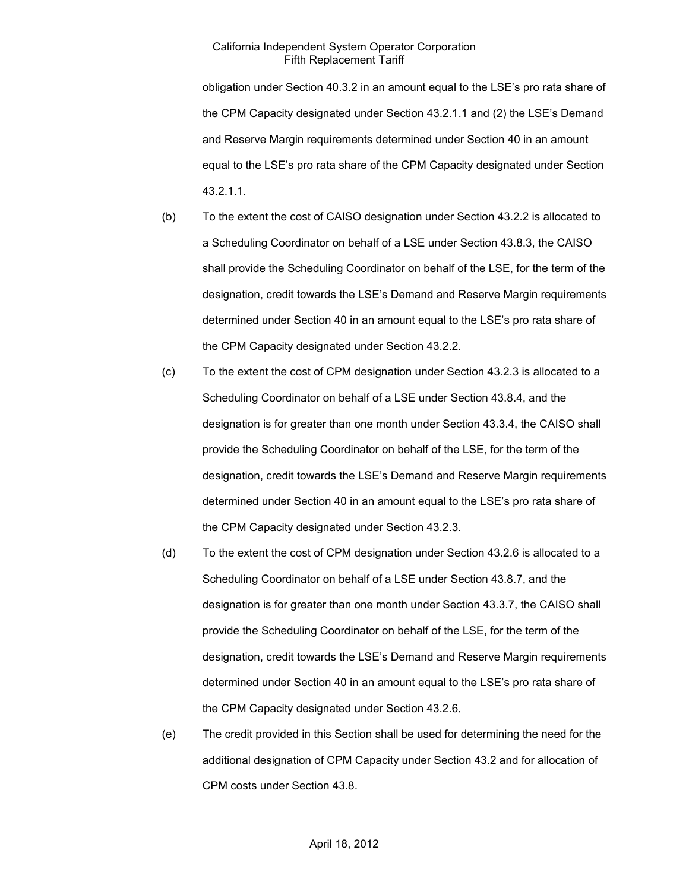obligation under Section 40.3.2 in an amount equal to the LSE's pro rata share of the CPM Capacity designated under Section 43.2.1.1 and (2) the LSE's Demand and Reserve Margin requirements determined under Section 40 in an amount equal to the LSE's pro rata share of the CPM Capacity designated under Section 43.2.1.1.

(b) To the extent the cost of CAISO designation under Section 43.2.2 is allocated to a Scheduling Coordinator on behalf of a LSE under Section 43.8.3, the CAISO shall provide the Scheduling Coordinator on behalf of the LSE, for the term of the designation, credit towards the LSE's Demand and Reserve Margin requirements determined under Section 40 in an amount equal to the LSE's pro rata share of the CPM Capacity designated under Section 43.2.2.

(c) To the extent the cost of CPM designation under Section 43.2.3 is allocated to a Scheduling Coordinator on behalf of a LSE under Section 43.8.4, and the designation is for greater than one month under Section 43.3.4, the CAISO shall provide the Scheduling Coordinator on behalf of the LSE, for the term of the designation, credit towards the LSE's Demand and Reserve Margin requirements determined under Section 40 in an amount equal to the LSE's pro rata share of the CPM Capacity designated under Section 43.2.3.

(d) To the extent the cost of CPM designation under Section 43.2.6 is allocated to a Scheduling Coordinator on behalf of a LSE under Section 43.8.7, and the designation is for greater than one month under Section 43.3.7, the CAISO shall provide the Scheduling Coordinator on behalf of the LSE, for the term of the designation, credit towards the LSE's Demand and Reserve Margin requirements determined under Section 40 in an amount equal to the LSE's pro rata share of the CPM Capacity designated under Section 43.2.6.

(e) The credit provided in this Section shall be used for determining the need for the additional designation of CPM Capacity under Section 43.2 and for allocation of CPM costs under Section 43.8.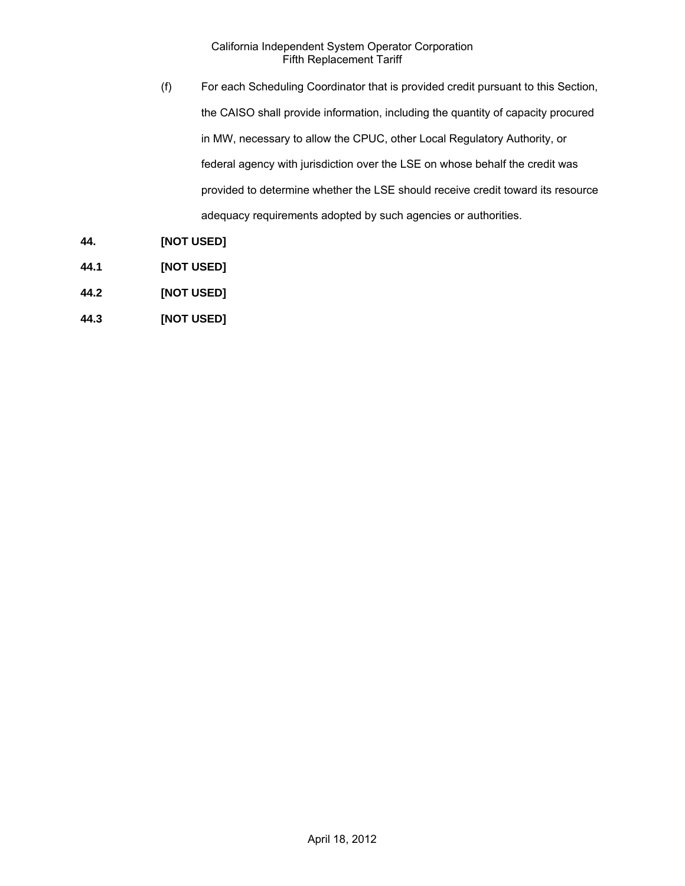(f) For each Scheduling Coordinator that is provided credit pursuant to this Section, the CAISO shall provide information, including the quantity of capacity procured in MW, necessary to allow the CPUC, other Local Regulatory Authority, or federal agency with jurisdiction over the LSE on whose behalf the credit was provided to determine whether the LSE should receive credit toward its resource adequacy requirements adopted by such agencies or authorities.

**44. [NOT USED]**

**44.1 [NOT USED]**

**44.2 [NOT USED]**

**44.3 [NOT USED]**